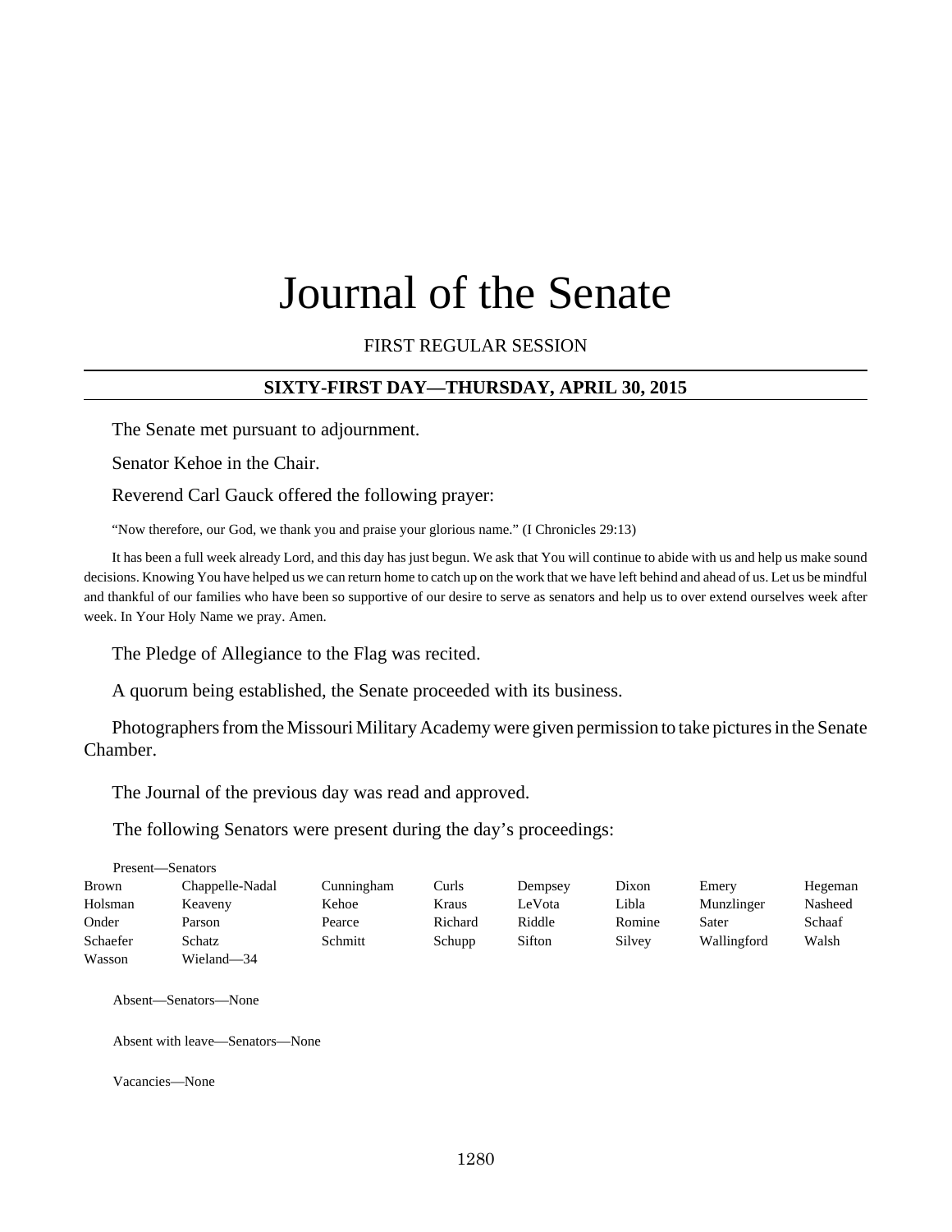# Journal of the Senate

FIRST REGULAR SESSION

## SIXTY-FIRST DAY—THURSDAY, APRIL 30, 2015

The Senate met pursuant to adjournment.

Senator Kehoe in the Chair.

Reverend Carl Gauck offered the following prayer:

"Now therefore, our God, we thank you and praise your glorious name." (I Chronicles 29:13)

It has been a full week already Lord, and this day has just begun. We ask that You will continue to abide with us and help us make sound decisions. Knowing You have helped us we can return home to catch up on the work that we have left behind and ahead of us. Let us be mindful and thankful of our families who have been so supportive of our desire to serve as senators and help us to over extend ourselves week after week. In Your Holy Name we pray. Amen.

The Pledge of Allegiance to the Flag was recited.

A quorum being established, the Senate proceeded with its business.

Photographers from the Missouri Military Academy were given permission to take pictures in the Senate Chamber.

The Journal of the previous day was read and approved.

The following Senators were present during the day's proceedings:

Present—Senators

| | | | | | | | |
|---|---|---|---|---|---|---|---|
| Brown | Chappelle-Nadal | Cunningham | Curls | Dempsey | Dixon | Emery | Hegeman |
| Holsman | Keaveny | Kehoe | Kraus | LeVota | Libla | Munzlinger | Nasheed |
| Onder | Parson | Pearce | Richard | Riddle | Romine | Sater | Schaaf |
| Schaefer | Schatz | Schmitt | Schupp | Sifton | Silvey | Wallingford | Walsh |
| Wasson | Wieland—34 | | | | | | |

Absent—Senators—None

Absent with leave—Senators—None

Vacancies—None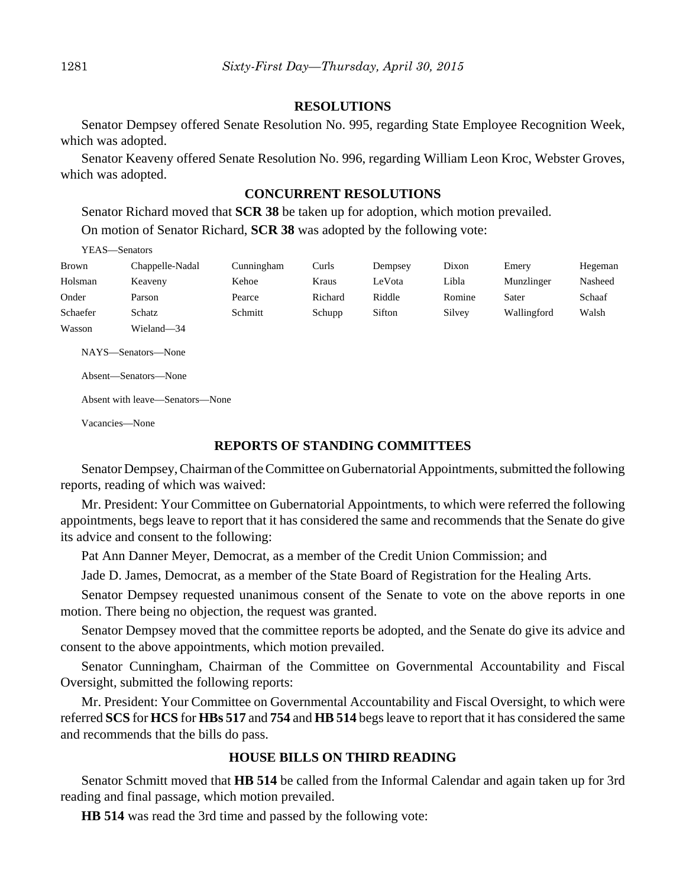## RESOLUTIONS

Senator Dempsey offered Senate Resolution No. 995, regarding State Employee Recognition Week, which was adopted.

Senator Keaveny offered Senate Resolution No. 996, regarding William Leon Kroc, Webster Groves, which was adopted.

## CONCURRENT RESOLUTIONS

Senator Richard moved that **SCR 38** be taken up for adoption, which motion prevailed.

On motion of Senator Richard, **SCR 38** was adopted by the following vote:

YEAS—Senators

| | | | | | | | |
|---|---|---|---|---|---|---|---|
| Brown | Chappelle-Nadal | Cunningham | Curls | Dempsey | Dixon | Emery | Hegeman |
| Holsman | Keaveny | Kehoe | Kraus | LeVota | Libla | Munzlinger | Nasheed |
| Onder | Parson | Pearce | Richard | Riddle | Romine | Sater | Schaaf |
| Schaefer | Schatz | Schmitt | Schupp | Sifton | Silvey | Wallingford | Walsh |
| Wasson | Wieland—34 | | | | | | |

NAYS—Senators—None

Absent—Senators—None

Absent with leave—Senators—None

Vacancies—None

## REPORTS OF STANDING COMMITTEES

Senator Dempsey, Chairman of the Committee on Gubernatorial Appointments, submitted the following reports, reading of which was waived:

Mr. President: Your Committee on Gubernatorial Appointments, to which were referred the following appointments, begs leave to report that it has considered the same and recommends that the Senate do give its advice and consent to the following:

Pat Ann Danner Meyer, Democrat, as a member of the Credit Union Commission; and

Jade D. James, Democrat, as a member of the State Board of Registration for the Healing Arts.

Senator Dempsey requested unanimous consent of the Senate to vote on the above reports in one motion. There being no objection, the request was granted.

Senator Dempsey moved that the committee reports be adopted, and the Senate do give its advice and consent to the above appointments, which motion prevailed.

Senator Cunningham, Chairman of the Committee on Governmental Accountability and Fiscal Oversight, submitted the following reports:

Mr. President: Your Committee on Governmental Accountability and Fiscal Oversight, to which were referred **SCS** for **HCS** for **HBs 517** and **754** and **HB 514** begs leave to report that it has considered the same and recommends that the bills do pass.

## HOUSE BILLS ON THIRD READING

Senator Schmitt moved that **HB 514** be called from the Informal Calendar and again taken up for 3rd reading and final passage, which motion prevailed.

**HB 514** was read the 3rd time and passed by the following vote: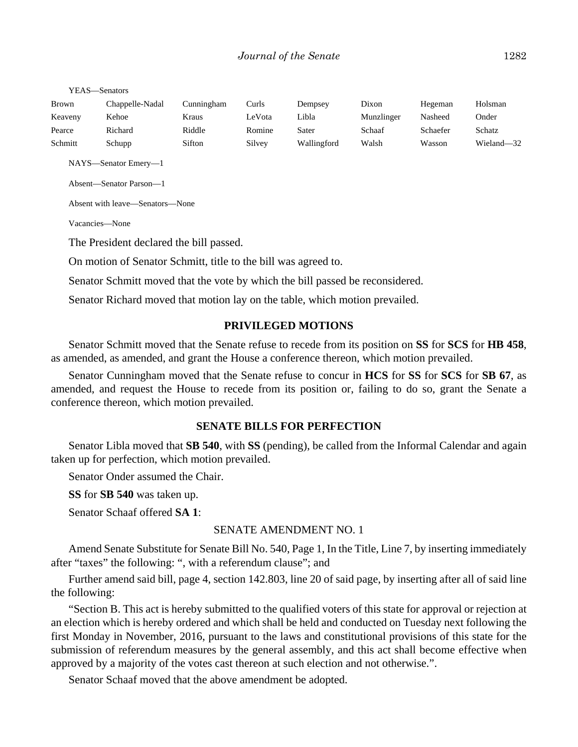YEAS—Senators

| | | | | | | | |
|---|---|---|---|---|---|---|---|
| Brown | Chappelle-Nadal | Cunningham | Curls | Dempsey | Dixon | Hegeman | Holsman |
| Keaveny | Kehoe | Kraus | LeVota | Libla | Munzlinger | Nasheed | Onder |
| Pearce | Richard | Riddle | Romine | Sater | Schaaf | Schaefer | Schatz |
| Schmitt | Schupp | Sifton | Silvey | Wallingford | Walsh | Wasson | Wieland—32 |

NAYS—Senator Emery—1

Absent—Senator Parson—1

Absent with leave—Senators—None

Vacancies—None

The President declared the bill passed.

On motion of Senator Schmitt, title to the bill was agreed to.

Senator Schmitt moved that the vote by which the bill passed be reconsidered.

Senator Richard moved that motion lay on the table, which motion prevailed.

## PRIVILEGED MOTIONS

Senator Schmitt moved that the Senate refuse to recede from its position on **SS** for **SCS** for **HB 458**, as amended, as amended, and grant the House a conference thereon, which motion prevailed.

Senator Cunningham moved that the Senate refuse to concur in **HCS** for **SS** for **SCS** for **SB 67**, as amended, and request the House to recede from its position or, failing to do so, grant the Senate a conference thereon, which motion prevailed.

## SENATE BILLS FOR PERFECTION

Senator Libla moved that **SB 540**, with **SS** (pending), be called from the Informal Calendar and again taken up for perfection, which motion prevailed.

Senator Onder assumed the Chair.

**SS** for **SB 540** was taken up.

Senator Schaaf offered **SA 1**:

SENATE AMENDMENT NO. 1

Amend Senate Substitute for Senate Bill No. 540, Page 1, In the Title, Line 7, by inserting immediately after "taxes" the following: ", with a referendum clause"; and

Further amend said bill, page 4, section 142.803, line 20 of said page, by inserting after all of said line the following:

"Section B. This act is hereby submitted to the qualified voters of this state for approval or rejection at an election which is hereby ordered and which shall be held and conducted on Tuesday next following the first Monday in November, 2016, pursuant to the laws and constitutional provisions of this state for the submission of referendum measures by the general assembly, and this act shall become effective when approved by a majority of the votes cast thereon at such election and not otherwise.".

Senator Schaaf moved that the above amendment be adopted.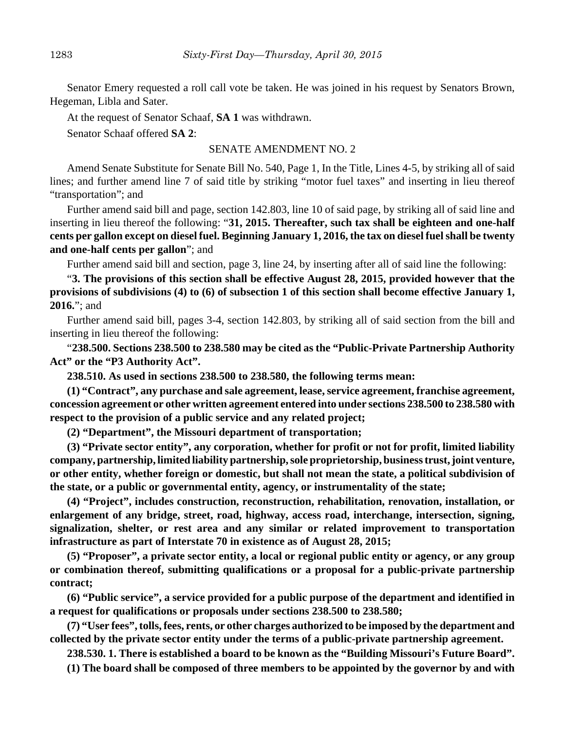Senator Emery requested a roll call vote be taken. He was joined in his request by Senators Brown, Hegeman, Libla and Sater.

At the request of Senator Schaaf, **SA 1** was withdrawn.

Senator Schaaf offered **SA 2**:

SENATE AMENDMENT NO. 2

Amend Senate Substitute for Senate Bill No. 540, Page 1, In the Title, Lines 4-5, by striking all of said lines; and further amend line 7 of said title by striking "motor fuel taxes" and inserting in lieu thereof "transportation"; and

Further amend said bill and page, section 142.803, line 10 of said page, by striking all of said line and inserting in lieu thereof the following: "**31, 2015. Thereafter, such tax shall be eighteen and one-half cents per gallon except on diesel fuel. Beginning January 1, 2016, the tax on diesel fuel shall be twenty and one-half cents per gallon**"; and

Further amend said bill and section, page 3, line 24, by inserting after all of said line the following:

"**3. The provisions of this section shall be effective August 28, 2015, provided however that the provisions of subdivisions (4) to (6) of subsection 1 of this section shall become effective January 1, 2016.**"; and

Further amend said bill, pages 3-4, section 142.803, by striking all of said section from the bill and inserting in lieu thereof the following:

"**238.500. Sections 238.500 to 238.580 may be cited as the "Public-Private Partnership Authority Act" or the "P3 Authority Act".**

**238.510. As used in sections 238.500 to 238.580, the following terms mean:**

**(1) "Contract", any purchase and sale agreement, lease, service agreement, franchise agreement, concession agreement or other written agreement entered into under sections 238.500 to 238.580 with respect to the provision of a public service and any related project;**

**(2) "Department", the Missouri department of transportation;**

**(3) "Private sector entity", any corporation, whether for profit or not for profit, limited liability company, partnership, limited liability partnership, sole proprietorship, business trust, joint venture, or other entity, whether foreign or domestic, but shall not mean the state, a political subdivision of the state, or a public or governmental entity, agency, or instrumentality of the state;**

**(4) "Project", includes construction, reconstruction, rehabilitation, renovation, installation, or enlargement of any bridge, street, road, highway, access road, interchange, intersection, signing, signalization, shelter, or rest area and any similar or related improvement to transportation infrastructure as part of Interstate 70 in existence as of August 28, 2015;**

**(5) "Proposer", a private sector entity, a local or regional public entity or agency, or any group or combination thereof, submitting qualifications or a proposal for a public-private partnership contract;**

**(6) "Public service", a service provided for a public purpose of the department and identified in a request for qualifications or proposals under sections 238.500 to 238.580;**

**(7) "User fees", tolls, fees, rents, or other charges authorized to be imposed by the department and collected by the private sector entity under the terms of a public-private partnership agreement.**

**238.530. 1. There is established a board to be known as the "Building Missouri's Future Board".**

**(1) The board shall be composed of three members to be appointed by the governor by and with**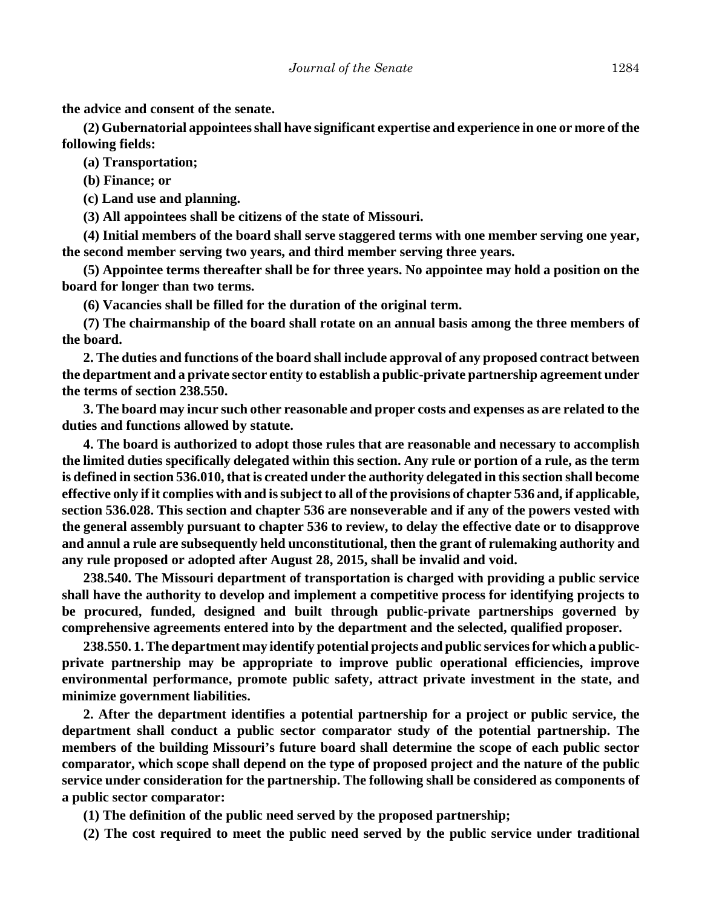**the advice and consent of the senate.**

**(2) Gubernatorial appointees shall have significant expertise and experience in one or more of the following fields:**

**(a) Transportation;**

**(b) Finance; or**

**(c) Land use and planning.**

**(3) All appointees shall be citizens of the state of Missouri.**

**(4) Initial members of the board shall serve staggered terms with one member serving one year, the second member serving two years, and third member serving three years.**

**(5) Appointee terms thereafter shall be for three years. No appointee may hold a position on the board for longer than two terms.**

**(6) Vacancies shall be filled for the duration of the original term.**

**(7) The chairmanship of the board shall rotate on an annual basis among the three members of the board.**

**2. The duties and functions of the board shall include approval of any proposed contract between the department and a private sector entity to establish a public-private partnership agreement under the terms of section 238.550.**

**3. The board may incur such other reasonable and proper costs and expenses as are related to the duties and functions allowed by statute.**

**4. The board is authorized to adopt those rules that are reasonable and necessary to accomplish the limited duties specifically delegated within this section. Any rule or portion of a rule, as the term is defined in section 536.010, that is created under the authority delegated in this section shall become effective only if it complies with and is subject to all of the provisions of chapter 536 and, if applicable, section 536.028. This section and chapter 536 are nonseverable and if any of the powers vested with the general assembly pursuant to chapter 536 to review, to delay the effective date or to disapprove and annul a rule are subsequently held unconstitutional, then the grant of rulemaking authority and any rule proposed or adopted after August 28, 2015, shall be invalid and void.**

**238.540. The Missouri department of transportation is charged with providing a public service shall have the authority to develop and implement a competitive process for identifying projects to be procured, funded, designed and built through public-private partnerships governed by comprehensive agreements entered into by the department and the selected, qualified proposer.**

**238.550. 1. The department may identify potential projects and public services for which a public-private partnership may be appropriate to improve public operational efficiencies, improve environmental performance, promote public safety, attract private investment in the state, and minimize government liabilities.**

**2. After the department identifies a potential partnership for a project or public service, the department shall conduct a public sector comparator study of the potential partnership. The members of the building Missouri's future board shall determine the scope of each public sector comparator, which scope shall depend on the type of proposed project and the nature of the public service under consideration for the partnership. The following shall be considered as components of a public sector comparator:**

**(1) The definition of the public need served by the proposed partnership;**

**(2) The cost required to meet the public need served by the public service under traditional**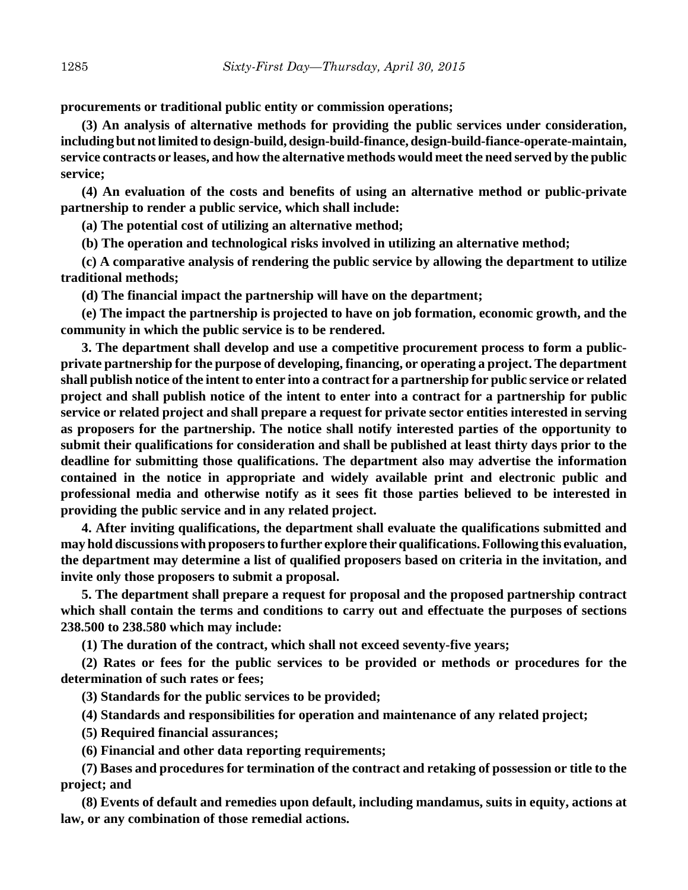**procurements or traditional public entity or commission operations;**

**(3) An analysis of alternative methods for providing the public services under consideration, including but not limited to design-build, design-build-finance, design-build-fiance-operate-maintain, service contracts or leases, and how the alternative methods would meet the need served by the public service;**

**(4) An evaluation of the costs and benefits of using an alternative method or public-private partnership to render a public service, which shall include:**

**(a) The potential cost of utilizing an alternative method;**

**(b) The operation and technological risks involved in utilizing an alternative method;**

**(c) A comparative analysis of rendering the public service by allowing the department to utilize traditional methods;**

**(d) The financial impact the partnership will have on the department;**

**(e) The impact the partnership is projected to have on job formation, economic growth, and the community in which the public service is to be rendered.**

**3. The department shall develop and use a competitive procurement process to form a public-private partnership for the purpose of developing, financing, or operating a project. The department shall publish notice of the intent to enter into a contract for a partnership for public service or related project and shall publish notice of the intent to enter into a contract for a partnership for public service or related project and shall prepare a request for private sector entities interested in serving as proposers for the partnership. The notice shall notify interested parties of the opportunity to submit their qualifications for consideration and shall be published at least thirty days prior to the deadline for submitting those qualifications. The department also may advertise the information contained in the notice in appropriate and widely available print and electronic public and professional media and otherwise notify as it sees fit those parties believed to be interested in providing the public service and in any related project.**

**4. After inviting qualifications, the department shall evaluate the qualifications submitted and may hold discussions with proposers to further explore their qualifications. Following this evaluation, the department may determine a list of qualified proposers based on criteria in the invitation, and invite only those proposers to submit a proposal.**

**5. The department shall prepare a request for proposal and the proposed partnership contract which shall contain the terms and conditions to carry out and effectuate the purposes of sections 238.500 to 238.580 which may include:**

**(1) The duration of the contract, which shall not exceed seventy-five years;**

**(2) Rates or fees for the public services to be provided or methods or procedures for the determination of such rates or fees;**

**(3) Standards for the public services to be provided;**

**(4) Standards and responsibilities for operation and maintenance of any related project;**

**(5) Required financial assurances;**

**(6) Financial and other data reporting requirements;**

**(7) Bases and procedures for termination of the contract and retaking of possession or title to the project; and**

**(8) Events of default and remedies upon default, including mandamus, suits in equity, actions at law, or any combination of those remedial actions.**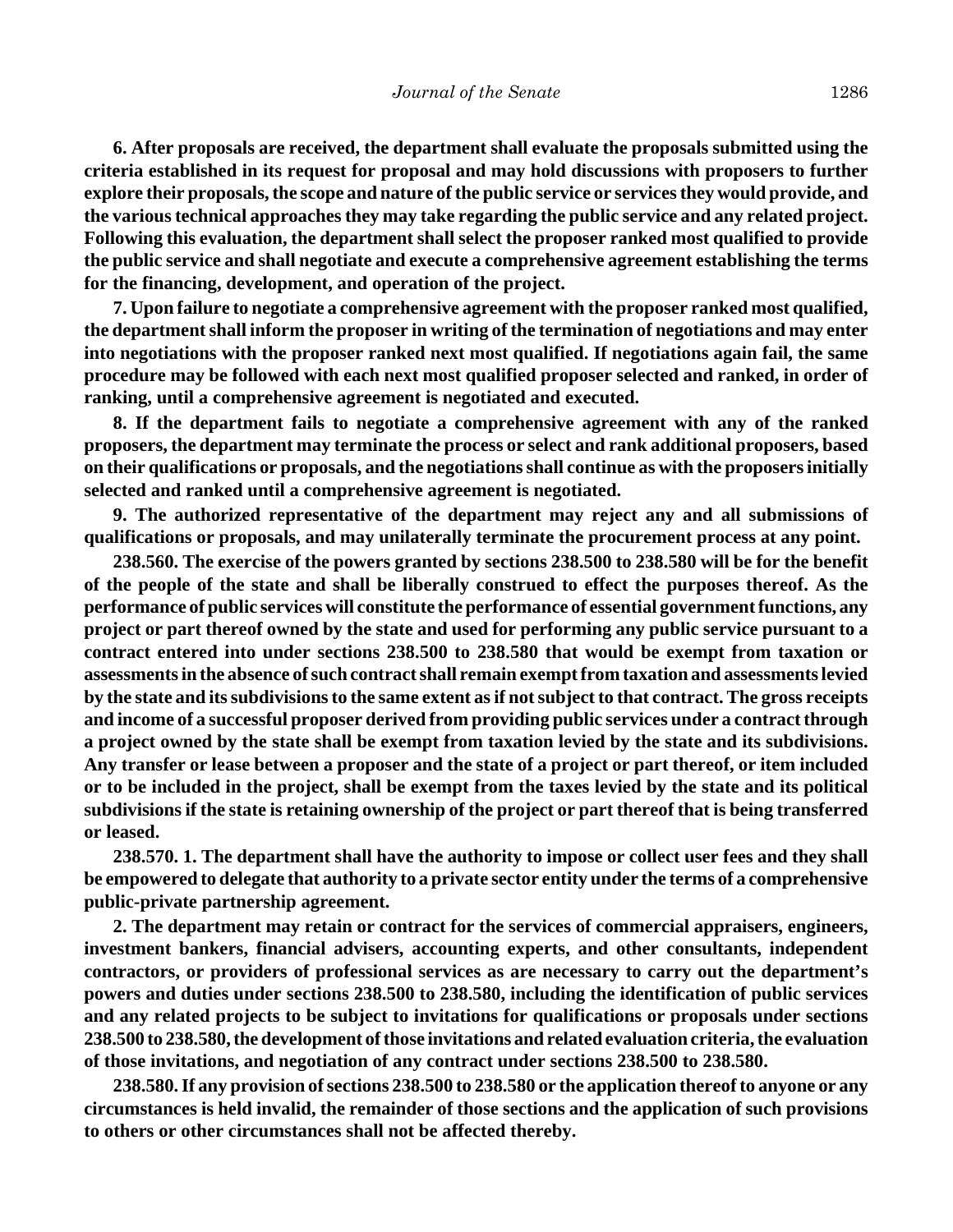**6. After proposals are received, the department shall evaluate the proposals submitted using the criteria established in its request for proposal and may hold discussions with proposers to further explore their proposals, the scope and nature of the public service or services they would provide, and the various technical approaches they may take regarding the public service and any related project. Following this evaluation, the department shall select the proposer ranked most qualified to provide the public service and shall negotiate and execute a comprehensive agreement establishing the terms for the financing, development, and operation of the project.**

**7. Upon failure to negotiate a comprehensive agreement with the proposer ranked most qualified, the department shall inform the proposer in writing of the termination of negotiations and may enter into negotiations with the proposer ranked next most qualified. If negotiations again fail, the same procedure may be followed with each next most qualified proposer selected and ranked, in order of ranking, until a comprehensive agreement is negotiated and executed.**

**8. If the department fails to negotiate a comprehensive agreement with any of the ranked proposers, the department may terminate the process or select and rank additional proposers, based on their qualifications or proposals, and the negotiations shall continue as with the proposers initially selected and ranked until a comprehensive agreement is negotiated.**

**9. The authorized representative of the department may reject any and all submissions of qualifications or proposals, and may unilaterally terminate the procurement process at any point.**

**238.560. The exercise of the powers granted by sections 238.500 to 238.580 will be for the benefit of the people of the state and shall be liberally construed to effect the purposes thereof. As the performance of public services will constitute the performance of essential government functions, any project or part thereof owned by the state and used for performing any public service pursuant to a contract entered into under sections 238.500 to 238.580 that would be exempt from taxation or assessments in the absence of such contract shall remain exempt from taxation and assessments levied by the state and its subdivisions to the same extent as if not subject to that contract. The gross receipts and income of a successful proposer derived from providing public services under a contract through a project owned by the state shall be exempt from taxation levied by the state and its subdivisions. Any transfer or lease between a proposer and the state of a project or part thereof, or item included or to be included in the project, shall be exempt from the taxes levied by the state and its political subdivisions if the state is retaining ownership of the project or part thereof that is being transferred or leased.**

**238.570. 1. The department shall have the authority to impose or collect user fees and they shall be empowered to delegate that authority to a private sector entity under the terms of a comprehensive public-private partnership agreement.**

**2. The department may retain or contract for the services of commercial appraisers, engineers, investment bankers, financial advisers, accounting experts, and other consultants, independent contractors, or providers of professional services as are necessary to carry out the department's powers and duties under sections 238.500 to 238.580, including the identification of public services and any related projects to be subject to invitations for qualifications or proposals under sections 238.500 to 238.580, the development of those invitations and related evaluation criteria, the evaluation of those invitations, and negotiation of any contract under sections 238.500 to 238.580.**

**238.580. If any provision of sections 238.500 to 238.580 or the application thereof to anyone or any circumstances is held invalid, the remainder of those sections and the application of such provisions to others or other circumstances shall not be affected thereby.**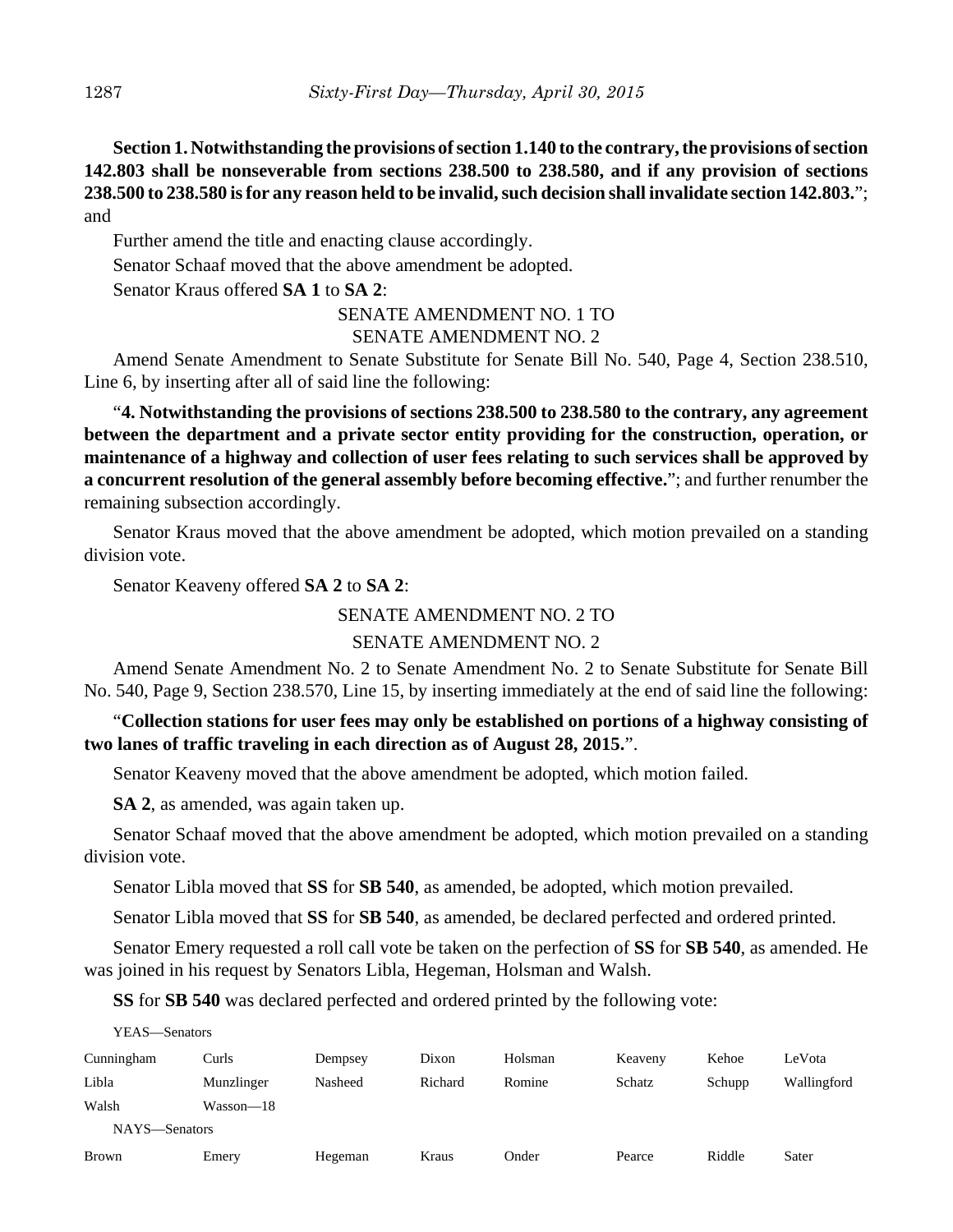**Section 1. Notwithstanding the provisions of section 1.140 to the contrary, the provisions of section 142.803 shall be nonseverable from sections 238.500 to 238.580, and if any provision of sections 238.500 to 238.580 is for any reason held to be invalid, such decision shall invalidate section 142.803.**"; and

Further amend the title and enacting clause accordingly.

Senator Schaaf moved that the above amendment be adopted.

Senator Kraus offered **SA 1** to **SA 2**:

SENATE AMENDMENT NO. 1 TO
SENATE AMENDMENT NO. 2

Amend Senate Amendment to Senate Substitute for Senate Bill No. 540, Page 4, Section 238.510, Line 6, by inserting after all of said line the following:

"**4. Notwithstanding the provisions of sections 238.500 to 238.580 to the contrary, any agreement between the department and a private sector entity providing for the construction, operation, or maintenance of a highway and collection of user fees relating to such services shall be approved by a concurrent resolution of the general assembly before becoming effective.**"; and further renumber the remaining subsection accordingly.

Senator Kraus moved that the above amendment be adopted, which motion prevailed on a standing division vote.

Senator Keaveny offered **SA 2** to **SA 2**:

SENATE AMENDMENT NO. 2 TO
SENATE AMENDMENT NO. 2

Amend Senate Amendment No. 2 to Senate Amendment No. 2 to Senate Substitute for Senate Bill No. 540, Page 9, Section 238.570, Line 15, by inserting immediately at the end of said line the following:

"**Collection stations for user fees may only be established on portions of a highway consisting of two lanes of traffic traveling in each direction as of August 28, 2015.**".

Senator Keaveny moved that the above amendment be adopted, which motion failed.

**SA 2**, as amended, was again taken up.

Senator Schaaf moved that the above amendment be adopted, which motion prevailed on a standing division vote.

Senator Libla moved that **SS** for **SB 540**, as amended, be adopted, which motion prevailed.

Senator Libla moved that **SS** for **SB 540**, as amended, be declared perfected and ordered printed.

Senator Emery requested a roll call vote be taken on the perfection of **SS** for **SB 540**, as amended. He was joined in his request by Senators Libla, Hegeman, Holsman and Walsh.

**SS** for **SB 540** was declared perfected and ordered printed by the following vote:

YEAS—Senators

| | | | | | | | |
|---|---|---|---|---|---|---|---|
| Cunningham | Curls | Dempsey | Dixon | Holsman | Keaveny | Kehoe | LeVota |
| Libla | Munzlinger | Nasheed | Richard | Romine | Schatz | Schupp | Wallingford |
| Walsh | Wasson—18 | | | | | | |

NAYS—Senators

| | | | | | | | |
|---|---|---|---|---|---|---|---|
| Brown | Emery | Hegeman | Kraus | Onder | Pearce | Riddle | Sater |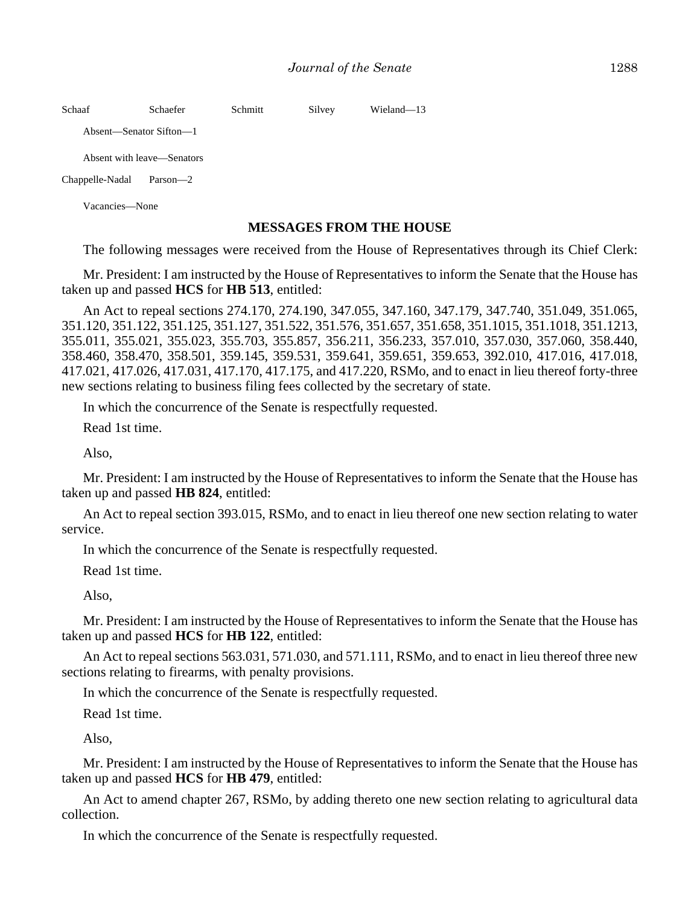Schaaf Schaefer Schmitt Silvey Wieland—13

Absent—Senator Sifton—1

Absent with leave—Senators

Chappelle-Nadal Parson—2

Vacancies—None

## MESSAGES FROM THE HOUSE

The following messages were received from the House of Representatives through its Chief Clerk:

Mr. President: I am instructed by the House of Representatives to inform the Senate that the House has taken up and passed **HCS** for **HB 513**, entitled:

An Act to repeal sections 274.170, 274.190, 347.055, 347.160, 347.179, 347.740, 351.049, 351.065, 351.120, 351.122, 351.125, 351.127, 351.522, 351.576, 351.657, 351.658, 351.1015, 351.1018, 351.1213, 355.011, 355.021, 355.023, 355.703, 355.857, 356.211, 356.233, 357.010, 357.030, 357.060, 358.440, 358.460, 358.470, 358.501, 359.145, 359.531, 359.641, 359.651, 359.653, 392.010, 417.016, 417.018, 417.021, 417.026, 417.031, 417.170, 417.175, and 417.220, RSMo, and to enact in lieu thereof forty-three new sections relating to business filing fees collected by the secretary of state.

In which the concurrence of the Senate is respectfully requested.

Read 1st time.

Also,

Mr. President: I am instructed by the House of Representatives to inform the Senate that the House has taken up and passed **HB 824**, entitled:

An Act to repeal section 393.015, RSMo, and to enact in lieu thereof one new section relating to water service.

In which the concurrence of the Senate is respectfully requested.

Read 1st time.

Also,

Mr. President: I am instructed by the House of Representatives to inform the Senate that the House has taken up and passed **HCS** for **HB 122**, entitled:

An Act to repeal sections 563.031, 571.030, and 571.111, RSMo, and to enact in lieu thereof three new sections relating to firearms, with penalty provisions.

In which the concurrence of the Senate is respectfully requested.

Read 1st time.

Also,

Mr. President: I am instructed by the House of Representatives to inform the Senate that the House has taken up and passed **HCS** for **HB 479**, entitled:

An Act to amend chapter 267, RSMo, by adding thereto one new section relating to agricultural data collection.

In which the concurrence of the Senate is respectfully requested.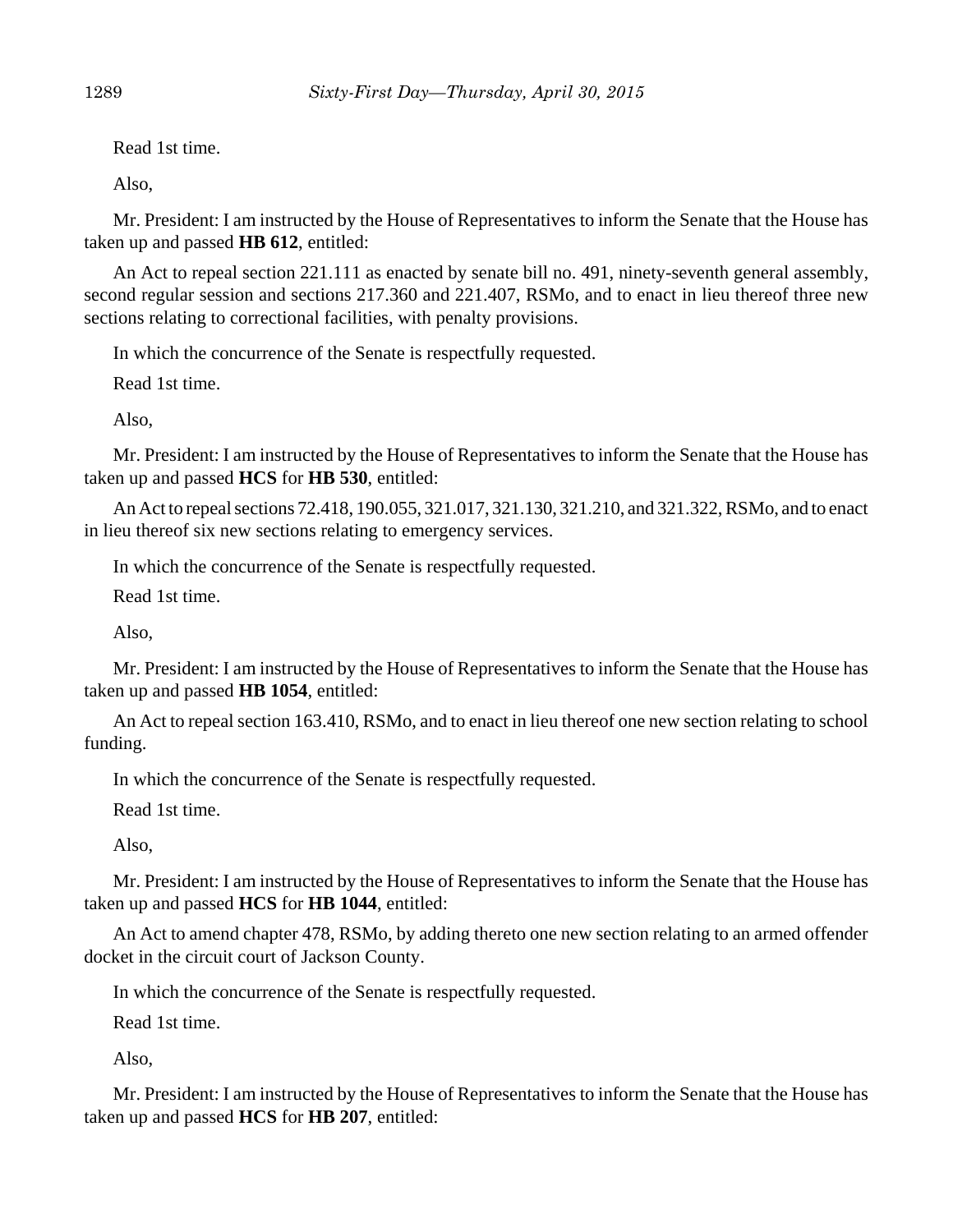Read 1st time.

Also,

Mr. President: I am instructed by the House of Representatives to inform the Senate that the House has taken up and passed **HB 612**, entitled:

An Act to repeal section 221.111 as enacted by senate bill no. 491, ninety-seventh general assembly, second regular session and sections 217.360 and 221.407, RSMo, and to enact in lieu thereof three new sections relating to correctional facilities, with penalty provisions.

In which the concurrence of the Senate is respectfully requested.

Read 1st time.

Also,

Mr. President: I am instructed by the House of Representatives to inform the Senate that the House has taken up and passed **HCS** for **HB 530**, entitled:

An Act to repeal sections 72.418, 190.055, 321.017, 321.130, 321.210, and 321.322, RSMo, and to enact in lieu thereof six new sections relating to emergency services.

In which the concurrence of the Senate is respectfully requested.

Read 1st time.

Also,

Mr. President: I am instructed by the House of Representatives to inform the Senate that the House has taken up and passed **HB 1054**, entitled:

An Act to repeal section 163.410, RSMo, and to enact in lieu thereof one new section relating to school funding.

In which the concurrence of the Senate is respectfully requested.

Read 1st time.

Also,

Mr. President: I am instructed by the House of Representatives to inform the Senate that the House has taken up and passed **HCS** for **HB 1044**, entitled:

An Act to amend chapter 478, RSMo, by adding thereto one new section relating to an armed offender docket in the circuit court of Jackson County.

In which the concurrence of the Senate is respectfully requested.

Read 1st time.

Also,

Mr. President: I am instructed by the House of Representatives to inform the Senate that the House has taken up and passed **HCS** for **HB 207**, entitled: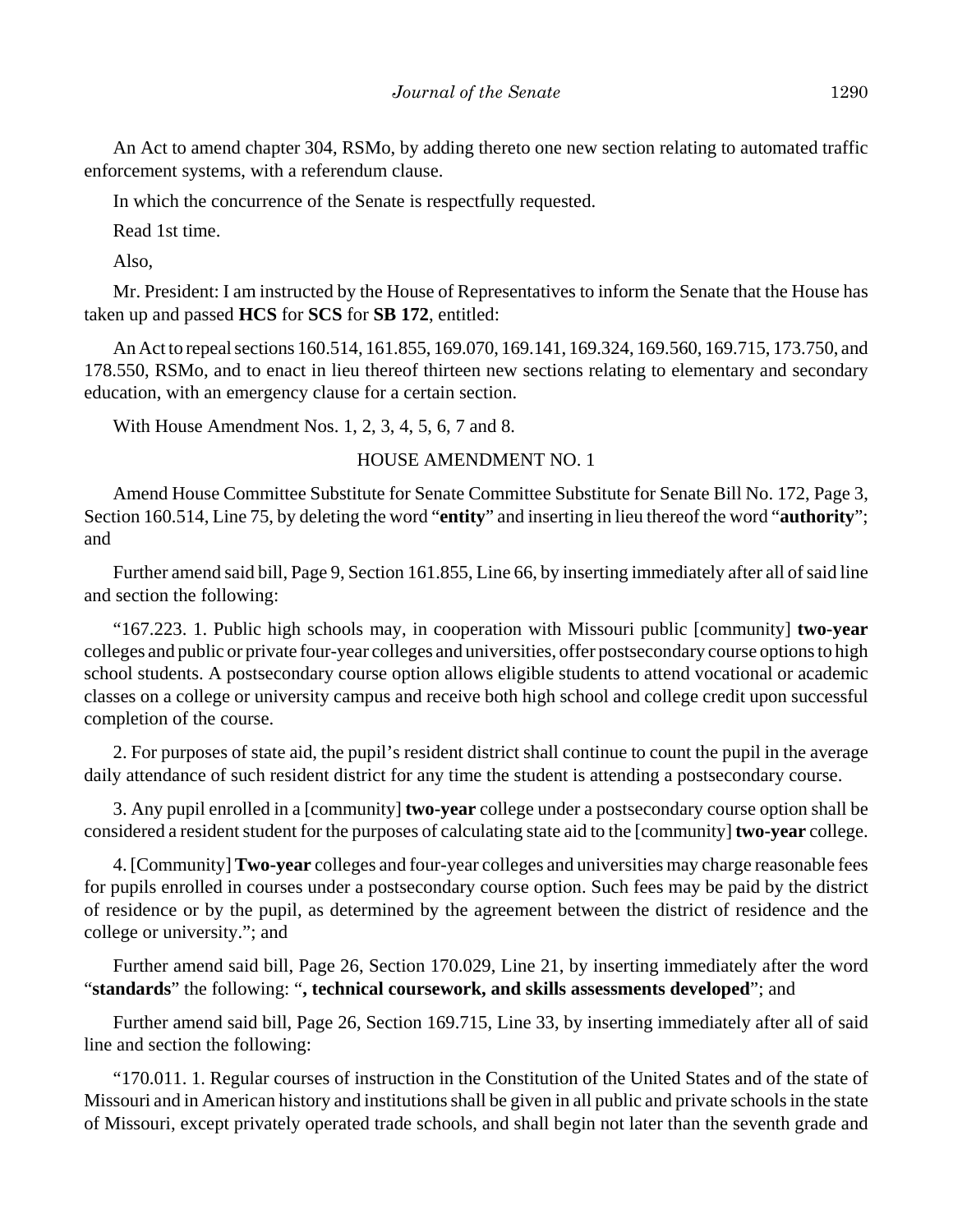An Act to amend chapter 304, RSMo, by adding thereto one new section relating to automated traffic enforcement systems, with a referendum clause.

In which the concurrence of the Senate is respectfully requested.

Read 1st time.

Also,

Mr. President: I am instructed by the House of Representatives to inform the Senate that the House has taken up and passed **HCS** for **SCS** for **SB 172**, entitled:

An Act to repeal sections 160.514, 161.855, 169.070, 169.141, 169.324, 169.560, 169.715, 173.750, and 178.550, RSMo, and to enact in lieu thereof thirteen new sections relating to elementary and secondary education, with an emergency clause for a certain section.

With House Amendment Nos. 1, 2, 3, 4, 5, 6, 7 and 8.

HOUSE AMENDMENT NO. 1

Amend House Committee Substitute for Senate Committee Substitute for Senate Bill No. 172, Page 3, Section 160.514, Line 75, by deleting the word "**entity**" and inserting in lieu thereof the word "**authority**"; and

Further amend said bill, Page 9, Section 161.855, Line 66, by inserting immediately after all of said line and section the following:

"167.223. 1. Public high schools may, in cooperation with Missouri public [community] **two-year** colleges and public or private four-year colleges and universities, offer postsecondary course options to high school students. A postsecondary course option allows eligible students to attend vocational or academic classes on a college or university campus and receive both high school and college credit upon successful completion of the course.

2. For purposes of state aid, the pupil's resident district shall continue to count the pupil in the average daily attendance of such resident district for any time the student is attending a postsecondary course.

3. Any pupil enrolled in a [community] **two-year** college under a postsecondary course option shall be considered a resident student for the purposes of calculating state aid to the [community] **two-year** college.

4. [Community] **Two-year** colleges and four-year colleges and universities may charge reasonable fees for pupils enrolled in courses under a postsecondary course option. Such fees may be paid by the district of residence or by the pupil, as determined by the agreement between the district of residence and the college or university."; and

Further amend said bill, Page 26, Section 170.029, Line 21, by inserting immediately after the word "**standards**" the following: "**, technical coursework, and skills assessments developed**"; and

Further amend said bill, Page 26, Section 169.715, Line 33, by inserting immediately after all of said line and section the following:

"170.011. 1. Regular courses of instruction in the Constitution of the United States and of the state of Missouri and in American history and institutions shall be given in all public and private schools in the state of Missouri, except privately operated trade schools, and shall begin not later than the seventh grade and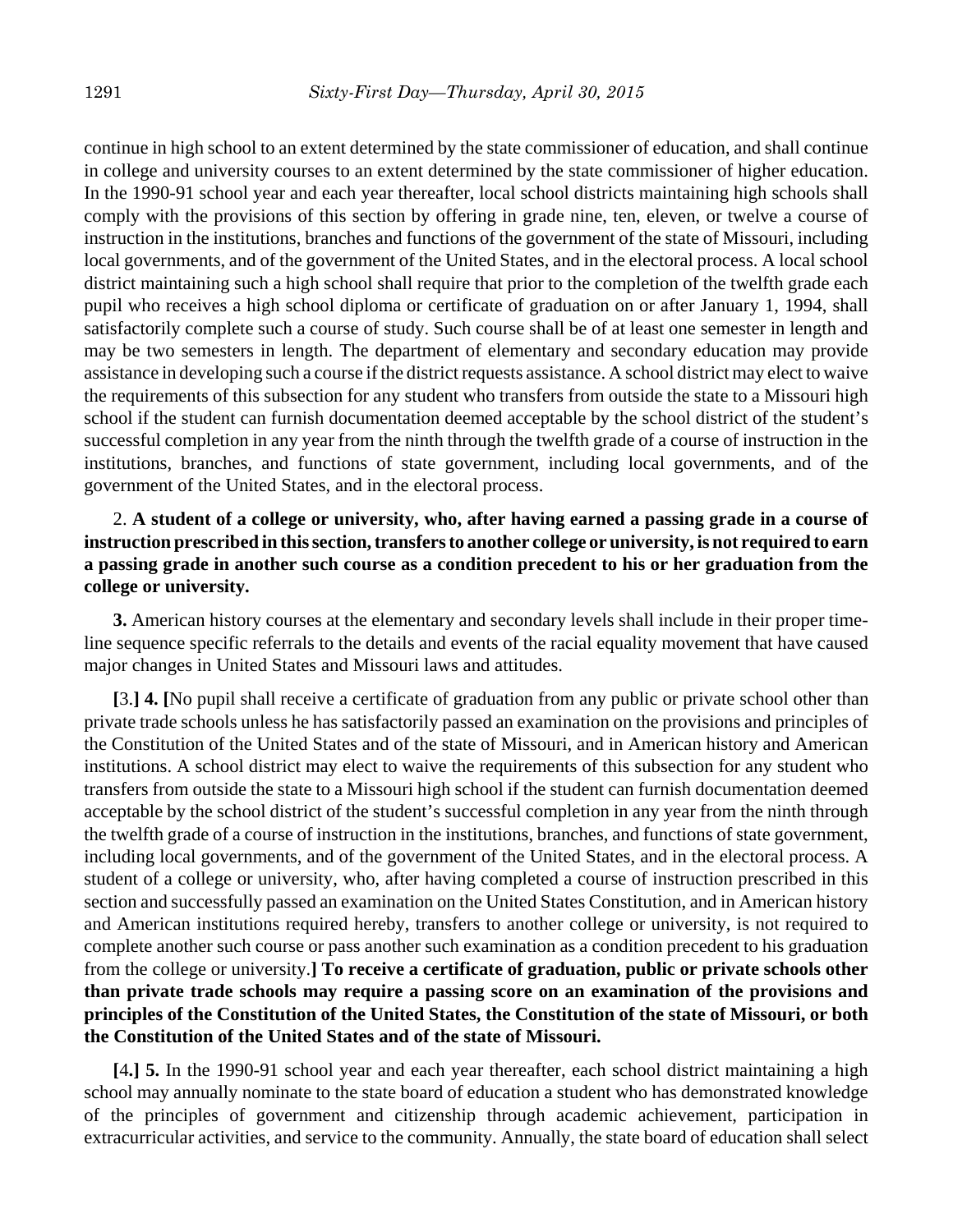continue in high school to an extent determined by the state commissioner of education, and shall continue in college and university courses to an extent determined by the state commissioner of higher education. In the 1990-91 school year and each year thereafter, local school districts maintaining high schools shall comply with the provisions of this section by offering in grade nine, ten, eleven, or twelve a course of instruction in the institutions, branches and functions of the government of the state of Missouri, including local governments, and of the government of the United States, and in the electoral process. A local school district maintaining such a high school shall require that prior to the completion of the twelfth grade each pupil who receives a high school diploma or certificate of graduation on or after January 1, 1994, shall satisfactorily complete such a course of study. Such course shall be of at least one semester in length and may be two semesters in length. The department of elementary and secondary education may provide assistance in developing such a course if the district requests assistance. A school district may elect to waive the requirements of this subsection for any student who transfers from outside the state to a Missouri high school if the student can furnish documentation deemed acceptable by the school district of the student's successful completion in any year from the ninth through the twelfth grade of a course of instruction in the institutions, branches, and functions of state government, including local governments, and of the government of the United States, and in the electoral process.

2. **A student of a college or university, who, after having earned a passing grade in a course of instruction prescribed in this section, transfers to another college or university, is not required to earn a passing grade in another such course as a condition precedent to his or her graduation from the college or university.**

**3.** American history courses at the elementary and secondary levels shall include in their proper time-line sequence specific referrals to the details and events of the racial equality movement that have caused major changes in United States and Missouri laws and attitudes.

**[**3.**] 4. [**No pupil shall receive a certificate of graduation from any public or private school other than private trade schools unless he has satisfactorily passed an examination on the provisions and principles of the Constitution of the United States and of the state of Missouri, and in American history and American institutions. A school district may elect to waive the requirements of this subsection for any student who transfers from outside the state to a Missouri high school if the student can furnish documentation deemed acceptable by the school district of the student's successful completion in any year from the ninth through the twelfth grade of a course of instruction in the institutions, branches, and functions of state government, including local governments, and of the government of the United States, and in the electoral process. A student of a college or university, who, after having completed a course of instruction prescribed in this section and successfully passed an examination on the United States Constitution, and in American history and American institutions required hereby, transfers to another college or university, is not required to complete another such course or pass another such examination as a condition precedent to his graduation from the college or university.**] To receive a certificate of graduation, public or private schools other than private trade schools may require a passing score on an examination of the provisions and principles of the Constitution of the United States, the Constitution of the state of Missouri, or both the Constitution of the United States and of the state of Missouri.**

**[**4.**] 5.** In the 1990-91 school year and each year thereafter, each school district maintaining a high school may annually nominate to the state board of education a student who has demonstrated knowledge of the principles of government and citizenship through academic achievement, participation in extracurricular activities, and service to the community. Annually, the state board of education shall select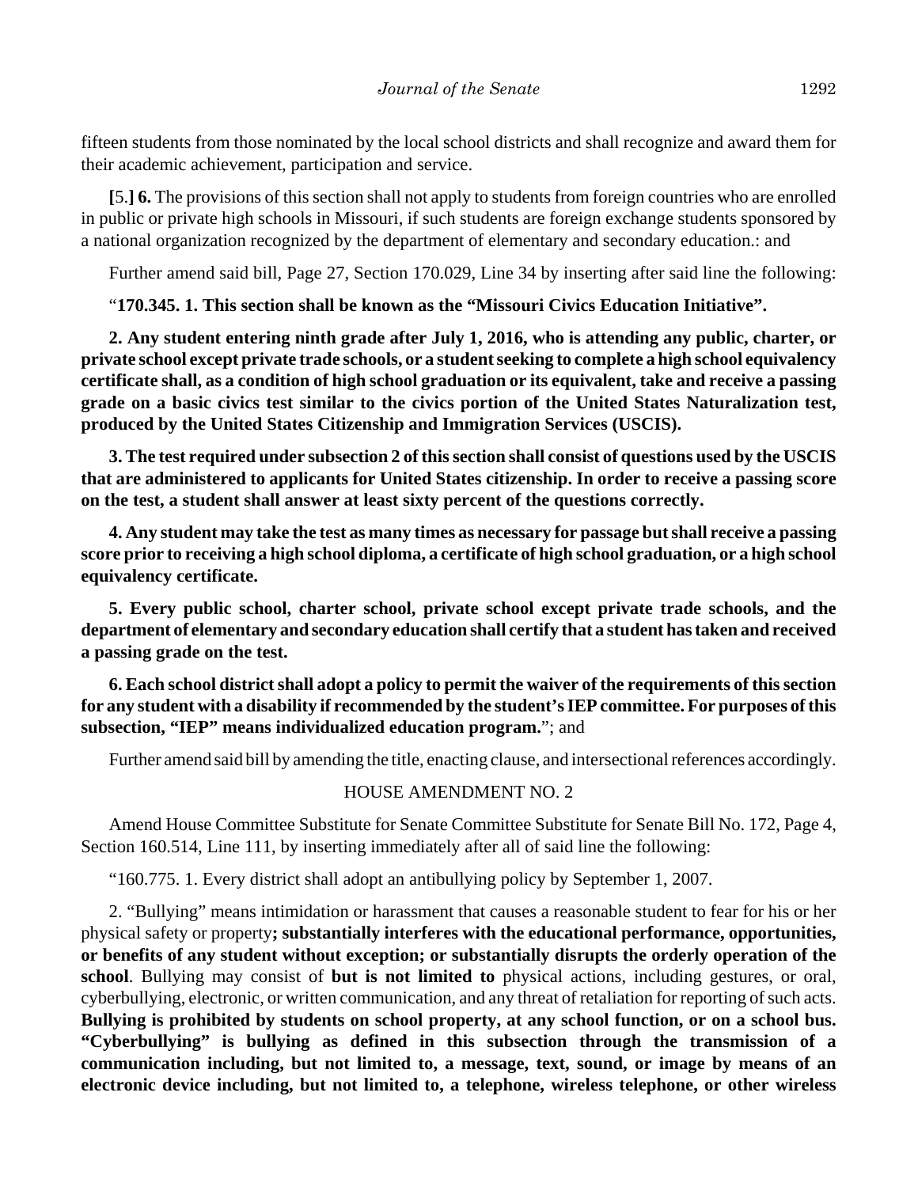fifteen students from those nominated by the local school districts and shall recognize and award them for their academic achievement, participation and service.

**[**5.**] 6.** The provisions of this section shall not apply to students from foreign countries who are enrolled in public or private high schools in Missouri, if such students are foreign exchange students sponsored by a national organization recognized by the department of elementary and secondary education.: and

Further amend said bill, Page 27, Section 170.029, Line 34 by inserting after said line the following:

"**170.345. 1. This section shall be known as the "Missouri Civics Education Initiative".**

**2. Any student entering ninth grade after July 1, 2016, who is attending any public, charter, or private school except private trade schools, or a student seeking to complete a high school equivalency certificate shall, as a condition of high school graduation or its equivalent, take and receive a passing grade on a basic civics test similar to the civics portion of the United States Naturalization test, produced by the United States Citizenship and Immigration Services (USCIS).**

**3. The test required under subsection 2 of this section shall consist of questions used by the USCIS that are administered to applicants for United States citizenship. In order to receive a passing score on the test, a student shall answer at least sixty percent of the questions correctly.**

**4. Any student may take the test as many times as necessary for passage but shall receive a passing score prior to receiving a high school diploma, a certificate of high school graduation, or a high school equivalency certificate.**

**5. Every public school, charter school, private school except private trade schools, and the department of elementary and secondary education shall certify that a student has taken and received a passing grade on the test.**

**6. Each school district shall adopt a policy to permit the waiver of the requirements of this section for any student with a disability if recommended by the student's IEP committee. For purposes of this subsection, "IEP" means individualized education program.**"; and

Further amend said bill by amending the title, enacting clause, and intersectional references accordingly.

HOUSE AMENDMENT NO. 2

Amend House Committee Substitute for Senate Committee Substitute for Senate Bill No. 172, Page 4, Section 160.514, Line 111, by inserting immediately after all of said line the following:

"160.775. 1. Every district shall adopt an antibullying policy by September 1, 2007.

2. "Bullying" means intimidation or harassment that causes a reasonable student to fear for his or her physical safety or property**; substantially interferes with the educational performance, opportunities, or benefits of any student without exception; or substantially disrupts the orderly operation of the school**. Bullying may consist of **but is not limited to** physical actions, including gestures, or oral, cyberbullying, electronic, or written communication, and any threat of retaliation for reporting of such acts. **Bullying is prohibited by students on school property, at any school function, or on a school bus. "Cyberbullying" is bullying as defined in this subsection through the transmission of a communication including, but not limited to, a message, text, sound, or image by means of an electronic device including, but not limited to, a telephone, wireless telephone, or other wireless**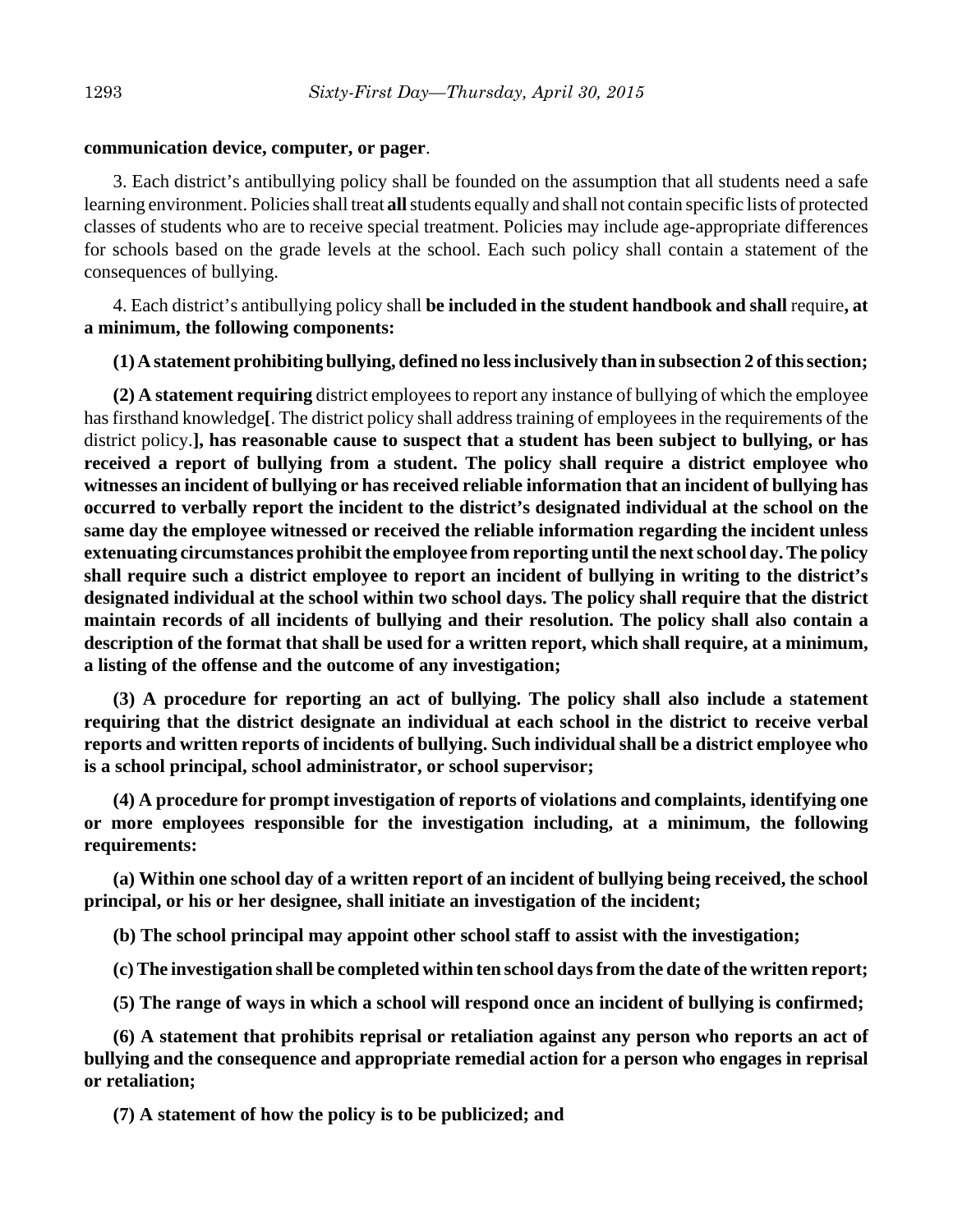**communication device, computer, or pager**.

3. Each district's antibullying policy shall be founded on the assumption that all students need a safe learning environment. Policies shall treat **all** students equally and shall not contain specific lists of protected classes of students who are to receive special treatment. Policies may include age-appropriate differences for schools based on the grade levels at the school. Each such policy shall contain a statement of the consequences of bullying.

4. Each district's antibullying policy shall **be included in the student handbook and shall** require**, at a minimum, the following components:**

**(1) A statement prohibiting bullying, defined no less inclusively than in subsection 2 of this section;**

**(2) A statement requiring** district employees to report any instance of bullying of which the employee has firsthand knowledge**[**. The district policy shall address training of employees in the requirements of the district policy.**], has reasonable cause to suspect that a student has been subject to bullying, or has received a report of bullying from a student. The policy shall require a district employee who witnesses an incident of bullying or has received reliable information that an incident of bullying has occurred to verbally report the incident to the district's designated individual at the school on the same day the employee witnessed or received the reliable information regarding the incident unless extenuating circumstances prohibit the employee from reporting until the next school day. The policy shall require such a district employee to report an incident of bullying in writing to the district's designated individual at the school within two school days. The policy shall require that the district maintain records of all incidents of bullying and their resolution. The policy shall also contain a description of the format that shall be used for a written report, which shall require, at a minimum, a listing of the offense and the outcome of any investigation;**

**(3) A procedure for reporting an act of bullying. The policy shall also include a statement requiring that the district designate an individual at each school in the district to receive verbal reports and written reports of incidents of bullying. Such individual shall be a district employee who is a school principal, school administrator, or school supervisor;**

**(4) A procedure for prompt investigation of reports of violations and complaints, identifying one or more employees responsible for the investigation including, at a minimum, the following requirements:**

**(a) Within one school day of a written report of an incident of bullying being received, the school principal, or his or her designee, shall initiate an investigation of the incident;**

**(b) The school principal may appoint other school staff to assist with the investigation;**

**(c) The investigation shall be completed within ten school days from the date of the written report;**

**(5) The range of ways in which a school will respond once an incident of bullying is confirmed;**

**(6) A statement that prohibits reprisal or retaliation against any person who reports an act of bullying and the consequence and appropriate remedial action for a person who engages in reprisal or retaliation;**

**(7) A statement of how the policy is to be publicized; and**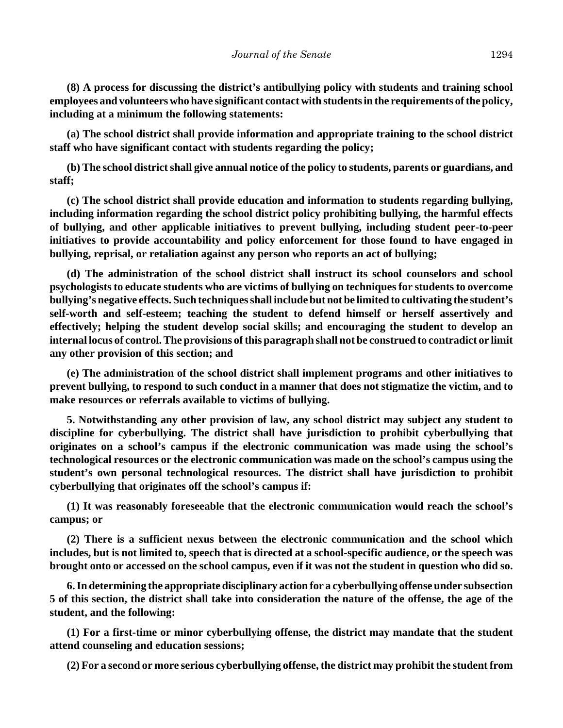**(8) A process for discussing the district's antibullying policy with students and training school employees and volunteers who have significant contact with students in the requirements of the policy, including at a minimum the following statements:**

**(a) The school district shall provide information and appropriate training to the school district staff who have significant contact with students regarding the policy;**

**(b) The school district shall give annual notice of the policy to students, parents or guardians, and staff;**

**(c) The school district shall provide education and information to students regarding bullying, including information regarding the school district policy prohibiting bullying, the harmful effects of bullying, and other applicable initiatives to prevent bullying, including student peer-to-peer initiatives to provide accountability and policy enforcement for those found to have engaged in bullying, reprisal, or retaliation against any person who reports an act of bullying;**

**(d) The administration of the school district shall instruct its school counselors and school psychologists to educate students who are victims of bullying on techniques for students to overcome bullying's negative effects. Such techniques shall include but not be limited to cultivating the student's self-worth and self-esteem; teaching the student to defend himself or herself assertively and effectively; helping the student develop social skills; and encouraging the student to develop an internal locus of control. The provisions of this paragraph shall not be construed to contradict or limit any other provision of this section; and**

**(e) The administration of the school district shall implement programs and other initiatives to prevent bullying, to respond to such conduct in a manner that does not stigmatize the victim, and to make resources or referrals available to victims of bullying.**

**5. Notwithstanding any other provision of law, any school district may subject any student to discipline for cyberbullying. The district shall have jurisdiction to prohibit cyberbullying that originates on a school's campus if the electronic communication was made using the school's technological resources or the electronic communication was made on the school's campus using the student's own personal technological resources. The district shall have jurisdiction to prohibit cyberbullying that originates off the school's campus if:**

**(1) It was reasonably foreseeable that the electronic communication would reach the school's campus; or**

**(2) There is a sufficient nexus between the electronic communication and the school which includes, but is not limited to, speech that is directed at a school-specific audience, or the speech was brought onto or accessed on the school campus, even if it was not the student in question who did so.**

**6. In determining the appropriate disciplinary action for a cyberbullying offense under subsection 5 of this section, the district shall take into consideration the nature of the offense, the age of the student, and the following:**

**(1) For a first-time or minor cyberbullying offense, the district may mandate that the student attend counseling and education sessions;**

**(2) For a second or more serious cyberbullying offense, the district may prohibit the student from**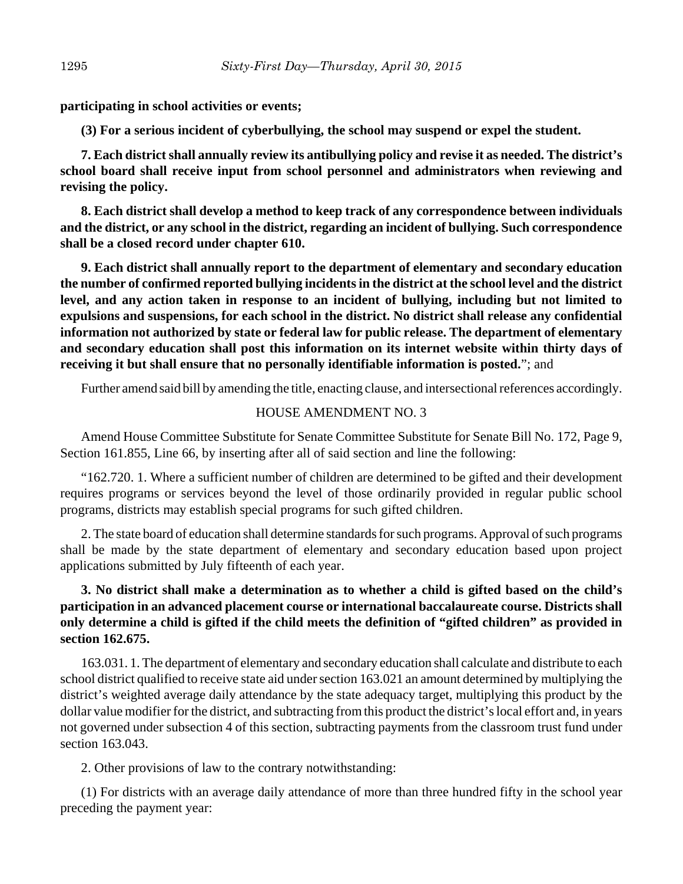**participating in school activities or events;**

**(3) For a serious incident of cyberbullying, the school may suspend or expel the student.**

**7. Each district shall annually review its antibullying policy and revise it as needed. The district's school board shall receive input from school personnel and administrators when reviewing and revising the policy.**

**8. Each district shall develop a method to keep track of any correspondence between individuals and the district, or any school in the district, regarding an incident of bullying. Such correspondence shall be a closed record under chapter 610.**

**9. Each district shall annually report to the department of elementary and secondary education the number of confirmed reported bullying incidents in the district at the school level and the district level, and any action taken in response to an incident of bullying, including but not limited to expulsions and suspensions, for each school in the district. No district shall release any confidential information not authorized by state or federal law for public release. The department of elementary and secondary education shall post this information on its internet website within thirty days of receiving it but shall ensure that no personally identifiable information is posted.**"; and

Further amend said bill by amending the title, enacting clause, and intersectional references accordingly.

HOUSE AMENDMENT NO. 3

Amend House Committee Substitute for Senate Committee Substitute for Senate Bill No. 172, Page 9, Section 161.855, Line 66, by inserting after all of said section and line the following:

"162.720. 1. Where a sufficient number of children are determined to be gifted and their development requires programs or services beyond the level of those ordinarily provided in regular public school programs, districts may establish special programs for such gifted children.

2. The state board of education shall determine standards for such programs. Approval of such programs shall be made by the state department of elementary and secondary education based upon project applications submitted by July fifteenth of each year.

**3. No district shall make a determination as to whether a child is gifted based on the child's participation in an advanced placement course or international baccalaureate course. Districts shall only determine a child is gifted if the child meets the definition of "gifted children" as provided in section 162.675.**

163.031. 1. The department of elementary and secondary education shall calculate and distribute to each school district qualified to receive state aid under section 163.021 an amount determined by multiplying the district's weighted average daily attendance by the state adequacy target, multiplying this product by the dollar value modifier for the district, and subtracting from this product the district's local effort and, in years not governed under subsection 4 of this section, subtracting payments from the classroom trust fund under section 163.043.

2. Other provisions of law to the contrary notwithstanding:

(1) For districts with an average daily attendance of more than three hundred fifty in the school year preceding the payment year: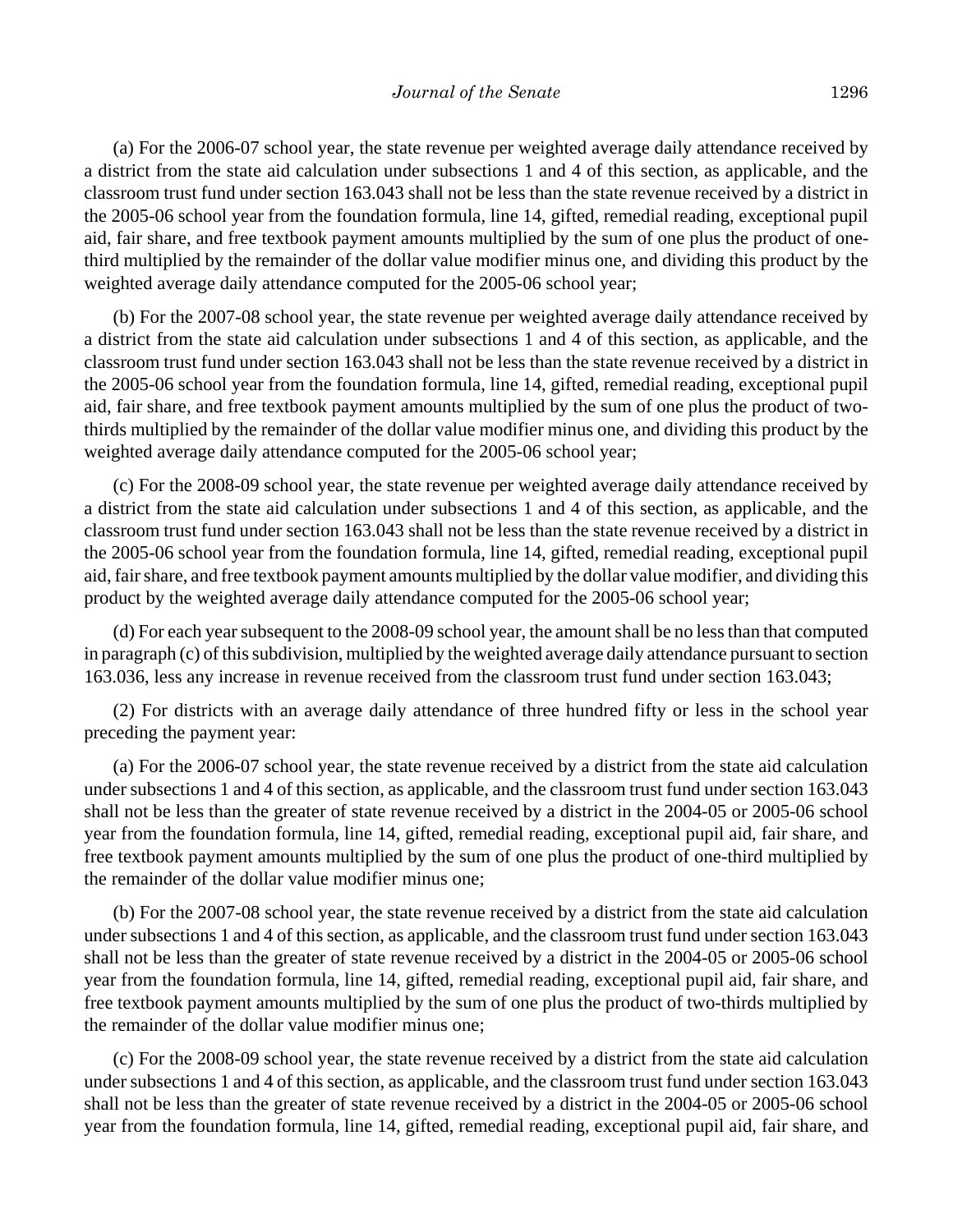(a) For the 2006-07 school year, the state revenue per weighted average daily attendance received by a district from the state aid calculation under subsections 1 and 4 of this section, as applicable, and the classroom trust fund under section 163.043 shall not be less than the state revenue received by a district in the 2005-06 school year from the foundation formula, line 14, gifted, remedial reading, exceptional pupil aid, fair share, and free textbook payment amounts multiplied by the sum of one plus the product of one-third multiplied by the remainder of the dollar value modifier minus one, and dividing this product by the weighted average daily attendance computed for the 2005-06 school year;

(b) For the 2007-08 school year, the state revenue per weighted average daily attendance received by a district from the state aid calculation under subsections 1 and 4 of this section, as applicable, and the classroom trust fund under section 163.043 shall not be less than the state revenue received by a district in the 2005-06 school year from the foundation formula, line 14, gifted, remedial reading, exceptional pupil aid, fair share, and free textbook payment amounts multiplied by the sum of one plus the product of two-thirds multiplied by the remainder of the dollar value modifier minus one, and dividing this product by the weighted average daily attendance computed for the 2005-06 school year;

(c) For the 2008-09 school year, the state revenue per weighted average daily attendance received by a district from the state aid calculation under subsections 1 and 4 of this section, as applicable, and the classroom trust fund under section 163.043 shall not be less than the state revenue received by a district in the 2005-06 school year from the foundation formula, line 14, gifted, remedial reading, exceptional pupil aid, fair share, and free textbook payment amounts multiplied by the dollar value modifier, and dividing this product by the weighted average daily attendance computed for the 2005-06 school year;

(d) For each year subsequent to the 2008-09 school year, the amount shall be no less than that computed in paragraph (c) of this subdivision, multiplied by the weighted average daily attendance pursuant to section 163.036, less any increase in revenue received from the classroom trust fund under section 163.043;

(2) For districts with an average daily attendance of three hundred fifty or less in the school year preceding the payment year:

(a) For the 2006-07 school year, the state revenue received by a district from the state aid calculation under subsections 1 and 4 of this section, as applicable, and the classroom trust fund under section 163.043 shall not be less than the greater of state revenue received by a district in the 2004-05 or 2005-06 school year from the foundation formula, line 14, gifted, remedial reading, exceptional pupil aid, fair share, and free textbook payment amounts multiplied by the sum of one plus the product of one-third multiplied by the remainder of the dollar value modifier minus one;

(b) For the 2007-08 school year, the state revenue received by a district from the state aid calculation under subsections 1 and 4 of this section, as applicable, and the classroom trust fund under section 163.043 shall not be less than the greater of state revenue received by a district in the 2004-05 or 2005-06 school year from the foundation formula, line 14, gifted, remedial reading, exceptional pupil aid, fair share, and free textbook payment amounts multiplied by the sum of one plus the product of two-thirds multiplied by the remainder of the dollar value modifier minus one;

(c) For the 2008-09 school year, the state revenue received by a district from the state aid calculation under subsections 1 and 4 of this section, as applicable, and the classroom trust fund under section 163.043 shall not be less than the greater of state revenue received by a district in the 2004-05 or 2005-06 school year from the foundation formula, line 14, gifted, remedial reading, exceptional pupil aid, fair share, and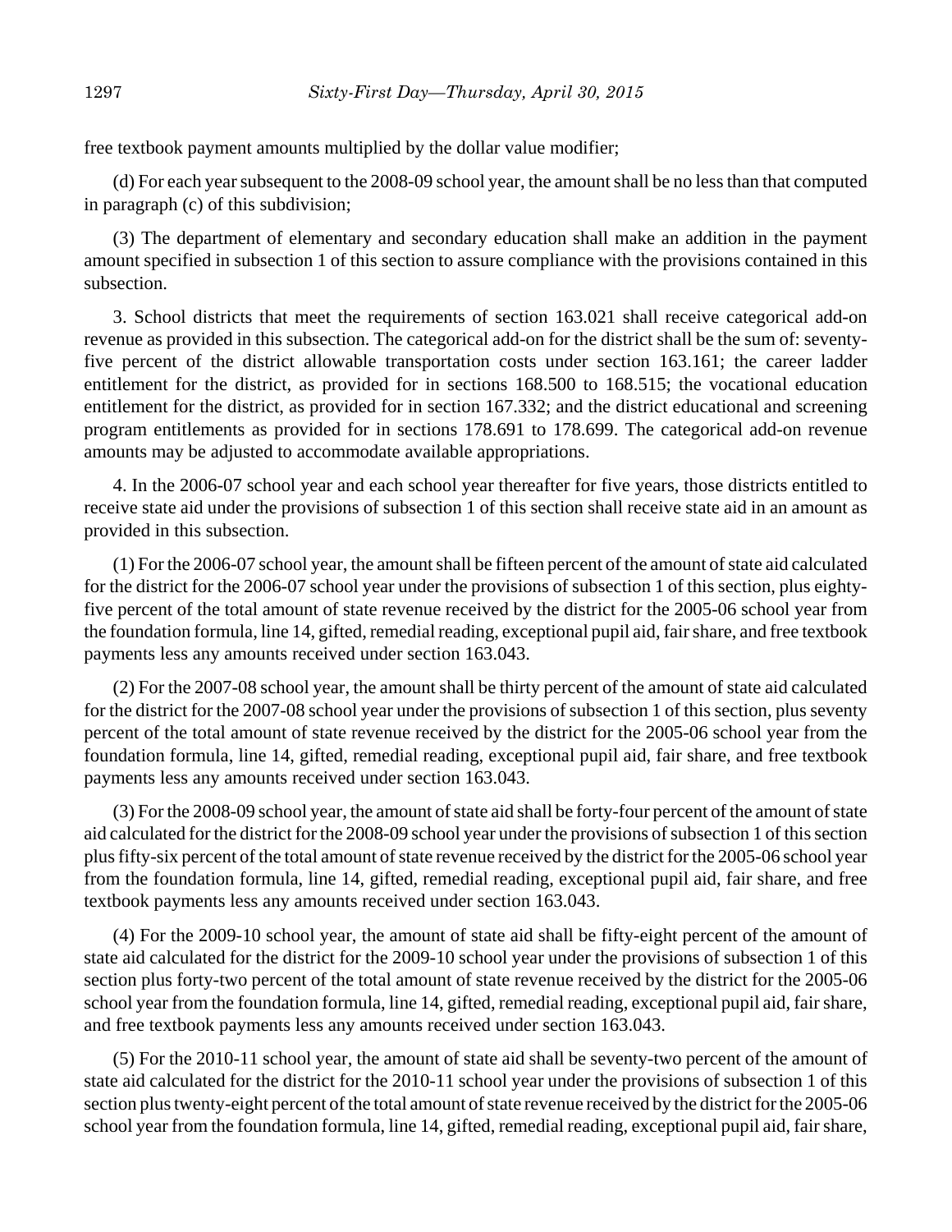free textbook payment amounts multiplied by the dollar value modifier;

(d) For each year subsequent to the 2008-09 school year, the amount shall be no less than that computed in paragraph (c) of this subdivision;

(3) The department of elementary and secondary education shall make an addition in the payment amount specified in subsection 1 of this section to assure compliance with the provisions contained in this subsection.

3. School districts that meet the requirements of section 163.021 shall receive categorical add-on revenue as provided in this subsection. The categorical add-on for the district shall be the sum of: seventy-five percent of the district allowable transportation costs under section 163.161; the career ladder entitlement for the district, as provided for in sections 168.500 to 168.515; the vocational education entitlement for the district, as provided for in section 167.332; and the district educational and screening program entitlements as provided for in sections 178.691 to 178.699. The categorical add-on revenue amounts may be adjusted to accommodate available appropriations.

4. In the 2006-07 school year and each school year thereafter for five years, those districts entitled to receive state aid under the provisions of subsection 1 of this section shall receive state aid in an amount as provided in this subsection.

(1) For the 2006-07 school year, the amount shall be fifteen percent of the amount of state aid calculated for the district for the 2006-07 school year under the provisions of subsection 1 of this section, plus eighty-five percent of the total amount of state revenue received by the district for the 2005-06 school year from the foundation formula, line 14, gifted, remedial reading, exceptional pupil aid, fair share, and free textbook payments less any amounts received under section 163.043.

(2) For the 2007-08 school year, the amount shall be thirty percent of the amount of state aid calculated for the district for the 2007-08 school year under the provisions of subsection 1 of this section, plus seventy percent of the total amount of state revenue received by the district for the 2005-06 school year from the foundation formula, line 14, gifted, remedial reading, exceptional pupil aid, fair share, and free textbook payments less any amounts received under section 163.043.

(3) For the 2008-09 school year, the amount of state aid shall be forty-four percent of the amount of state aid calculated for the district for the 2008-09 school year under the provisions of subsection 1 of this section plus fifty-six percent of the total amount of state revenue received by the district for the 2005-06 school year from the foundation formula, line 14, gifted, remedial reading, exceptional pupil aid, fair share, and free textbook payments less any amounts received under section 163.043.

(4) For the 2009-10 school year, the amount of state aid shall be fifty-eight percent of the amount of state aid calculated for the district for the 2009-10 school year under the provisions of subsection 1 of this section plus forty-two percent of the total amount of state revenue received by the district for the 2005-06 school year from the foundation formula, line 14, gifted, remedial reading, exceptional pupil aid, fair share, and free textbook payments less any amounts received under section 163.043.

(5) For the 2010-11 school year, the amount of state aid shall be seventy-two percent of the amount of state aid calculated for the district for the 2010-11 school year under the provisions of subsection 1 of this section plus twenty-eight percent of the total amount of state revenue received by the district for the 2005-06 school year from the foundation formula, line 14, gifted, remedial reading, exceptional pupil aid, fair share,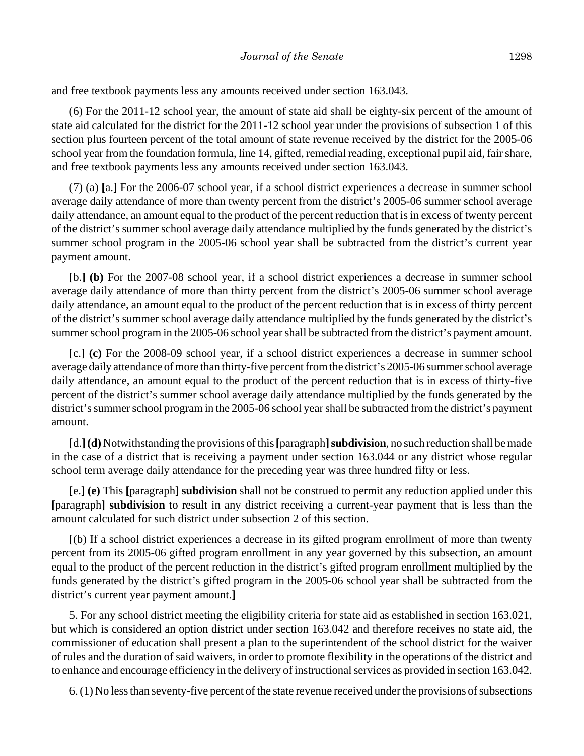and free textbook payments less any amounts received under section 163.043.

(6) For the 2011-12 school year, the amount of state aid shall be eighty-six percent of the amount of state aid calculated for the district for the 2011-12 school year under the provisions of subsection 1 of this section plus fourteen percent of the total amount of state revenue received by the district for the 2005-06 school year from the foundation formula, line 14, gifted, remedial reading, exceptional pupil aid, fair share, and free textbook payments less any amounts received under section 163.043.

(7) (a) **[**a.**]** For the 2006-07 school year, if a school district experiences a decrease in summer school average daily attendance of more than twenty percent from the district's 2005-06 summer school average daily attendance, an amount equal to the product of the percent reduction that is in excess of twenty percent of the district's summer school average daily attendance multiplied by the funds generated by the district's summer school program in the 2005-06 school year shall be subtracted from the district's current year payment amount.

**[**b.**] (b)** For the 2007-08 school year, if a school district experiences a decrease in summer school average daily attendance of more than thirty percent from the district's 2005-06 summer school average daily attendance, an amount equal to the product of the percent reduction that is in excess of thirty percent of the district's summer school average daily attendance multiplied by the funds generated by the district's summer school program in the 2005-06 school year shall be subtracted from the district's payment amount.

**[**c.**] (c)** For the 2008-09 school year, if a school district experiences a decrease in summer school average daily attendance of more than thirty-five percent from the district's 2005-06 summer school average daily attendance, an amount equal to the product of the percent reduction that is in excess of thirty-five percent of the district's summer school average daily attendance multiplied by the funds generated by the district's summer school program in the 2005-06 school year shall be subtracted from the district's payment amount.

**[**d.**] (d)** Notwithstanding the provisions of this **[**paragraph**] subdivision**, no such reduction shall be made in the case of a district that is receiving a payment under section 163.044 or any district whose regular school term average daily attendance for the preceding year was three hundred fifty or less.

**[**e.**] (e)** This **[**paragraph**] subdivision** shall not be construed to permit any reduction applied under this **[**paragraph**] subdivision** to result in any district receiving a current-year payment that is less than the amount calculated for such district under subsection 2 of this section.

**[**(b) If a school district experiences a decrease in its gifted program enrollment of more than twenty percent from its 2005-06 gifted program enrollment in any year governed by this subsection, an amount equal to the product of the percent reduction in the district's gifted program enrollment multiplied by the funds generated by the district's gifted program in the 2005-06 school year shall be subtracted from the district's current year payment amount.**]**

5. For any school district meeting the eligibility criteria for state aid as established in section 163.021, but which is considered an option district under section 163.042 and therefore receives no state aid, the commissioner of education shall present a plan to the superintendent of the school district for the waiver of rules and the duration of said waivers, in order to promote flexibility in the operations of the district and to enhance and encourage efficiency in the delivery of instructional services as provided in section 163.042.

6. (1) No less than seventy-five percent of the state revenue received under the provisions of subsections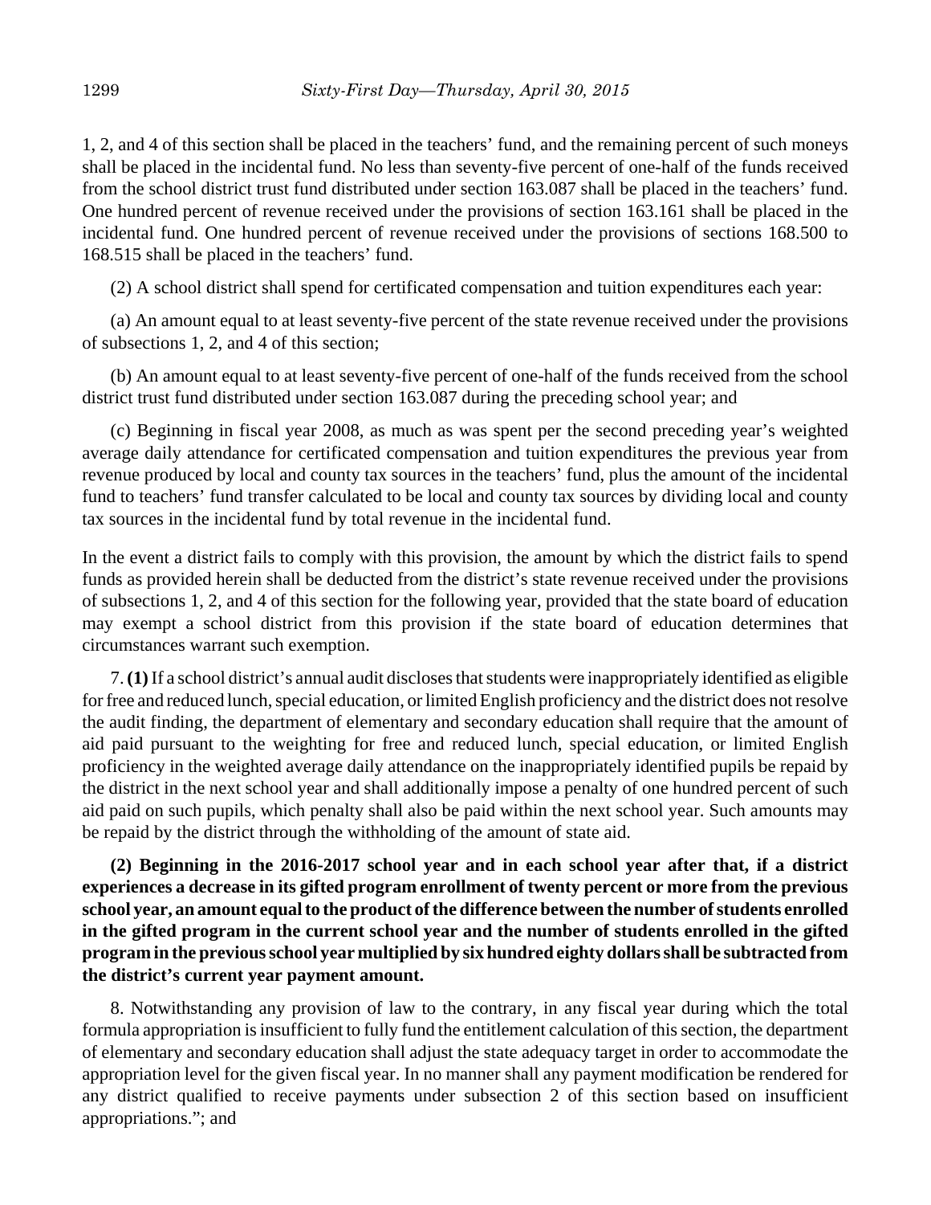1, 2, and 4 of this section shall be placed in the teachers' fund, and the remaining percent of such moneys shall be placed in the incidental fund. No less than seventy-five percent of one-half of the funds received from the school district trust fund distributed under section 163.087 shall be placed in the teachers' fund. One hundred percent of revenue received under the provisions of section 163.161 shall be placed in the incidental fund. One hundred percent of revenue received under the provisions of sections 168.500 to 168.515 shall be placed in the teachers' fund.

(2) A school district shall spend for certificated compensation and tuition expenditures each year:

(a) An amount equal to at least seventy-five percent of the state revenue received under the provisions of subsections 1, 2, and 4 of this section;

(b) An amount equal to at least seventy-five percent of one-half of the funds received from the school district trust fund distributed under section 163.087 during the preceding school year; and

(c) Beginning in fiscal year 2008, as much as was spent per the second preceding year's weighted average daily attendance for certificated compensation and tuition expenditures the previous year from revenue produced by local and county tax sources in the teachers' fund, plus the amount of the incidental fund to teachers' fund transfer calculated to be local and county tax sources by dividing local and county tax sources in the incidental fund by total revenue in the incidental fund.

In the event a district fails to comply with this provision, the amount by which the district fails to spend funds as provided herein shall be deducted from the district's state revenue received under the provisions of subsections 1, 2, and 4 of this section for the following year, provided that the state board of education may exempt a school district from this provision if the state board of education determines that circumstances warrant such exemption.

7. **(1)** If a school district's annual audit discloses that students were inappropriately identified as eligible for free and reduced lunch, special education, or limited English proficiency and the district does not resolve the audit finding, the department of elementary and secondary education shall require that the amount of aid paid pursuant to the weighting for free and reduced lunch, special education, or limited English proficiency in the weighted average daily attendance on the inappropriately identified pupils be repaid by the district in the next school year and shall additionally impose a penalty of one hundred percent of such aid paid on such pupils, which penalty shall also be paid within the next school year. Such amounts may be repaid by the district through the withholding of the amount of state aid.

**(2) Beginning in the 2016-2017 school year and in each school year after that, if a district experiences a decrease in its gifted program enrollment of twenty percent or more from the previous school year, an amount equal to the product of the difference between the number of students enrolled in the gifted program in the current school year and the number of students enrolled in the gifted program in the previous school year multiplied by six hundred eighty dollars shall be subtracted from the district's current year payment amount.**

8. Notwithstanding any provision of law to the contrary, in any fiscal year during which the total formula appropriation is insufficient to fully fund the entitlement calculation of this section, the department of elementary and secondary education shall adjust the state adequacy target in order to accommodate the appropriation level for the given fiscal year. In no manner shall any payment modification be rendered for any district qualified to receive payments under subsection 2 of this section based on insufficient appropriations."; and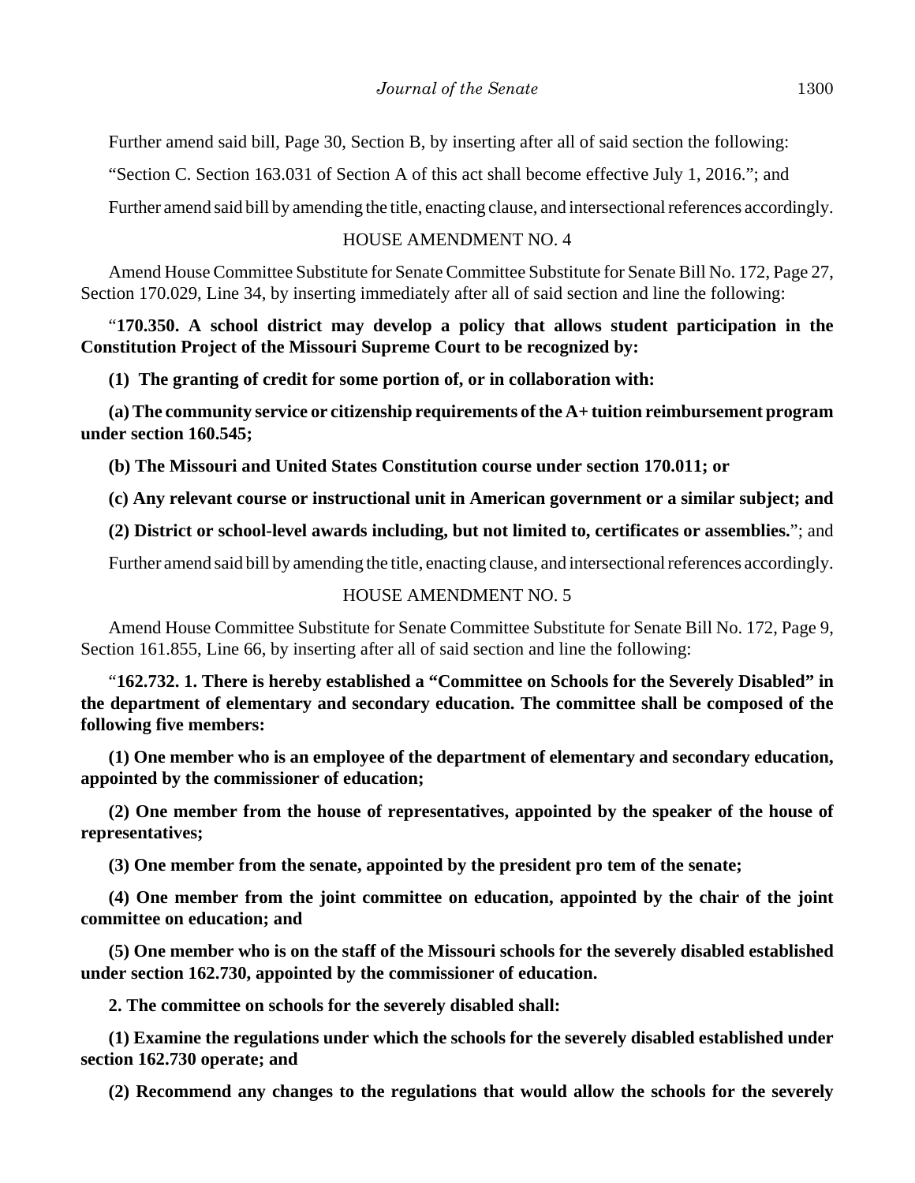Further amend said bill, Page 30, Section B, by inserting after all of said section the following:

"Section C. Section 163.031 of Section A of this act shall become effective July 1, 2016."; and

Further amend said bill by amending the title, enacting clause, and intersectional references accordingly.

HOUSE AMENDMENT NO. 4

Amend House Committee Substitute for Senate Committee Substitute for Senate Bill No. 172, Page 27, Section 170.029, Line 34, by inserting immediately after all of said section and line the following:

"**170.350. A school district may develop a policy that allows student participation in the Constitution Project of the Missouri Supreme Court to be recognized by:**

**(1) The granting of credit for some portion of, or in collaboration with:**

**(a) The community service or citizenship requirements of the A+ tuition reimbursement program under section 160.545;**

**(b) The Missouri and United States Constitution course under section 170.011; or**

**(c) Any relevant course or instructional unit in American government or a similar subject; and**

**(2) District or school-level awards including, but not limited to, certificates or assemblies.**"; and

Further amend said bill by amending the title, enacting clause, and intersectional references accordingly.

HOUSE AMENDMENT NO. 5

Amend House Committee Substitute for Senate Committee Substitute for Senate Bill No. 172, Page 9, Section 161.855, Line 66, by inserting after all of said section and line the following:

"**162.732. 1. There is hereby established a "Committee on Schools for the Severely Disabled" in the department of elementary and secondary education. The committee shall be composed of the following five members:**

**(1) One member who is an employee of the department of elementary and secondary education, appointed by the commissioner of education;**

**(2) One member from the house of representatives, appointed by the speaker of the house of representatives;**

**(3) One member from the senate, appointed by the president pro tem of the senate;**

**(4) One member from the joint committee on education, appointed by the chair of the joint committee on education; and**

**(5) One member who is on the staff of the Missouri schools for the severely disabled established under section 162.730, appointed by the commissioner of education.**

**2. The committee on schools for the severely disabled shall:**

**(1) Examine the regulations under which the schools for the severely disabled established under section 162.730 operate; and**

**(2) Recommend any changes to the regulations that would allow the schools for the severely**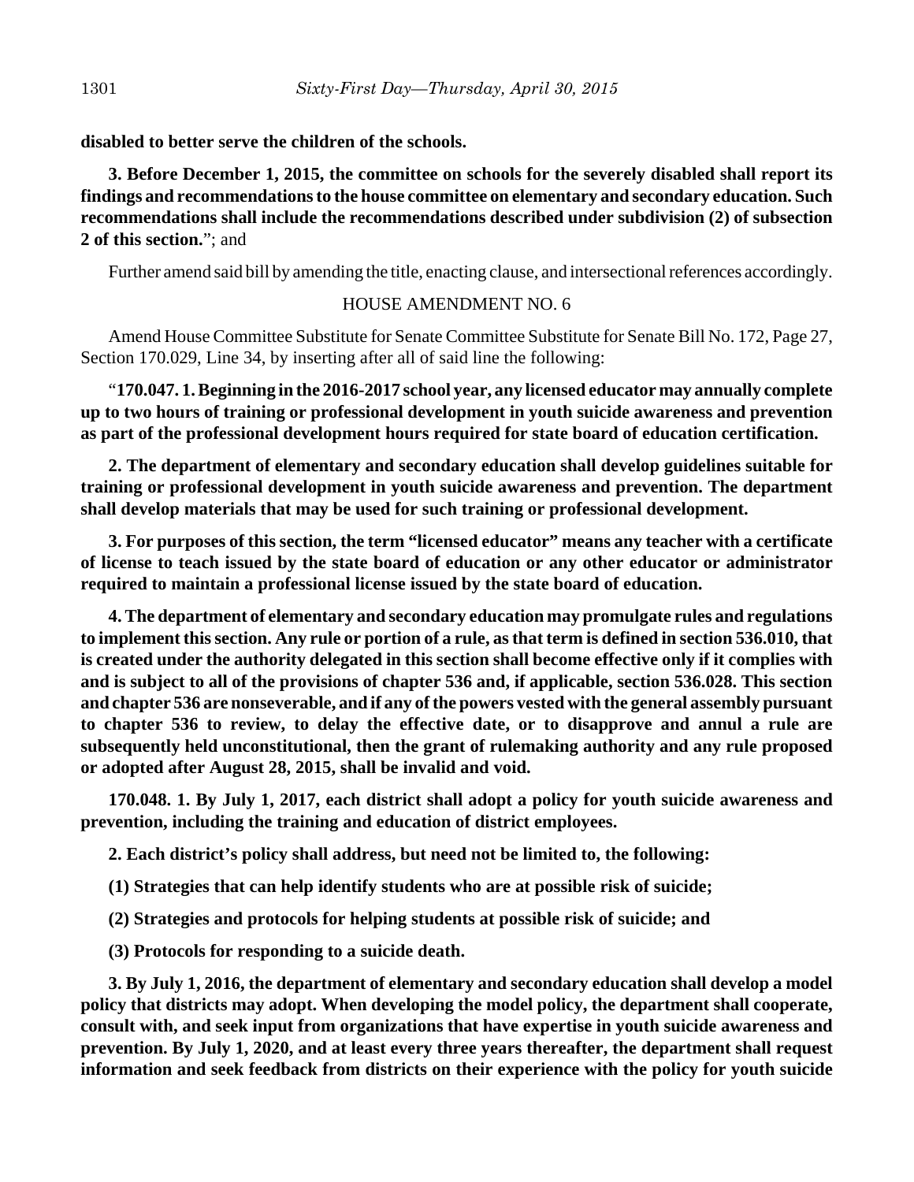**disabled to better serve the children of the schools.**

**3. Before December 1, 2015, the committee on schools for the severely disabled shall report its findings and recommendations to the house committee on elementary and secondary education. Such recommendations shall include the recommendations described under subdivision (2) of subsection 2 of this section.**"; and

Further amend said bill by amending the title, enacting clause, and intersectional references accordingly.

HOUSE AMENDMENT NO. 6

Amend House Committee Substitute for Senate Committee Substitute for Senate Bill No. 172, Page 27, Section 170.029, Line 34, by inserting after all of said line the following:

"**170.047. 1. Beginning in the 2016-2017 school year, any licensed educator may annually complete up to two hours of training or professional development in youth suicide awareness and prevention as part of the professional development hours required for state board of education certification.**

**2. The department of elementary and secondary education shall develop guidelines suitable for training or professional development in youth suicide awareness and prevention. The department shall develop materials that may be used for such training or professional development.**

**3. For purposes of this section, the term "licensed educator" means any teacher with a certificate of license to teach issued by the state board of education or any other educator or administrator required to maintain a professional license issued by the state board of education.**

**4. The department of elementary and secondary education may promulgate rules and regulations to implement this section. Any rule or portion of a rule, as that term is defined in section 536.010, that is created under the authority delegated in this section shall become effective only if it complies with and is subject to all of the provisions of chapter 536 and, if applicable, section 536.028. This section and chapter 536 are nonseverable, and if any of the powers vested with the general assembly pursuant to chapter 536 to review, to delay the effective date, or to disapprove and annul a rule are subsequently held unconstitutional, then the grant of rulemaking authority and any rule proposed or adopted after August 28, 2015, shall be invalid and void.**

**170.048. 1. By July 1, 2017, each district shall adopt a policy for youth suicide awareness and prevention, including the training and education of district employees.**

**2. Each district's policy shall address, but need not be limited to, the following:**

**(1) Strategies that can help identify students who are at possible risk of suicide;**

**(2) Strategies and protocols for helping students at possible risk of suicide; and**

**(3) Protocols for responding to a suicide death.**

**3. By July 1, 2016, the department of elementary and secondary education shall develop a model policy that districts may adopt. When developing the model policy, the department shall cooperate, consult with, and seek input from organizations that have expertise in youth suicide awareness and prevention. By July 1, 2020, and at least every three years thereafter, the department shall request information and seek feedback from districts on their experience with the policy for youth suicide**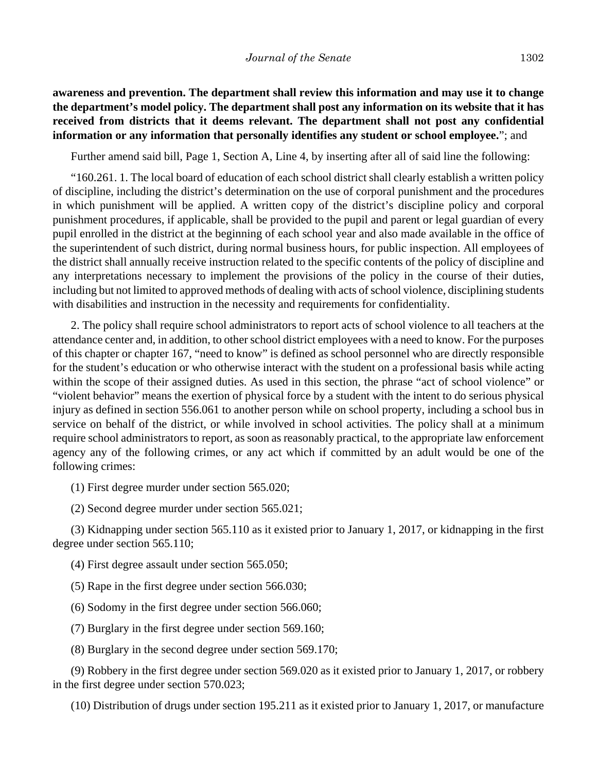**awareness and prevention. The department shall review this information and may use it to change the department's model policy. The department shall post any information on its website that it has received from districts that it deems relevant. The department shall not post any confidential information or any information that personally identifies any student or school employee.**"; and

Further amend said bill, Page 1, Section A, Line 4, by inserting after all of said line the following:

"160.261. 1. The local board of education of each school district shall clearly establish a written policy of discipline, including the district's determination on the use of corporal punishment and the procedures in which punishment will be applied. A written copy of the district's discipline policy and corporal punishment procedures, if applicable, shall be provided to the pupil and parent or legal guardian of every pupil enrolled in the district at the beginning of each school year and also made available in the office of the superintendent of such district, during normal business hours, for public inspection. All employees of the district shall annually receive instruction related to the specific contents of the policy of discipline and any interpretations necessary to implement the provisions of the policy in the course of their duties, including but not limited to approved methods of dealing with acts of school violence, disciplining students with disabilities and instruction in the necessity and requirements for confidentiality.

2. The policy shall require school administrators to report acts of school violence to all teachers at the attendance center and, in addition, to other school district employees with a need to know. For the purposes of this chapter or chapter 167, "need to know" is defined as school personnel who are directly responsible for the student's education or who otherwise interact with the student on a professional basis while acting within the scope of their assigned duties. As used in this section, the phrase "act of school violence" or "violent behavior" means the exertion of physical force by a student with the intent to do serious physical injury as defined in section 556.061 to another person while on school property, including a school bus in service on behalf of the district, or while involved in school activities. The policy shall at a minimum require school administrators to report, as soon as reasonably practical, to the appropriate law enforcement agency any of the following crimes, or any act which if committed by an adult would be one of the following crimes:

(1) First degree murder under section 565.020;

(2) Second degree murder under section 565.021;

(3) Kidnapping under section 565.110 as it existed prior to January 1, 2017, or kidnapping in the first degree under section 565.110;

(4) First degree assault under section 565.050;

(5) Rape in the first degree under section 566.030;

(6) Sodomy in the first degree under section 566.060;

(7) Burglary in the first degree under section 569.160;

(8) Burglary in the second degree under section 569.170;

(9) Robbery in the first degree under section 569.020 as it existed prior to January 1, 2017, or robbery in the first degree under section 570.023;

(10) Distribution of drugs under section 195.211 as it existed prior to January 1, 2017, or manufacture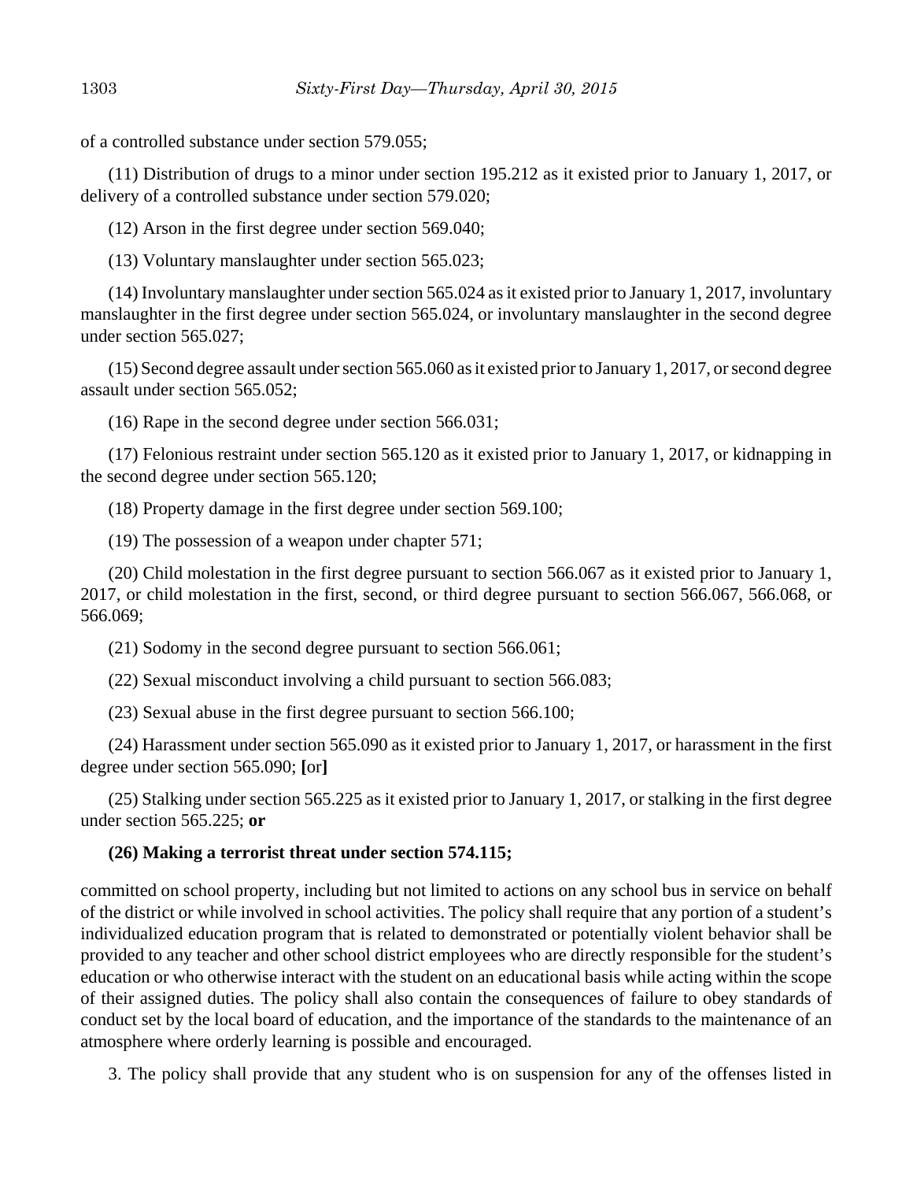of a controlled substance under section 579.055;

(11) Distribution of drugs to a minor under section 195.212 as it existed prior to January 1, 2017, or delivery of a controlled substance under section 579.020;

(12) Arson in the first degree under section 569.040;

(13) Voluntary manslaughter under section 565.023;

(14) Involuntary manslaughter under section 565.024 as it existed prior to January 1, 2017, involuntary manslaughter in the first degree under section 565.024, or involuntary manslaughter in the second degree under section 565.027;

(15) Second degree assault under section 565.060 as it existed prior to January 1, 2017, or second degree assault under section 565.052;

(16) Rape in the second degree under section 566.031;

(17) Felonious restraint under section 565.120 as it existed prior to January 1, 2017, or kidnapping in the second degree under section 565.120;

(18) Property damage in the first degree under section 569.100;

(19) The possession of a weapon under chapter 571;

(20) Child molestation in the first degree pursuant to section 566.067 as it existed prior to January 1, 2017, or child molestation in the first, second, or third degree pursuant to section 566.067, 566.068, or 566.069;

(21) Sodomy in the second degree pursuant to section 566.061;

(22) Sexual misconduct involving a child pursuant to section 566.083;

(23) Sexual abuse in the first degree pursuant to section 566.100;

(24) Harassment under section 565.090 as it existed prior to January 1, 2017, or harassment in the first degree under section 565.090; **[**or**]**

(25) Stalking under section 565.225 as it existed prior to January 1, 2017, or stalking in the first degree under section 565.225; **or**

**(26) Making a terrorist threat under section 574.115;**

committed on school property, including but not limited to actions on any school bus in service on behalf of the district or while involved in school activities. The policy shall require that any portion of a student's individualized education program that is related to demonstrated or potentially violent behavior shall be provided to any teacher and other school district employees who are directly responsible for the student's education or who otherwise interact with the student on an educational basis while acting within the scope of their assigned duties. The policy shall also contain the consequences of failure to obey standards of conduct set by the local board of education, and the importance of the standards to the maintenance of an atmosphere where orderly learning is possible and encouraged.

3. The policy shall provide that any student who is on suspension for any of the offenses listed in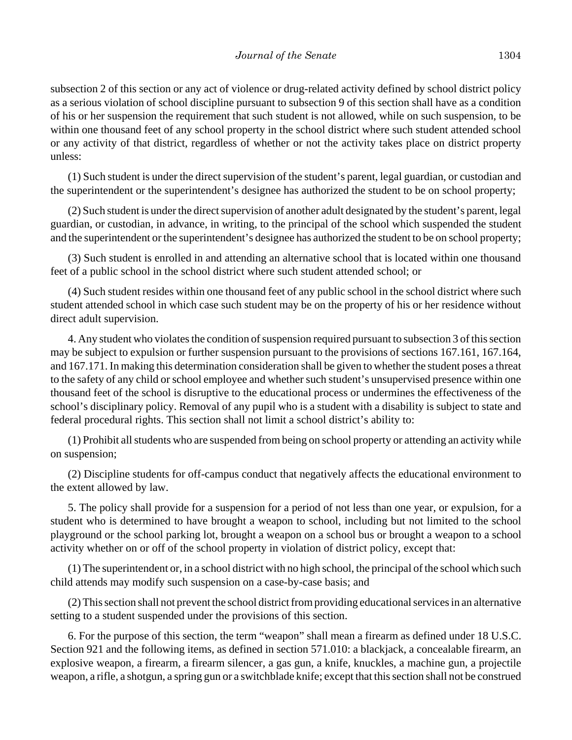subsection 2 of this section or any act of violence or drug-related activity defined by school district policy as a serious violation of school discipline pursuant to subsection 9 of this section shall have as a condition of his or her suspension the requirement that such student is not allowed, while on such suspension, to be within one thousand feet of any school property in the school district where such student attended school or any activity of that district, regardless of whether or not the activity takes place on district property unless:

(1) Such student is under the direct supervision of the student's parent, legal guardian, or custodian and the superintendent or the superintendent's designee has authorized the student to be on school property;

(2) Such student is under the direct supervision of another adult designated by the student's parent, legal guardian, or custodian, in advance, in writing, to the principal of the school which suspended the student and the superintendent or the superintendent's designee has authorized the student to be on school property;

(3) Such student is enrolled in and attending an alternative school that is located within one thousand feet of a public school in the school district where such student attended school; or

(4) Such student resides within one thousand feet of any public school in the school district where such student attended school in which case such student may be on the property of his or her residence without direct adult supervision.

4. Any student who violates the condition of suspension required pursuant to subsection 3 of this section may be subject to expulsion or further suspension pursuant to the provisions of sections 167.161, 167.164, and 167.171. In making this determination consideration shall be given to whether the student poses a threat to the safety of any child or school employee and whether such student's unsupervised presence within one thousand feet of the school is disruptive to the educational process or undermines the effectiveness of the school's disciplinary policy. Removal of any pupil who is a student with a disability is subject to state and federal procedural rights. This section shall not limit a school district's ability to:

(1) Prohibit all students who are suspended from being on school property or attending an activity while on suspension;

(2) Discipline students for off-campus conduct that negatively affects the educational environment to the extent allowed by law.

5. The policy shall provide for a suspension for a period of not less than one year, or expulsion, for a student who is determined to have brought a weapon to school, including but not limited to the school playground or the school parking lot, brought a weapon on a school bus or brought a weapon to a school activity whether on or off of the school property in violation of district policy, except that:

(1) The superintendent or, in a school district with no high school, the principal of the school which such child attends may modify such suspension on a case-by-case basis; and

(2) This section shall not prevent the school district from providing educational services in an alternative setting to a student suspended under the provisions of this section.

6. For the purpose of this section, the term "weapon" shall mean a firearm as defined under 18 U.S.C. Section 921 and the following items, as defined in section 571.010: a blackjack, a concealable firearm, an explosive weapon, a firearm, a firearm silencer, a gas gun, a knife, knuckles, a machine gun, a projectile weapon, a rifle, a shotgun, a spring gun or a switchblade knife; except that this section shall not be construed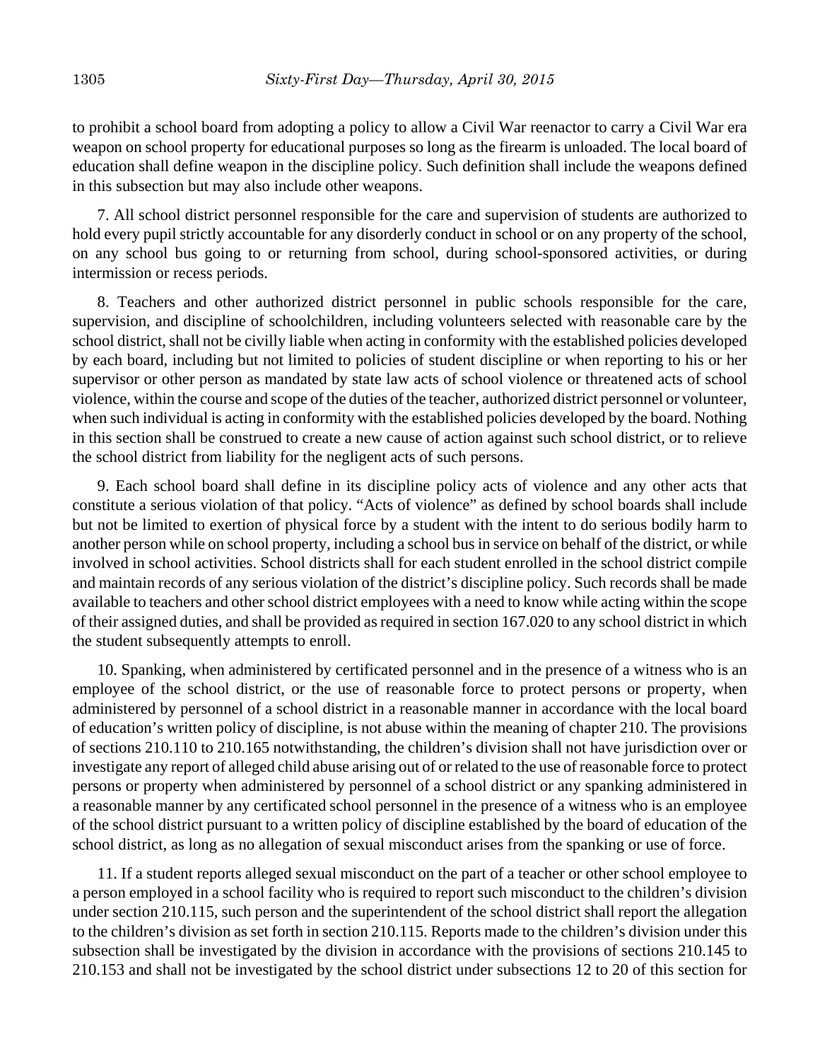to prohibit a school board from adopting a policy to allow a Civil War reenactor to carry a Civil War era weapon on school property for educational purposes so long as the firearm is unloaded. The local board of education shall define weapon in the discipline policy. Such definition shall include the weapons defined in this subsection but may also include other weapons.

7. All school district personnel responsible for the care and supervision of students are authorized to hold every pupil strictly accountable for any disorderly conduct in school or on any property of the school, on any school bus going to or returning from school, during school-sponsored activities, or during intermission or recess periods.

8. Teachers and other authorized district personnel in public schools responsible for the care, supervision, and discipline of schoolchildren, including volunteers selected with reasonable care by the school district, shall not be civilly liable when acting in conformity with the established policies developed by each board, including but not limited to policies of student discipline or when reporting to his or her supervisor or other person as mandated by state law acts of school violence or threatened acts of school violence, within the course and scope of the duties of the teacher, authorized district personnel or volunteer, when such individual is acting in conformity with the established policies developed by the board. Nothing in this section shall be construed to create a new cause of action against such school district, or to relieve the school district from liability for the negligent acts of such persons.

9. Each school board shall define in its discipline policy acts of violence and any other acts that constitute a serious violation of that policy. "Acts of violence" as defined by school boards shall include but not be limited to exertion of physical force by a student with the intent to do serious bodily harm to another person while on school property, including a school bus in service on behalf of the district, or while involved in school activities. School districts shall for each student enrolled in the school district compile and maintain records of any serious violation of the district's discipline policy. Such records shall be made available to teachers and other school district employees with a need to know while acting within the scope of their assigned duties, and shall be provided as required in section 167.020 to any school district in which the student subsequently attempts to enroll.

10. Spanking, when administered by certificated personnel and in the presence of a witness who is an employee of the school district, or the use of reasonable force to protect persons or property, when administered by personnel of a school district in a reasonable manner in accordance with the local board of education's written policy of discipline, is not abuse within the meaning of chapter 210. The provisions of sections 210.110 to 210.165 notwithstanding, the children's division shall not have jurisdiction over or investigate any report of alleged child abuse arising out of or related to the use of reasonable force to protect persons or property when administered by personnel of a school district or any spanking administered in a reasonable manner by any certificated school personnel in the presence of a witness who is an employee of the school district pursuant to a written policy of discipline established by the board of education of the school district, as long as no allegation of sexual misconduct arises from the spanking or use of force.

11. If a student reports alleged sexual misconduct on the part of a teacher or other school employee to a person employed in a school facility who is required to report such misconduct to the children's division under section 210.115, such person and the superintendent of the school district shall report the allegation to the children's division as set forth in section 210.115. Reports made to the children's division under this subsection shall be investigated by the division in accordance with the provisions of sections 210.145 to 210.153 and shall not be investigated by the school district under subsections 12 to 20 of this section for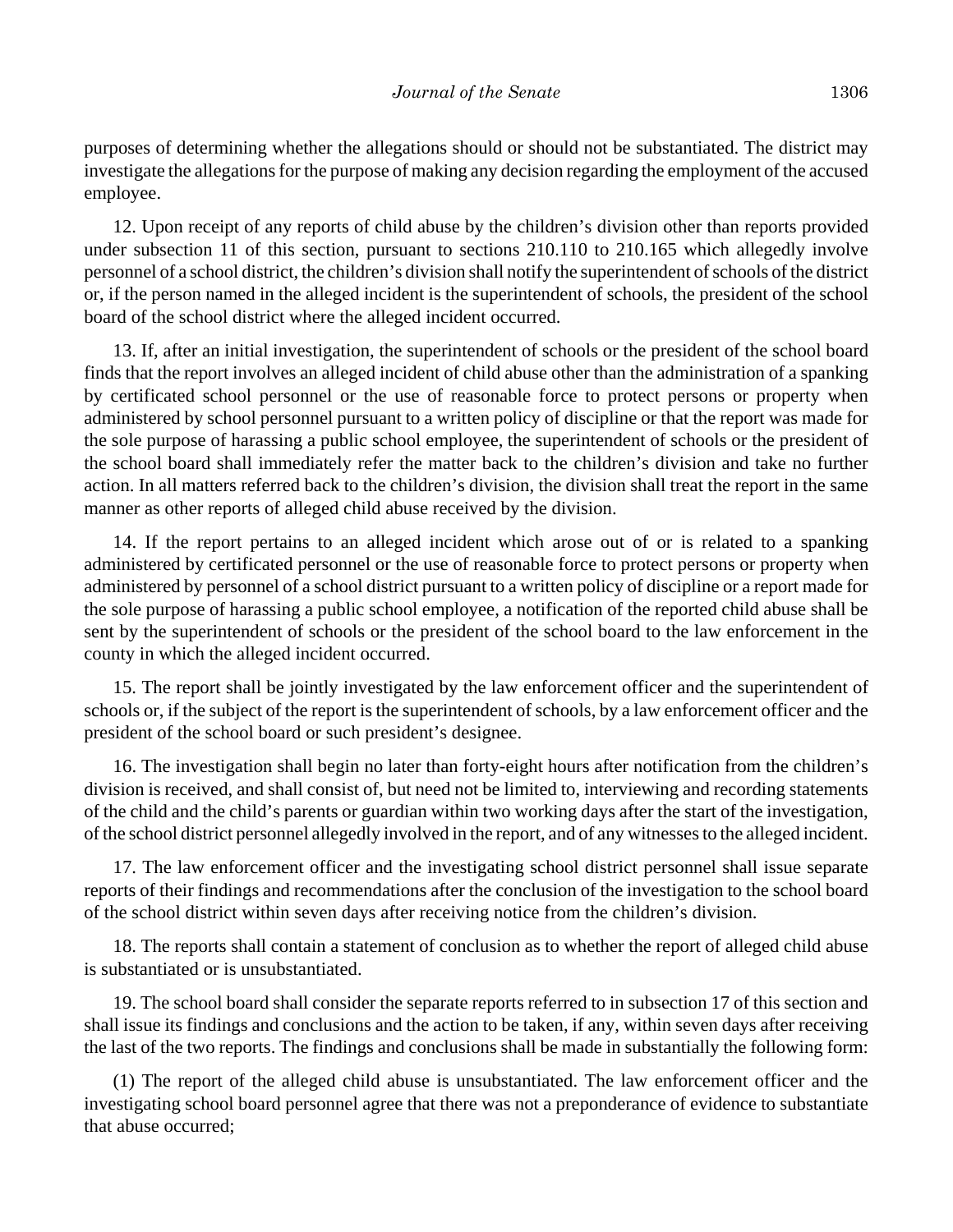purposes of determining whether the allegations should or should not be substantiated. The district may investigate the allegations for the purpose of making any decision regarding the employment of the accused employee.

12. Upon receipt of any reports of child abuse by the children's division other than reports provided under subsection 11 of this section, pursuant to sections 210.110 to 210.165 which allegedly involve personnel of a school district, the children's division shall notify the superintendent of schools of the district or, if the person named in the alleged incident is the superintendent of schools, the president of the school board of the school district where the alleged incident occurred.

13. If, after an initial investigation, the superintendent of schools or the president of the school board finds that the report involves an alleged incident of child abuse other than the administration of a spanking by certificated school personnel or the use of reasonable force to protect persons or property when administered by school personnel pursuant to a written policy of discipline or that the report was made for the sole purpose of harassing a public school employee, the superintendent of schools or the president of the school board shall immediately refer the matter back to the children's division and take no further action. In all matters referred back to the children's division, the division shall treat the report in the same manner as other reports of alleged child abuse received by the division.

14. If the report pertains to an alleged incident which arose out of or is related to a spanking administered by certificated personnel or the use of reasonable force to protect persons or property when administered by personnel of a school district pursuant to a written policy of discipline or a report made for the sole purpose of harassing a public school employee, a notification of the reported child abuse shall be sent by the superintendent of schools or the president of the school board to the law enforcement in the county in which the alleged incident occurred.

15. The report shall be jointly investigated by the law enforcement officer and the superintendent of schools or, if the subject of the report is the superintendent of schools, by a law enforcement officer and the president of the school board or such president's designee.

16. The investigation shall begin no later than forty-eight hours after notification from the children's division is received, and shall consist of, but need not be limited to, interviewing and recording statements of the child and the child's parents or guardian within two working days after the start of the investigation, of the school district personnel allegedly involved in the report, and of any witnesses to the alleged incident.

17. The law enforcement officer and the investigating school district personnel shall issue separate reports of their findings and recommendations after the conclusion of the investigation to the school board of the school district within seven days after receiving notice from the children's division.

18. The reports shall contain a statement of conclusion as to whether the report of alleged child abuse is substantiated or is unsubstantiated.

19. The school board shall consider the separate reports referred to in subsection 17 of this section and shall issue its findings and conclusions and the action to be taken, if any, within seven days after receiving the last of the two reports. The findings and conclusions shall be made in substantially the following form:

(1) The report of the alleged child abuse is unsubstantiated. The law enforcement officer and the investigating school board personnel agree that there was not a preponderance of evidence to substantiate that abuse occurred;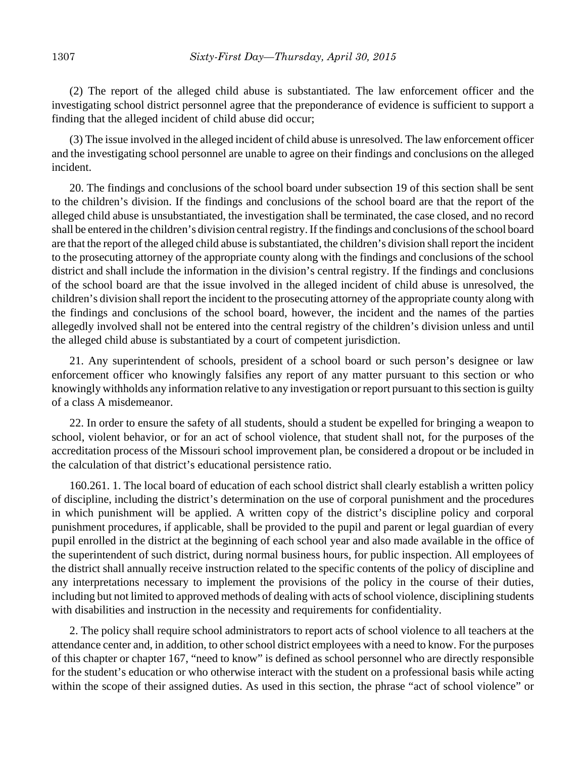(2) The report of the alleged child abuse is substantiated. The law enforcement officer and the investigating school district personnel agree that the preponderance of evidence is sufficient to support a finding that the alleged incident of child abuse did occur;

(3) The issue involved in the alleged incident of child abuse is unresolved. The law enforcement officer and the investigating school personnel are unable to agree on their findings and conclusions on the alleged incident.

20. The findings and conclusions of the school board under subsection 19 of this section shall be sent to the children's division. If the findings and conclusions of the school board are that the report of the alleged child abuse is unsubstantiated, the investigation shall be terminated, the case closed, and no record shall be entered in the children's division central registry. If the findings and conclusions of the school board are that the report of the alleged child abuse is substantiated, the children's division shall report the incident to the prosecuting attorney of the appropriate county along with the findings and conclusions of the school district and shall include the information in the division's central registry. If the findings and conclusions of the school board are that the issue involved in the alleged incident of child abuse is unresolved, the children's division shall report the incident to the prosecuting attorney of the appropriate county along with the findings and conclusions of the school board, however, the incident and the names of the parties allegedly involved shall not be entered into the central registry of the children's division unless and until the alleged child abuse is substantiated by a court of competent jurisdiction.

21. Any superintendent of schools, president of a school board or such person's designee or law enforcement officer who knowingly falsifies any report of any matter pursuant to this section or who knowingly withholds any information relative to any investigation or report pursuant to this section is guilty of a class A misdemeanor.

22. In order to ensure the safety of all students, should a student be expelled for bringing a weapon to school, violent behavior, or for an act of school violence, that student shall not, for the purposes of the accreditation process of the Missouri school improvement plan, be considered a dropout or be included in the calculation of that district's educational persistence ratio.

160.261. 1. The local board of education of each school district shall clearly establish a written policy of discipline, including the district's determination on the use of corporal punishment and the procedures in which punishment will be applied. A written copy of the district's discipline policy and corporal punishment procedures, if applicable, shall be provided to the pupil and parent or legal guardian of every pupil enrolled in the district at the beginning of each school year and also made available in the office of the superintendent of such district, during normal business hours, for public inspection. All employees of the district shall annually receive instruction related to the specific contents of the policy of discipline and any interpretations necessary to implement the provisions of the policy in the course of their duties, including but not limited to approved methods of dealing with acts of school violence, disciplining students with disabilities and instruction in the necessity and requirements for confidentiality.

2. The policy shall require school administrators to report acts of school violence to all teachers at the attendance center and, in addition, to other school district employees with a need to know. For the purposes of this chapter or chapter 167, "need to know" is defined as school personnel who are directly responsible for the student's education or who otherwise interact with the student on a professional basis while acting within the scope of their assigned duties. As used in this section, the phrase "act of school violence" or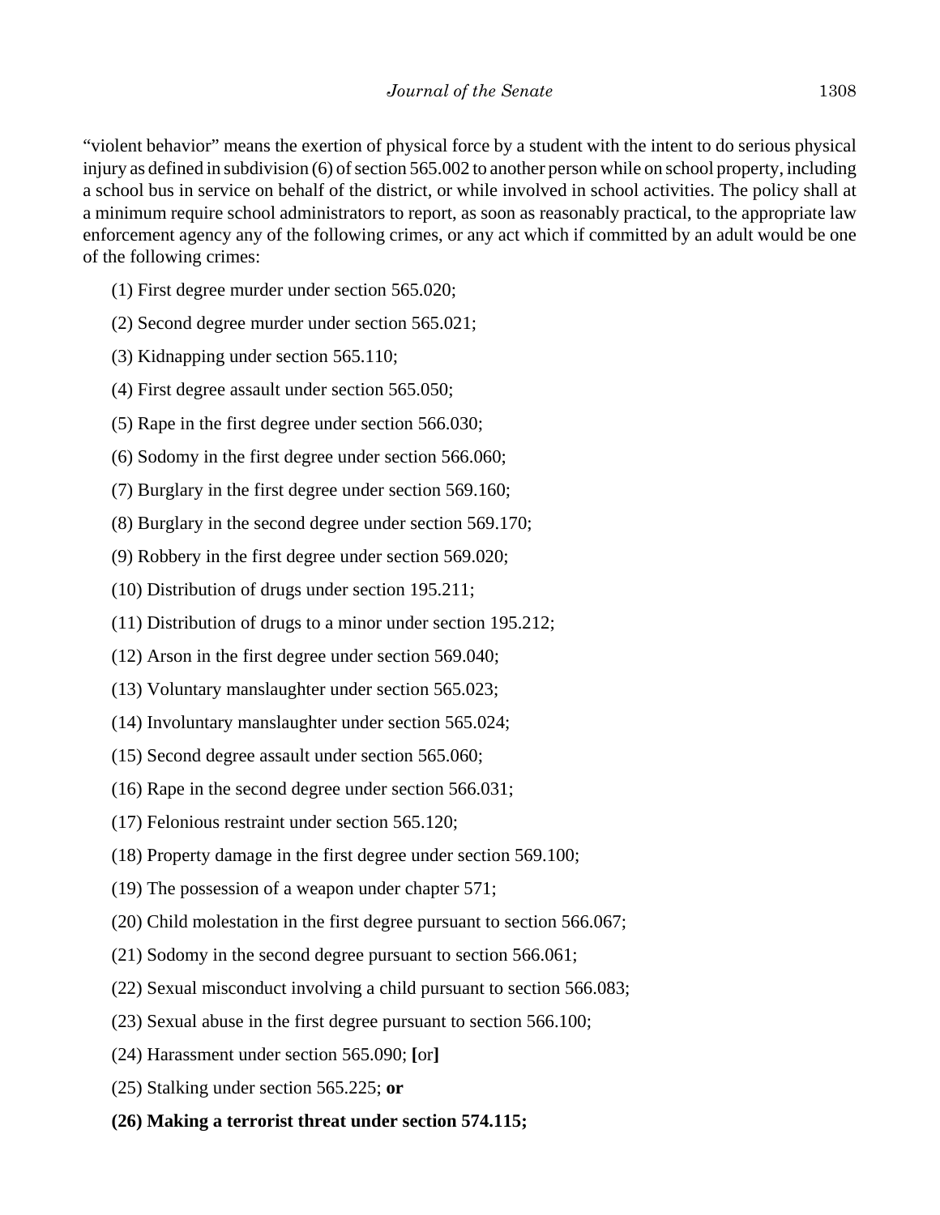"violent behavior" means the exertion of physical force by a student with the intent to do serious physical injury as defined in subdivision (6) of section 565.002 to another person while on school property, including a school bus in service on behalf of the district, or while involved in school activities. The policy shall at a minimum require school administrators to report, as soon as reasonably practical, to the appropriate law enforcement agency any of the following crimes, or any act which if committed by an adult would be one of the following crimes:

(1) First degree murder under section 565.020;

(2) Second degree murder under section 565.021;

(3) Kidnapping under section 565.110;

(4) First degree assault under section 565.050;

(5) Rape in the first degree under section 566.030;

(6) Sodomy in the first degree under section 566.060;

(7) Burglary in the first degree under section 569.160;

(8) Burglary in the second degree under section 569.170;

(9) Robbery in the first degree under section 569.020;

(10) Distribution of drugs under section 195.211;

(11) Distribution of drugs to a minor under section 195.212;

(12) Arson in the first degree under section 569.040;

(13) Voluntary manslaughter under section 565.023;

(14) Involuntary manslaughter under section 565.024;

(15) Second degree assault under section 565.060;

(16) Rape in the second degree under section 566.031;

(17) Felonious restraint under section 565.120;

(18) Property damage in the first degree under section 569.100;

(19) The possession of a weapon under chapter 571;

(20) Child molestation in the first degree pursuant to section 566.067;

(21) Sodomy in the second degree pursuant to section 566.061;

(22) Sexual misconduct involving a child pursuant to section 566.083;

(23) Sexual abuse in the first degree pursuant to section 566.100;

(24) Harassment under section 565.090; **[**or**]**

(25) Stalking under section 565.225; **or**

**(26) Making a terrorist threat under section 574.115;**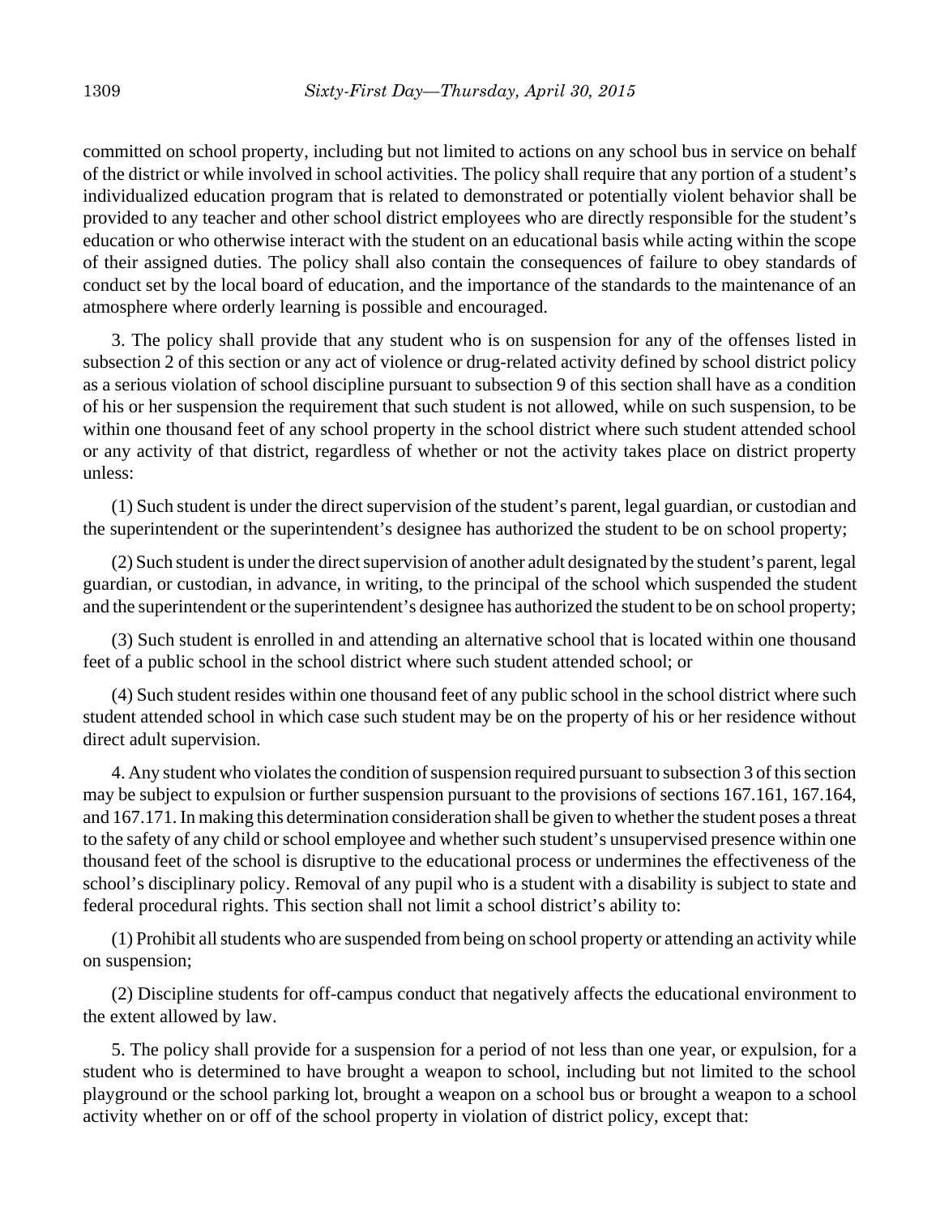committed on school property, including but not limited to actions on any school bus in service on behalf of the district or while involved in school activities. The policy shall require that any portion of a student's individualized education program that is related to demonstrated or potentially violent behavior shall be provided to any teacher and other school district employees who are directly responsible for the student's education or who otherwise interact with the student on an educational basis while acting within the scope of their assigned duties. The policy shall also contain the consequences of failure to obey standards of conduct set by the local board of education, and the importance of the standards to the maintenance of an atmosphere where orderly learning is possible and encouraged.

3. The policy shall provide that any student who is on suspension for any of the offenses listed in subsection 2 of this section or any act of violence or drug-related activity defined by school district policy as a serious violation of school discipline pursuant to subsection 9 of this section shall have as a condition of his or her suspension the requirement that such student is not allowed, while on such suspension, to be within one thousand feet of any school property in the school district where such student attended school or any activity of that district, regardless of whether or not the activity takes place on district property unless:

(1) Such student is under the direct supervision of the student's parent, legal guardian, or custodian and the superintendent or the superintendent's designee has authorized the student to be on school property;

(2) Such student is under the direct supervision of another adult designated by the student's parent, legal guardian, or custodian, in advance, in writing, to the principal of the school which suspended the student and the superintendent or the superintendent's designee has authorized the student to be on school property;

(3) Such student is enrolled in and attending an alternative school that is located within one thousand feet of a public school in the school district where such student attended school; or

(4) Such student resides within one thousand feet of any public school in the school district where such student attended school in which case such student may be on the property of his or her residence without direct adult supervision.

4. Any student who violates the condition of suspension required pursuant to subsection 3 of this section may be subject to expulsion or further suspension pursuant to the provisions of sections 167.161, 167.164, and 167.171. In making this determination consideration shall be given to whether the student poses a threat to the safety of any child or school employee and whether such student's unsupervised presence within one thousand feet of the school is disruptive to the educational process or undermines the effectiveness of the school's disciplinary policy. Removal of any pupil who is a student with a disability is subject to state and federal procedural rights. This section shall not limit a school district's ability to:

(1) Prohibit all students who are suspended from being on school property or attending an activity while on suspension;

(2) Discipline students for off-campus conduct that negatively affects the educational environment to the extent allowed by law.

5. The policy shall provide for a suspension for a period of not less than one year, or expulsion, for a student who is determined to have brought a weapon to school, including but not limited to the school playground or the school parking lot, brought a weapon on a school bus or brought a weapon to a school activity whether on or off of the school property in violation of district policy, except that: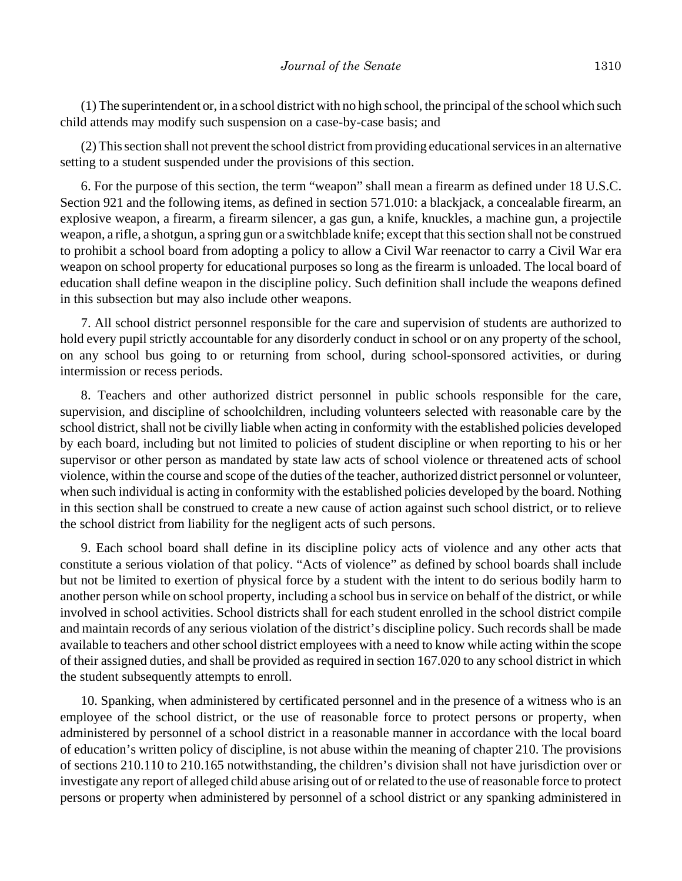(1) The superintendent or, in a school district with no high school, the principal of the school which such child attends may modify such suspension on a case-by-case basis; and

(2) This section shall not prevent the school district from providing educational services in an alternative setting to a student suspended under the provisions of this section.

6. For the purpose of this section, the term "weapon" shall mean a firearm as defined under 18 U.S.C. Section 921 and the following items, as defined in section 571.010: a blackjack, a concealable firearm, an explosive weapon, a firearm, a firearm silencer, a gas gun, a knife, knuckles, a machine gun, a projectile weapon, a rifle, a shotgun, a spring gun or a switchblade knife; except that this section shall not be construed to prohibit a school board from adopting a policy to allow a Civil War reenactor to carry a Civil War era weapon on school property for educational purposes so long as the firearm is unloaded. The local board of education shall define weapon in the discipline policy. Such definition shall include the weapons defined in this subsection but may also include other weapons.

7. All school district personnel responsible for the care and supervision of students are authorized to hold every pupil strictly accountable for any disorderly conduct in school or on any property of the school, on any school bus going to or returning from school, during school-sponsored activities, or during intermission or recess periods.

8. Teachers and other authorized district personnel in public schools responsible for the care, supervision, and discipline of schoolchildren, including volunteers selected with reasonable care by the school district, shall not be civilly liable when acting in conformity with the established policies developed by each board, including but not limited to policies of student discipline or when reporting to his or her supervisor or other person as mandated by state law acts of school violence or threatened acts of school violence, within the course and scope of the duties of the teacher, authorized district personnel or volunteer, when such individual is acting in conformity with the established policies developed by the board. Nothing in this section shall be construed to create a new cause of action against such school district, or to relieve the school district from liability for the negligent acts of such persons.

9. Each school board shall define in its discipline policy acts of violence and any other acts that constitute a serious violation of that policy. "Acts of violence" as defined by school boards shall include but not be limited to exertion of physical force by a student with the intent to do serious bodily harm to another person while on school property, including a school bus in service on behalf of the district, or while involved in school activities. School districts shall for each student enrolled in the school district compile and maintain records of any serious violation of the district's discipline policy. Such records shall be made available to teachers and other school district employees with a need to know while acting within the scope of their assigned duties, and shall be provided as required in section 167.020 to any school district in which the student subsequently attempts to enroll.

10. Spanking, when administered by certificated personnel and in the presence of a witness who is an employee of the school district, or the use of reasonable force to protect persons or property, when administered by personnel of a school district in a reasonable manner in accordance with the local board of education's written policy of discipline, is not abuse within the meaning of chapter 210. The provisions of sections 210.110 to 210.165 notwithstanding, the children's division shall not have jurisdiction over or investigate any report of alleged child abuse arising out of or related to the use of reasonable force to protect persons or property when administered by personnel of a school district or any spanking administered in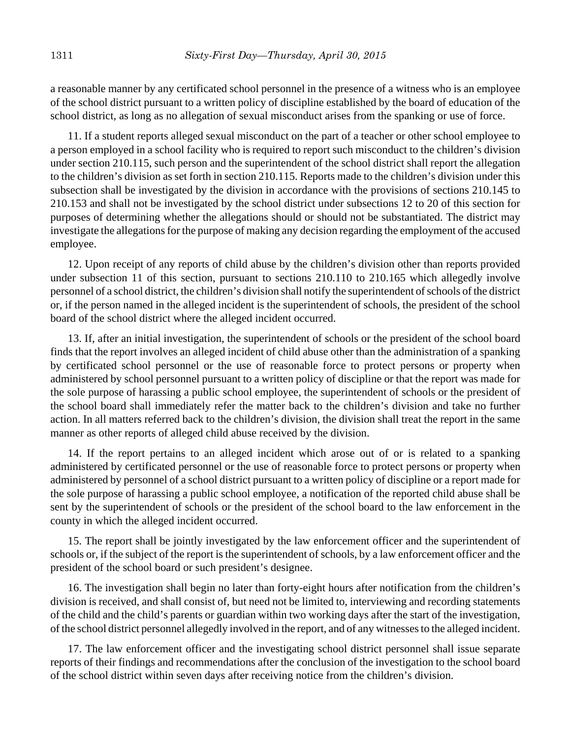a reasonable manner by any certificated school personnel in the presence of a witness who is an employee of the school district pursuant to a written policy of discipline established by the board of education of the school district, as long as no allegation of sexual misconduct arises from the spanking or use of force.

11. If a student reports alleged sexual misconduct on the part of a teacher or other school employee to a person employed in a school facility who is required to report such misconduct to the children's division under section 210.115, such person and the superintendent of the school district shall report the allegation to the children's division as set forth in section 210.115. Reports made to the children's division under this subsection shall be investigated by the division in accordance with the provisions of sections 210.145 to 210.153 and shall not be investigated by the school district under subsections 12 to 20 of this section for purposes of determining whether the allegations should or should not be substantiated. The district may investigate the allegations for the purpose of making any decision regarding the employment of the accused employee.

12. Upon receipt of any reports of child abuse by the children's division other than reports provided under subsection 11 of this section, pursuant to sections 210.110 to 210.165 which allegedly involve personnel of a school district, the children's division shall notify the superintendent of schools of the district or, if the person named in the alleged incident is the superintendent of schools, the president of the school board of the school district where the alleged incident occurred.

13. If, after an initial investigation, the superintendent of schools or the president of the school board finds that the report involves an alleged incident of child abuse other than the administration of a spanking by certificated school personnel or the use of reasonable force to protect persons or property when administered by school personnel pursuant to a written policy of discipline or that the report was made for the sole purpose of harassing a public school employee, the superintendent of schools or the president of the school board shall immediately refer the matter back to the children's division and take no further action. In all matters referred back to the children's division, the division shall treat the report in the same manner as other reports of alleged child abuse received by the division.

14. If the report pertains to an alleged incident which arose out of or is related to a spanking administered by certificated personnel or the use of reasonable force to protect persons or property when administered by personnel of a school district pursuant to a written policy of discipline or a report made for the sole purpose of harassing a public school employee, a notification of the reported child abuse shall be sent by the superintendent of schools or the president of the school board to the law enforcement in the county in which the alleged incident occurred.

15. The report shall be jointly investigated by the law enforcement officer and the superintendent of schools or, if the subject of the report is the superintendent of schools, by a law enforcement officer and the president of the school board or such president's designee.

16. The investigation shall begin no later than forty-eight hours after notification from the children's division is received, and shall consist of, but need not be limited to, interviewing and recording statements of the child and the child's parents or guardian within two working days after the start of the investigation, of the school district personnel allegedly involved in the report, and of any witnesses to the alleged incident.

17. The law enforcement officer and the investigating school district personnel shall issue separate reports of their findings and recommendations after the conclusion of the investigation to the school board of the school district within seven days after receiving notice from the children's division.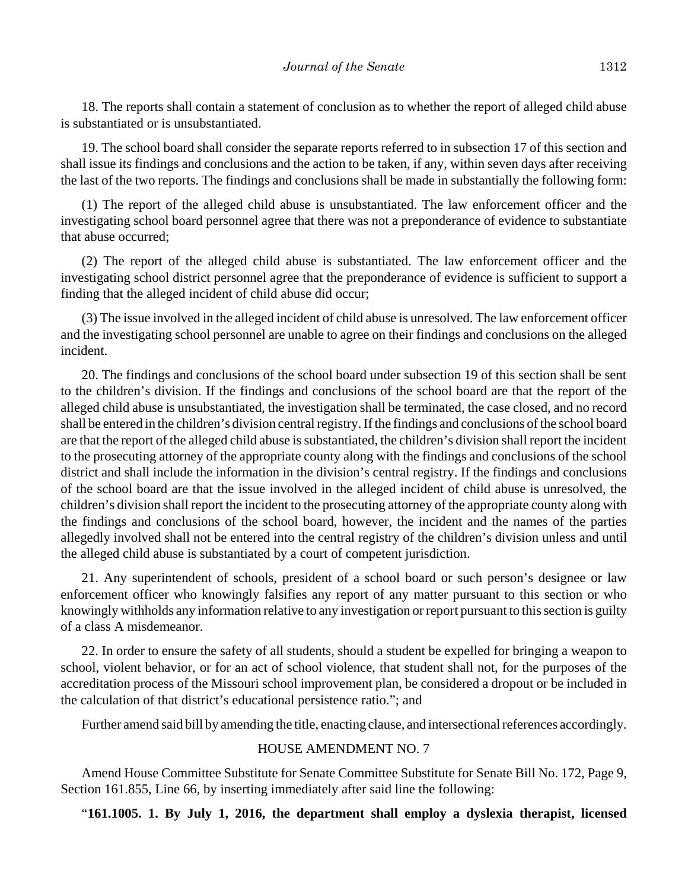18. The reports shall contain a statement of conclusion as to whether the report of alleged child abuse is substantiated or is unsubstantiated.

19. The school board shall consider the separate reports referred to in subsection 17 of this section and shall issue its findings and conclusions and the action to be taken, if any, within seven days after receiving the last of the two reports. The findings and conclusions shall be made in substantially the following form:

(1) The report of the alleged child abuse is unsubstantiated. The law enforcement officer and the investigating school board personnel agree that there was not a preponderance of evidence to substantiate that abuse occurred;

(2) The report of the alleged child abuse is substantiated. The law enforcement officer and the investigating school district personnel agree that the preponderance of evidence is sufficient to support a finding that the alleged incident of child abuse did occur;

(3) The issue involved in the alleged incident of child abuse is unresolved. The law enforcement officer and the investigating school personnel are unable to agree on their findings and conclusions on the alleged incident.

20. The findings and conclusions of the school board under subsection 19 of this section shall be sent to the children's division. If the findings and conclusions of the school board are that the report of the alleged child abuse is unsubstantiated, the investigation shall be terminated, the case closed, and no record shall be entered in the children's division central registry. If the findings and conclusions of the school board are that the report of the alleged child abuse is substantiated, the children's division shall report the incident to the prosecuting attorney of the appropriate county along with the findings and conclusions of the school district and shall include the information in the division's central registry. If the findings and conclusions of the school board are that the issue involved in the alleged incident of child abuse is unresolved, the children's division shall report the incident to the prosecuting attorney of the appropriate county along with the findings and conclusions of the school board, however, the incident and the names of the parties allegedly involved shall not be entered into the central registry of the children's division unless and until the alleged child abuse is substantiated by a court of competent jurisdiction.

21. Any superintendent of schools, president of a school board or such person's designee or law enforcement officer who knowingly falsifies any report of any matter pursuant to this section or who knowingly withholds any information relative to any investigation or report pursuant to this section is guilty of a class A misdemeanor.

22. In order to ensure the safety of all students, should a student be expelled for bringing a weapon to school, violent behavior, or for an act of school violence, that student shall not, for the purposes of the accreditation process of the Missouri school improvement plan, be considered a dropout or be included in the calculation of that district's educational persistence ratio."; and

Further amend said bill by amending the title, enacting clause, and intersectional references accordingly.

HOUSE AMENDMENT NO. 7

Amend House Committee Substitute for Senate Committee Substitute for Senate Bill No. 172, Page 9, Section 161.855, Line 66, by inserting immediately after said line the following:

"**161.1005. 1. By July 1, 2016, the department shall employ a dyslexia therapist, licensed**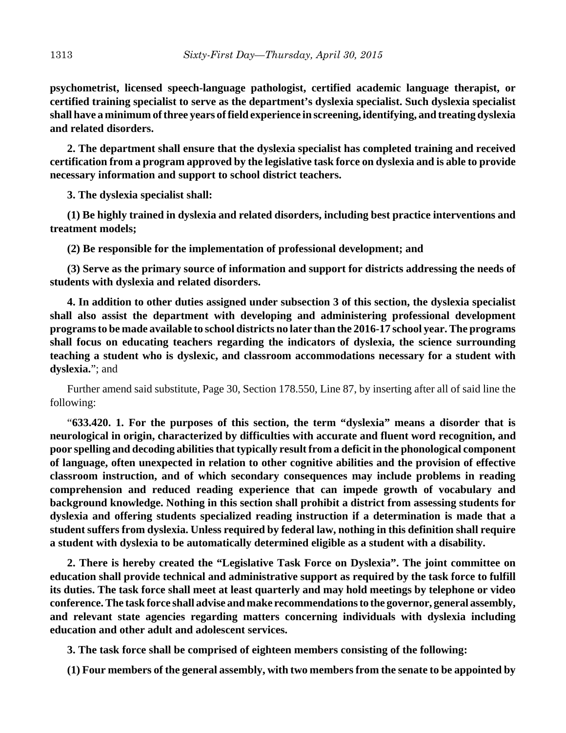**psychometrist, licensed speech-language pathologist, certified academic language therapist, or certified training specialist to serve as the department's dyslexia specialist. Such dyslexia specialist shall have a minimum of three years of field experience in screening, identifying, and treating dyslexia and related disorders.**

**2. The department shall ensure that the dyslexia specialist has completed training and received certification from a program approved by the legislative task force on dyslexia and is able to provide necessary information and support to school district teachers.**

**3. The dyslexia specialist shall:**

**(1) Be highly trained in dyslexia and related disorders, including best practice interventions and treatment models;**

**(2) Be responsible for the implementation of professional development; and**

**(3) Serve as the primary source of information and support for districts addressing the needs of students with dyslexia and related disorders.**

**4. In addition to other duties assigned under subsection 3 of this section, the dyslexia specialist shall also assist the department with developing and administering professional development programs to be made available to school districts no later than the 2016-17 school year. The programs shall focus on educating teachers regarding the indicators of dyslexia, the science surrounding teaching a student who is dyslexic, and classroom accommodations necessary for a student with dyslexia.**"; and

Further amend said substitute, Page 30, Section 178.550, Line 87, by inserting after all of said line the following:

"**633.420. 1. For the purposes of this section, the term "dyslexia" means a disorder that is neurological in origin, characterized by difficulties with accurate and fluent word recognition, and poor spelling and decoding abilities that typically result from a deficit in the phonological component of language, often unexpected in relation to other cognitive abilities and the provision of effective classroom instruction, and of which secondary consequences may include problems in reading comprehension and reduced reading experience that can impede growth of vocabulary and background knowledge. Nothing in this section shall prohibit a district from assessing students for dyslexia and offering students specialized reading instruction if a determination is made that a student suffers from dyslexia. Unless required by federal law, nothing in this definition shall require a student with dyslexia to be automatically determined eligible as a student with a disability.**

**2. There is hereby created the "Legislative Task Force on Dyslexia". The joint committee on education shall provide technical and administrative support as required by the task force to fulfill its duties. The task force shall meet at least quarterly and may hold meetings by telephone or video conference. The task force shall advise and make recommendations to the governor, general assembly, and relevant state agencies regarding matters concerning individuals with dyslexia including education and other adult and adolescent services.**

**3. The task force shall be comprised of eighteen members consisting of the following:**

**(1) Four members of the general assembly, with two members from the senate to be appointed by**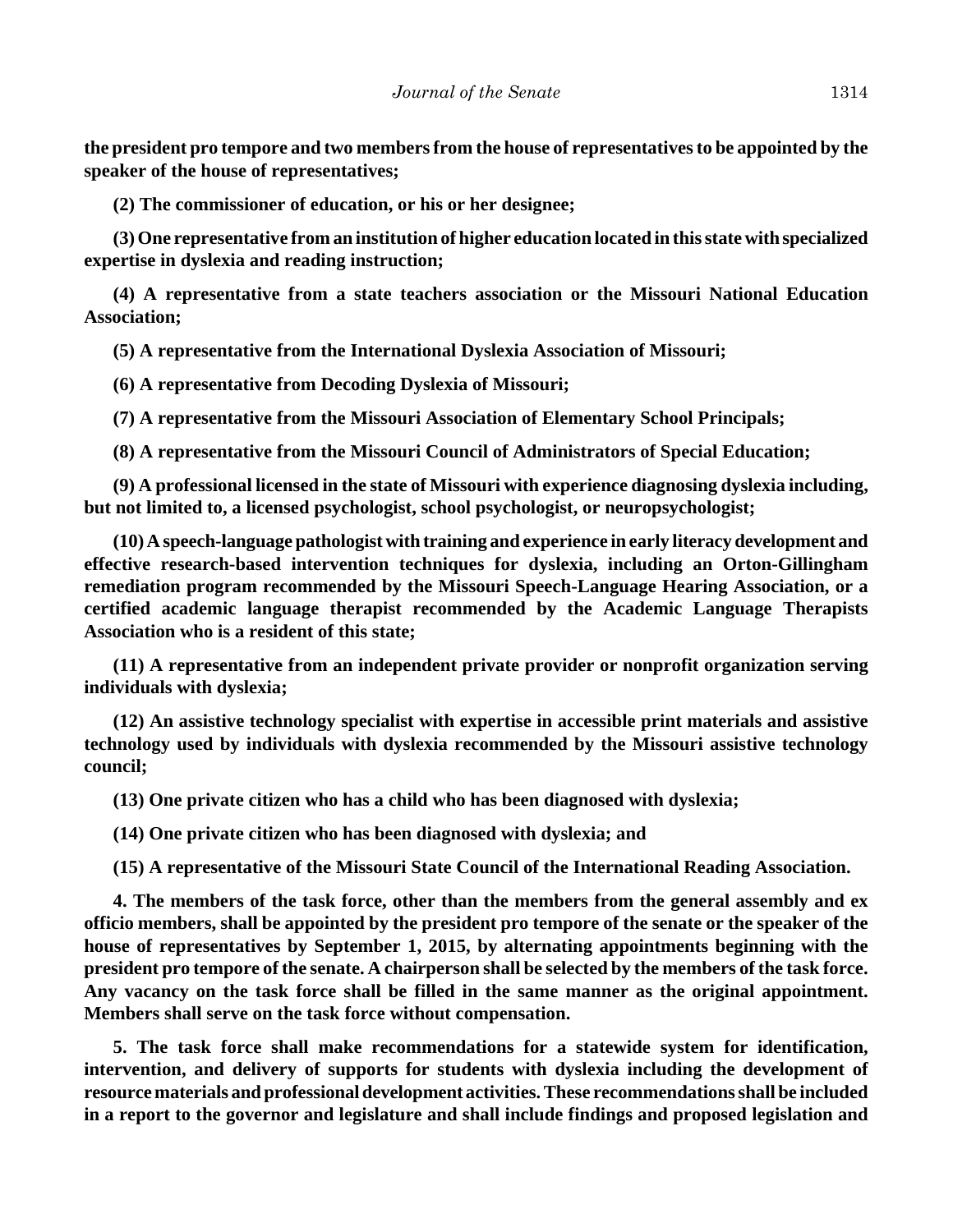**the president pro tempore and two members from the house of representatives to be appointed by the speaker of the house of representatives;**

**(2) The commissioner of education, or his or her designee;**

**(3) One representative from an institution of higher education located in this state with specialized expertise in dyslexia and reading instruction;**

**(4) A representative from a state teachers association or the Missouri National Education Association;**

**(5) A representative from the International Dyslexia Association of Missouri;**

**(6) A representative from Decoding Dyslexia of Missouri;**

**(7) A representative from the Missouri Association of Elementary School Principals;**

**(8) A representative from the Missouri Council of Administrators of Special Education;**

**(9) A professional licensed in the state of Missouri with experience diagnosing dyslexia including, but not limited to, a licensed psychologist, school psychologist, or neuropsychologist;**

**(10) A speech-language pathologist with training and experience in early literacy development and effective research-based intervention techniques for dyslexia, including an Orton-Gillingham remediation program recommended by the Missouri Speech-Language Hearing Association, or a certified academic language therapist recommended by the Academic Language Therapists Association who is a resident of this state;**

**(11) A representative from an independent private provider or nonprofit organization serving individuals with dyslexia;**

**(12) An assistive technology specialist with expertise in accessible print materials and assistive technology used by individuals with dyslexia recommended by the Missouri assistive technology council;**

**(13) One private citizen who has a child who has been diagnosed with dyslexia;**

**(14) One private citizen who has been diagnosed with dyslexia; and**

**(15) A representative of the Missouri State Council of the International Reading Association.**

**4. The members of the task force, other than the members from the general assembly and ex officio members, shall be appointed by the president pro tempore of the senate or the speaker of the house of representatives by September 1, 2015, by alternating appointments beginning with the president pro tempore of the senate. A chairperson shall be selected by the members of the task force. Any vacancy on the task force shall be filled in the same manner as the original appointment. Members shall serve on the task force without compensation.**

**5. The task force shall make recommendations for a statewide system for identification, intervention, and delivery of supports for students with dyslexia including the development of resource materials and professional development activities. These recommendations shall be included in a report to the governor and legislature and shall include findings and proposed legislation and**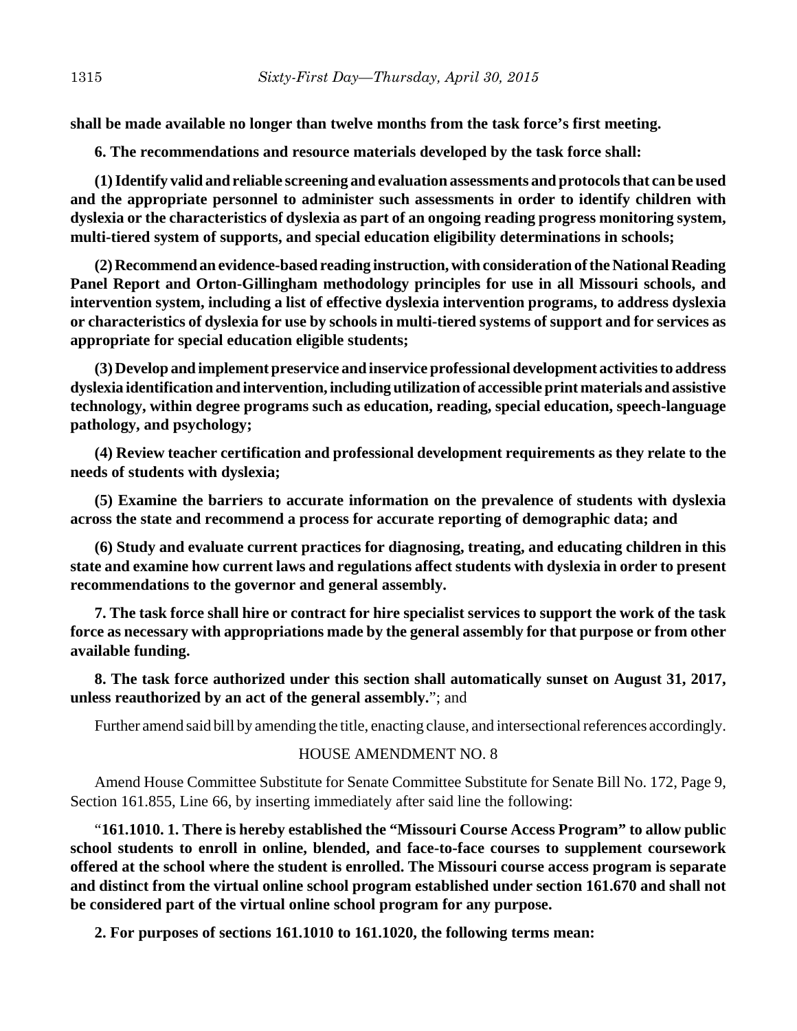**shall be made available no longer than twelve months from the task force's first meeting.**

**6. The recommendations and resource materials developed by the task force shall:**

**(1) Identify valid and reliable screening and evaluation assessments and protocols that can be used and the appropriate personnel to administer such assessments in order to identify children with dyslexia or the characteristics of dyslexia as part of an ongoing reading progress monitoring system, multi-tiered system of supports, and special education eligibility determinations in schools;**

**(2) Recommend an evidence-based reading instruction, with consideration of the National Reading Panel Report and Orton-Gillingham methodology principles for use in all Missouri schools, and intervention system, including a list of effective dyslexia intervention programs, to address dyslexia or characteristics of dyslexia for use by schools in multi-tiered systems of support and for services as appropriate for special education eligible students;**

**(3) Develop and implement preservice and inservice professional development activities to address dyslexia identification and intervention, including utilization of accessible print materials and assistive technology, within degree programs such as education, reading, special education, speech-language pathology, and psychology;**

**(4) Review teacher certification and professional development requirements as they relate to the needs of students with dyslexia;**

**(5) Examine the barriers to accurate information on the prevalence of students with dyslexia across the state and recommend a process for accurate reporting of demographic data; and**

**(6) Study and evaluate current practices for diagnosing, treating, and educating children in this state and examine how current laws and regulations affect students with dyslexia in order to present recommendations to the governor and general assembly.**

**7. The task force shall hire or contract for hire specialist services to support the work of the task force as necessary with appropriations made by the general assembly for that purpose or from other available funding.**

**8. The task force authorized under this section shall automatically sunset on August 31, 2017, unless reauthorized by an act of the general assembly.**"; and

Further amend said bill by amending the title, enacting clause, and intersectional references accordingly.

HOUSE AMENDMENT NO. 8

Amend House Committee Substitute for Senate Committee Substitute for Senate Bill No. 172, Page 9, Section 161.855, Line 66, by inserting immediately after said line the following:

"**161.1010. 1. There is hereby established the "Missouri Course Access Program" to allow public school students to enroll in online, blended, and face-to-face courses to supplement coursework offered at the school where the student is enrolled. The Missouri course access program is separate and distinct from the virtual online school program established under section 161.670 and shall not be considered part of the virtual online school program for any purpose.**

**2. For purposes of sections 161.1010 to 161.1020, the following terms mean:**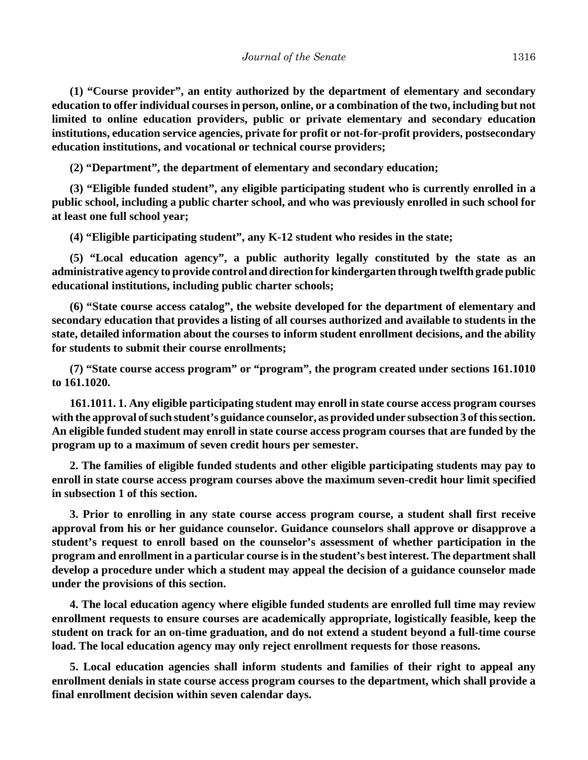**(1) "Course provider", an entity authorized by the department of elementary and secondary education to offer individual courses in person, online, or a combination of the two, including but not limited to online education providers, public or private elementary and secondary education institutions, education service agencies, private for profit or not-for-profit providers, postsecondary education institutions, and vocational or technical course providers;**

**(2) "Department", the department of elementary and secondary education;**

**(3) "Eligible funded student", any eligible participating student who is currently enrolled in a public school, including a public charter school, and who was previously enrolled in such school for at least one full school year;**

**(4) "Eligible participating student", any K-12 student who resides in the state;**

**(5) "Local education agency", a public authority legally constituted by the state as an administrative agency to provide control and direction for kindergarten through twelfth grade public educational institutions, including public charter schools;**

**(6) "State course access catalog", the website developed for the department of elementary and secondary education that provides a listing of all courses authorized and available to students in the state, detailed information about the courses to inform student enrollment decisions, and the ability for students to submit their course enrollments;**

**(7) "State course access program" or "program", the program created under sections 161.1010 to 161.1020.**

**161.1011. 1. Any eligible participating student may enroll in state course access program courses with the approval of such student's guidance counselor, as provided under subsection 3 of this section. An eligible funded student may enroll in state course access program courses that are funded by the program up to a maximum of seven credit hours per semester.**

**2. The families of eligible funded students and other eligible participating students may pay to enroll in state course access program courses above the maximum seven-credit hour limit specified in subsection 1 of this section.**

**3. Prior to enrolling in any state course access program course, a student shall first receive approval from his or her guidance counselor. Guidance counselors shall approve or disapprove a student's request to enroll based on the counselor's assessment of whether participation in the program and enrollment in a particular course is in the student's best interest. The department shall develop a procedure under which a student may appeal the decision of a guidance counselor made under the provisions of this section.**

**4. The local education agency where eligible funded students are enrolled full time may review enrollment requests to ensure courses are academically appropriate, logistically feasible, keep the student on track for an on-time graduation, and do not extend a student beyond a full-time course load. The local education agency may only reject enrollment requests for those reasons.**

**5. Local education agencies shall inform students and families of their right to appeal any enrollment denials in state course access program courses to the department, which shall provide a final enrollment decision within seven calendar days.**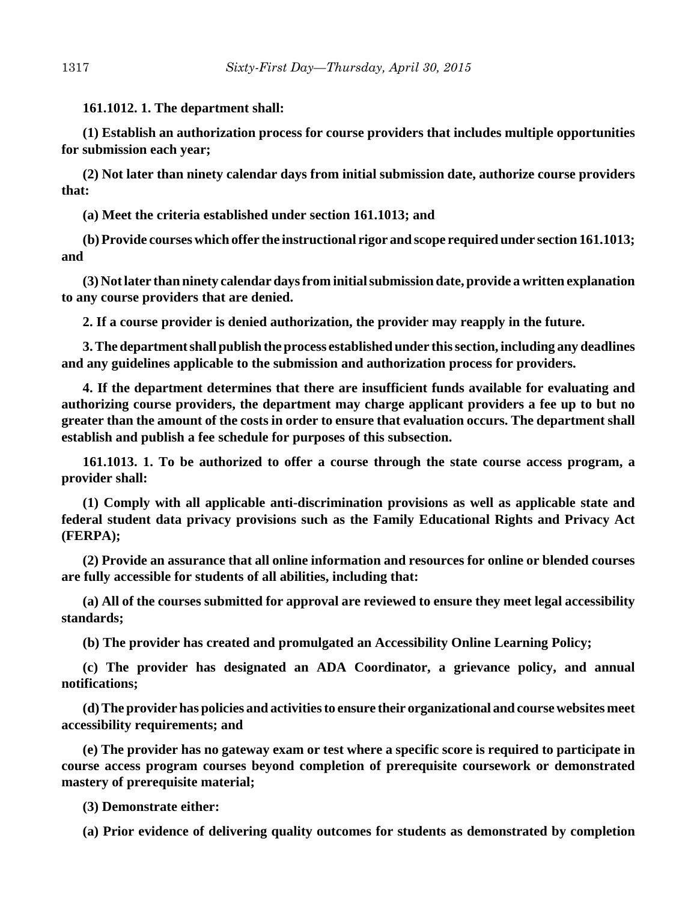**161.1012. 1. The department shall:**

**(1) Establish an authorization process for course providers that includes multiple opportunities for submission each year;**

**(2) Not later than ninety calendar days from initial submission date, authorize course providers that:**

**(a) Meet the criteria established under section 161.1013; and**

**(b) Provide courses which offer the instructional rigor and scope required under section 161.1013; and**

**(3) Not later than ninety calendar days from initial submission date, provide a written explanation to any course providers that are denied.**

**2. If a course provider is denied authorization, the provider may reapply in the future.**

**3. The department shall publish the process established under this section, including any deadlines and any guidelines applicable to the submission and authorization process for providers.**

**4. If the department determines that there are insufficient funds available for evaluating and authorizing course providers, the department may charge applicant providers a fee up to but no greater than the amount of the costs in order to ensure that evaluation occurs. The department shall establish and publish a fee schedule for purposes of this subsection.**

**161.1013. 1. To be authorized to offer a course through the state course access program, a provider shall:**

**(1) Comply with all applicable anti-discrimination provisions as well as applicable state and federal student data privacy provisions such as the Family Educational Rights and Privacy Act (FERPA);**

**(2) Provide an assurance that all online information and resources for online or blended courses are fully accessible for students of all abilities, including that:**

**(a) All of the courses submitted for approval are reviewed to ensure they meet legal accessibility standards;**

**(b) The provider has created and promulgated an Accessibility Online Learning Policy;**

**(c) The provider has designated an ADA Coordinator, a grievance policy, and annual notifications;**

**(d) The provider has policies and activities to ensure their organizational and course websites meet accessibility requirements; and**

**(e) The provider has no gateway exam or test where a specific score is required to participate in course access program courses beyond completion of prerequisite coursework or demonstrated mastery of prerequisite material;**

**(3) Demonstrate either:**

**(a) Prior evidence of delivering quality outcomes for students as demonstrated by completion**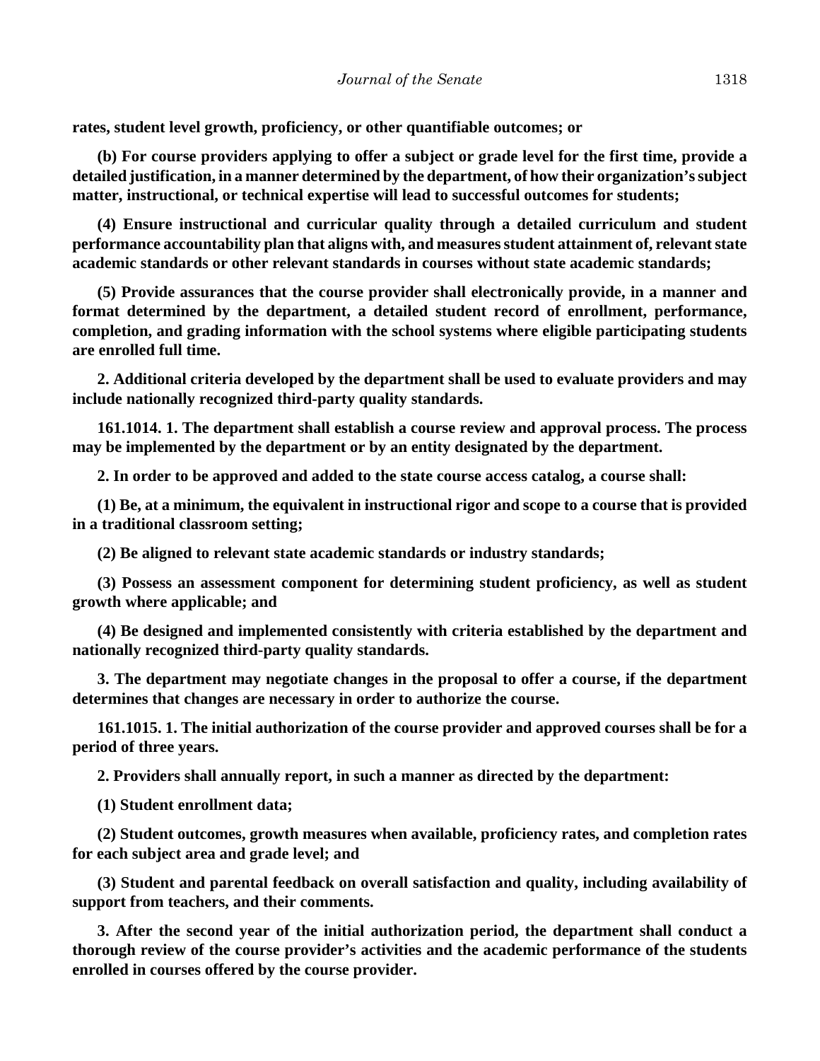**rates, student level growth, proficiency, or other quantifiable outcomes; or**

**(b) For course providers applying to offer a subject or grade level for the first time, provide a detailed justification, in a manner determined by the department, of how their organization's subject matter, instructional, or technical expertise will lead to successful outcomes for students;**

**(4) Ensure instructional and curricular quality through a detailed curriculum and student performance accountability plan that aligns with, and measures student attainment of, relevant state academic standards or other relevant standards in courses without state academic standards;**

**(5) Provide assurances that the course provider shall electronically provide, in a manner and format determined by the department, a detailed student record of enrollment, performance, completion, and grading information with the school systems where eligible participating students are enrolled full time.**

**2. Additional criteria developed by the department shall be used to evaluate providers and may include nationally recognized third-party quality standards.**

**161.1014. 1. The department shall establish a course review and approval process. The process may be implemented by the department or by an entity designated by the department.**

**2. In order to be approved and added to the state course access catalog, a course shall:**

**(1) Be, at a minimum, the equivalent in instructional rigor and scope to a course that is provided in a traditional classroom setting;**

**(2) Be aligned to relevant state academic standards or industry standards;**

**(3) Possess an assessment component for determining student proficiency, as well as student growth where applicable; and**

**(4) Be designed and implemented consistently with criteria established by the department and nationally recognized third-party quality standards.**

**3. The department may negotiate changes in the proposal to offer a course, if the department determines that changes are necessary in order to authorize the course.**

**161.1015. 1. The initial authorization of the course provider and approved courses shall be for a period of three years.**

**2. Providers shall annually report, in such a manner as directed by the department:**

**(1) Student enrollment data;**

**(2) Student outcomes, growth measures when available, proficiency rates, and completion rates for each subject area and grade level; and**

**(3) Student and parental feedback on overall satisfaction and quality, including availability of support from teachers, and their comments.**

**3. After the second year of the initial authorization period, the department shall conduct a thorough review of the course provider's activities and the academic performance of the students enrolled in courses offered by the course provider.**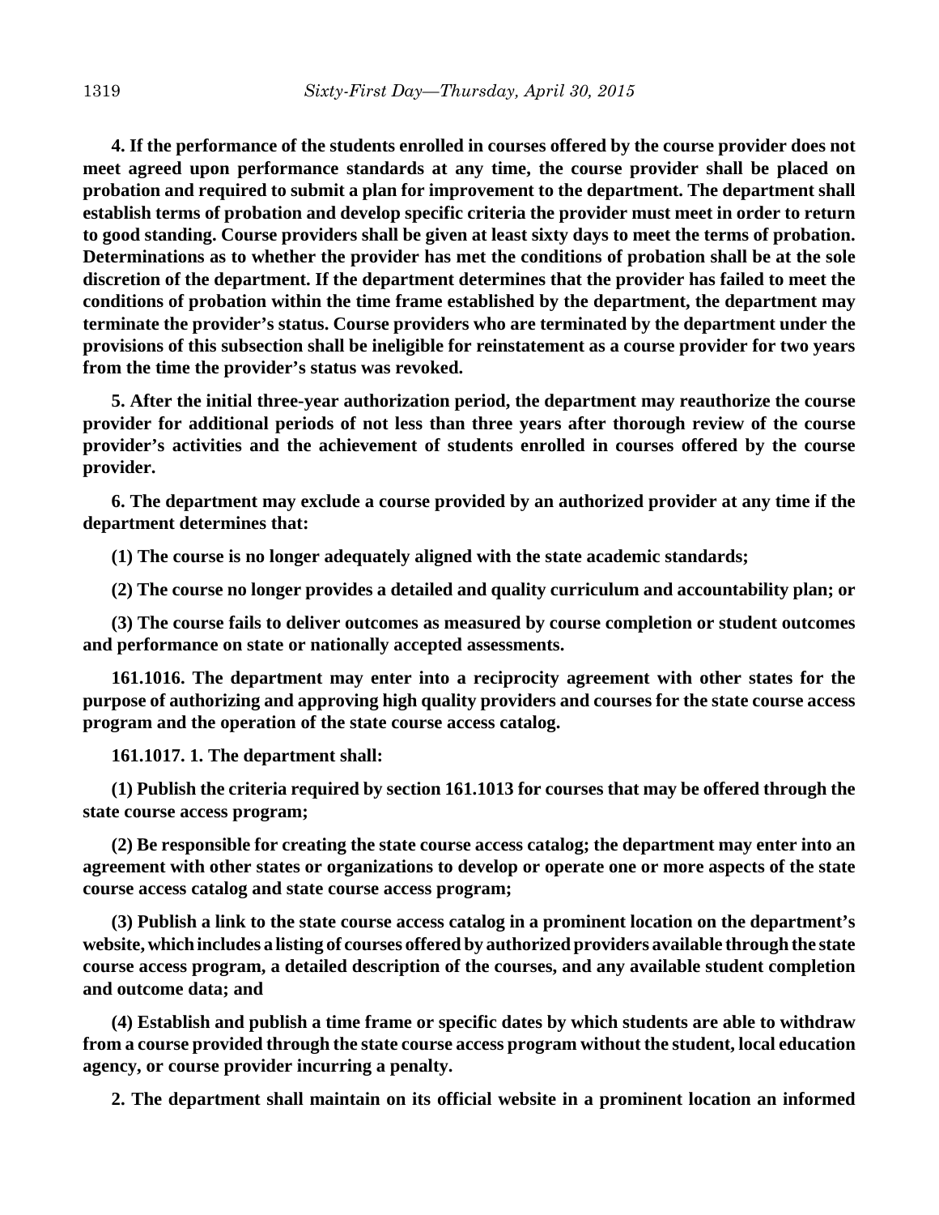**4. If the performance of the students enrolled in courses offered by the course provider does not meet agreed upon performance standards at any time, the course provider shall be placed on probation and required to submit a plan for improvement to the department. The department shall establish terms of probation and develop specific criteria the provider must meet in order to return to good standing. Course providers shall be given at least sixty days to meet the terms of probation. Determinations as to whether the provider has met the conditions of probation shall be at the sole discretion of the department. If the department determines that the provider has failed to meet the conditions of probation within the time frame established by the department, the department may terminate the provider's status. Course providers who are terminated by the department under the provisions of this subsection shall be ineligible for reinstatement as a course provider for two years from the time the provider's status was revoked.**

**5. After the initial three-year authorization period, the department may reauthorize the course provider for additional periods of not less than three years after thorough review of the course provider's activities and the achievement of students enrolled in courses offered by the course provider.**

**6. The department may exclude a course provided by an authorized provider at any time if the department determines that:**

**(1) The course is no longer adequately aligned with the state academic standards;**

**(2) The course no longer provides a detailed and quality curriculum and accountability plan; or**

**(3) The course fails to deliver outcomes as measured by course completion or student outcomes and performance on state or nationally accepted assessments.**

**161.1016. The department may enter into a reciprocity agreement with other states for the purpose of authorizing and approving high quality providers and courses for the state course access program and the operation of the state course access catalog.**

**161.1017. 1. The department shall:**

**(1) Publish the criteria required by section 161.1013 for courses that may be offered through the state course access program;**

**(2) Be responsible for creating the state course access catalog; the department may enter into an agreement with other states or organizations to develop or operate one or more aspects of the state course access catalog and state course access program;**

**(3) Publish a link to the state course access catalog in a prominent location on the department's website, which includes a listing of courses offered by authorized providers available through the state course access program, a detailed description of the courses, and any available student completion and outcome data; and**

**(4) Establish and publish a time frame or specific dates by which students are able to withdraw from a course provided through the state course access program without the student, local education agency, or course provider incurring a penalty.**

**2. The department shall maintain on its official website in a prominent location an informed**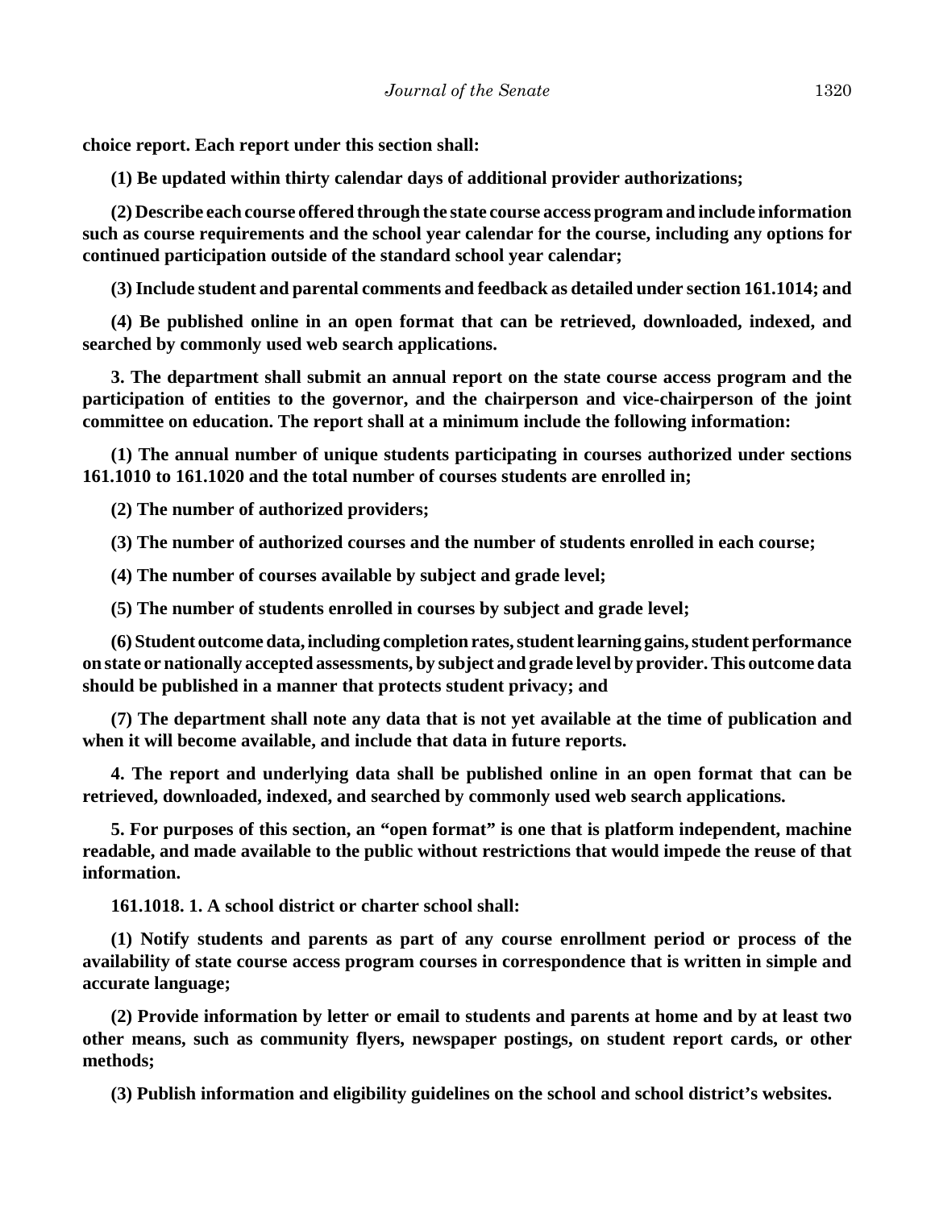**choice report. Each report under this section shall:**

**(1) Be updated within thirty calendar days of additional provider authorizations;**

**(2) Describe each course offered through the state course access program and include information such as course requirements and the school year calendar for the course, including any options for continued participation outside of the standard school year calendar;**

**(3) Include student and parental comments and feedback as detailed under section 161.1014; and**

**(4) Be published online in an open format that can be retrieved, downloaded, indexed, and searched by commonly used web search applications.**

**3. The department shall submit an annual report on the state course access program and the participation of entities to the governor, and the chairperson and vice-chairperson of the joint committee on education. The report shall at a minimum include the following information:**

**(1) The annual number of unique students participating in courses authorized under sections 161.1010 to 161.1020 and the total number of courses students are enrolled in;**

**(2) The number of authorized providers;**

**(3) The number of authorized courses and the number of students enrolled in each course;**

**(4) The number of courses available by subject and grade level;**

**(5) The number of students enrolled in courses by subject and grade level;**

**(6) Student outcome data, including completion rates, student learning gains, student performance on state or nationally accepted assessments, by subject and grade level by provider. This outcome data should be published in a manner that protects student privacy; and**

**(7) The department shall note any data that is not yet available at the time of publication and when it will become available, and include that data in future reports.**

**4. The report and underlying data shall be published online in an open format that can be retrieved, downloaded, indexed, and searched by commonly used web search applications.**

**5. For purposes of this section, an "open format" is one that is platform independent, machine readable, and made available to the public without restrictions that would impede the reuse of that information.**

**161.1018. 1. A school district or charter school shall:**

**(1) Notify students and parents as part of any course enrollment period or process of the availability of state course access program courses in correspondence that is written in simple and accurate language;**

**(2) Provide information by letter or email to students and parents at home and by at least two other means, such as community flyers, newspaper postings, on student report cards, or other methods;**

**(3) Publish information and eligibility guidelines on the school and school district's websites.**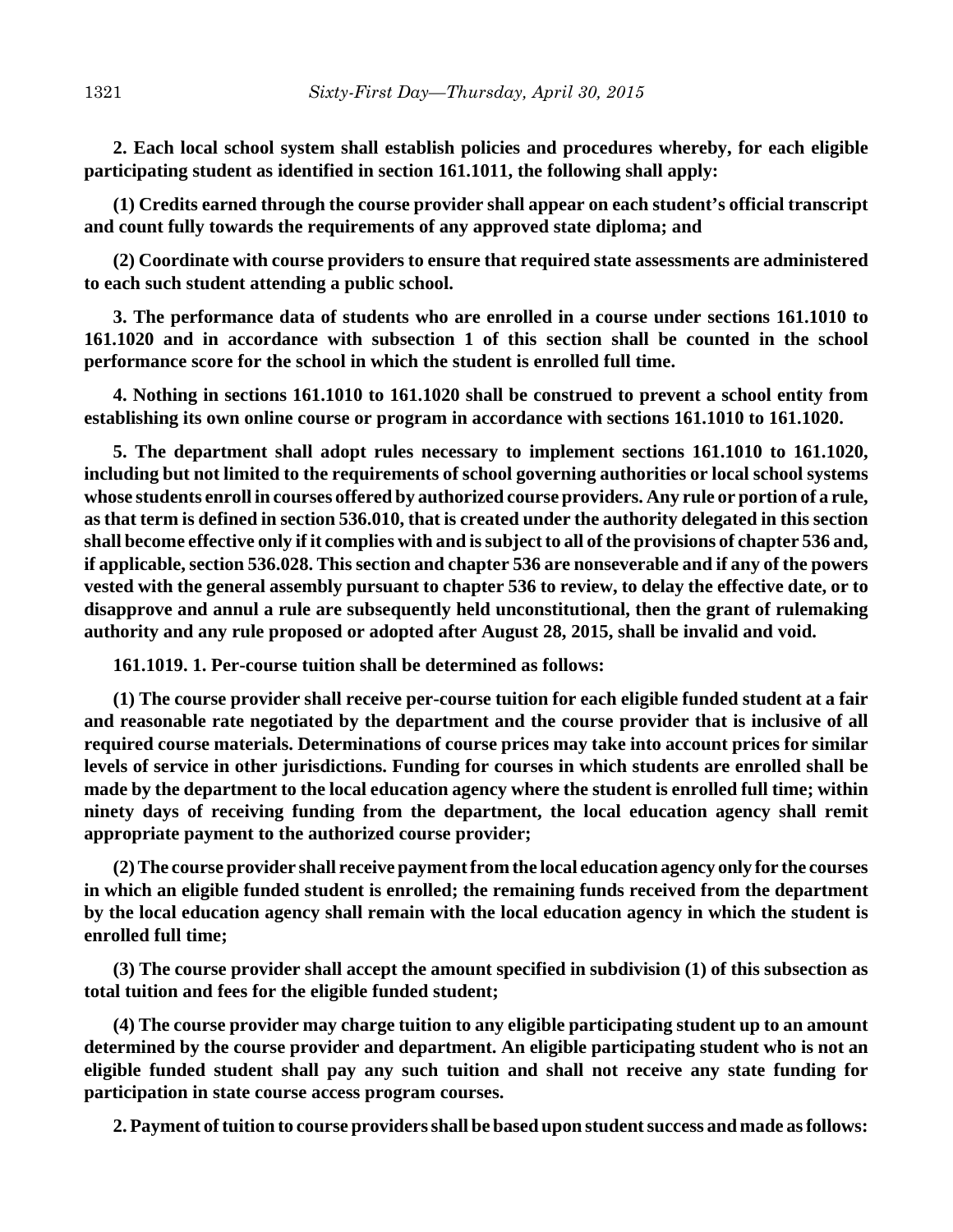**2. Each local school system shall establish policies and procedures whereby, for each eligible participating student as identified in section 161.1011, the following shall apply:**

**(1) Credits earned through the course provider shall appear on each student's official transcript and count fully towards the requirements of any approved state diploma; and**

**(2) Coordinate with course providers to ensure that required state assessments are administered to each such student attending a public school.**

**3. The performance data of students who are enrolled in a course under sections 161.1010 to 161.1020 and in accordance with subsection 1 of this section shall be counted in the school performance score for the school in which the student is enrolled full time.**

**4. Nothing in sections 161.1010 to 161.1020 shall be construed to prevent a school entity from establishing its own online course or program in accordance with sections 161.1010 to 161.1020.**

**5. The department shall adopt rules necessary to implement sections 161.1010 to 161.1020, including but not limited to the requirements of school governing authorities or local school systems whose students enroll in courses offered by authorized course providers. Any rule or portion of a rule, as that term is defined in section 536.010, that is created under the authority delegated in this section shall become effective only if it complies with and is subject to all of the provisions of chapter 536 and, if applicable, section 536.028. This section and chapter 536 are nonseverable and if any of the powers vested with the general assembly pursuant to chapter 536 to review, to delay the effective date, or to disapprove and annul a rule are subsequently held unconstitutional, then the grant of rulemaking authority and any rule proposed or adopted after August 28, 2015, shall be invalid and void.**

**161.1019. 1. Per-course tuition shall be determined as follows:**

**(1) The course provider shall receive per-course tuition for each eligible funded student at a fair and reasonable rate negotiated by the department and the course provider that is inclusive of all required course materials. Determinations of course prices may take into account prices for similar levels of service in other jurisdictions. Funding for courses in which students are enrolled shall be made by the department to the local education agency where the student is enrolled full time; within ninety days of receiving funding from the department, the local education agency shall remit appropriate payment to the authorized course provider;**

**(2) The course provider shall receive payment from the local education agency only for the courses in which an eligible funded student is enrolled; the remaining funds received from the department by the local education agency shall remain with the local education agency in which the student is enrolled full time;**

**(3) The course provider shall accept the amount specified in subdivision (1) of this subsection as total tuition and fees for the eligible funded student;**

**(4) The course provider may charge tuition to any eligible participating student up to an amount determined by the course provider and department. An eligible participating student who is not an eligible funded student shall pay any such tuition and shall not receive any state funding for participation in state course access program courses.**

**2. Payment of tuition to course providers shall be based upon student success and made as follows:**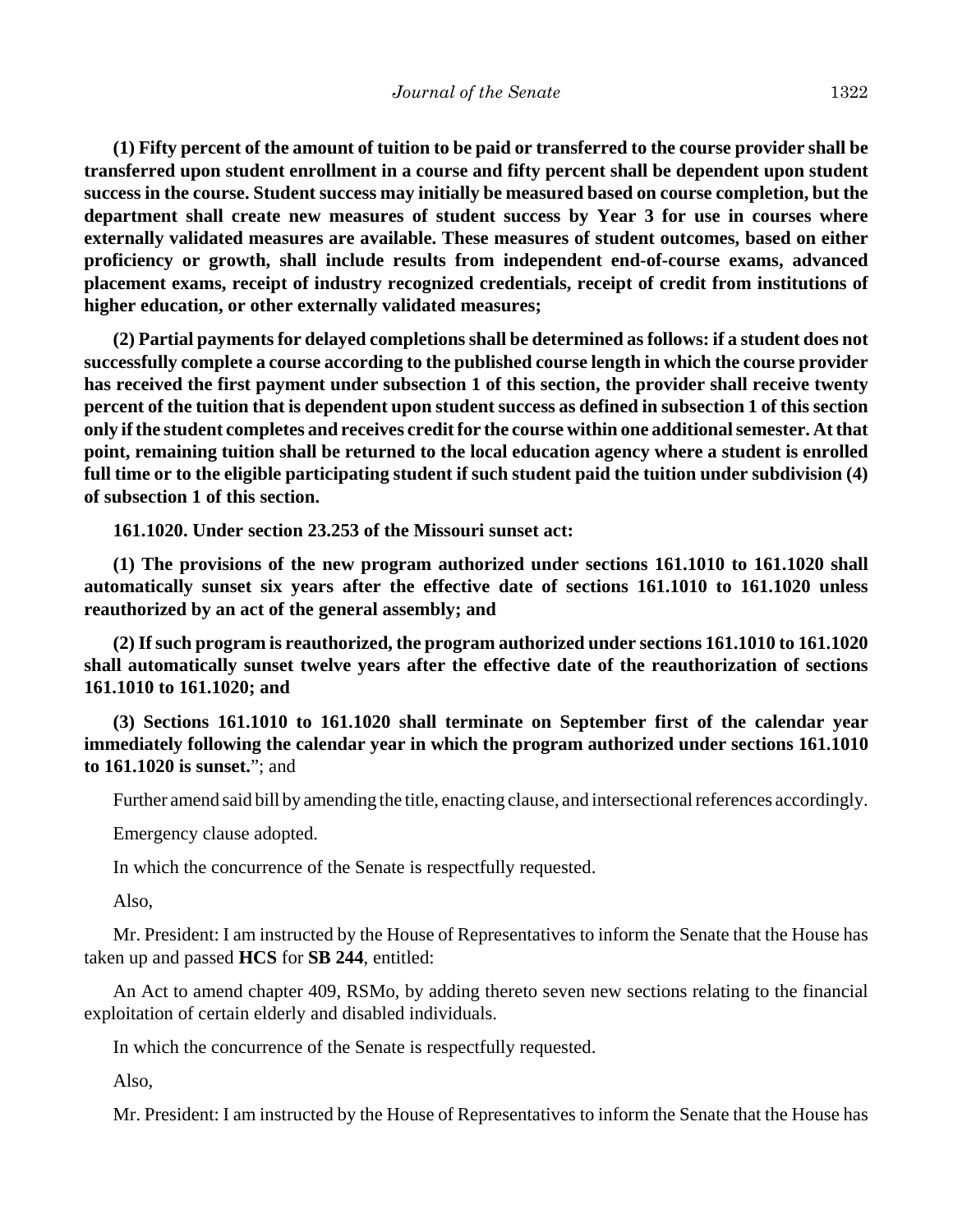**(1) Fifty percent of the amount of tuition to be paid or transferred to the course provider shall be transferred upon student enrollment in a course and fifty percent shall be dependent upon student success in the course. Student success may initially be measured based on course completion, but the department shall create new measures of student success by Year 3 for use in courses where externally validated measures are available. These measures of student outcomes, based on either proficiency or growth, shall include results from independent end-of-course exams, advanced placement exams, receipt of industry recognized credentials, receipt of credit from institutions of higher education, or other externally validated measures;**

**(2) Partial payments for delayed completions shall be determined as follows: if a student does not successfully complete a course according to the published course length in which the course provider has received the first payment under subsection 1 of this section, the provider shall receive twenty percent of the tuition that is dependent upon student success as defined in subsection 1 of this section only if the student completes and receives credit for the course within one additional semester. At that point, remaining tuition shall be returned to the local education agency where a student is enrolled full time or to the eligible participating student if such student paid the tuition under subdivision (4) of subsection 1 of this section.**

**161.1020. Under section 23.253 of the Missouri sunset act:**

**(1) The provisions of the new program authorized under sections 161.1010 to 161.1020 shall automatically sunset six years after the effective date of sections 161.1010 to 161.1020 unless reauthorized by an act of the general assembly; and**

**(2) If such program is reauthorized, the program authorized under sections 161.1010 to 161.1020 shall automatically sunset twelve years after the effective date of the reauthorization of sections 161.1010 to 161.1020; and**

**(3) Sections 161.1010 to 161.1020 shall terminate on September first of the calendar year immediately following the calendar year in which the program authorized under sections 161.1010 to 161.1020 is sunset.**"; and

Further amend said bill by amending the title, enacting clause, and intersectional references accordingly.

Emergency clause adopted.

In which the concurrence of the Senate is respectfully requested.

Also,

Mr. President: I am instructed by the House of Representatives to inform the Senate that the House has taken up and passed **HCS** for **SB 244**, entitled:

An Act to amend chapter 409, RSMo, by adding thereto seven new sections relating to the financial exploitation of certain elderly and disabled individuals.

In which the concurrence of the Senate is respectfully requested.

Also,

Mr. President: I am instructed by the House of Representatives to inform the Senate that the House has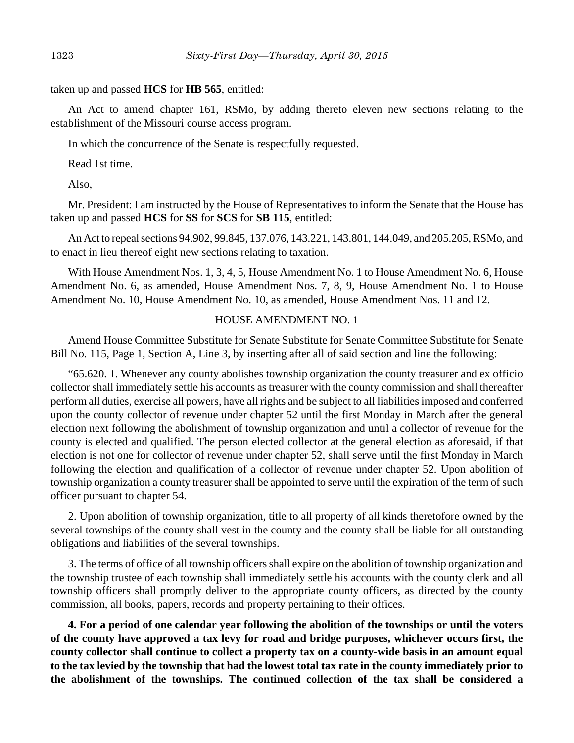taken up and passed **HCS** for **HB 565**, entitled:

An Act to amend chapter 161, RSMo, by adding thereto eleven new sections relating to the establishment of the Missouri course access program.

In which the concurrence of the Senate is respectfully requested.

Read 1st time.

Also,

Mr. President: I am instructed by the House of Representatives to inform the Senate that the House has taken up and passed **HCS** for **SS** for **SCS** for **SB 115**, entitled:

An Act to repeal sections 94.902, 99.845, 137.076, 143.221, 143.801, 144.049, and 205.205, RSMo, and to enact in lieu thereof eight new sections relating to taxation.

With House Amendment Nos. 1, 3, 4, 5, House Amendment No. 1 to House Amendment No. 6, House Amendment No. 6, as amended, House Amendment Nos. 7, 8, 9, House Amendment No. 1 to House Amendment No. 10, House Amendment No. 10, as amended, House Amendment Nos. 11 and 12.

HOUSE AMENDMENT NO. 1

Amend House Committee Substitute for Senate Substitute for Senate Committee Substitute for Senate Bill No. 115, Page 1, Section A, Line 3, by inserting after all of said section and line the following:

"65.620. 1. Whenever any county abolishes township organization the county treasurer and ex officio collector shall immediately settle his accounts as treasurer with the county commission and shall thereafter perform all duties, exercise all powers, have all rights and be subject to all liabilities imposed and conferred upon the county collector of revenue under chapter 52 until the first Monday in March after the general election next following the abolishment of township organization and until a collector of revenue for the county is elected and qualified. The person elected collector at the general election as aforesaid, if that election is not one for collector of revenue under chapter 52, shall serve until the first Monday in March following the election and qualification of a collector of revenue under chapter 52. Upon abolition of township organization a county treasurer shall be appointed to serve until the expiration of the term of such officer pursuant to chapter 54.

2. Upon abolition of township organization, title to all property of all kinds theretofore owned by the several townships of the county shall vest in the county and the county shall be liable for all outstanding obligations and liabilities of the several townships.

3. The terms of office of all township officers shall expire on the abolition of township organization and the township trustee of each township shall immediately settle his accounts with the county clerk and all township officers shall promptly deliver to the appropriate county officers, as directed by the county commission, all books, papers, records and property pertaining to their offices.

**4. For a period of one calendar year following the abolition of the townships or until the voters of the county have approved a tax levy for road and bridge purposes, whichever occurs first, the county collector shall continue to collect a property tax on a county-wide basis in an amount equal to the tax levied by the township that had the lowest total tax rate in the county immediately prior to the abolishment of the townships. The continued collection of the tax shall be considered a**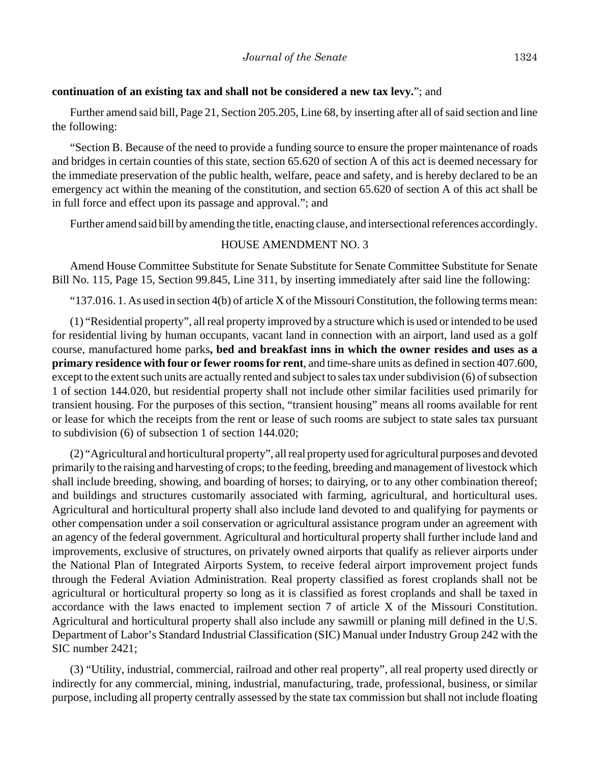**continuation of an existing tax and shall not be considered a new tax levy.**"; and

Further amend said bill, Page 21, Section 205.205, Line 68, by inserting after all of said section and line the following:

"Section B. Because of the need to provide a funding source to ensure the proper maintenance of roads and bridges in certain counties of this state, section 65.620 of section A of this act is deemed necessary for the immediate preservation of the public health, welfare, peace and safety, and is hereby declared to be an emergency act within the meaning of the constitution, and section 65.620 of section A of this act shall be in full force and effect upon its passage and approval."; and

Further amend said bill by amending the title, enacting clause, and intersectional references accordingly.

HOUSE AMENDMENT NO. 3

Amend House Committee Substitute for Senate Substitute for Senate Committee Substitute for Senate Bill No. 115, Page 15, Section 99.845, Line 311, by inserting immediately after said line the following:

"137.016. 1. As used in section 4(b) of article X of the Missouri Constitution, the following terms mean:

(1) "Residential property", all real property improved by a structure which is used or intended to be used for residential living by human occupants, vacant land in connection with an airport, land used as a golf course, manufactured home parks**, bed and breakfast inns in which the owner resides and uses as a primary residence with four or fewer rooms for rent**, and time-share units as defined in section 407.600, except to the extent such units are actually rented and subject to sales tax under subdivision (6) of subsection 1 of section 144.020, but residential property shall not include other similar facilities used primarily for transient housing. For the purposes of this section, "transient housing" means all rooms available for rent or lease for which the receipts from the rent or lease of such rooms are subject to state sales tax pursuant to subdivision (6) of subsection 1 of section 144.020;

(2) "Agricultural and horticultural property", all real property used for agricultural purposes and devoted primarily to the raising and harvesting of crops; to the feeding, breeding and management of livestock which shall include breeding, showing, and boarding of horses; to dairying, or to any other combination thereof; and buildings and structures customarily associated with farming, agricultural, and horticultural uses. Agricultural and horticultural property shall also include land devoted to and qualifying for payments or other compensation under a soil conservation or agricultural assistance program under an agreement with an agency of the federal government. Agricultural and horticultural property shall further include land and improvements, exclusive of structures, on privately owned airports that qualify as reliever airports under the National Plan of Integrated Airports System, to receive federal airport improvement project funds through the Federal Aviation Administration. Real property classified as forest croplands shall not be agricultural or horticultural property so long as it is classified as forest croplands and shall be taxed in accordance with the laws enacted to implement section 7 of article X of the Missouri Constitution. Agricultural and horticultural property shall also include any sawmill or planing mill defined in the U.S. Department of Labor's Standard Industrial Classification (SIC) Manual under Industry Group 242 with the SIC number 2421;

(3) "Utility, industrial, commercial, railroad and other real property", all real property used directly or indirectly for any commercial, mining, industrial, manufacturing, trade, professional, business, or similar purpose, including all property centrally assessed by the state tax commission but shall not include floating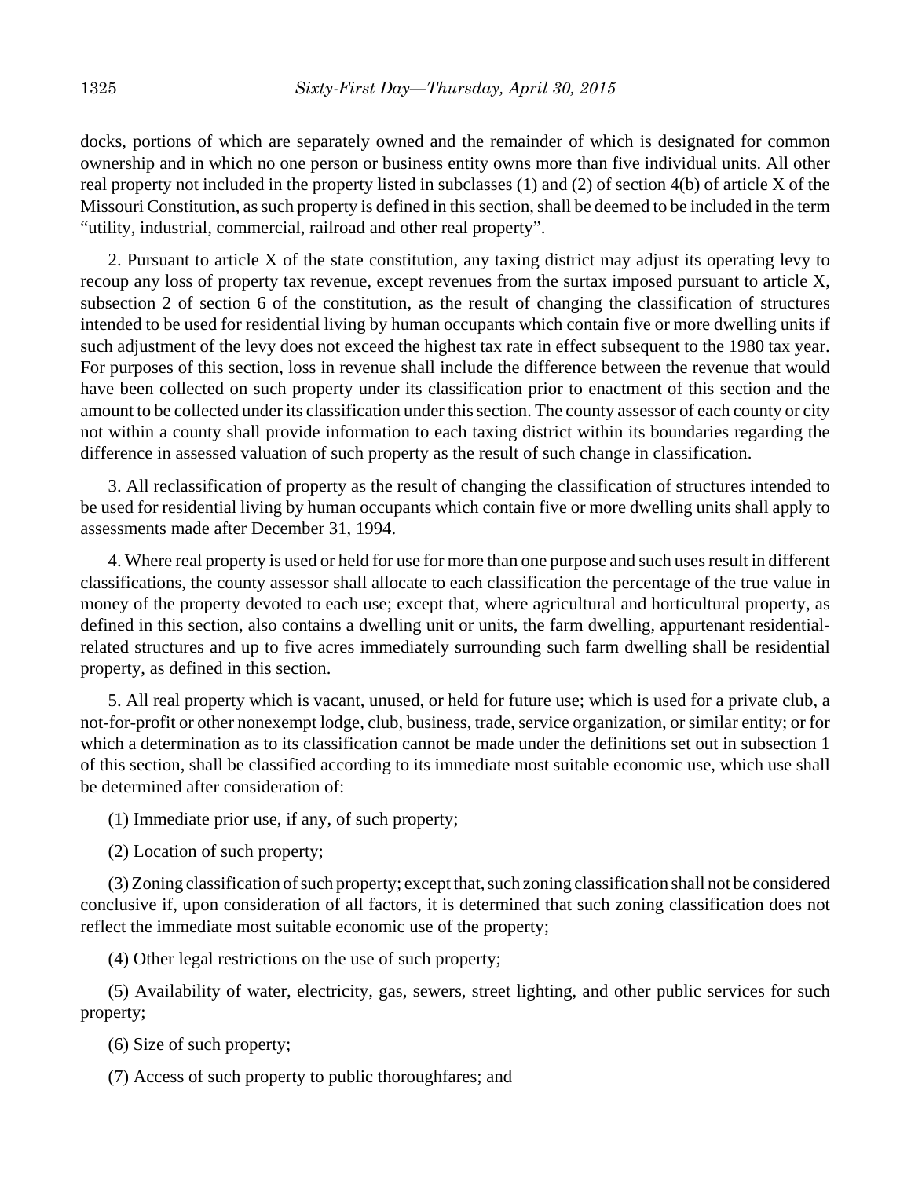docks, portions of which are separately owned and the remainder of which is designated for common ownership and in which no one person or business entity owns more than five individual units. All other real property not included in the property listed in subclasses (1) and (2) of section 4(b) of article X of the Missouri Constitution, as such property is defined in this section, shall be deemed to be included in the term "utility, industrial, commercial, railroad and other real property".

2. Pursuant to article X of the state constitution, any taxing district may adjust its operating levy to recoup any loss of property tax revenue, except revenues from the surtax imposed pursuant to article X, subsection 2 of section 6 of the constitution, as the result of changing the classification of structures intended to be used for residential living by human occupants which contain five or more dwelling units if such adjustment of the levy does not exceed the highest tax rate in effect subsequent to the 1980 tax year. For purposes of this section, loss in revenue shall include the difference between the revenue that would have been collected on such property under its classification prior to enactment of this section and the amount to be collected under its classification under this section. The county assessor of each county or city not within a county shall provide information to each taxing district within its boundaries regarding the difference in assessed valuation of such property as the result of such change in classification.

3. All reclassification of property as the result of changing the classification of structures intended to be used for residential living by human occupants which contain five or more dwelling units shall apply to assessments made after December 31, 1994.

4. Where real property is used or held for use for more than one purpose and such uses result in different classifications, the county assessor shall allocate to each classification the percentage of the true value in money of the property devoted to each use; except that, where agricultural and horticultural property, as defined in this section, also contains a dwelling unit or units, the farm dwelling, appurtenant residential-related structures and up to five acres immediately surrounding such farm dwelling shall be residential property, as defined in this section.

5. All real property which is vacant, unused, or held for future use; which is used for a private club, a not-for-profit or other nonexempt lodge, club, business, trade, service organization, or similar entity; or for which a determination as to its classification cannot be made under the definitions set out in subsection 1 of this section, shall be classified according to its immediate most suitable economic use, which use shall be determined after consideration of:

(1) Immediate prior use, if any, of such property;

(2) Location of such property;

(3) Zoning classification of such property; except that, such zoning classification shall not be considered conclusive if, upon consideration of all factors, it is determined that such zoning classification does not reflect the immediate most suitable economic use of the property;

(4) Other legal restrictions on the use of such property;

(5) Availability of water, electricity, gas, sewers, street lighting, and other public services for such property;

(6) Size of such property;

(7) Access of such property to public thoroughfares; and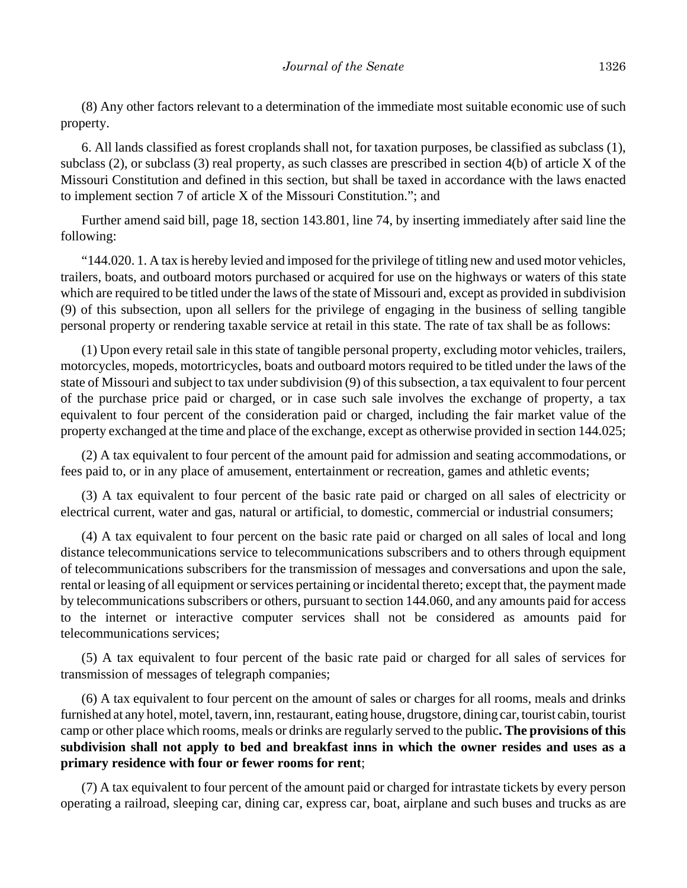(8) Any other factors relevant to a determination of the immediate most suitable economic use of such property.

6. All lands classified as forest croplands shall not, for taxation purposes, be classified as subclass (1), subclass (2), or subclass (3) real property, as such classes are prescribed in section 4(b) of article X of the Missouri Constitution and defined in this section, but shall be taxed in accordance with the laws enacted to implement section 7 of article X of the Missouri Constitution."; and

Further amend said bill, page 18, section 143.801, line 74, by inserting immediately after said line the following:

"144.020. 1. A tax is hereby levied and imposed for the privilege of titling new and used motor vehicles, trailers, boats, and outboard motors purchased or acquired for use on the highways or waters of this state which are required to be titled under the laws of the state of Missouri and, except as provided in subdivision (9) of this subsection, upon all sellers for the privilege of engaging in the business of selling tangible personal property or rendering taxable service at retail in this state. The rate of tax shall be as follows:

(1) Upon every retail sale in this state of tangible personal property, excluding motor vehicles, trailers, motorcycles, mopeds, motortricycles, boats and outboard motors required to be titled under the laws of the state of Missouri and subject to tax under subdivision (9) of this subsection, a tax equivalent to four percent of the purchase price paid or charged, or in case such sale involves the exchange of property, a tax equivalent to four percent of the consideration paid or charged, including the fair market value of the property exchanged at the time and place of the exchange, except as otherwise provided in section 144.025;

(2) A tax equivalent to four percent of the amount paid for admission and seating accommodations, or fees paid to, or in any place of amusement, entertainment or recreation, games and athletic events;

(3) A tax equivalent to four percent of the basic rate paid or charged on all sales of electricity or electrical current, water and gas, natural or artificial, to domestic, commercial or industrial consumers;

(4) A tax equivalent to four percent on the basic rate paid or charged on all sales of local and long distance telecommunications service to telecommunications subscribers and to others through equipment of telecommunications subscribers for the transmission of messages and conversations and upon the sale, rental or leasing of all equipment or services pertaining or incidental thereto; except that, the payment made by telecommunications subscribers or others, pursuant to section 144.060, and any amounts paid for access to the internet or interactive computer services shall not be considered as amounts paid for telecommunications services;

(5) A tax equivalent to four percent of the basic rate paid or charged for all sales of services for transmission of messages of telegraph companies;

(6) A tax equivalent to four percent on the amount of sales or charges for all rooms, meals and drinks furnished at any hotel, motel, tavern, inn, restaurant, eating house, drugstore, dining car, tourist cabin, tourist camp or other place which rooms, meals or drinks are regularly served to the public**. The provisions of this subdivision shall not apply to bed and breakfast inns in which the owner resides and uses as a primary residence with four or fewer rooms for rent**;

(7) A tax equivalent to four percent of the amount paid or charged for intrastate tickets by every person operating a railroad, sleeping car, dining car, express car, boat, airplane and such buses and trucks as are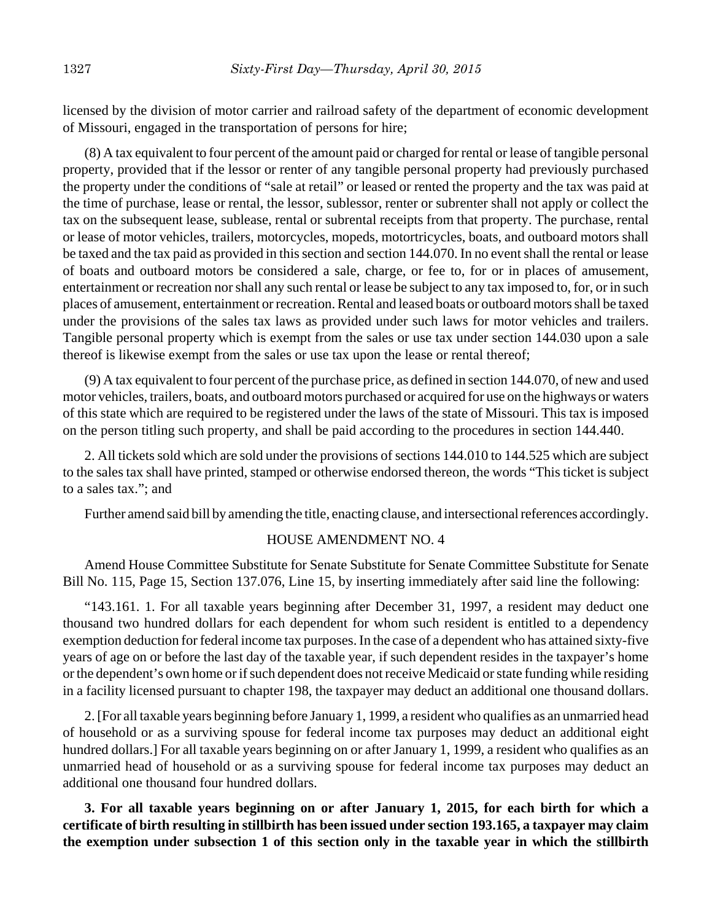licensed by the division of motor carrier and railroad safety of the department of economic development of Missouri, engaged in the transportation of persons for hire;

(8) A tax equivalent to four percent of the amount paid or charged for rental or lease of tangible personal property, provided that if the lessor or renter of any tangible personal property had previously purchased the property under the conditions of "sale at retail" or leased or rented the property and the tax was paid at the time of purchase, lease or rental, the lessor, sublessor, renter or subrenter shall not apply or collect the tax on the subsequent lease, sublease, rental or subrental receipts from that property. The purchase, rental or lease of motor vehicles, trailers, motorcycles, mopeds, motortricycles, boats, and outboard motors shall be taxed and the tax paid as provided in this section and section 144.070. In no event shall the rental or lease of boats and outboard motors be considered a sale, charge, or fee to, for or in places of amusement, entertainment or recreation nor shall any such rental or lease be subject to any tax imposed to, for, or in such places of amusement, entertainment or recreation. Rental and leased boats or outboard motors shall be taxed under the provisions of the sales tax laws as provided under such laws for motor vehicles and trailers. Tangible personal property which is exempt from the sales or use tax under section 144.030 upon a sale thereof is likewise exempt from the sales or use tax upon the lease or rental thereof;

(9) A tax equivalent to four percent of the purchase price, as defined in section 144.070, of new and used motor vehicles, trailers, boats, and outboard motors purchased or acquired for use on the highways or waters of this state which are required to be registered under the laws of the state of Missouri. This tax is imposed on the person titling such property, and shall be paid according to the procedures in section 144.440.

2. All tickets sold which are sold under the provisions of sections 144.010 to 144.525 which are subject to the sales tax shall have printed, stamped or otherwise endorsed thereon, the words "This ticket is subject to a sales tax."; and

Further amend said bill by amending the title, enacting clause, and intersectional references accordingly.

HOUSE AMENDMENT NO. 4

Amend House Committee Substitute for Senate Substitute for Senate Committee Substitute for Senate Bill No. 115, Page 15, Section 137.076, Line 15, by inserting immediately after said line the following:

"143.161. 1. For all taxable years beginning after December 31, 1997, a resident may deduct one thousand two hundred dollars for each dependent for whom such resident is entitled to a dependency exemption deduction for federal income tax purposes. In the case of a dependent who has attained sixty-five years of age on or before the last day of the taxable year, if such dependent resides in the taxpayer's home or the dependent's own home or if such dependent does not receive Medicaid or state funding while residing in a facility licensed pursuant to chapter 198, the taxpayer may deduct an additional one thousand dollars.

2. [For all taxable years beginning before January 1, 1999, a resident who qualifies as an unmarried head of household or as a surviving spouse for federal income tax purposes may deduct an additional eight hundred dollars.] For all taxable years beginning on or after January 1, 1999, a resident who qualifies as an unmarried head of household or as a surviving spouse for federal income tax purposes may deduct an additional one thousand four hundred dollars.

**3. For all taxable years beginning on or after January 1, 2015, for each birth for which a certificate of birth resulting in stillbirth has been issued under section 193.165, a taxpayer may claim the exemption under subsection 1 of this section only in the taxable year in which the stillbirth**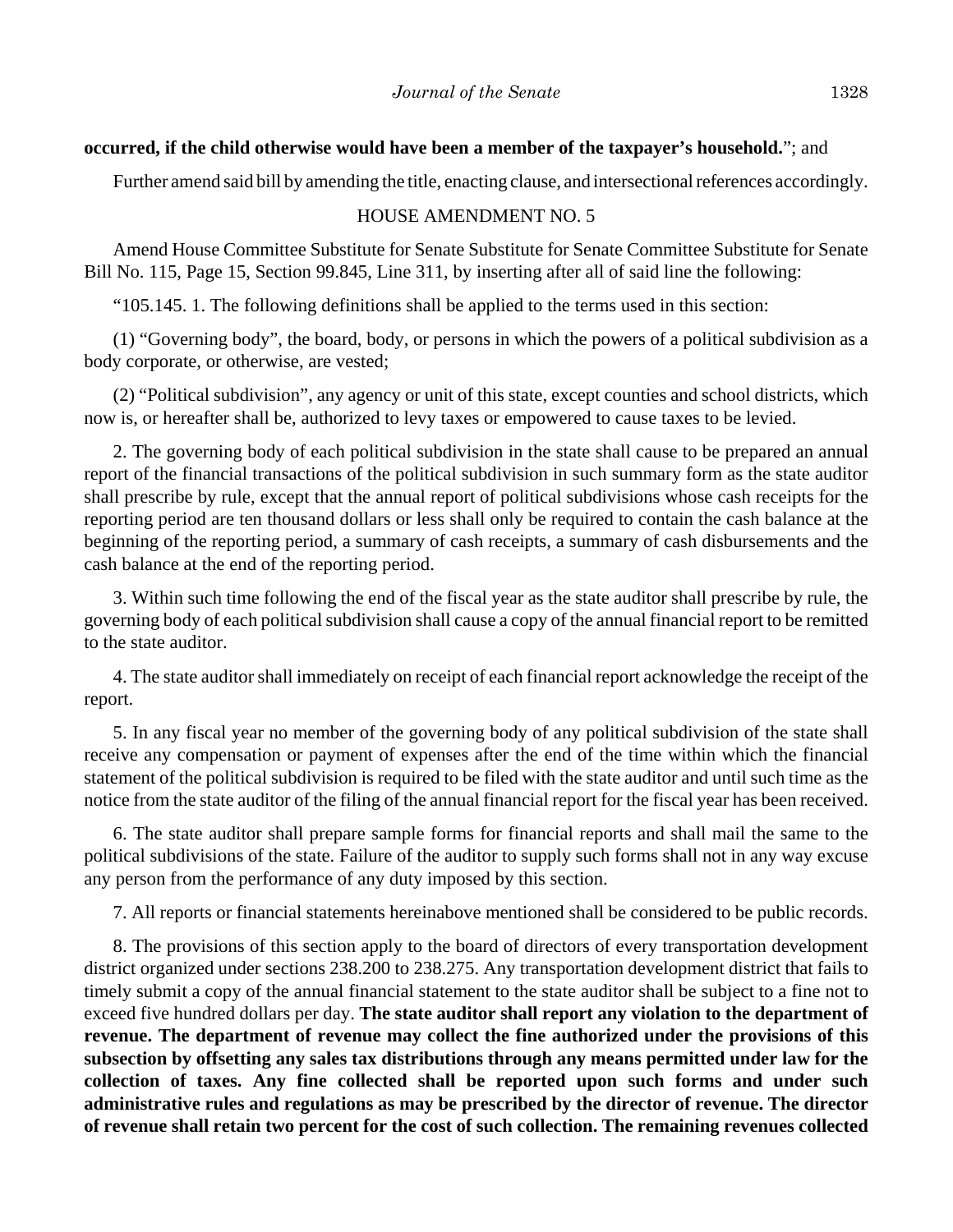**occurred, if the child otherwise would have been a member of the taxpayer's household.**"; and

Further amend said bill by amending the title, enacting clause, and intersectional references accordingly.

HOUSE AMENDMENT NO. 5

Amend House Committee Substitute for Senate Substitute for Senate Committee Substitute for Senate Bill No. 115, Page 15, Section 99.845, Line 311, by inserting after all of said line the following:

"105.145. 1. The following definitions shall be applied to the terms used in this section:

(1) "Governing body", the board, body, or persons in which the powers of a political subdivision as a body corporate, or otherwise, are vested;

(2) "Political subdivision", any agency or unit of this state, except counties and school districts, which now is, or hereafter shall be, authorized to levy taxes or empowered to cause taxes to be levied.

2. The governing body of each political subdivision in the state shall cause to be prepared an annual report of the financial transactions of the political subdivision in such summary form as the state auditor shall prescribe by rule, except that the annual report of political subdivisions whose cash receipts for the reporting period are ten thousand dollars or less shall only be required to contain the cash balance at the beginning of the reporting period, a summary of cash receipts, a summary of cash disbursements and the cash balance at the end of the reporting period.

3. Within such time following the end of the fiscal year as the state auditor shall prescribe by rule, the governing body of each political subdivision shall cause a copy of the annual financial report to be remitted to the state auditor.

4. The state auditor shall immediately on receipt of each financial report acknowledge the receipt of the report.

5. In any fiscal year no member of the governing body of any political subdivision of the state shall receive any compensation or payment of expenses after the end of the time within which the financial statement of the political subdivision is required to be filed with the state auditor and until such time as the notice from the state auditor of the filing of the annual financial report for the fiscal year has been received.

6. The state auditor shall prepare sample forms for financial reports and shall mail the same to the political subdivisions of the state. Failure of the auditor to supply such forms shall not in any way excuse any person from the performance of any duty imposed by this section.

7. All reports or financial statements hereinabove mentioned shall be considered to be public records.

8. The provisions of this section apply to the board of directors of every transportation development district organized under sections 238.200 to 238.275. Any transportation development district that fails to timely submit a copy of the annual financial statement to the state auditor shall be subject to a fine not to exceed five hundred dollars per day. **The state auditor shall report any violation to the department of revenue. The department of revenue may collect the fine authorized under the provisions of this subsection by offsetting any sales tax distributions through any means permitted under law for the collection of taxes. Any fine collected shall be reported upon such forms and under such administrative rules and regulations as may be prescribed by the director of revenue. The director of revenue shall retain two percent for the cost of such collection. The remaining revenues collected**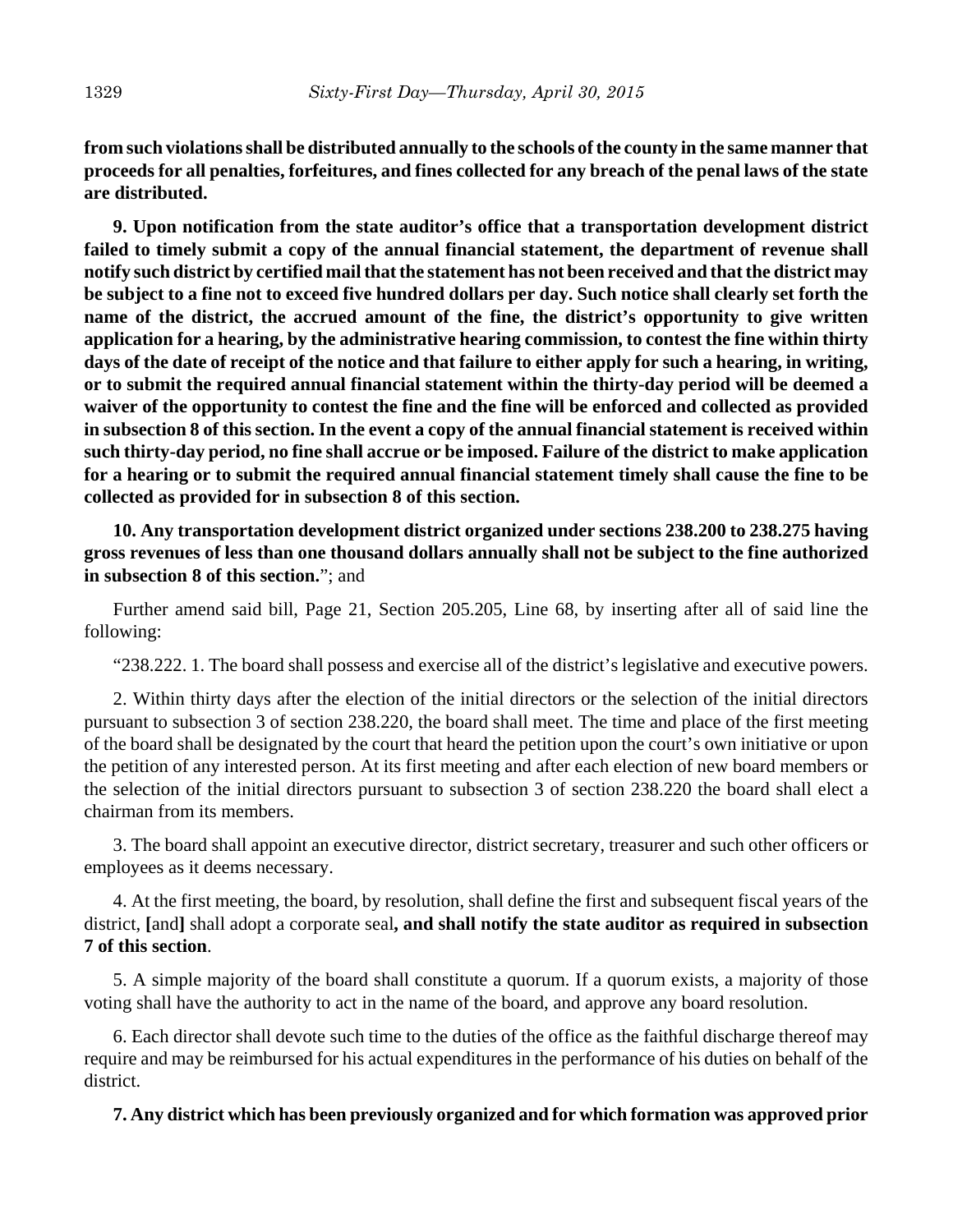**from such violations shall be distributed annually to the schools of the county in the same manner that proceeds for all penalties, forfeitures, and fines collected for any breach of the penal laws of the state are distributed.**

**9. Upon notification from the state auditor's office that a transportation development district failed to timely submit a copy of the annual financial statement, the department of revenue shall notify such district by certified mail that the statement has not been received and that the district may be subject to a fine not to exceed five hundred dollars per day. Such notice shall clearly set forth the name of the district, the accrued amount of the fine, the district's opportunity to give written application for a hearing, by the administrative hearing commission, to contest the fine within thirty days of the date of receipt of the notice and that failure to either apply for such a hearing, in writing, or to submit the required annual financial statement within the thirty-day period will be deemed a waiver of the opportunity to contest the fine and the fine will be enforced and collected as provided in subsection 8 of this section. In the event a copy of the annual financial statement is received within such thirty-day period, no fine shall accrue or be imposed. Failure of the district to make application for a hearing or to submit the required annual financial statement timely shall cause the fine to be collected as provided for in subsection 8 of this section.**

**10. Any transportation development district organized under sections 238.200 to 238.275 having gross revenues of less than one thousand dollars annually shall not be subject to the fine authorized in subsection 8 of this section.**"; and

Further amend said bill, Page 21, Section 205.205, Line 68, by inserting after all of said line the following:

"238.222. 1. The board shall possess and exercise all of the district's legislative and executive powers.

2. Within thirty days after the election of the initial directors or the selection of the initial directors pursuant to subsection 3 of section 238.220, the board shall meet. The time and place of the first meeting of the board shall be designated by the court that heard the petition upon the court's own initiative or upon the petition of any interested person. At its first meeting and after each election of new board members or the selection of the initial directors pursuant to subsection 3 of section 238.220 the board shall elect a chairman from its members.

3. The board shall appoint an executive director, district secretary, treasurer and such other officers or employees as it deems necessary.

4. At the first meeting, the board, by resolution, shall define the first and subsequent fiscal years of the district, **[**and**]** shall adopt a corporate seal**, and shall notify the state auditor as required in subsection 7 of this section**.

5. A simple majority of the board shall constitute a quorum. If a quorum exists, a majority of those voting shall have the authority to act in the name of the board, and approve any board resolution.

6. Each director shall devote such time to the duties of the office as the faithful discharge thereof may require and may be reimbursed for his actual expenditures in the performance of his duties on behalf of the district.

**7. Any district which has been previously organized and for which formation was approved prior**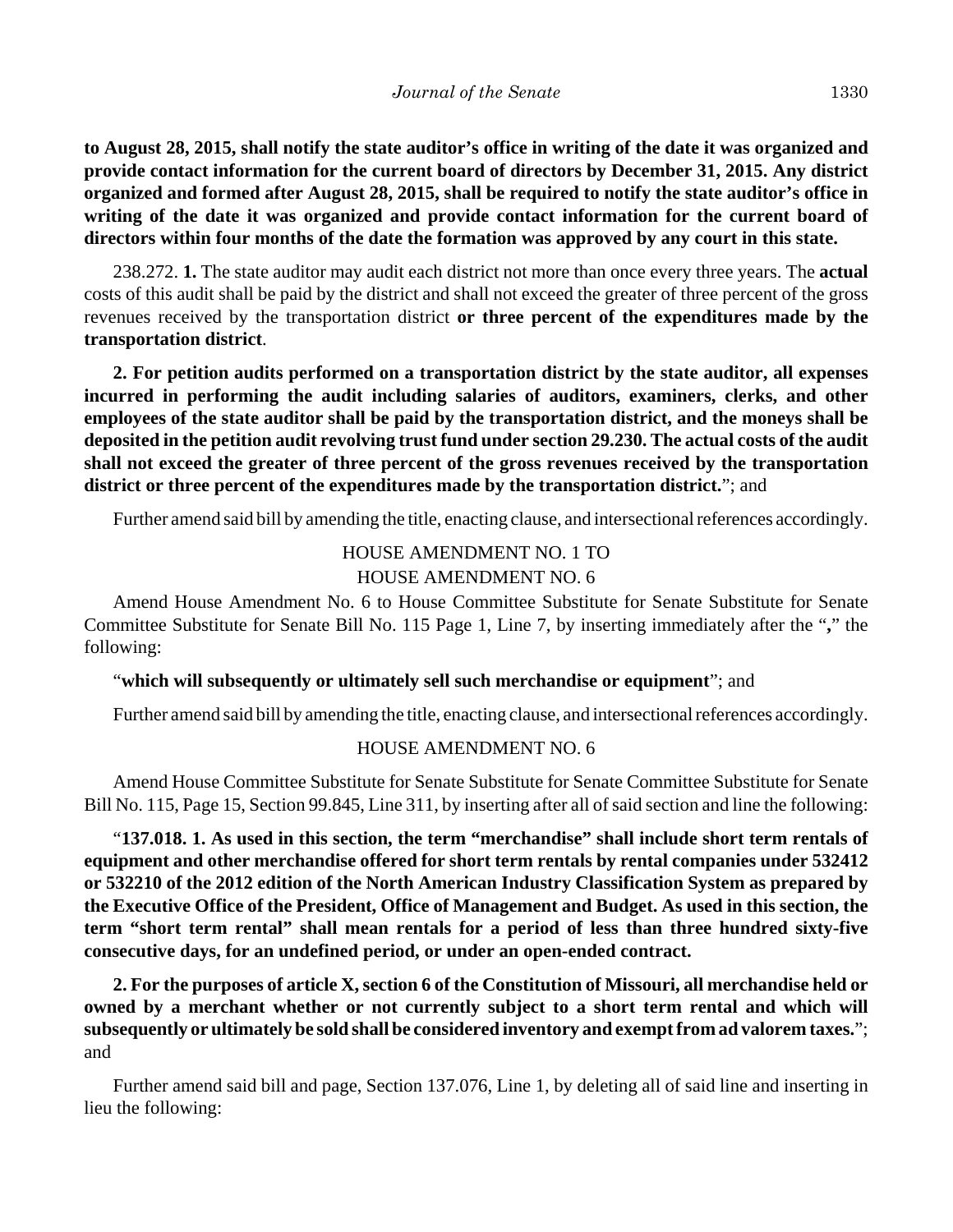**to August 28, 2015, shall notify the state auditor's office in writing of the date it was organized and provide contact information for the current board of directors by December 31, 2015. Any district organized and formed after August 28, 2015, shall be required to notify the state auditor's office in writing of the date it was organized and provide contact information for the current board of directors within four months of the date the formation was approved by any court in this state.**

238.272. **1.** The state auditor may audit each district not more than once every three years. The **actual** costs of this audit shall be paid by the district and shall not exceed the greater of three percent of the gross revenues received by the transportation district **or three percent of the expenditures made by the transportation district**.

**2. For petition audits performed on a transportation district by the state auditor, all expenses incurred in performing the audit including salaries of auditors, examiners, clerks, and other employees of the state auditor shall be paid by the transportation district, and the moneys shall be deposited in the petition audit revolving trust fund under section 29.230. The actual costs of the audit shall not exceed the greater of three percent of the gross revenues received by the transportation district or three percent of the expenditures made by the transportation district.**"; and

Further amend said bill by amending the title, enacting clause, and intersectional references accordingly.

HOUSE AMENDMENT NO. 1 TO
HOUSE AMENDMENT NO. 6

Amend House Amendment No. 6 to House Committee Substitute for Senate Substitute for Senate Committee Substitute for Senate Bill No. 115 Page 1, Line 7, by inserting immediately after the "**,**" the following:

"**which will subsequently or ultimately sell such merchandise or equipment**"; and

Further amend said bill by amending the title, enacting clause, and intersectional references accordingly.

HOUSE AMENDMENT NO. 6

Amend House Committee Substitute for Senate Substitute for Senate Committee Substitute for Senate Bill No. 115, Page 15, Section 99.845, Line 311, by inserting after all of said section and line the following:

"**137.018. 1. As used in this section, the term "merchandise" shall include short term rentals of equipment and other merchandise offered for short term rentals by rental companies under 532412 or 532210 of the 2012 edition of the North American Industry Classification System as prepared by the Executive Office of the President, Office of Management and Budget. As used in this section, the term "short term rental" shall mean rentals for a period of less than three hundred sixty-five consecutive days, for an undefined period, or under an open-ended contract.**

**2. For the purposes of article X, section 6 of the Constitution of Missouri, all merchandise held or owned by a merchant whether or not currently subject to a short term rental and which will subsequently or ultimately be sold shall be considered inventory and exempt from ad valorem taxes.**"; and

Further amend said bill and page, Section 137.076, Line 1, by deleting all of said line and inserting in lieu the following: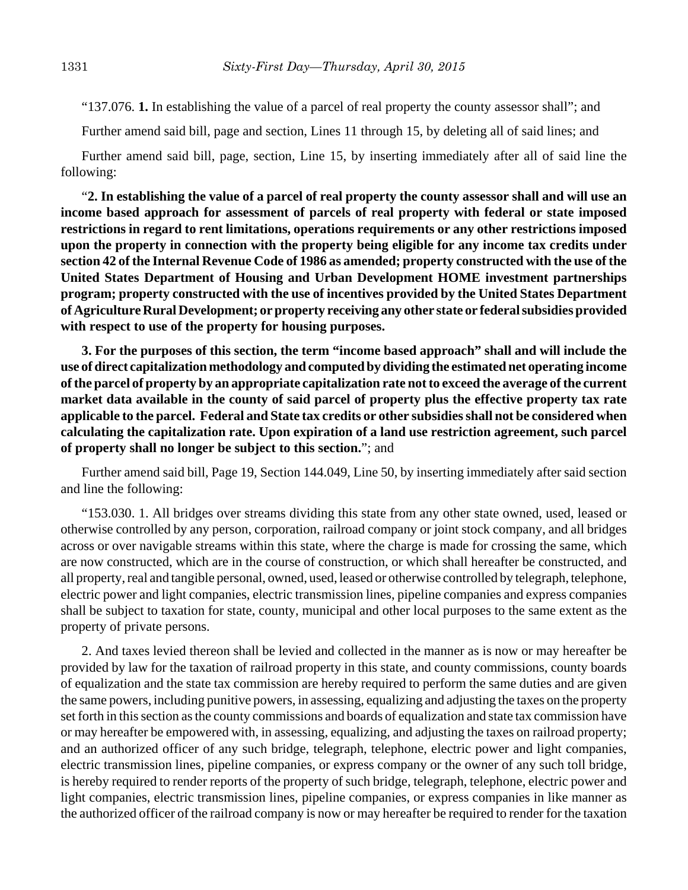"137.076. **1.** In establishing the value of a parcel of real property the county assessor shall"; and

Further amend said bill, page and section, Lines 11 through 15, by deleting all of said lines; and

Further amend said bill, page, section, Line 15, by inserting immediately after all of said line the following:

"**2. In establishing the value of a parcel of real property the county assessor shall and will use an income based approach for assessment of parcels of real property with federal or state imposed restrictions in regard to rent limitations, operations requirements or any other restrictions imposed upon the property in connection with the property being eligible for any income tax credits under section 42 of the Internal Revenue Code of 1986 as amended; property constructed with the use of the United States Department of Housing and Urban Development HOME investment partnerships program; property constructed with the use of incentives provided by the United States Department of Agriculture Rural Development; or property receiving any other state or federal subsidies provided with respect to use of the property for housing purposes.**

**3. For the purposes of this section, the term "income based approach" shall and will include the use of direct capitalization methodology and computed by dividing the estimated net operating income of the parcel of property by an appropriate capitalization rate not to exceed the average of the current market data available in the county of said parcel of property plus the effective property tax rate applicable to the parcel. Federal and State tax credits or other subsidies shall not be considered when calculating the capitalization rate. Upon expiration of a land use restriction agreement, such parcel of property shall no longer be subject to this section.**"; and

Further amend said bill, Page 19, Section 144.049, Line 50, by inserting immediately after said section and line the following:

"153.030. 1. All bridges over streams dividing this state from any other state owned, used, leased or otherwise controlled by any person, corporation, railroad company or joint stock company, and all bridges across or over navigable streams within this state, where the charge is made for crossing the same, which are now constructed, which are in the course of construction, or which shall hereafter be constructed, and all property, real and tangible personal, owned, used, leased or otherwise controlled by telegraph, telephone, electric power and light companies, electric transmission lines, pipeline companies and express companies shall be subject to taxation for state, county, municipal and other local purposes to the same extent as the property of private persons.

2. And taxes levied thereon shall be levied and collected in the manner as is now or may hereafter be provided by law for the taxation of railroad property in this state, and county commissions, county boards of equalization and the state tax commission are hereby required to perform the same duties and are given the same powers, including punitive powers, in assessing, equalizing and adjusting the taxes on the property set forth in this section as the county commissions and boards of equalization and state tax commission have or may hereafter be empowered with, in assessing, equalizing, and adjusting the taxes on railroad property; and an authorized officer of any such bridge, telegraph, telephone, electric power and light companies, electric transmission lines, pipeline companies, or express company or the owner of any such toll bridge, is hereby required to render reports of the property of such bridge, telegraph, telephone, electric power and light companies, electric transmission lines, pipeline companies, or express companies in like manner as the authorized officer of the railroad company is now or may hereafter be required to render for the taxation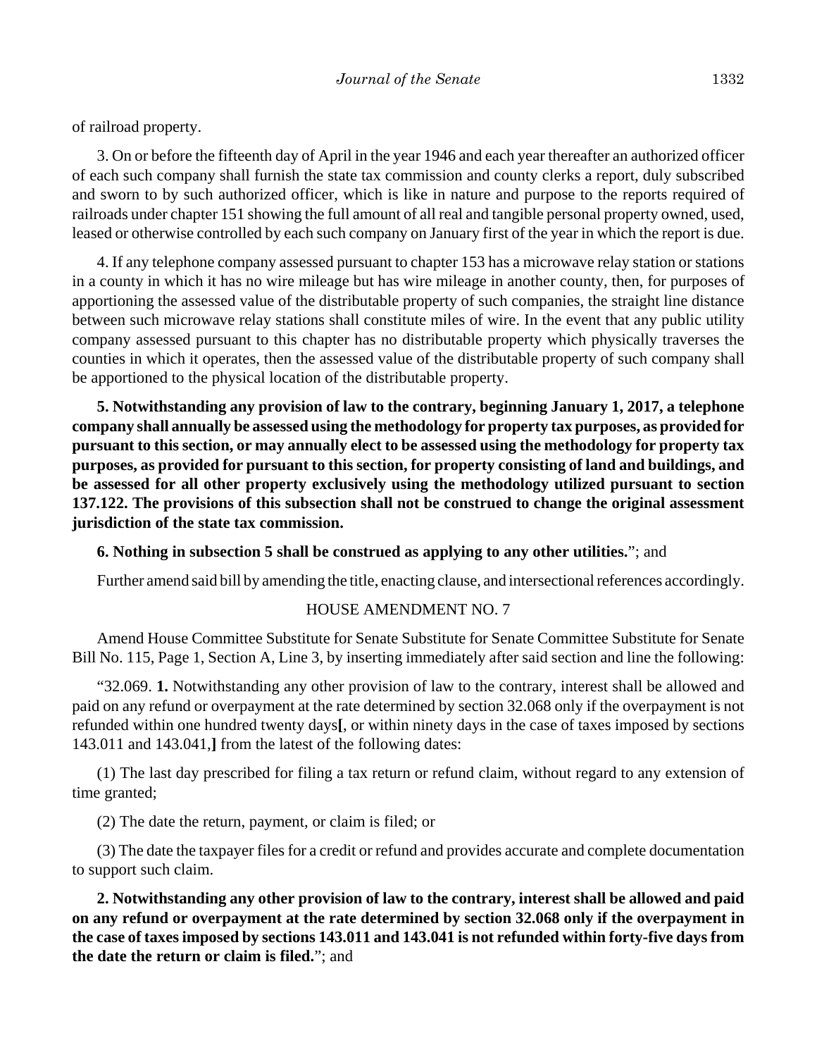of railroad property.

3. On or before the fifteenth day of April in the year 1946 and each year thereafter an authorized officer of each such company shall furnish the state tax commission and county clerks a report, duly subscribed and sworn to by such authorized officer, which is like in nature and purpose to the reports required of railroads under chapter 151 showing the full amount of all real and tangible personal property owned, used, leased or otherwise controlled by each such company on January first of the year in which the report is due.

4. If any telephone company assessed pursuant to chapter 153 has a microwave relay station or stations in a county in which it has no wire mileage but has wire mileage in another county, then, for purposes of apportioning the assessed value of the distributable property of such companies, the straight line distance between such microwave relay stations shall constitute miles of wire. In the event that any public utility company assessed pursuant to this chapter has no distributable property which physically traverses the counties in which it operates, then the assessed value of the distributable property of such company shall be apportioned to the physical location of the distributable property.

**5. Notwithstanding any provision of law to the contrary, beginning January 1, 2017, a telephone company shall annually be assessed using the methodology for property tax purposes, as provided for pursuant to this section, or may annually elect to be assessed using the methodology for property tax purposes, as provided for pursuant to this section, for property consisting of land and buildings, and be assessed for all other property exclusively using the methodology utilized pursuant to section 137.122. The provisions of this subsection shall not be construed to change the original assessment jurisdiction of the state tax commission.**

**6. Nothing in subsection 5 shall be construed as applying to any other utilities.**"; and

Further amend said bill by amending the title, enacting clause, and intersectional references accordingly.

HOUSE AMENDMENT NO. 7

Amend House Committee Substitute for Senate Substitute for Senate Committee Substitute for Senate Bill No. 115, Page 1, Section A, Line 3, by inserting immediately after said section and line the following:

"32.069. **1.** Notwithstanding any other provision of law to the contrary, interest shall be allowed and paid on any refund or overpayment at the rate determined by section 32.068 only if the overpayment is not refunded within one hundred twenty days**[**, or within ninety days in the case of taxes imposed by sections 143.011 and 143.041,**]** from the latest of the following dates:

(1) The last day prescribed for filing a tax return or refund claim, without regard to any extension of time granted;

(2) The date the return, payment, or claim is filed; or

(3) The date the taxpayer files for a credit or refund and provides accurate and complete documentation to support such claim.

**2. Notwithstanding any other provision of law to the contrary, interest shall be allowed and paid on any refund or overpayment at the rate determined by section 32.068 only if the overpayment in the case of taxes imposed by sections 143.011 and 143.041 is not refunded within forty-five days from the date the return or claim is filed.**"; and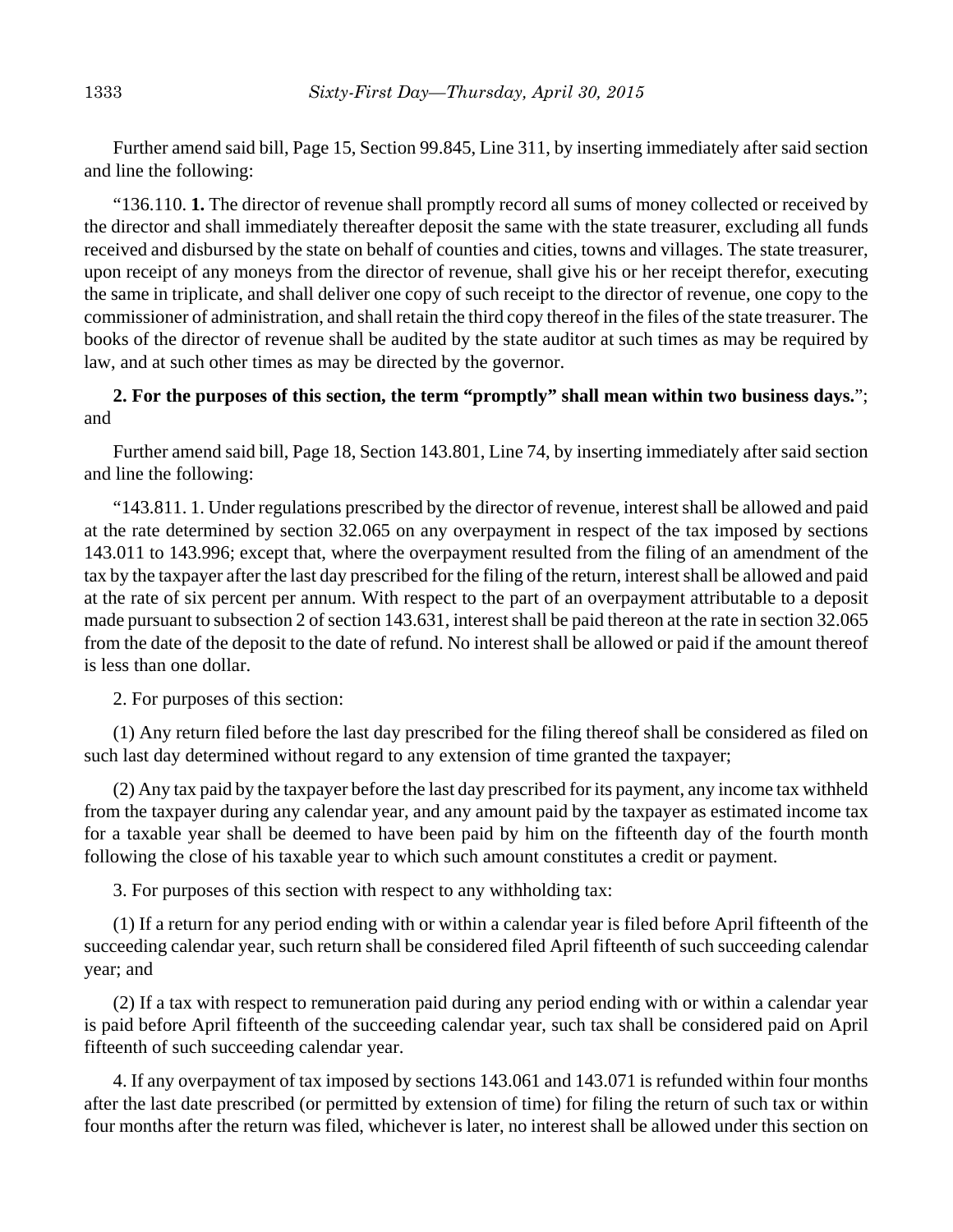Further amend said bill, Page 15, Section 99.845, Line 311, by inserting immediately after said section and line the following:

"136.110. **1.** The director of revenue shall promptly record all sums of money collected or received by the director and shall immediately thereafter deposit the same with the state treasurer, excluding all funds received and disbursed by the state on behalf of counties and cities, towns and villages. The state treasurer, upon receipt of any moneys from the director of revenue, shall give his or her receipt therefor, executing the same in triplicate, and shall deliver one copy of such receipt to the director of revenue, one copy to the commissioner of administration, and shall retain the third copy thereof in the files of the state treasurer. The books of the director of revenue shall be audited by the state auditor at such times as may be required by law, and at such other times as may be directed by the governor.

**2. For the purposes of this section, the term "promptly" shall mean within two business days.**"; and

Further amend said bill, Page 18, Section 143.801, Line 74, by inserting immediately after said section and line the following:

"143.811. 1. Under regulations prescribed by the director of revenue, interest shall be allowed and paid at the rate determined by section 32.065 on any overpayment in respect of the tax imposed by sections 143.011 to 143.996; except that, where the overpayment resulted from the filing of an amendment of the tax by the taxpayer after the last day prescribed for the filing of the return, interest shall be allowed and paid at the rate of six percent per annum. With respect to the part of an overpayment attributable to a deposit made pursuant to subsection 2 of section 143.631, interest shall be paid thereon at the rate in section 32.065 from the date of the deposit to the date of refund. No interest shall be allowed or paid if the amount thereof is less than one dollar.

2. For purposes of this section:

(1) Any return filed before the last day prescribed for the filing thereof shall be considered as filed on such last day determined without regard to any extension of time granted the taxpayer;

(2) Any tax paid by the taxpayer before the last day prescribed for its payment, any income tax withheld from the taxpayer during any calendar year, and any amount paid by the taxpayer as estimated income tax for a taxable year shall be deemed to have been paid by him on the fifteenth day of the fourth month following the close of his taxable year to which such amount constitutes a credit or payment.

3. For purposes of this section with respect to any withholding tax:

(1) If a return for any period ending with or within a calendar year is filed before April fifteenth of the succeeding calendar year, such return shall be considered filed April fifteenth of such succeeding calendar year; and

(2) If a tax with respect to remuneration paid during any period ending with or within a calendar year is paid before April fifteenth of the succeeding calendar year, such tax shall be considered paid on April fifteenth of such succeeding calendar year.

4. If any overpayment of tax imposed by sections 143.061 and 143.071 is refunded within four months after the last date prescribed (or permitted by extension of time) for filing the return of such tax or within four months after the return was filed, whichever is later, no interest shall be allowed under this section on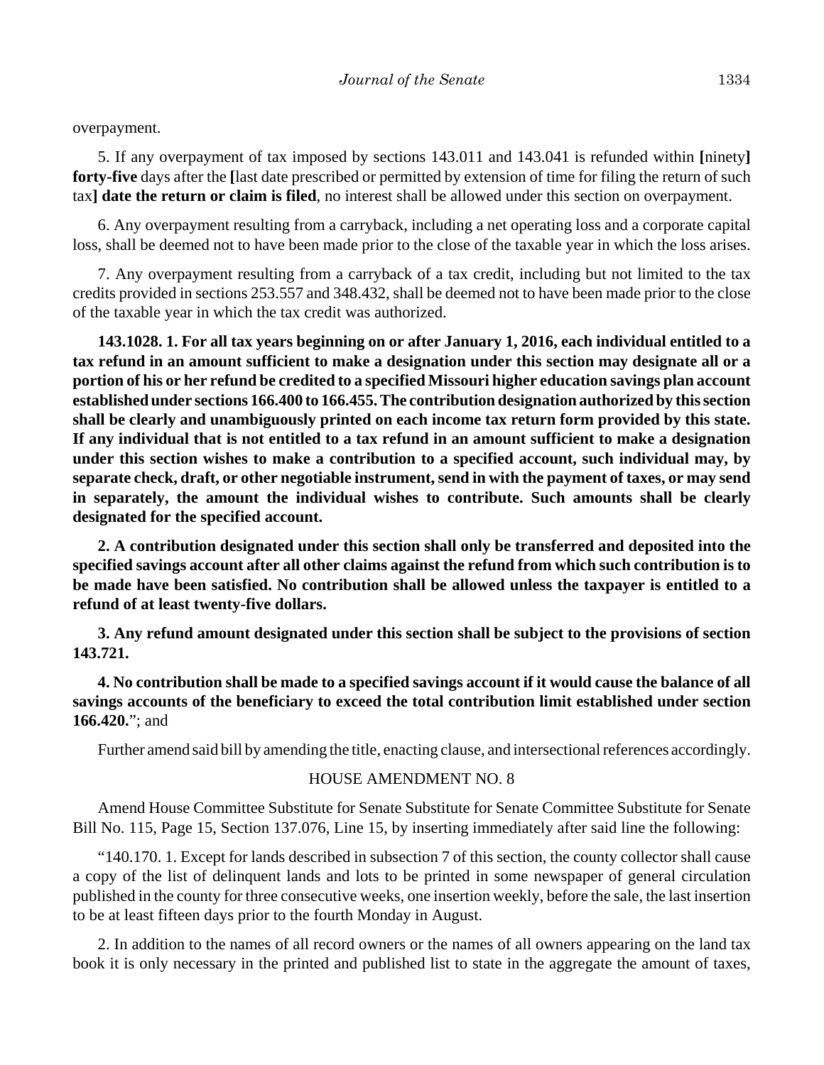overpayment.

5. If any overpayment of tax imposed by sections 143.011 and 143.041 is refunded within **[**ninety**]** **forty-five** days after the **[**last date prescribed or permitted by extension of time for filing the return of such tax**]** **date the return or claim is filed**, no interest shall be allowed under this section on overpayment.

6. Any overpayment resulting from a carryback, including a net operating loss and a corporate capital loss, shall be deemed not to have been made prior to the close of the taxable year in which the loss arises.

7. Any overpayment resulting from a carryback of a tax credit, including but not limited to the tax credits provided in sections 253.557 and 348.432, shall be deemed not to have been made prior to the close of the taxable year in which the tax credit was authorized.

**143.1028. 1. For all tax years beginning on or after January 1, 2016, each individual entitled to a tax refund in an amount sufficient to make a designation under this section may designate all or a portion of his or her refund be credited to a specified Missouri higher education savings plan account established under sections 166.400 to 166.455. The contribution designation authorized by this section shall be clearly and unambiguously printed on each income tax return form provided by this state. If any individual that is not entitled to a tax refund in an amount sufficient to make a designation under this section wishes to make a contribution to a specified account, such individual may, by separate check, draft, or other negotiable instrument, send in with the payment of taxes, or may send in separately, the amount the individual wishes to contribute. Such amounts shall be clearly designated for the specified account.**

**2. A contribution designated under this section shall only be transferred and deposited into the specified savings account after all other claims against the refund from which such contribution is to be made have been satisfied. No contribution shall be allowed unless the taxpayer is entitled to a refund of at least twenty-five dollars.**

**3. Any refund amount designated under this section shall be subject to the provisions of section 143.721.**

**4. No contribution shall be made to a specified savings account if it would cause the balance of all savings accounts of the beneficiary to exceed the total contribution limit established under section 166.420.**"; and

Further amend said bill by amending the title, enacting clause, and intersectional references accordingly.

HOUSE AMENDMENT NO. 8

Amend House Committee Substitute for Senate Substitute for Senate Committee Substitute for Senate Bill No. 115, Page 15, Section 137.076, Line 15, by inserting immediately after said line the following:

"140.170. 1. Except for lands described in subsection 7 of this section, the county collector shall cause a copy of the list of delinquent lands and lots to be printed in some newspaper of general circulation published in the county for three consecutive weeks, one insertion weekly, before the sale, the last insertion to be at least fifteen days prior to the fourth Monday in August.

2. In addition to the names of all record owners or the names of all owners appearing on the land tax book it is only necessary in the printed and published list to state in the aggregate the amount of taxes,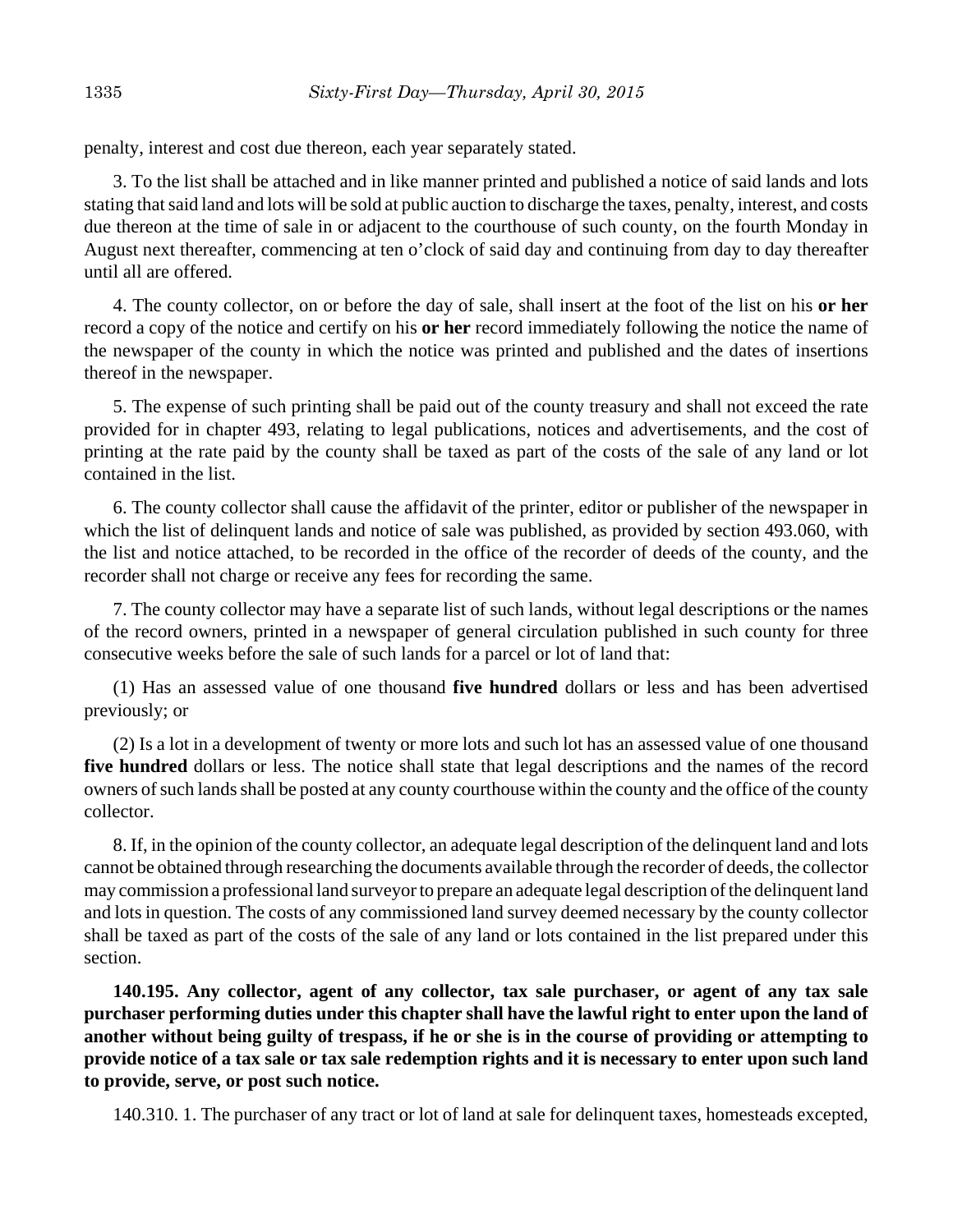penalty, interest and cost due thereon, each year separately stated.

3. To the list shall be attached and in like manner printed and published a notice of said lands and lots stating that said land and lots will be sold at public auction to discharge the taxes, penalty, interest, and costs due thereon at the time of sale in or adjacent to the courthouse of such county, on the fourth Monday in August next thereafter, commencing at ten o'clock of said day and continuing from day to day thereafter until all are offered.

4. The county collector, on or before the day of sale, shall insert at the foot of the list on his **or her** record a copy of the notice and certify on his **or her** record immediately following the notice the name of the newspaper of the county in which the notice was printed and published and the dates of insertions thereof in the newspaper.

5. The expense of such printing shall be paid out of the county treasury and shall not exceed the rate provided for in chapter 493, relating to legal publications, notices and advertisements, and the cost of printing at the rate paid by the county shall be taxed as part of the costs of the sale of any land or lot contained in the list.

6. The county collector shall cause the affidavit of the printer, editor or publisher of the newspaper in which the list of delinquent lands and notice of sale was published, as provided by section 493.060, with the list and notice attached, to be recorded in the office of the recorder of deeds of the county, and the recorder shall not charge or receive any fees for recording the same.

7. The county collector may have a separate list of such lands, without legal descriptions or the names of the record owners, printed in a newspaper of general circulation published in such county for three consecutive weeks before the sale of such lands for a parcel or lot of land that:

(1) Has an assessed value of one thousand **five hundred** dollars or less and has been advertised previously; or

(2) Is a lot in a development of twenty or more lots and such lot has an assessed value of one thousand **five hundred** dollars or less. The notice shall state that legal descriptions and the names of the record owners of such lands shall be posted at any county courthouse within the county and the office of the county collector.

8. If, in the opinion of the county collector, an adequate legal description of the delinquent land and lots cannot be obtained through researching the documents available through the recorder of deeds, the collector may commission a professional land surveyor to prepare an adequate legal description of the delinquent land and lots in question. The costs of any commissioned land survey deemed necessary by the county collector shall be taxed as part of the costs of the sale of any land or lots contained in the list prepared under this section.

**140.195. Any collector, agent of any collector, tax sale purchaser, or agent of any tax sale purchaser performing duties under this chapter shall have the lawful right to enter upon the land of another without being guilty of trespass, if he or she is in the course of providing or attempting to provide notice of a tax sale or tax sale redemption rights and it is necessary to enter upon such land to provide, serve, or post such notice.**

140.310. 1. The purchaser of any tract or lot of land at sale for delinquent taxes, homesteads excepted,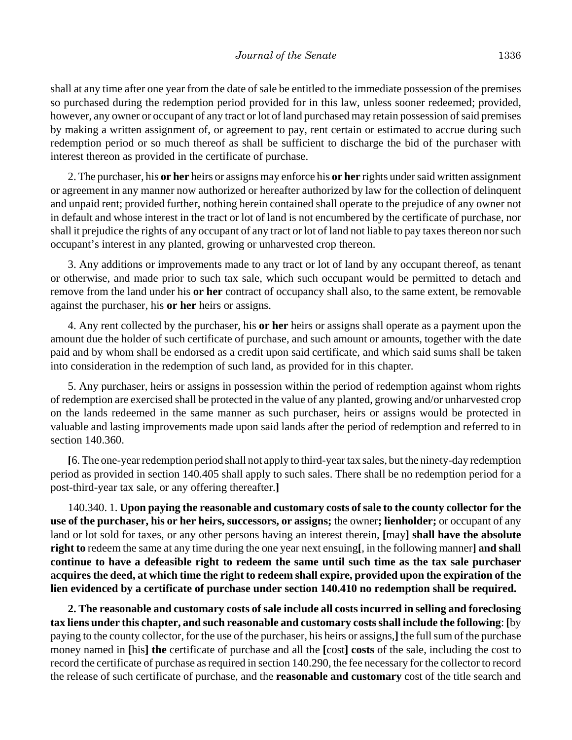shall at any time after one year from the date of sale be entitled to the immediate possession of the premises so purchased during the redemption period provided for in this law, unless sooner redeemed; provided, however, any owner or occupant of any tract or lot of land purchased may retain possession of said premises by making a written assignment of, or agreement to pay, rent certain or estimated to accrue during such redemption period or so much thereof as shall be sufficient to discharge the bid of the purchaser with interest thereon as provided in the certificate of purchase.

2. The purchaser, his **or her** heirs or assigns may enforce his **or her** rights under said written assignment or agreement in any manner now authorized or hereafter authorized by law for the collection of delinquent and unpaid rent; provided further, nothing herein contained shall operate to the prejudice of any owner not in default and whose interest in the tract or lot of land is not encumbered by the certificate of purchase, nor shall it prejudice the rights of any occupant of any tract or lot of land not liable to pay taxes thereon nor such occupant's interest in any planted, growing or unharvested crop thereon.

3. Any additions or improvements made to any tract or lot of land by any occupant thereof, as tenant or otherwise, and made prior to such tax sale, which such occupant would be permitted to detach and remove from the land under his **or her** contract of occupancy shall also, to the same extent, be removable against the purchaser, his **or her** heirs or assigns.

4. Any rent collected by the purchaser, his **or her** heirs or assigns shall operate as a payment upon the amount due the holder of such certificate of purchase, and such amount or amounts, together with the date paid and by whom shall be endorsed as a credit upon said certificate, and which said sums shall be taken into consideration in the redemption of such land, as provided for in this chapter.

5. Any purchaser, heirs or assigns in possession within the period of redemption against whom rights of redemption are exercised shall be protected in the value of any planted, growing and/or unharvested crop on the lands redeemed in the same manner as such purchaser, heirs or assigns would be protected in valuable and lasting improvements made upon said lands after the period of redemption and referred to in section 140.360.

**[**6. The one-year redemption period shall not apply to third-year tax sales, but the ninety-day redemption period as provided in section 140.405 shall apply to such sales. There shall be no redemption period for a post-third-year tax sale, or any offering thereafter.**]**

140.340. 1. **Upon paying the reasonable and customary costs of sale to the county collector for the use of the purchaser, his or her heirs, successors, or assigns;** the owner**; lienholder;** or occupant of any land or lot sold for taxes, or any other persons having an interest therein, **[**may**] shall have the absolute right to** redeem the same at any time during the one year next ensuing**[**, in the following manner**] and shall continue to have a defeasible right to redeem the same until such time as the tax sale purchaser acquires the deed, at which time the right to redeem shall expire, provided upon the expiration of the lien evidenced by a certificate of purchase under section 140.410 no redemption shall be required.**

**2. The reasonable and customary costs of sale include all costs incurred in selling and foreclosing tax liens under this chapter, and such reasonable and customary costs shall include the following**: **[**by paying to the county collector, for the use of the purchaser, his heirs or assigns,**]** the full sum of the purchase money named in **[**his**] the** certificate of purchase and all the **[**cost**] costs** of the sale, including the cost to record the certificate of purchase as required in section 140.290, the fee necessary for the collector to record the release of such certificate of purchase, and the **reasonable and customary** cost of the title search and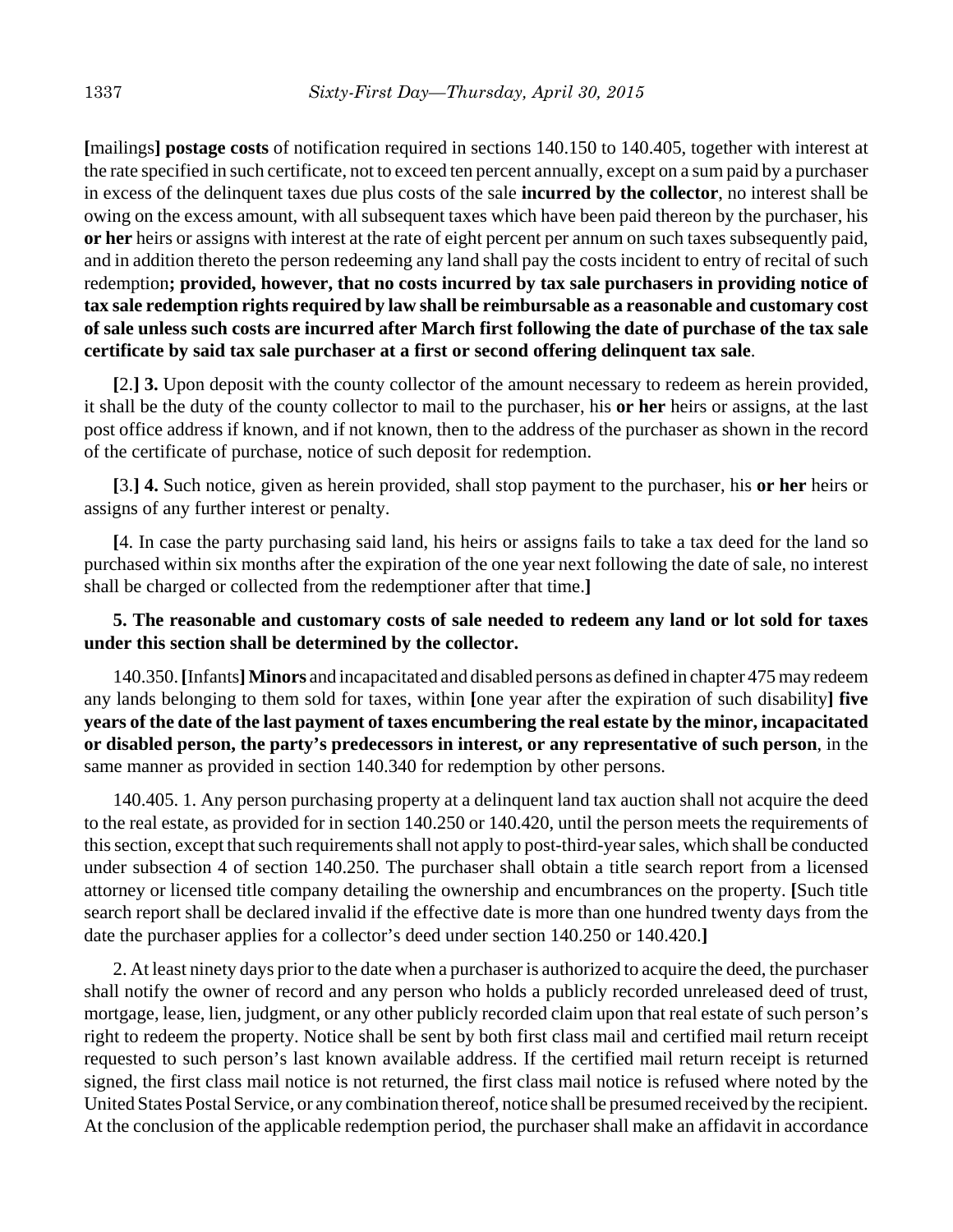**[**mailings**] postage costs** of notification required in sections 140.150 to 140.405, together with interest at the rate specified in such certificate, not to exceed ten percent annually, except on a sum paid by a purchaser in excess of the delinquent taxes due plus costs of the sale **incurred by the collector**, no interest shall be owing on the excess amount, with all subsequent taxes which have been paid thereon by the purchaser, his **or her** heirs or assigns with interest at the rate of eight percent per annum on such taxes subsequently paid, and in addition thereto the person redeeming any land shall pay the costs incident to entry of recital of such redemption**; provided, however, that no costs incurred by tax sale purchasers in providing notice of tax sale redemption rights required by law shall be reimbursable as a reasonable and customary cost of sale unless such costs are incurred after March first following the date of purchase of the tax sale certificate by said tax sale purchaser at a first or second offering delinquent tax sale**.

**[**2.**] 3.** Upon deposit with the county collector of the amount necessary to redeem as herein provided, it shall be the duty of the county collector to mail to the purchaser, his **or her** heirs or assigns, at the last post office address if known, and if not known, then to the address of the purchaser as shown in the record of the certificate of purchase, notice of such deposit for redemption.

**[**3.**] 4.** Such notice, given as herein provided, shall stop payment to the purchaser, his **or her** heirs or assigns of any further interest or penalty.

**[**4. In case the party purchasing said land, his heirs or assigns fails to take a tax deed for the land so purchased within six months after the expiration of the one year next following the date of sale, no interest shall be charged or collected from the redemptioner after that time.**]**

**5. The reasonable and customary costs of sale needed to redeem any land or lot sold for taxes under this section shall be determined by the collector.**

140.350. **[**Infants**] Minors** and incapacitated and disabled persons as defined in chapter 475 may redeem any lands belonging to them sold for taxes, within **[**one year after the expiration of such disability**] five years of the date of the last payment of taxes encumbering the real estate by the minor, incapacitated or disabled person, the party's predecessors in interest, or any representative of such person**, in the same manner as provided in section 140.340 for redemption by other persons.

140.405. 1. Any person purchasing property at a delinquent land tax auction shall not acquire the deed to the real estate, as provided for in section 140.250 or 140.420, until the person meets the requirements of this section, except that such requirements shall not apply to post-third-year sales, which shall be conducted under subsection 4 of section 140.250. The purchaser shall obtain a title search report from a licensed attorney or licensed title company detailing the ownership and encumbrances on the property. **[**Such title search report shall be declared invalid if the effective date is more than one hundred twenty days from the date the purchaser applies for a collector's deed under section 140.250 or 140.420.**]**

2. At least ninety days prior to the date when a purchaser is authorized to acquire the deed, the purchaser shall notify the owner of record and any person who holds a publicly recorded unreleased deed of trust, mortgage, lease, lien, judgment, or any other publicly recorded claim upon that real estate of such person's right to redeem the property. Notice shall be sent by both first class mail and certified mail return receipt requested to such person's last known available address. If the certified mail return receipt is returned signed, the first class mail notice is not returned, the first class mail notice is refused where noted by the United States Postal Service, or any combination thereof, notice shall be presumed received by the recipient. At the conclusion of the applicable redemption period, the purchaser shall make an affidavit in accordance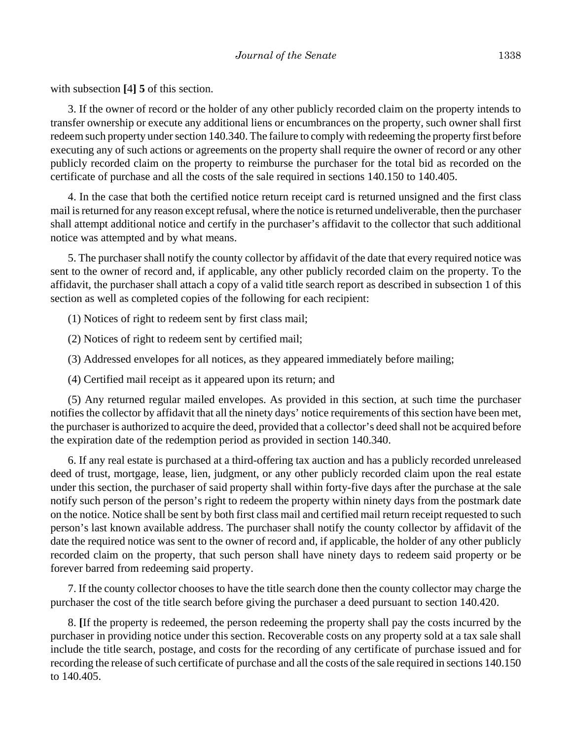with subsection **[**4**] 5** of this section.

3. If the owner of record or the holder of any other publicly recorded claim on the property intends to transfer ownership or execute any additional liens or encumbrances on the property, such owner shall first redeem such property under section 140.340. The failure to comply with redeeming the property first before executing any of such actions or agreements on the property shall require the owner of record or any other publicly recorded claim on the property to reimburse the purchaser for the total bid as recorded on the certificate of purchase and all the costs of the sale required in sections 140.150 to 140.405.

4. In the case that both the certified notice return receipt card is returned unsigned and the first class mail is returned for any reason except refusal, where the notice is returned undeliverable, then the purchaser shall attempt additional notice and certify in the purchaser's affidavit to the collector that such additional notice was attempted and by what means.

5. The purchaser shall notify the county collector by affidavit of the date that every required notice was sent to the owner of record and, if applicable, any other publicly recorded claim on the property. To the affidavit, the purchaser shall attach a copy of a valid title search report as described in subsection 1 of this section as well as completed copies of the following for each recipient:

(1) Notices of right to redeem sent by first class mail;

(2) Notices of right to redeem sent by certified mail;

(3) Addressed envelopes for all notices, as they appeared immediately before mailing;

(4) Certified mail receipt as it appeared upon its return; and

(5) Any returned regular mailed envelopes. As provided in this section, at such time the purchaser notifies the collector by affidavit that all the ninety days' notice requirements of this section have been met, the purchaser is authorized to acquire the deed, provided that a collector's deed shall not be acquired before the expiration date of the redemption period as provided in section 140.340.

6. If any real estate is purchased at a third-offering tax auction and has a publicly recorded unreleased deed of trust, mortgage, lease, lien, judgment, or any other publicly recorded claim upon the real estate under this section, the purchaser of said property shall within forty-five days after the purchase at the sale notify such person of the person's right to redeem the property within ninety days from the postmark date on the notice. Notice shall be sent by both first class mail and certified mail return receipt requested to such person's last known available address. The purchaser shall notify the county collector by affidavit of the date the required notice was sent to the owner of record and, if applicable, the holder of any other publicly recorded claim on the property, that such person shall have ninety days to redeem said property or be forever barred from redeeming said property.

7. If the county collector chooses to have the title search done then the county collector may charge the purchaser the cost of the title search before giving the purchaser a deed pursuant to section 140.420.

8. **[**If the property is redeemed, the person redeeming the property shall pay the costs incurred by the purchaser in providing notice under this section. Recoverable costs on any property sold at a tax sale shall include the title search, postage, and costs for the recording of any certificate of purchase issued and for recording the release of such certificate of purchase and all the costs of the sale required in sections 140.150 to 140.405.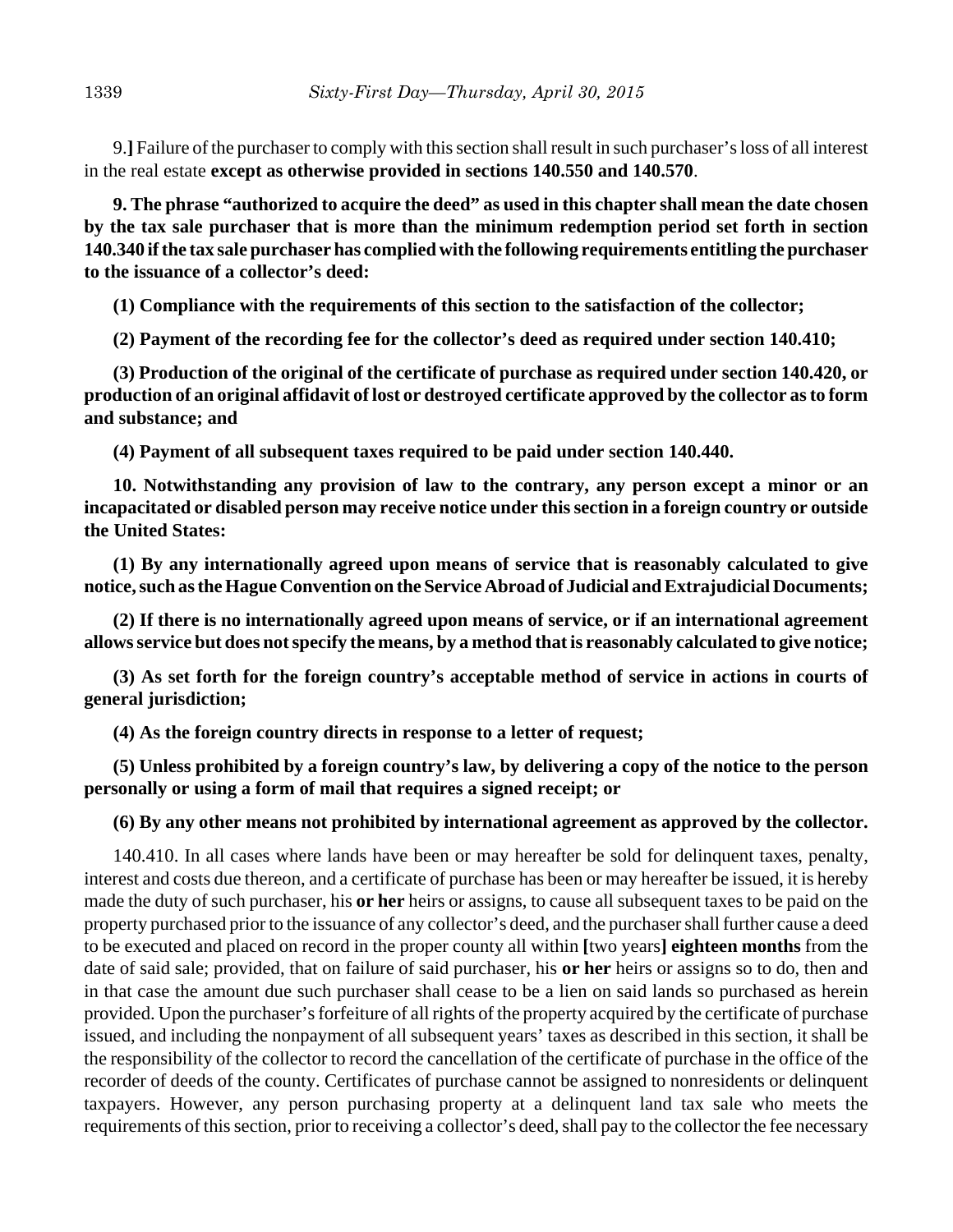9.**]** Failure of the purchaser to comply with this section shall result in such purchaser's loss of all interest in the real estate **except as otherwise provided in sections 140.550 and 140.570**.

**9. The phrase "authorized to acquire the deed" as used in this chapter shall mean the date chosen by the tax sale purchaser that is more than the minimum redemption period set forth in section 140.340 if the tax sale purchaser has complied with the following requirements entitling the purchaser to the issuance of a collector's deed:**

**(1) Compliance with the requirements of this section to the satisfaction of the collector;**

**(2) Payment of the recording fee for the collector's deed as required under section 140.410;**

**(3) Production of the original of the certificate of purchase as required under section 140.420, or production of an original affidavit of lost or destroyed certificate approved by the collector as to form and substance; and**

**(4) Payment of all subsequent taxes required to be paid under section 140.440.**

**10. Notwithstanding any provision of law to the contrary, any person except a minor or an incapacitated or disabled person may receive notice under this section in a foreign country or outside the United States:**

**(1) By any internationally agreed upon means of service that is reasonably calculated to give notice, such as the Hague Convention on the Service Abroad of Judicial and Extrajudicial Documents;**

**(2) If there is no internationally agreed upon means of service, or if an international agreement allows service but does not specify the means, by a method that is reasonably calculated to give notice;**

**(3) As set forth for the foreign country's acceptable method of service in actions in courts of general jurisdiction;**

**(4) As the foreign country directs in response to a letter of request;**

**(5) Unless prohibited by a foreign country's law, by delivering a copy of the notice to the person personally or using a form of mail that requires a signed receipt; or**

**(6) By any other means not prohibited by international agreement as approved by the collector.**

140.410. In all cases where lands have been or may hereafter be sold for delinquent taxes, penalty, interest and costs due thereon, and a certificate of purchase has been or may hereafter be issued, it is hereby made the duty of such purchaser, his **or her** heirs or assigns, to cause all subsequent taxes to be paid on the property purchased prior to the issuance of any collector's deed, and the purchaser shall further cause a deed to be executed and placed on record in the proper county all within **[**two years**] eighteen months** from the date of said sale; provided, that on failure of said purchaser, his **or her** heirs or assigns so to do, then and in that case the amount due such purchaser shall cease to be a lien on said lands so purchased as herein provided. Upon the purchaser's forfeiture of all rights of the property acquired by the certificate of purchase issued, and including the nonpayment of all subsequent years' taxes as described in this section, it shall be the responsibility of the collector to record the cancellation of the certificate of purchase in the office of the recorder of deeds of the county. Certificates of purchase cannot be assigned to nonresidents or delinquent taxpayers. However, any person purchasing property at a delinquent land tax sale who meets the requirements of this section, prior to receiving a collector's deed, shall pay to the collector the fee necessary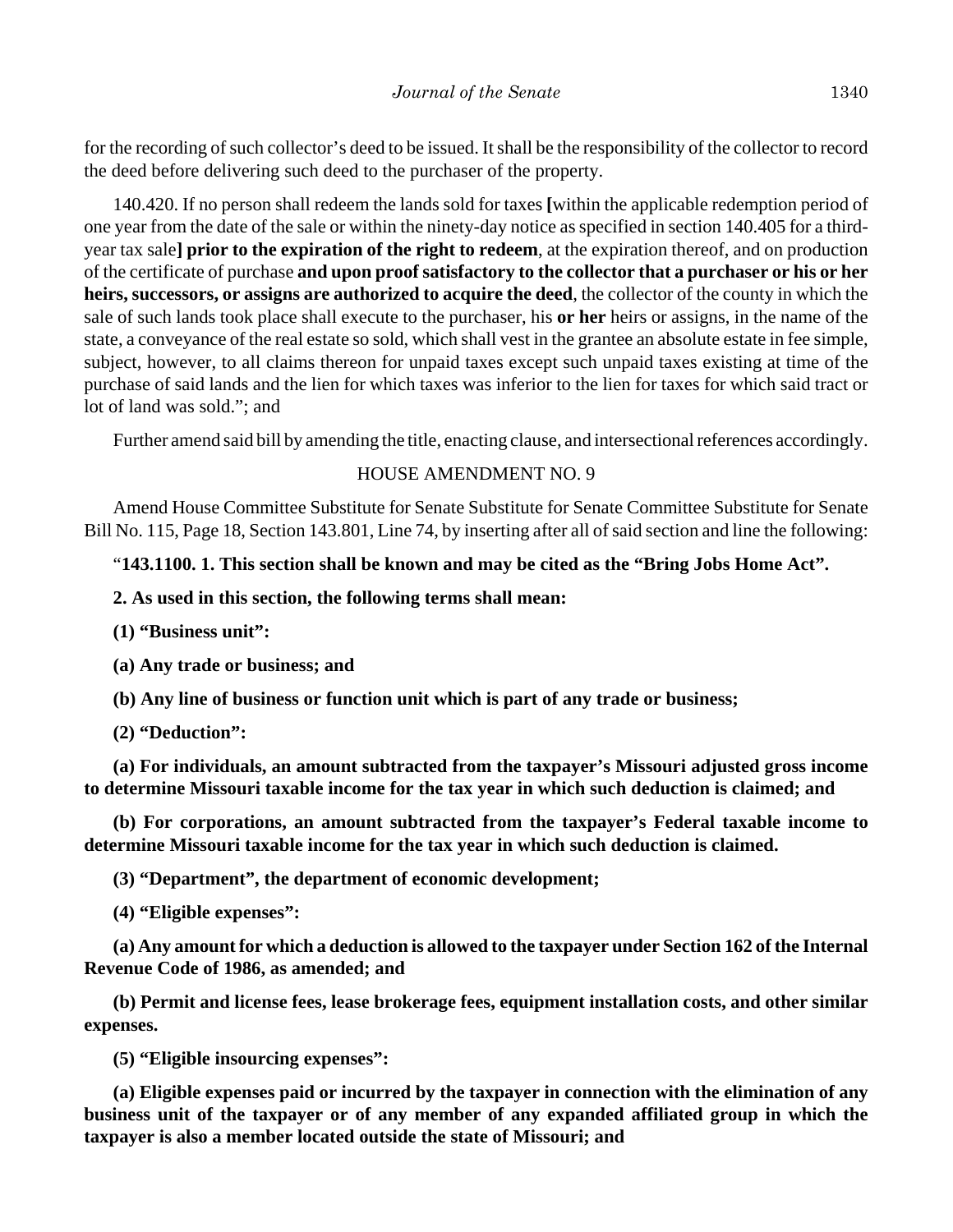for the recording of such collector's deed to be issued. It shall be the responsibility of the collector to record the deed before delivering such deed to the purchaser of the property.

140.420. If no person shall redeem the lands sold for taxes **[**within the applicable redemption period of one year from the date of the sale or within the ninety-day notice as specified in section 140.405 for a third-year tax sale**] prior to the expiration of the right to redeem**, at the expiration thereof, and on production of the certificate of purchase **and upon proof satisfactory to the collector that a purchaser or his or her heirs, successors, or assigns are authorized to acquire the deed**, the collector of the county in which the sale of such lands took place shall execute to the purchaser, his **or her** heirs or assigns, in the name of the state, a conveyance of the real estate so sold, which shall vest in the grantee an absolute estate in fee simple, subject, however, to all claims thereon for unpaid taxes except such unpaid taxes existing at time of the purchase of said lands and the lien for which taxes was inferior to the lien for taxes for which said tract or lot of land was sold."; and

Further amend said bill by amending the title, enacting clause, and intersectional references accordingly.

HOUSE AMENDMENT NO. 9

Amend House Committee Substitute for Senate Substitute for Senate Committee Substitute for Senate Bill No. 115, Page 18, Section 143.801, Line 74, by inserting after all of said section and line the following:

"**143.1100. 1. This section shall be known and may be cited as the "Bring Jobs Home Act".**

**2. As used in this section, the following terms shall mean:**

**(1) "Business unit":**

**(a) Any trade or business; and**

**(b) Any line of business or function unit which is part of any trade or business;**

**(2) "Deduction":**

**(a) For individuals, an amount subtracted from the taxpayer's Missouri adjusted gross income to determine Missouri taxable income for the tax year in which such deduction is claimed; and**

**(b) For corporations, an amount subtracted from the taxpayer's Federal taxable income to determine Missouri taxable income for the tax year in which such deduction is claimed.**

**(3) "Department", the department of economic development;**

**(4) "Eligible expenses":**

**(a) Any amount for which a deduction is allowed to the taxpayer under Section 162 of the Internal Revenue Code of 1986, as amended; and**

**(b) Permit and license fees, lease brokerage fees, equipment installation costs, and other similar expenses.**

**(5) "Eligible insourcing expenses":**

**(a) Eligible expenses paid or incurred by the taxpayer in connection with the elimination of any business unit of the taxpayer or of any member of any expanded affiliated group in which the taxpayer is also a member located outside the state of Missouri; and**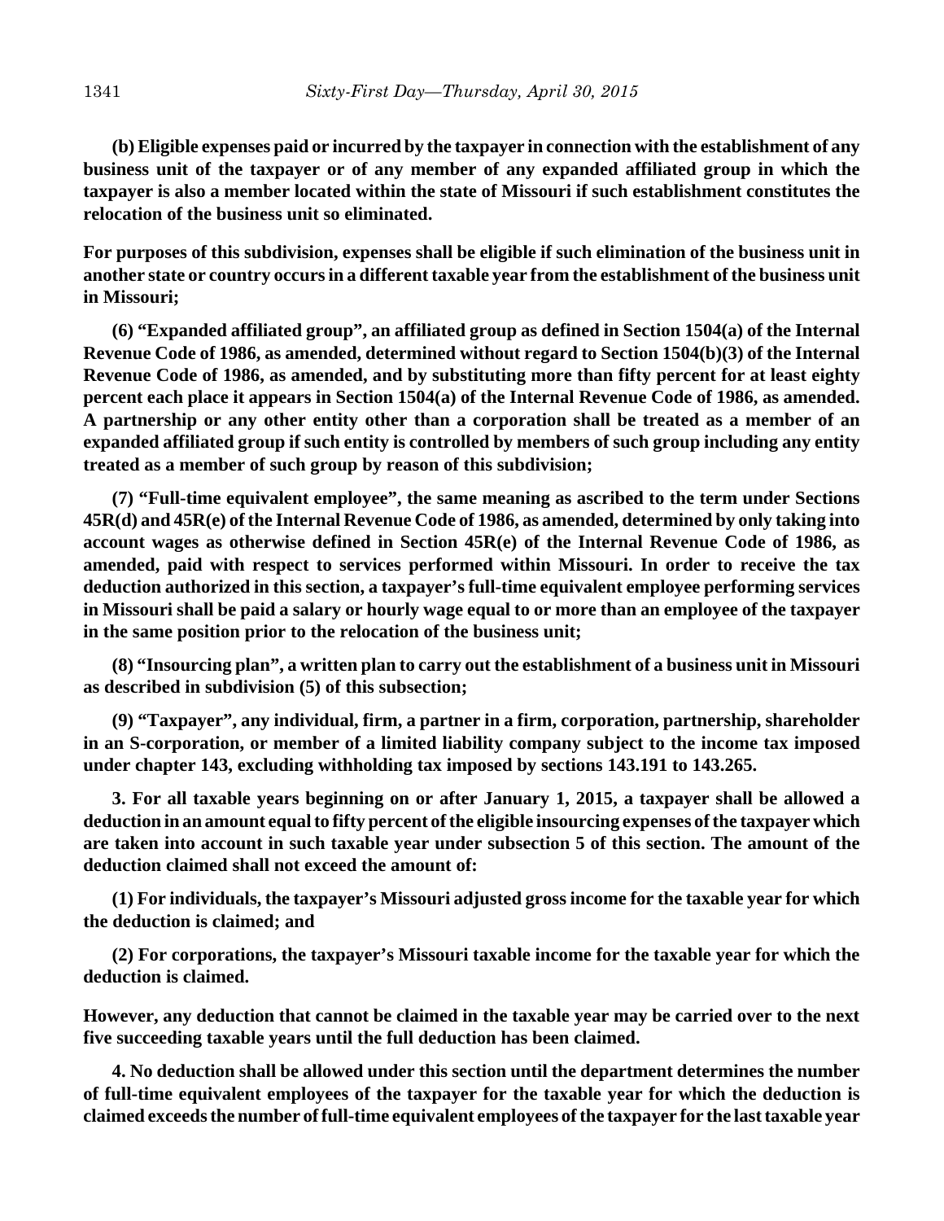**(b) Eligible expenses paid or incurred by the taxpayer in connection with the establishment of any business unit of the taxpayer or of any member of any expanded affiliated group in which the taxpayer is also a member located within the state of Missouri if such establishment constitutes the relocation of the business unit so eliminated.**

**For purposes of this subdivision, expenses shall be eligible if such elimination of the business unit in another state or country occurs in a different taxable year from the establishment of the business unit in Missouri;**

**(6) "Expanded affiliated group", an affiliated group as defined in Section 1504(a) of the Internal Revenue Code of 1986, as amended, determined without regard to Section 1504(b)(3) of the Internal Revenue Code of 1986, as amended, and by substituting more than fifty percent for at least eighty percent each place it appears in Section 1504(a) of the Internal Revenue Code of 1986, as amended. A partnership or any other entity other than a corporation shall be treated as a member of an expanded affiliated group if such entity is controlled by members of such group including any entity treated as a member of such group by reason of this subdivision;**

**(7) "Full-time equivalent employee", the same meaning as ascribed to the term under Sections 45R(d) and 45R(e) of the Internal Revenue Code of 1986, as amended, determined by only taking into account wages as otherwise defined in Section 45R(e) of the Internal Revenue Code of 1986, as amended, paid with respect to services performed within Missouri. In order to receive the tax deduction authorized in this section, a taxpayer's full-time equivalent employee performing services in Missouri shall be paid a salary or hourly wage equal to or more than an employee of the taxpayer in the same position prior to the relocation of the business unit;**

**(8) "Insourcing plan", a written plan to carry out the establishment of a business unit in Missouri as described in subdivision (5) of this subsection;**

**(9) "Taxpayer", any individual, firm, a partner in a firm, corporation, partnership, shareholder in an S-corporation, or member of a limited liability company subject to the income tax imposed under chapter 143, excluding withholding tax imposed by sections 143.191 to 143.265.**

**3. For all taxable years beginning on or after January 1, 2015, a taxpayer shall be allowed a deduction in an amount equal to fifty percent of the eligible insourcing expenses of the taxpayer which are taken into account in such taxable year under subsection 5 of this section. The amount of the deduction claimed shall not exceed the amount of:**

**(1) For individuals, the taxpayer's Missouri adjusted gross income for the taxable year for which the deduction is claimed; and**

**(2) For corporations, the taxpayer's Missouri taxable income for the taxable year for which the deduction is claimed.**

**However, any deduction that cannot be claimed in the taxable year may be carried over to the next five succeeding taxable years until the full deduction has been claimed.**

**4. No deduction shall be allowed under this section until the department determines the number of full-time equivalent employees of the taxpayer for the taxable year for which the deduction is claimed exceeds the number of full-time equivalent employees of the taxpayer for the last taxable year**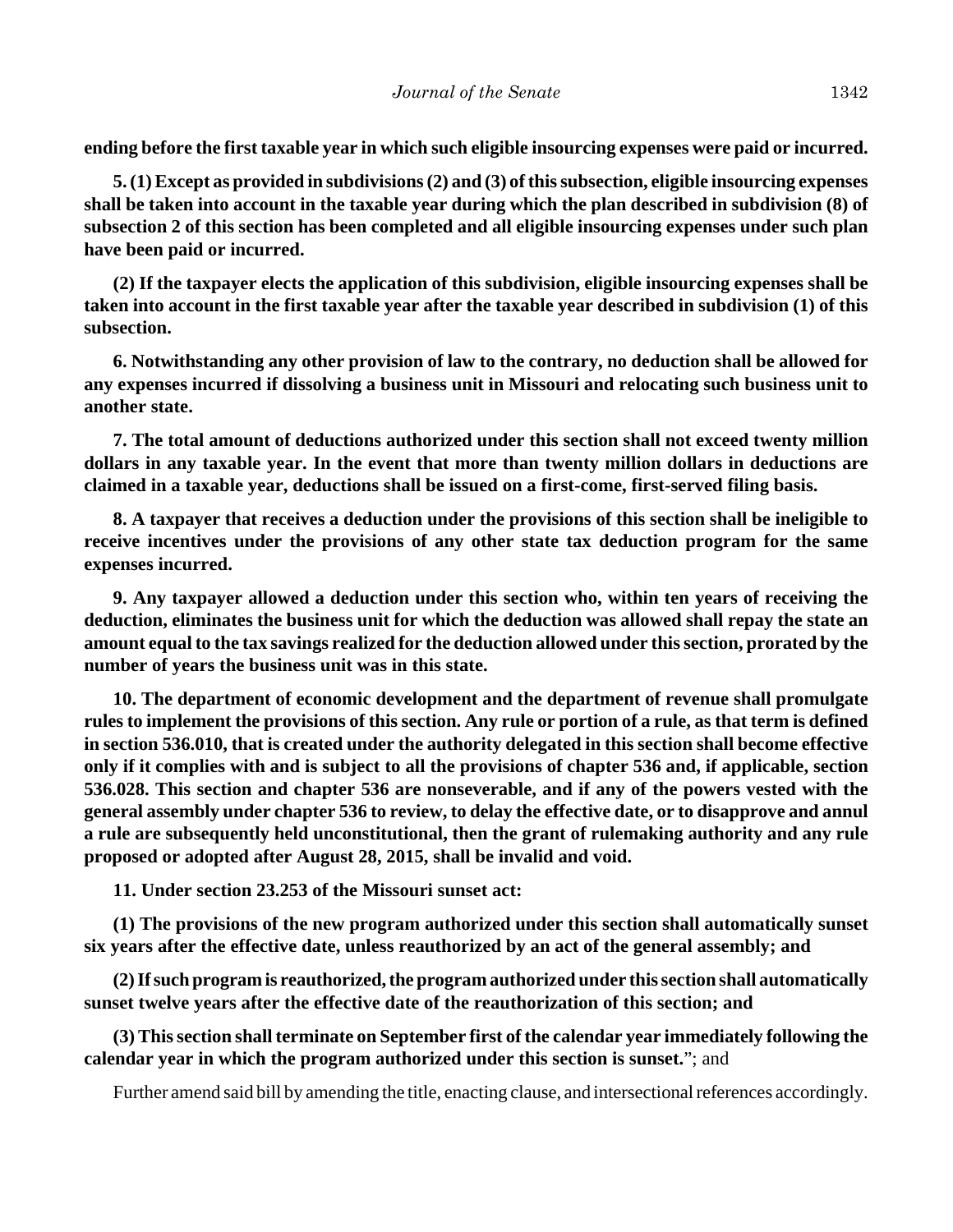**ending before the first taxable year in which such eligible insourcing expenses were paid or incurred.**

**5. (1) Except as provided in subdivisions (2) and (3) of this subsection, eligible insourcing expenses shall be taken into account in the taxable year during which the plan described in subdivision (8) of subsection 2 of this section has been completed and all eligible insourcing expenses under such plan have been paid or incurred.**

**(2) If the taxpayer elects the application of this subdivision, eligible insourcing expenses shall be taken into account in the first taxable year after the taxable year described in subdivision (1) of this subsection.**

**6. Notwithstanding any other provision of law to the contrary, no deduction shall be allowed for any expenses incurred if dissolving a business unit in Missouri and relocating such business unit to another state.**

**7. The total amount of deductions authorized under this section shall not exceed twenty million dollars in any taxable year. In the event that more than twenty million dollars in deductions are claimed in a taxable year, deductions shall be issued on a first-come, first-served filing basis.**

**8. A taxpayer that receives a deduction under the provisions of this section shall be ineligible to receive incentives under the provisions of any other state tax deduction program for the same expenses incurred.**

**9. Any taxpayer allowed a deduction under this section who, within ten years of receiving the deduction, eliminates the business unit for which the deduction was allowed shall repay the state an amount equal to the tax savings realized for the deduction allowed under this section, prorated by the number of years the business unit was in this state.**

**10. The department of economic development and the department of revenue shall promulgate rules to implement the provisions of this section. Any rule or portion of a rule, as that term is defined in section 536.010, that is created under the authority delegated in this section shall become effective only if it complies with and is subject to all the provisions of chapter 536 and, if applicable, section 536.028. This section and chapter 536 are nonseverable, and if any of the powers vested with the general assembly under chapter 536 to review, to delay the effective date, or to disapprove and annul a rule are subsequently held unconstitutional, then the grant of rulemaking authority and any rule proposed or adopted after August 28, 2015, shall be invalid and void.**

**11. Under section 23.253 of the Missouri sunset act:**

**(1) The provisions of the new program authorized under this section shall automatically sunset six years after the effective date, unless reauthorized by an act of the general assembly; and**

**(2) If such program is reauthorized, the program authorized under this section shall automatically sunset twelve years after the effective date of the reauthorization of this section; and**

**(3) This section shall terminate on September first of the calendar year immediately following the calendar year in which the program authorized under this section is sunset.**"; and

Further amend said bill by amending the title, enacting clause, and intersectional references accordingly.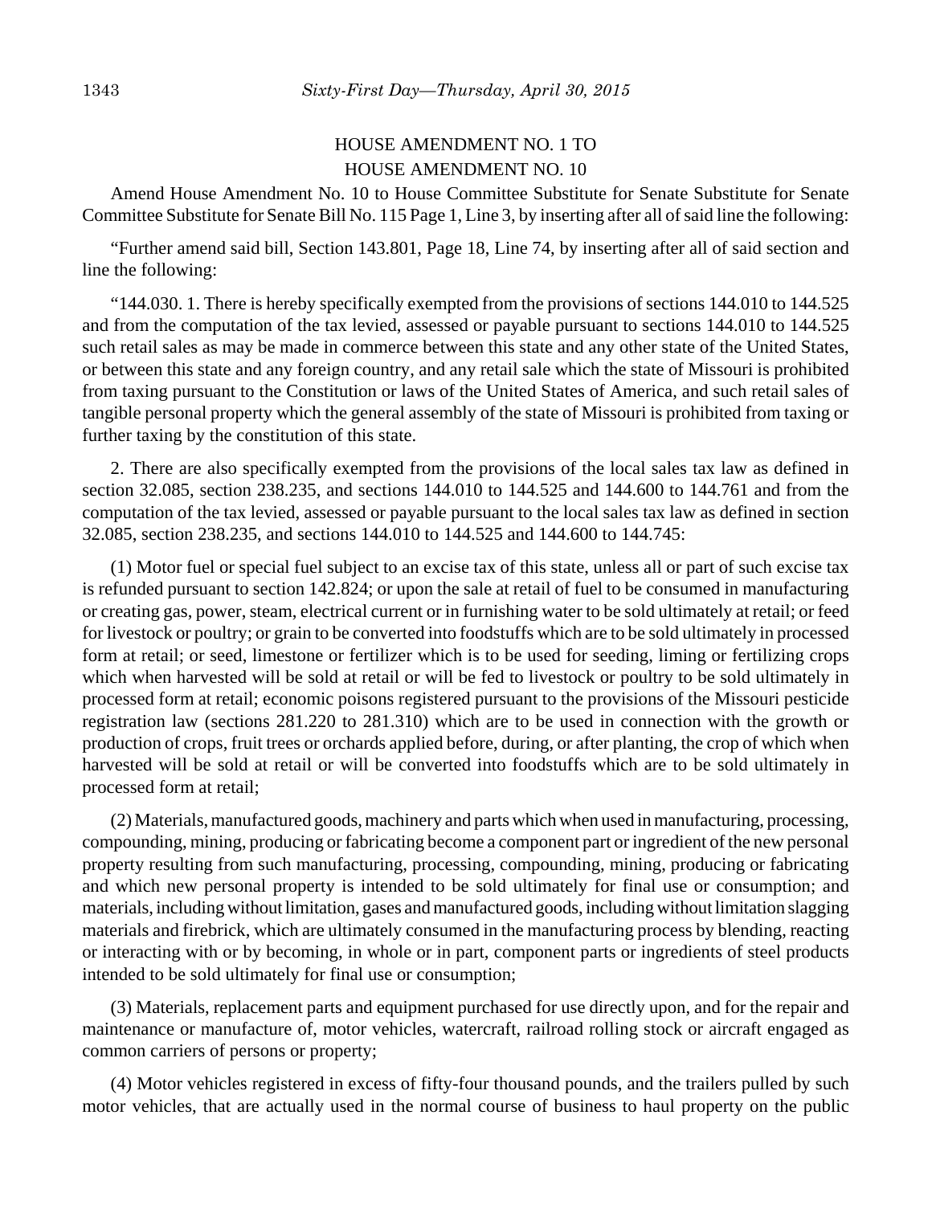HOUSE AMENDMENT NO. 1 TO
HOUSE AMENDMENT NO. 10

Amend House Amendment No. 10 to House Committee Substitute for Senate Substitute for Senate Committee Substitute for Senate Bill No. 115 Page 1, Line 3, by inserting after all of said line the following:

"Further amend said bill, Section 143.801, Page 18, Line 74, by inserting after all of said section and line the following:

"144.030. 1. There is hereby specifically exempted from the provisions of sections 144.010 to 144.525 and from the computation of the tax levied, assessed or payable pursuant to sections 144.010 to 144.525 such retail sales as may be made in commerce between this state and any other state of the United States, or between this state and any foreign country, and any retail sale which the state of Missouri is prohibited from taxing pursuant to the Constitution or laws of the United States of America, and such retail sales of tangible personal property which the general assembly of the state of Missouri is prohibited from taxing or further taxing by the constitution of this state.

2. There are also specifically exempted from the provisions of the local sales tax law as defined in section 32.085, section 238.235, and sections 144.010 to 144.525 and 144.600 to 144.761 and from the computation of the tax levied, assessed or payable pursuant to the local sales tax law as defined in section 32.085, section 238.235, and sections 144.010 to 144.525 and 144.600 to 144.745:

(1) Motor fuel or special fuel subject to an excise tax of this state, unless all or part of such excise tax is refunded pursuant to section 142.824; or upon the sale at retail of fuel to be consumed in manufacturing or creating gas, power, steam, electrical current or in furnishing water to be sold ultimately at retail; or feed for livestock or poultry; or grain to be converted into foodstuffs which are to be sold ultimately in processed form at retail; or seed, limestone or fertilizer which is to be used for seeding, liming or fertilizing crops which when harvested will be sold at retail or will be fed to livestock or poultry to be sold ultimately in processed form at retail; economic poisons registered pursuant to the provisions of the Missouri pesticide registration law (sections 281.220 to 281.310) which are to be used in connection with the growth or production of crops, fruit trees or orchards applied before, during, or after planting, the crop of which when harvested will be sold at retail or will be converted into foodstuffs which are to be sold ultimately in processed form at retail;

(2) Materials, manufactured goods, machinery and parts which when used in manufacturing, processing, compounding, mining, producing or fabricating become a component part or ingredient of the new personal property resulting from such manufacturing, processing, compounding, mining, producing or fabricating and which new personal property is intended to be sold ultimately for final use or consumption; and materials, including without limitation, gases and manufactured goods, including without limitation slagging materials and firebrick, which are ultimately consumed in the manufacturing process by blending, reacting or interacting with or by becoming, in whole or in part, component parts or ingredients of steel products intended to be sold ultimately for final use or consumption;

(3) Materials, replacement parts and equipment purchased for use directly upon, and for the repair and maintenance or manufacture of, motor vehicles, watercraft, railroad rolling stock or aircraft engaged as common carriers of persons or property;

(4) Motor vehicles registered in excess of fifty-four thousand pounds, and the trailers pulled by such motor vehicles, that are actually used in the normal course of business to haul property on the public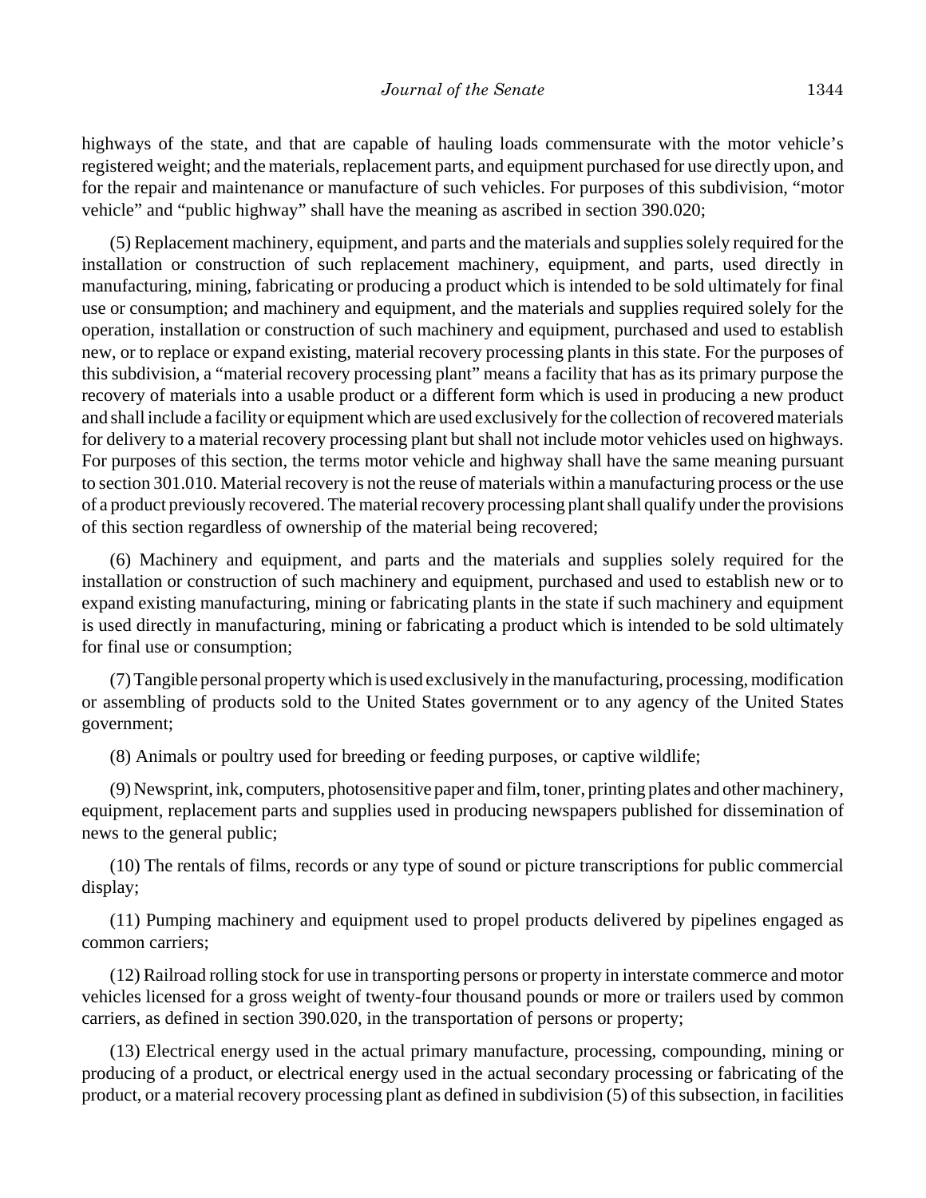highways of the state, and that are capable of hauling loads commensurate with the motor vehicle's registered weight; and the materials, replacement parts, and equipment purchased for use directly upon, and for the repair and maintenance or manufacture of such vehicles. For purposes of this subdivision, "motor vehicle" and "public highway" shall have the meaning as ascribed in section 390.020;

(5) Replacement machinery, equipment, and parts and the materials and supplies solely required for the installation or construction of such replacement machinery, equipment, and parts, used directly in manufacturing, mining, fabricating or producing a product which is intended to be sold ultimately for final use or consumption; and machinery and equipment, and the materials and supplies required solely for the operation, installation or construction of such machinery and equipment, purchased and used to establish new, or to replace or expand existing, material recovery processing plants in this state. For the purposes of this subdivision, a "material recovery processing plant" means a facility that has as its primary purpose the recovery of materials into a usable product or a different form which is used in producing a new product and shall include a facility or equipment which are used exclusively for the collection of recovered materials for delivery to a material recovery processing plant but shall not include motor vehicles used on highways. For purposes of this section, the terms motor vehicle and highway shall have the same meaning pursuant to section 301.010. Material recovery is not the reuse of materials within a manufacturing process or the use of a product previously recovered. The material recovery processing plant shall qualify under the provisions of this section regardless of ownership of the material being recovered;

(6) Machinery and equipment, and parts and the materials and supplies solely required for the installation or construction of such machinery and equipment, purchased and used to establish new or to expand existing manufacturing, mining or fabricating plants in the state if such machinery and equipment is used directly in manufacturing, mining or fabricating a product which is intended to be sold ultimately for final use or consumption;

(7) Tangible personal property which is used exclusively in the manufacturing, processing, modification or assembling of products sold to the United States government or to any agency of the United States government;

(8) Animals or poultry used for breeding or feeding purposes, or captive wildlife;

(9) Newsprint, ink, computers, photosensitive paper and film, toner, printing plates and other machinery, equipment, replacement parts and supplies used in producing newspapers published for dissemination of news to the general public;

(10) The rentals of films, records or any type of sound or picture transcriptions for public commercial display;

(11) Pumping machinery and equipment used to propel products delivered by pipelines engaged as common carriers;

(12) Railroad rolling stock for use in transporting persons or property in interstate commerce and motor vehicles licensed for a gross weight of twenty-four thousand pounds or more or trailers used by common carriers, as defined in section 390.020, in the transportation of persons or property;

(13) Electrical energy used in the actual primary manufacture, processing, compounding, mining or producing of a product, or electrical energy used in the actual secondary processing or fabricating of the product, or a material recovery processing plant as defined in subdivision (5) of this subsection, in facilities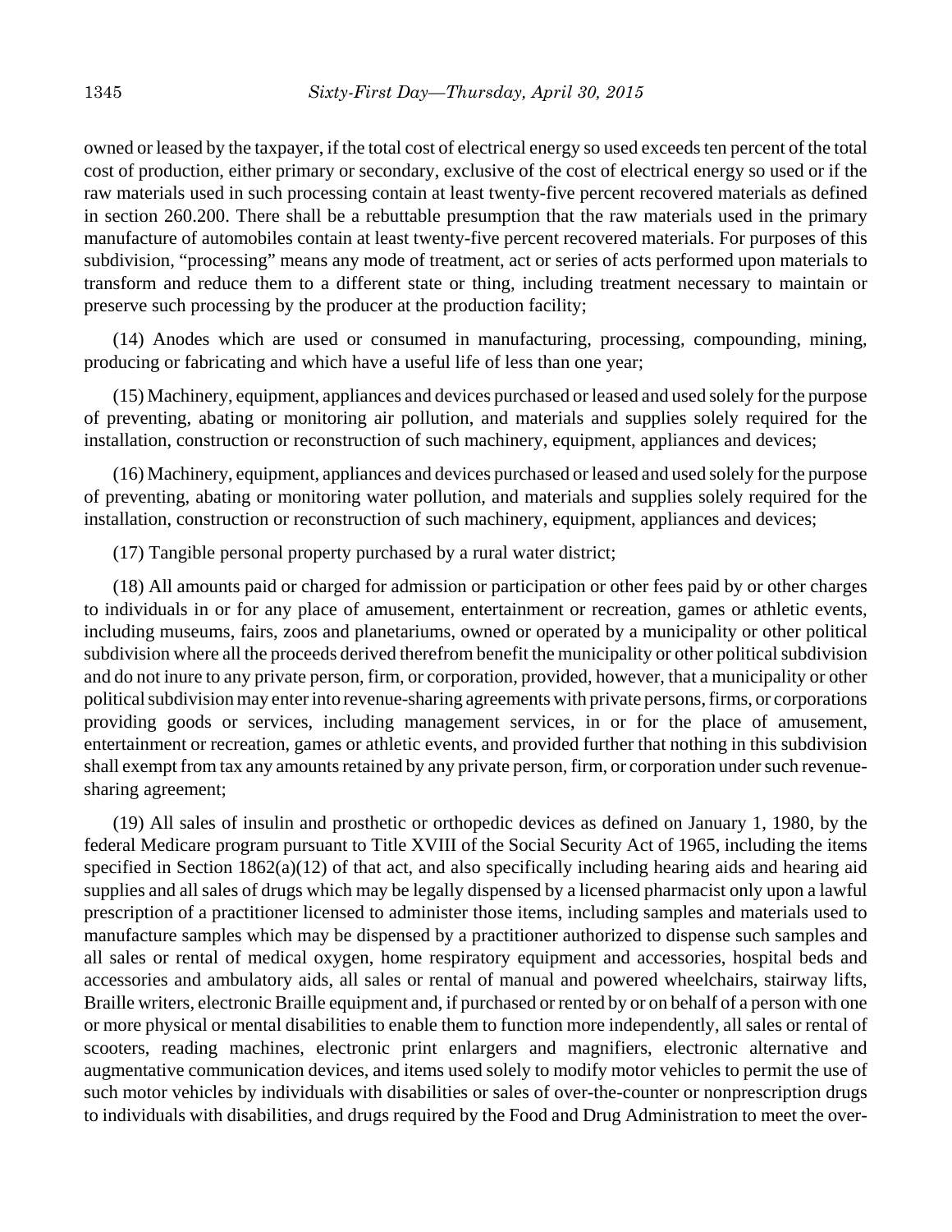owned or leased by the taxpayer, if the total cost of electrical energy so used exceeds ten percent of the total cost of production, either primary or secondary, exclusive of the cost of electrical energy so used or if the raw materials used in such processing contain at least twenty-five percent recovered materials as defined in section 260.200. There shall be a rebuttable presumption that the raw materials used in the primary manufacture of automobiles contain at least twenty-five percent recovered materials. For purposes of this subdivision, "processing" means any mode of treatment, act or series of acts performed upon materials to transform and reduce them to a different state or thing, including treatment necessary to maintain or preserve such processing by the producer at the production facility;

(14) Anodes which are used or consumed in manufacturing, processing, compounding, mining, producing or fabricating and which have a useful life of less than one year;

(15) Machinery, equipment, appliances and devices purchased or leased and used solely for the purpose of preventing, abating or monitoring air pollution, and materials and supplies solely required for the installation, construction or reconstruction of such machinery, equipment, appliances and devices;

(16) Machinery, equipment, appliances and devices purchased or leased and used solely for the purpose of preventing, abating or monitoring water pollution, and materials and supplies solely required for the installation, construction or reconstruction of such machinery, equipment, appliances and devices;

(17) Tangible personal property purchased by a rural water district;

(18) All amounts paid or charged for admission or participation or other fees paid by or other charges to individuals in or for any place of amusement, entertainment or recreation, games or athletic events, including museums, fairs, zoos and planetariums, owned or operated by a municipality or other political subdivision where all the proceeds derived therefrom benefit the municipality or other political subdivision and do not inure to any private person, firm, or corporation, provided, however, that a municipality or other political subdivision may enter into revenue-sharing agreements with private persons, firms, or corporations providing goods or services, including management services, in or for the place of amusement, entertainment or recreation, games or athletic events, and provided further that nothing in this subdivision shall exempt from tax any amounts retained by any private person, firm, or corporation under such revenue-sharing agreement;

(19) All sales of insulin and prosthetic or orthopedic devices as defined on January 1, 1980, by the federal Medicare program pursuant to Title XVIII of the Social Security Act of 1965, including the items specified in Section 1862(a)(12) of that act, and also specifically including hearing aids and hearing aid supplies and all sales of drugs which may be legally dispensed by a licensed pharmacist only upon a lawful prescription of a practitioner licensed to administer those items, including samples and materials used to manufacture samples which may be dispensed by a practitioner authorized to dispense such samples and all sales or rental of medical oxygen, home respiratory equipment and accessories, hospital beds and accessories and ambulatory aids, all sales or rental of manual and powered wheelchairs, stairway lifts, Braille writers, electronic Braille equipment and, if purchased or rented by or on behalf of a person with one or more physical or mental disabilities to enable them to function more independently, all sales or rental of scooters, reading machines, electronic print enlargers and magnifiers, electronic alternative and augmentative communication devices, and items used solely to modify motor vehicles to permit the use of such motor vehicles by individuals with disabilities or sales of over-the-counter or nonprescription drugs to individuals with disabilities, and drugs required by the Food and Drug Administration to meet the over-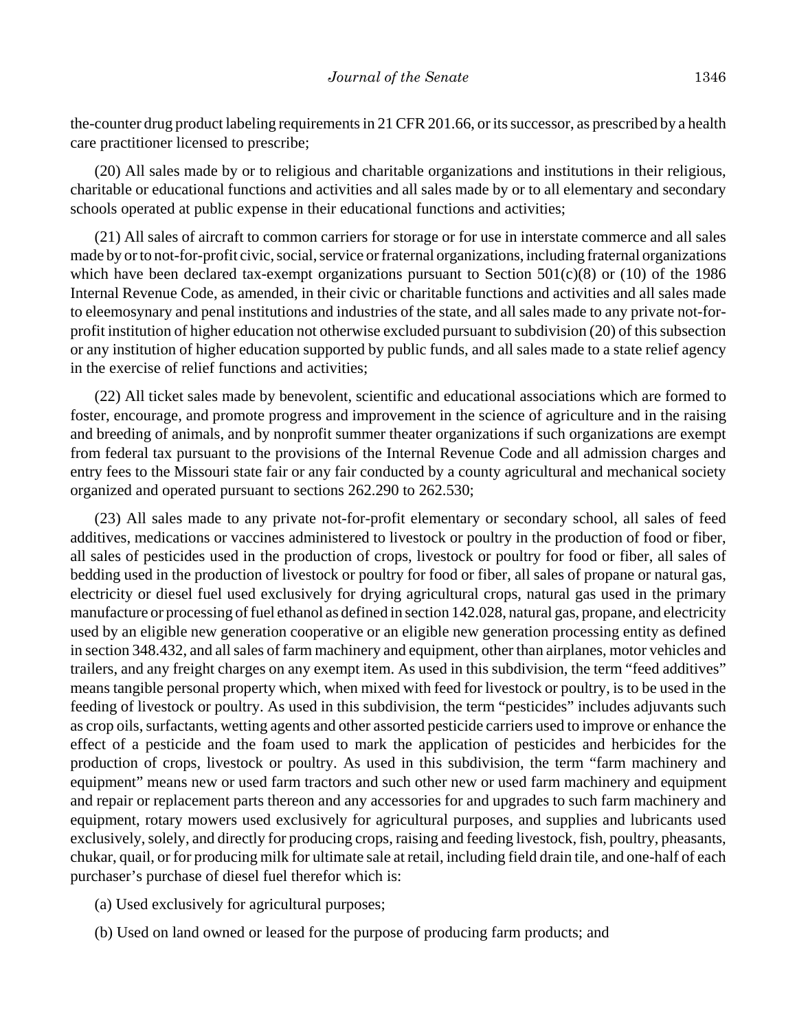the-counter drug product labeling requirements in 21 CFR 201.66, or its successor, as prescribed by a health care practitioner licensed to prescribe;

(20) All sales made by or to religious and charitable organizations and institutions in their religious, charitable or educational functions and activities and all sales made by or to all elementary and secondary schools operated at public expense in their educational functions and activities;

(21) All sales of aircraft to common carriers for storage or for use in interstate commerce and all sales made by or to not-for-profit civic, social, service or fraternal organizations, including fraternal organizations which have been declared tax-exempt organizations pursuant to Section 501(c)(8) or (10) of the 1986 Internal Revenue Code, as amended, in their civic or charitable functions and activities and all sales made to eleemosynary and penal institutions and industries of the state, and all sales made to any private not-for-profit institution of higher education not otherwise excluded pursuant to subdivision (20) of this subsection or any institution of higher education supported by public funds, and all sales made to a state relief agency in the exercise of relief functions and activities;

(22) All ticket sales made by benevolent, scientific and educational associations which are formed to foster, encourage, and promote progress and improvement in the science of agriculture and in the raising and breeding of animals, and by nonprofit summer theater organizations if such organizations are exempt from federal tax pursuant to the provisions of the Internal Revenue Code and all admission charges and entry fees to the Missouri state fair or any fair conducted by a county agricultural and mechanical society organized and operated pursuant to sections 262.290 to 262.530;

(23) All sales made to any private not-for-profit elementary or secondary school, all sales of feed additives, medications or vaccines administered to livestock or poultry in the production of food or fiber, all sales of pesticides used in the production of crops, livestock or poultry for food or fiber, all sales of bedding used in the production of livestock or poultry for food or fiber, all sales of propane or natural gas, electricity or diesel fuel used exclusively for drying agricultural crops, natural gas used in the primary manufacture or processing of fuel ethanol as defined in section 142.028, natural gas, propane, and electricity used by an eligible new generation cooperative or an eligible new generation processing entity as defined in section 348.432, and all sales of farm machinery and equipment, other than airplanes, motor vehicles and trailers, and any freight charges on any exempt item. As used in this subdivision, the term "feed additives" means tangible personal property which, when mixed with feed for livestock or poultry, is to be used in the feeding of livestock or poultry. As used in this subdivision, the term "pesticides" includes adjuvants such as crop oils, surfactants, wetting agents and other assorted pesticide carriers used to improve or enhance the effect of a pesticide and the foam used to mark the application of pesticides and herbicides for the production of crops, livestock or poultry. As used in this subdivision, the term "farm machinery and equipment" means new or used farm tractors and such other new or used farm machinery and equipment and repair or replacement parts thereon and any accessories for and upgrades to such farm machinery and equipment, rotary mowers used exclusively for agricultural purposes, and supplies and lubricants used exclusively, solely, and directly for producing crops, raising and feeding livestock, fish, poultry, pheasants, chukar, quail, or for producing milk for ultimate sale at retail, including field drain tile, and one-half of each purchaser's purchase of diesel fuel therefor which is:

(a) Used exclusively for agricultural purposes;

(b) Used on land owned or leased for the purpose of producing farm products; and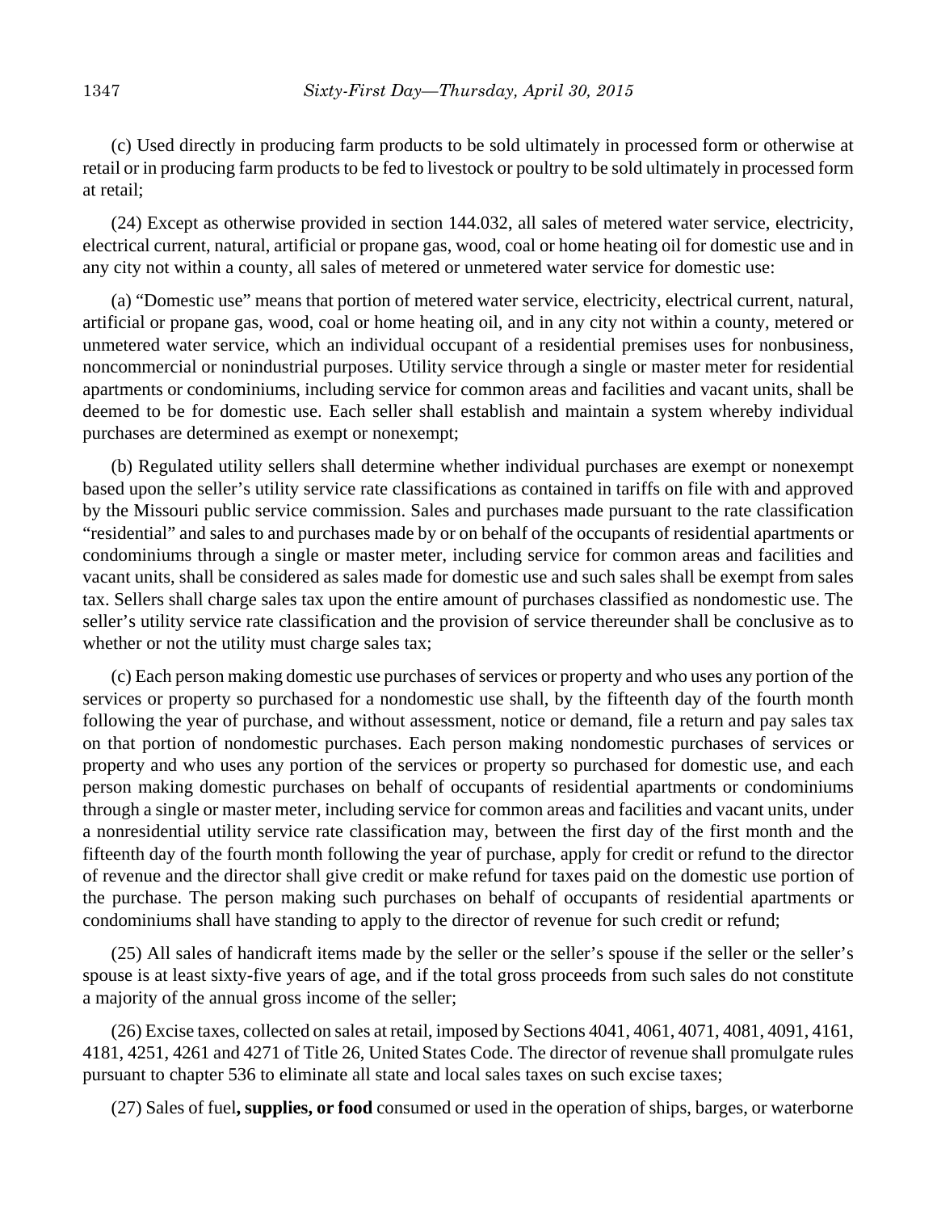(c) Used directly in producing farm products to be sold ultimately in processed form or otherwise at retail or in producing farm products to be fed to livestock or poultry to be sold ultimately in processed form at retail;

(24) Except as otherwise provided in section 144.032, all sales of metered water service, electricity, electrical current, natural, artificial or propane gas, wood, coal or home heating oil for domestic use and in any city not within a county, all sales of metered or unmetered water service for domestic use:

(a) "Domestic use" means that portion of metered water service, electricity, electrical current, natural, artificial or propane gas, wood, coal or home heating oil, and in any city not within a county, metered or unmetered water service, which an individual occupant of a residential premises uses for nonbusiness, noncommercial or nonindustrial purposes. Utility service through a single or master meter for residential apartments or condominiums, including service for common areas and facilities and vacant units, shall be deemed to be for domestic use. Each seller shall establish and maintain a system whereby individual purchases are determined as exempt or nonexempt;

(b) Regulated utility sellers shall determine whether individual purchases are exempt or nonexempt based upon the seller's utility service rate classifications as contained in tariffs on file with and approved by the Missouri public service commission. Sales and purchases made pursuant to the rate classification "residential" and sales to and purchases made by or on behalf of the occupants of residential apartments or condominiums through a single or master meter, including service for common areas and facilities and vacant units, shall be considered as sales made for domestic use and such sales shall be exempt from sales tax. Sellers shall charge sales tax upon the entire amount of purchases classified as nondomestic use. The seller's utility service rate classification and the provision of service thereunder shall be conclusive as to whether or not the utility must charge sales tax;

(c) Each person making domestic use purchases of services or property and who uses any portion of the services or property so purchased for a nondomestic use shall, by the fifteenth day of the fourth month following the year of purchase, and without assessment, notice or demand, file a return and pay sales tax on that portion of nondomestic purchases. Each person making nondomestic purchases of services or property and who uses any portion of the services or property so purchased for domestic use, and each person making domestic purchases on behalf of occupants of residential apartments or condominiums through a single or master meter, including service for common areas and facilities and vacant units, under a nonresidential utility service rate classification may, between the first day of the first month and the fifteenth day of the fourth month following the year of purchase, apply for credit or refund to the director of revenue and the director shall give credit or make refund for taxes paid on the domestic use portion of the purchase. The person making such purchases on behalf of occupants of residential apartments or condominiums shall have standing to apply to the director of revenue for such credit or refund;

(25) All sales of handicraft items made by the seller or the seller's spouse if the seller or the seller's spouse is at least sixty-five years of age, and if the total gross proceeds from such sales do not constitute a majority of the annual gross income of the seller;

(26) Excise taxes, collected on sales at retail, imposed by Sections 4041, 4061, 4071, 4081, 4091, 4161, 4181, 4251, 4261 and 4271 of Title 26, United States Code. The director of revenue shall promulgate rules pursuant to chapter 536 to eliminate all state and local sales taxes on such excise taxes;

(27) Sales of fuel**, supplies, or food** consumed or used in the operation of ships, barges, or waterborne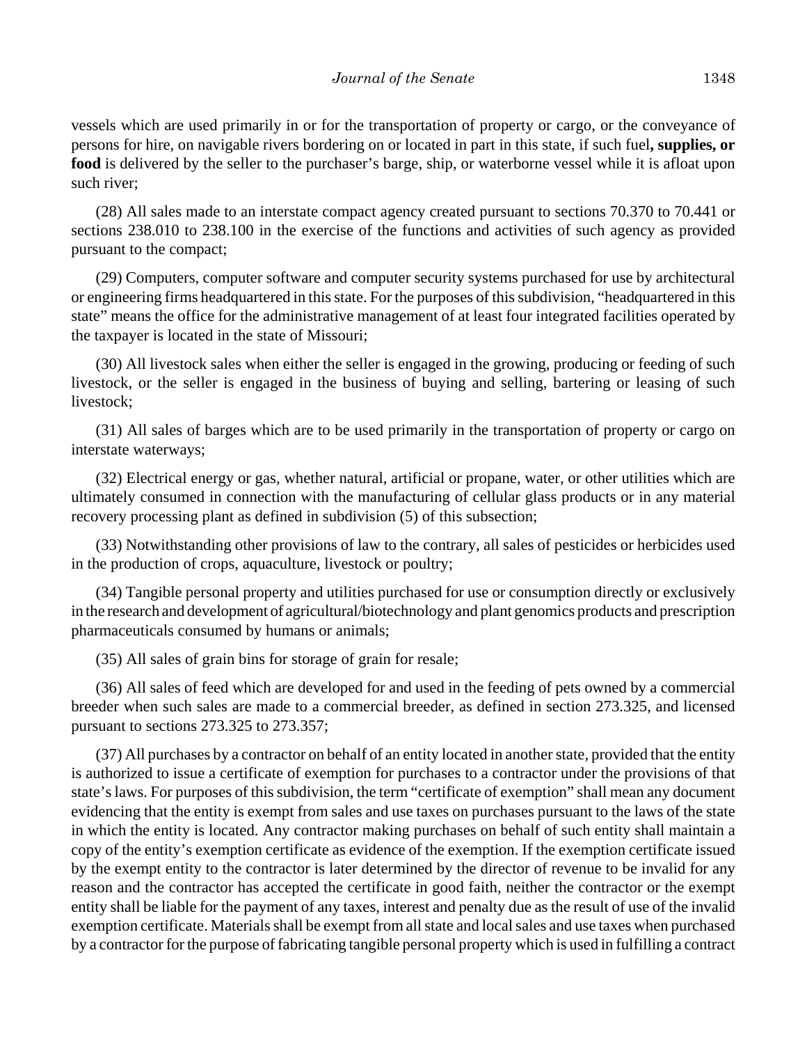vessels which are used primarily in or for the transportation of property or cargo, or the conveyance of persons for hire, on navigable rivers bordering on or located in part in this state, if such fuel**, supplies, or food** is delivered by the seller to the purchaser's barge, ship, or waterborne vessel while it is afloat upon such river;

(28) All sales made to an interstate compact agency created pursuant to sections 70.370 to 70.441 or sections 238.010 to 238.100 in the exercise of the functions and activities of such agency as provided pursuant to the compact;

(29) Computers, computer software and computer security systems purchased for use by architectural or engineering firms headquartered in this state. For the purposes of this subdivision, "headquartered in this state" means the office for the administrative management of at least four integrated facilities operated by the taxpayer is located in the state of Missouri;

(30) All livestock sales when either the seller is engaged in the growing, producing or feeding of such livestock, or the seller is engaged in the business of buying and selling, bartering or leasing of such livestock;

(31) All sales of barges which are to be used primarily in the transportation of property or cargo on interstate waterways;

(32) Electrical energy or gas, whether natural, artificial or propane, water, or other utilities which are ultimately consumed in connection with the manufacturing of cellular glass products or in any material recovery processing plant as defined in subdivision (5) of this subsection;

(33) Notwithstanding other provisions of law to the contrary, all sales of pesticides or herbicides used in the production of crops, aquaculture, livestock or poultry;

(34) Tangible personal property and utilities purchased for use or consumption directly or exclusively in the research and development of agricultural/biotechnology and plant genomics products and prescription pharmaceuticals consumed by humans or animals;

(35) All sales of grain bins for storage of grain for resale;

(36) All sales of feed which are developed for and used in the feeding of pets owned by a commercial breeder when such sales are made to a commercial breeder, as defined in section 273.325, and licensed pursuant to sections 273.325 to 273.357;

(37) All purchases by a contractor on behalf of an entity located in another state, provided that the entity is authorized to issue a certificate of exemption for purchases to a contractor under the provisions of that state's laws. For purposes of this subdivision, the term "certificate of exemption" shall mean any document evidencing that the entity is exempt from sales and use taxes on purchases pursuant to the laws of the state in which the entity is located. Any contractor making purchases on behalf of such entity shall maintain a copy of the entity's exemption certificate as evidence of the exemption. If the exemption certificate issued by the exempt entity to the contractor is later determined by the director of revenue to be invalid for any reason and the contractor has accepted the certificate in good faith, neither the contractor or the exempt entity shall be liable for the payment of any taxes, interest and penalty due as the result of use of the invalid exemption certificate. Materials shall be exempt from all state and local sales and use taxes when purchased by a contractor for the purpose of fabricating tangible personal property which is used in fulfilling a contract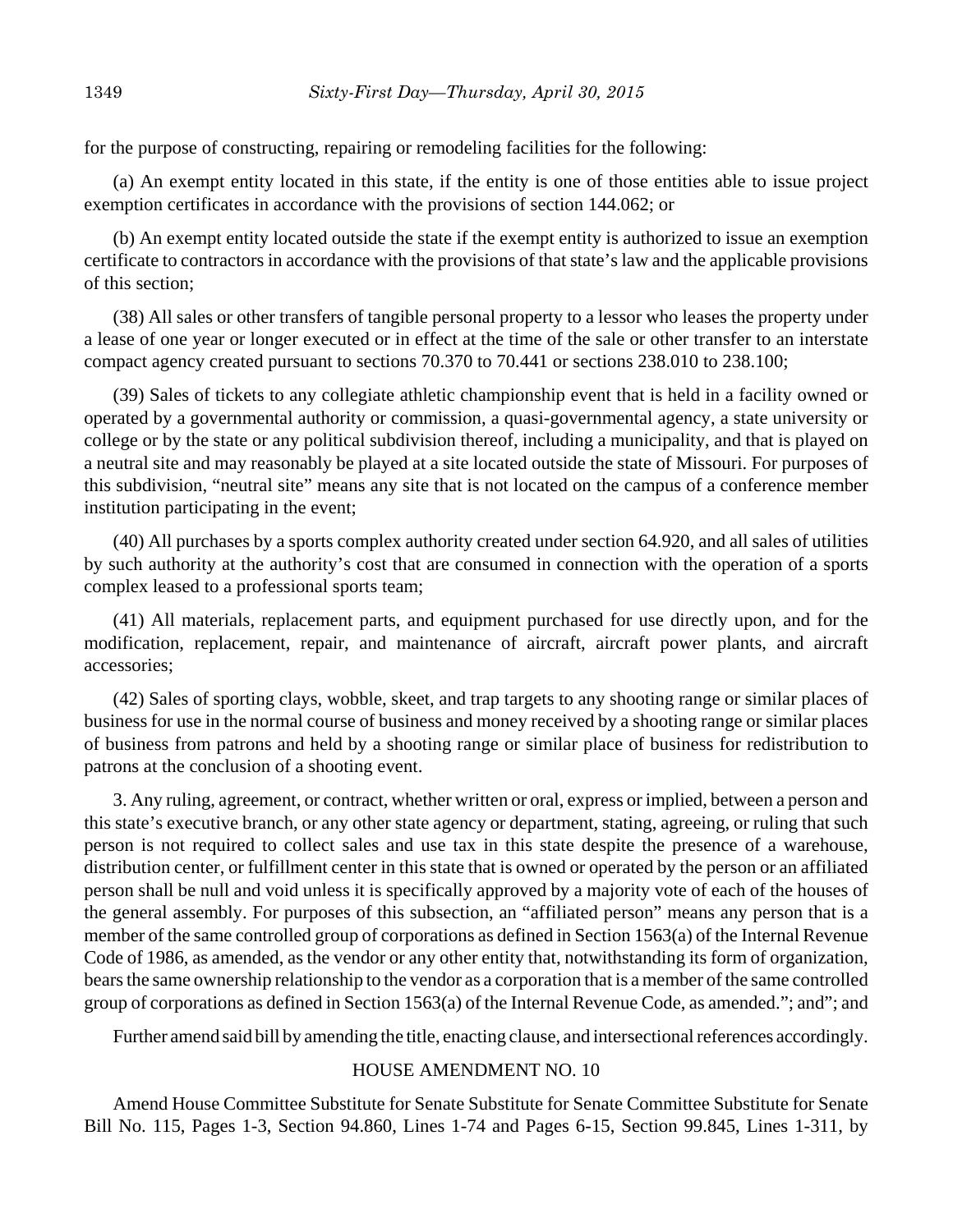for the purpose of constructing, repairing or remodeling facilities for the following:

(a) An exempt entity located in this state, if the entity is one of those entities able to issue project exemption certificates in accordance with the provisions of section 144.062; or

(b) An exempt entity located outside the state if the exempt entity is authorized to issue an exemption certificate to contractors in accordance with the provisions of that state's law and the applicable provisions of this section;

(38) All sales or other transfers of tangible personal property to a lessor who leases the property under a lease of one year or longer executed or in effect at the time of the sale or other transfer to an interstate compact agency created pursuant to sections 70.370 to 70.441 or sections 238.010 to 238.100;

(39) Sales of tickets to any collegiate athletic championship event that is held in a facility owned or operated by a governmental authority or commission, a quasi-governmental agency, a state university or college or by the state or any political subdivision thereof, including a municipality, and that is played on a neutral site and may reasonably be played at a site located outside the state of Missouri. For purposes of this subdivision, "neutral site" means any site that is not located on the campus of a conference member institution participating in the event;

(40) All purchases by a sports complex authority created under section 64.920, and all sales of utilities by such authority at the authority's cost that are consumed in connection with the operation of a sports complex leased to a professional sports team;

(41) All materials, replacement parts, and equipment purchased for use directly upon, and for the modification, replacement, repair, and maintenance of aircraft, aircraft power plants, and aircraft accessories;

(42) Sales of sporting clays, wobble, skeet, and trap targets to any shooting range or similar places of business for use in the normal course of business and money received by a shooting range or similar places of business from patrons and held by a shooting range or similar place of business for redistribution to patrons at the conclusion of a shooting event.

3. Any ruling, agreement, or contract, whether written or oral, express or implied, between a person and this state's executive branch, or any other state agency or department, stating, agreeing, or ruling that such person is not required to collect sales and use tax in this state despite the presence of a warehouse, distribution center, or fulfillment center in this state that is owned or operated by the person or an affiliated person shall be null and void unless it is specifically approved by a majority vote of each of the houses of the general assembly. For purposes of this subsection, an "affiliated person" means any person that is a member of the same controlled group of corporations as defined in Section 1563(a) of the Internal Revenue Code of 1986, as amended, as the vendor or any other entity that, notwithstanding its form of organization, bears the same ownership relationship to the vendor as a corporation that is a member of the same controlled group of corporations as defined in Section 1563(a) of the Internal Revenue Code, as amended."; and"; and

Further amend said bill by amending the title, enacting clause, and intersectional references accordingly.

HOUSE AMENDMENT NO. 10

Amend House Committee Substitute for Senate Substitute for Senate Committee Substitute for Senate Bill No. 115, Pages 1-3, Section 94.860, Lines 1-74 and Pages 6-15, Section 99.845, Lines 1-311, by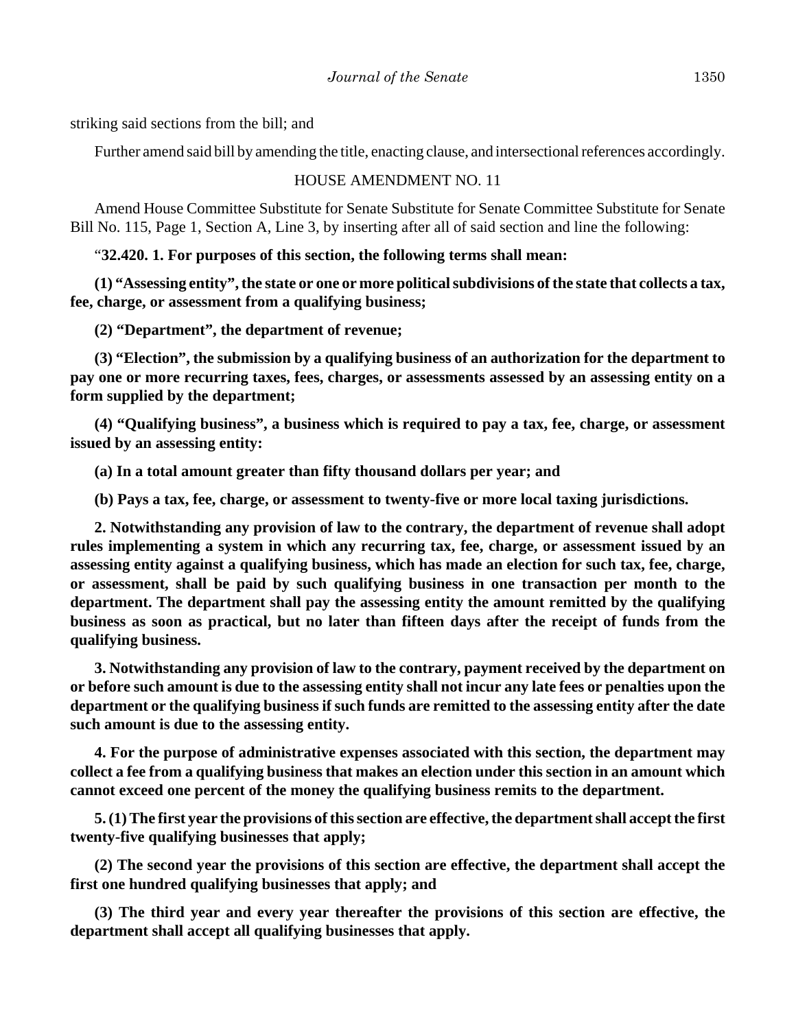striking said sections from the bill; and

Further amend said bill by amending the title, enacting clause, and intersectional references accordingly.

HOUSE AMENDMENT NO. 11

Amend House Committee Substitute for Senate Substitute for Senate Committee Substitute for Senate Bill No. 115, Page 1, Section A, Line 3, by inserting after all of said section and line the following:

"**32.420. 1. For purposes of this section, the following terms shall mean:**

**(1) "Assessing entity", the state or one or more political subdivisions of the state that collects a tax, fee, charge, or assessment from a qualifying business;**

**(2) "Department", the department of revenue;**

**(3) "Election", the submission by a qualifying business of an authorization for the department to pay one or more recurring taxes, fees, charges, or assessments assessed by an assessing entity on a form supplied by the department;**

**(4) "Qualifying business", a business which is required to pay a tax, fee, charge, or assessment issued by an assessing entity:**

**(a) In a total amount greater than fifty thousand dollars per year; and**

**(b) Pays a tax, fee, charge, or assessment to twenty-five or more local taxing jurisdictions.**

**2. Notwithstanding any provision of law to the contrary, the department of revenue shall adopt rules implementing a system in which any recurring tax, fee, charge, or assessment issued by an assessing entity against a qualifying business, which has made an election for such tax, fee, charge, or assessment, shall be paid by such qualifying business in one transaction per month to the department. The department shall pay the assessing entity the amount remitted by the qualifying business as soon as practical, but no later than fifteen days after the receipt of funds from the qualifying business.**

**3. Notwithstanding any provision of law to the contrary, payment received by the department on or before such amount is due to the assessing entity shall not incur any late fees or penalties upon the department or the qualifying business if such funds are remitted to the assessing entity after the date such amount is due to the assessing entity.**

**4. For the purpose of administrative expenses associated with this section, the department may collect a fee from a qualifying business that makes an election under this section in an amount which cannot exceed one percent of the money the qualifying business remits to the department.**

**5. (1) The first year the provisions of this section are effective, the department shall accept the first twenty-five qualifying businesses that apply;**

**(2) The second year the provisions of this section are effective, the department shall accept the first one hundred qualifying businesses that apply; and**

**(3) The third year and every year thereafter the provisions of this section are effective, the department shall accept all qualifying businesses that apply.**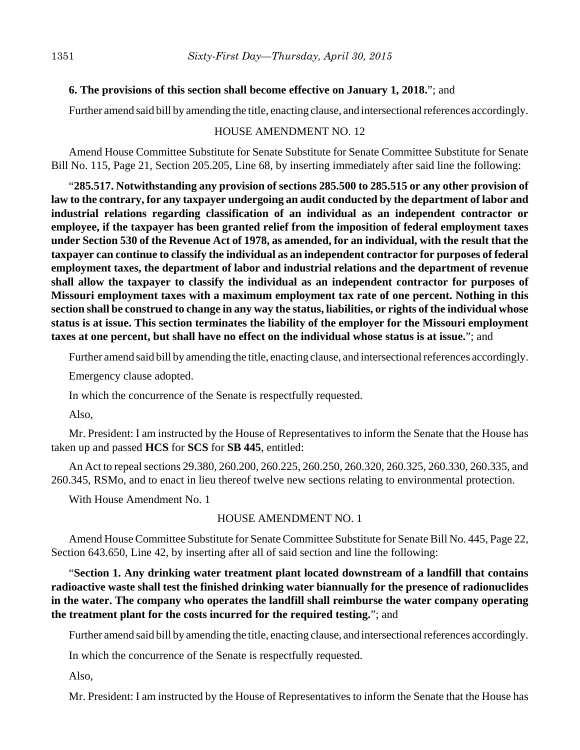**6. The provisions of this section shall become effective on January 1, 2018.**"; and

Further amend said bill by amending the title, enacting clause, and intersectional references accordingly.

HOUSE AMENDMENT NO. 12

Amend House Committee Substitute for Senate Substitute for Senate Committee Substitute for Senate Bill No. 115, Page 21, Section 205.205, Line 68, by inserting immediately after said line the following:

"**285.517. Notwithstanding any provision of sections 285.500 to 285.515 or any other provision of law to the contrary, for any taxpayer undergoing an audit conducted by the department of labor and industrial relations regarding classification of an individual as an independent contractor or employee, if the taxpayer has been granted relief from the imposition of federal employment taxes under Section 530 of the Revenue Act of 1978, as amended, for an individual, with the result that the taxpayer can continue to classify the individual as an independent contractor for purposes of federal employment taxes, the department of labor and industrial relations and the department of revenue shall allow the taxpayer to classify the individual as an independent contractor for purposes of Missouri employment taxes with a maximum employment tax rate of one percent. Nothing in this section shall be construed to change in any way the status, liabilities, or rights of the individual whose status is at issue. This section terminates the liability of the employer for the Missouri employment taxes at one percent, but shall have no effect on the individual whose status is at issue.**"; and

Further amend said bill by amending the title, enacting clause, and intersectional references accordingly.

Emergency clause adopted.

In which the concurrence of the Senate is respectfully requested.

Also,

Mr. President: I am instructed by the House of Representatives to inform the Senate that the House has taken up and passed **HCS** for **SCS** for **SB 445**, entitled:

An Act to repeal sections 29.380, 260.200, 260.225, 260.250, 260.320, 260.325, 260.330, 260.335, and 260.345, RSMo, and to enact in lieu thereof twelve new sections relating to environmental protection.

With House Amendment No. 1

HOUSE AMENDMENT NO. 1

Amend House Committee Substitute for Senate Committee Substitute for Senate Bill No. 445, Page 22, Section 643.650, Line 42, by inserting after all of said section and line the following:

"**Section 1. Any drinking water treatment plant located downstream of a landfill that contains radioactive waste shall test the finished drinking water biannually for the presence of radionuclides in the water. The company who operates the landfill shall reimburse the water company operating the treatment plant for the costs incurred for the required testing.**"; and

Further amend said bill by amending the title, enacting clause, and intersectional references accordingly.

In which the concurrence of the Senate is respectfully requested.

Also,

Mr. President: I am instructed by the House of Representatives to inform the Senate that the House has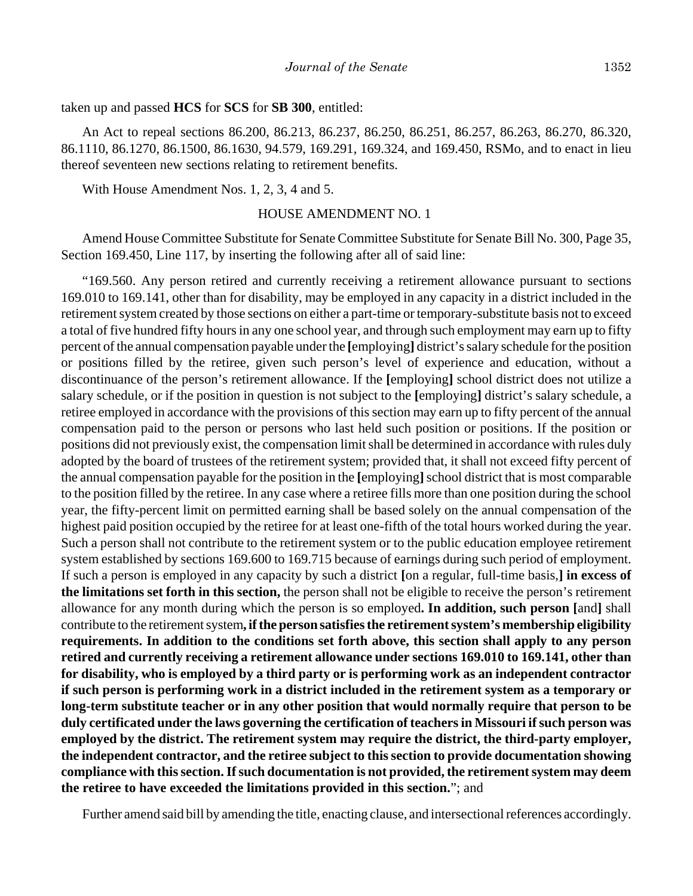taken up and passed **HCS** for **SCS** for **SB 300**, entitled:

An Act to repeal sections 86.200, 86.213, 86.237, 86.250, 86.251, 86.257, 86.263, 86.270, 86.320, 86.1110, 86.1270, 86.1500, 86.1630, 94.579, 169.291, 169.324, and 169.450, RSMo, and to enact in lieu thereof seventeen new sections relating to retirement benefits.

With House Amendment Nos. 1, 2, 3, 4 and 5.

HOUSE AMENDMENT NO. 1

Amend House Committee Substitute for Senate Committee Substitute for Senate Bill No. 300, Page 35, Section 169.450, Line 117, by inserting the following after all of said line:

"169.560. Any person retired and currently receiving a retirement allowance pursuant to sections 169.010 to 169.141, other than for disability, may be employed in any capacity in a district included in the retirement system created by those sections on either a part-time or temporary-substitute basis not to exceed a total of five hundred fifty hours in any one school year, and through such employment may earn up to fifty percent of the annual compensation payable under the **[**employing**]** district's salary schedule for the position or positions filled by the retiree, given such person's level of experience and education, without a discontinuance of the person's retirement allowance. If the **[**employing**]** school district does not utilize a salary schedule, or if the position in question is not subject to the **[**employing**]** district's salary schedule, a retiree employed in accordance with the provisions of this section may earn up to fifty percent of the annual compensation paid to the person or persons who last held such position or positions. If the position or positions did not previously exist, the compensation limit shall be determined in accordance with rules duly adopted by the board of trustees of the retirement system; provided that, it shall not exceed fifty percent of the annual compensation payable for the position in the **[**employing**]** school district that is most comparable to the position filled by the retiree. In any case where a retiree fills more than one position during the school year, the fifty-percent limit on permitted earning shall be based solely on the annual compensation of the highest paid position occupied by the retiree for at least one-fifth of the total hours worked during the year. Such a person shall not contribute to the retirement system or to the public education employee retirement system established by sections 169.600 to 169.715 because of earnings during such period of employment. If such a person is employed in any capacity by such a district **[**on a regular, full-time basis,**] in excess of the limitations set forth in this section,** the person shall not be eligible to receive the person's retirement allowance for any month during which the person is so employed**. In addition, such person [**and**]** shall contribute to the retirement system**, if the person satisfies the retirement system's membership eligibility requirements. In addition to the conditions set forth above, this section shall apply to any person retired and currently receiving a retirement allowance under sections 169.010 to 169.141, other than for disability, who is employed by a third party or is performing work as an independent contractor if such person is performing work in a district included in the retirement system as a temporary or long-term substitute teacher or in any other position that would normally require that person to be duly certificated under the laws governing the certification of teachers in Missouri if such person was employed by the district. The retirement system may require the district, the third-party employer, the independent contractor, and the retiree subject to this section to provide documentation showing compliance with this section. If such documentation is not provided, the retirement system may deem the retiree to have exceeded the limitations provided in this section.**"; and

Further amend said bill by amending the title, enacting clause, and intersectional references accordingly.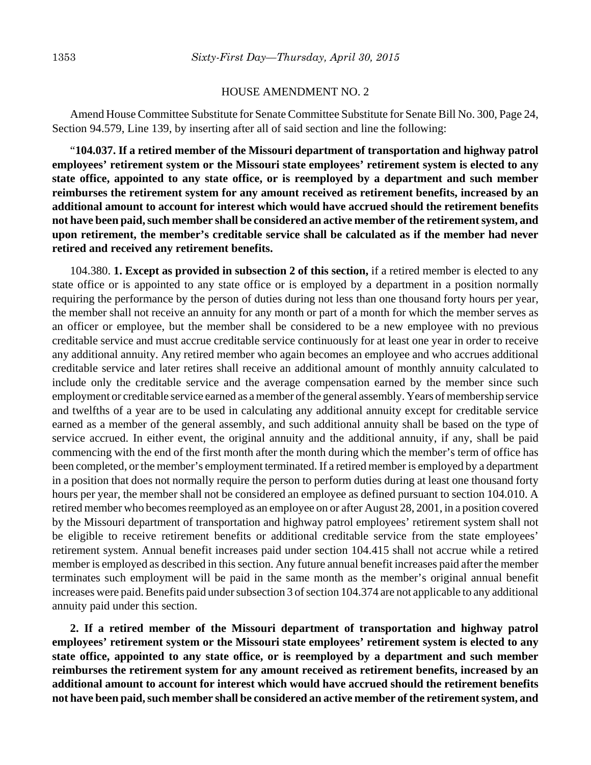HOUSE AMENDMENT NO. 2

Amend House Committee Substitute for Senate Committee Substitute for Senate Bill No. 300, Page 24, Section 94.579, Line 139, by inserting after all of said section and line the following:

"**104.037. If a retired member of the Missouri department of transportation and highway patrol employees' retirement system or the Missouri state employees' retirement system is elected to any state office, appointed to any state office, or is reemployed by a department and such member reimburses the retirement system for any amount received as retirement benefits, increased by an additional amount to account for interest which would have accrued should the retirement benefits not have been paid, such member shall be considered an active member of the retirement system, and upon retirement, the member's creditable service shall be calculated as if the member had never retired and received any retirement benefits.**

104.380. **1. Except as provided in subsection 2 of this section,** if a retired member is elected to any state office or is appointed to any state office or is employed by a department in a position normally requiring the performance by the person of duties during not less than one thousand forty hours per year, the member shall not receive an annuity for any month or part of a month for which the member serves as an officer or employee, but the member shall be considered to be a new employee with no previous creditable service and must accrue creditable service continuously for at least one year in order to receive any additional annuity. Any retired member who again becomes an employee and who accrues additional creditable service and later retires shall receive an additional amount of monthly annuity calculated to include only the creditable service and the average compensation earned by the member since such employment or creditable service earned as a member of the general assembly. Years of membership service and twelfths of a year are to be used in calculating any additional annuity except for creditable service earned as a member of the general assembly, and such additional annuity shall be based on the type of service accrued. In either event, the original annuity and the additional annuity, if any, shall be paid commencing with the end of the first month after the month during which the member's term of office has been completed, or the member's employment terminated. If a retired member is employed by a department in a position that does not normally require the person to perform duties during at least one thousand forty hours per year, the member shall not be considered an employee as defined pursuant to section 104.010. A retired member who becomes reemployed as an employee on or after August 28, 2001, in a position covered by the Missouri department of transportation and highway patrol employees' retirement system shall not be eligible to receive retirement benefits or additional creditable service from the state employees' retirement system. Annual benefit increases paid under section 104.415 shall not accrue while a retired member is employed as described in this section. Any future annual benefit increases paid after the member terminates such employment will be paid in the same month as the member's original annual benefit increases were paid. Benefits paid under subsection 3 of section 104.374 are not applicable to any additional annuity paid under this section.

**2. If a retired member of the Missouri department of transportation and highway patrol employees' retirement system or the Missouri state employees' retirement system is elected to any state office, appointed to any state office, or is reemployed by a department and such member reimburses the retirement system for any amount received as retirement benefits, increased by an additional amount to account for interest which would have accrued should the retirement benefits not have been paid, such member shall be considered an active member of the retirement system, and**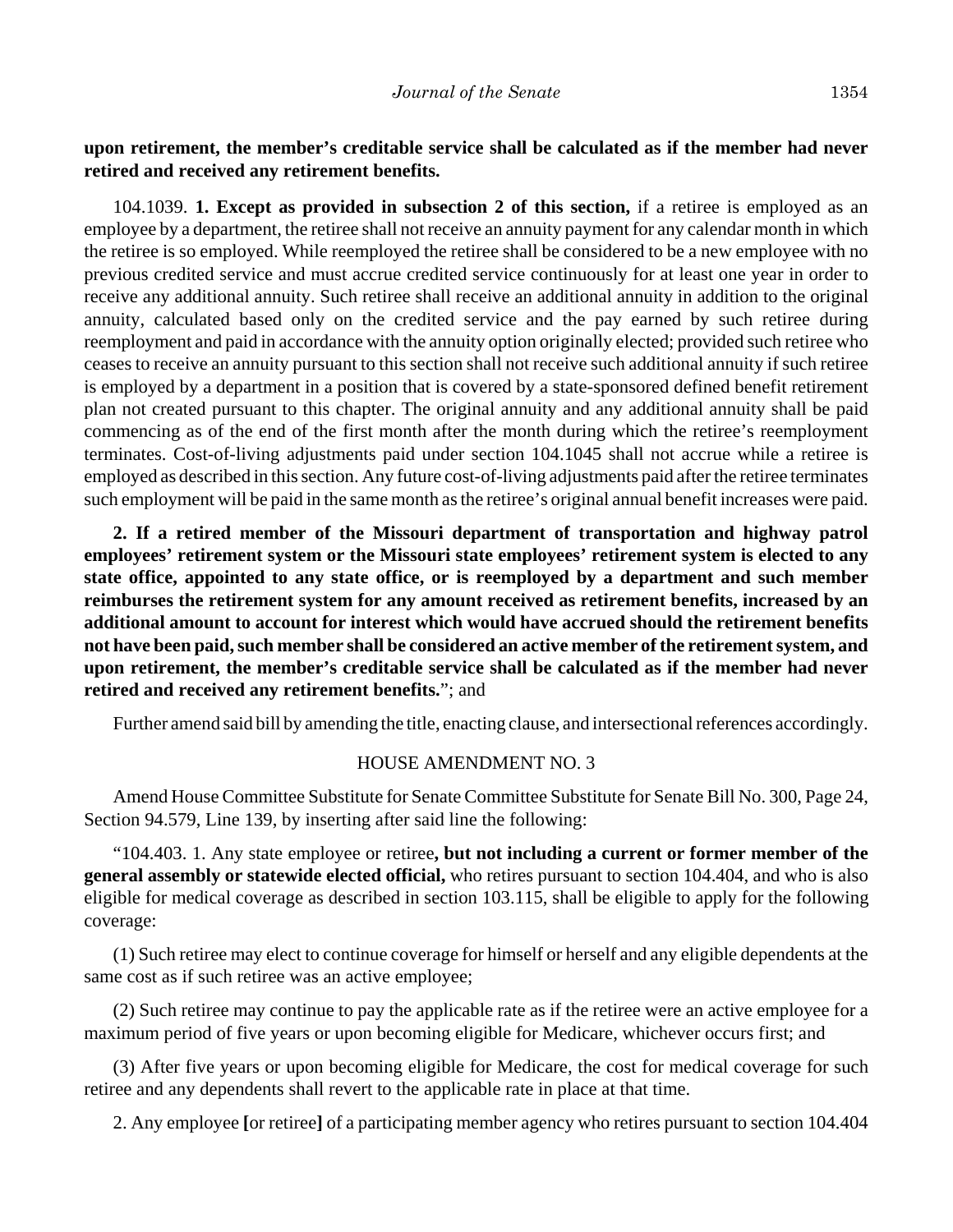**upon retirement, the member's creditable service shall be calculated as if the member had never retired and received any retirement benefits.**

104.1039. **1. Except as provided in subsection 2 of this section,** if a retiree is employed as an employee by a department, the retiree shall not receive an annuity payment for any calendar month in which the retiree is so employed. While reemployed the retiree shall be considered to be a new employee with no previous credited service and must accrue credited service continuously for at least one year in order to receive any additional annuity. Such retiree shall receive an additional annuity in addition to the original annuity, calculated based only on the credited service and the pay earned by such retiree during reemployment and paid in accordance with the annuity option originally elected; provided such retiree who ceases to receive an annuity pursuant to this section shall not receive such additional annuity if such retiree is employed by a department in a position that is covered by a state-sponsored defined benefit retirement plan not created pursuant to this chapter. The original annuity and any additional annuity shall be paid commencing as of the end of the first month after the month during which the retiree's reemployment terminates. Cost-of-living adjustments paid under section 104.1045 shall not accrue while a retiree is employed as described in this section. Any future cost-of-living adjustments paid after the retiree terminates such employment will be paid in the same month as the retiree's original annual benefit increases were paid.

**2. If a retired member of the Missouri department of transportation and highway patrol employees' retirement system or the Missouri state employees' retirement system is elected to any state office, appointed to any state office, or is reemployed by a department and such member reimburses the retirement system for any amount received as retirement benefits, increased by an additional amount to account for interest which would have accrued should the retirement benefits not have been paid, such member shall be considered an active member of the retirement system, and upon retirement, the member's creditable service shall be calculated as if the member had never retired and received any retirement benefits.**"; and

Further amend said bill by amending the title, enacting clause, and intersectional references accordingly.

HOUSE AMENDMENT NO. 3

Amend House Committee Substitute for Senate Committee Substitute for Senate Bill No. 300, Page 24, Section 94.579, Line 139, by inserting after said line the following:

"104.403. 1. Any state employee or retiree**, but not including a current or former member of the general assembly or statewide elected official,** who retires pursuant to section 104.404, and who is also eligible for medical coverage as described in section 103.115, shall be eligible to apply for the following coverage:

(1) Such retiree may elect to continue coverage for himself or herself and any eligible dependents at the same cost as if such retiree was an active employee;

(2) Such retiree may continue to pay the applicable rate as if the retiree were an active employee for a maximum period of five years or upon becoming eligible for Medicare, whichever occurs first; and

(3) After five years or upon becoming eligible for Medicare, the cost for medical coverage for such retiree and any dependents shall revert to the applicable rate in place at that time.

2. Any employee **[**or retiree**]** of a participating member agency who retires pursuant to section 104.404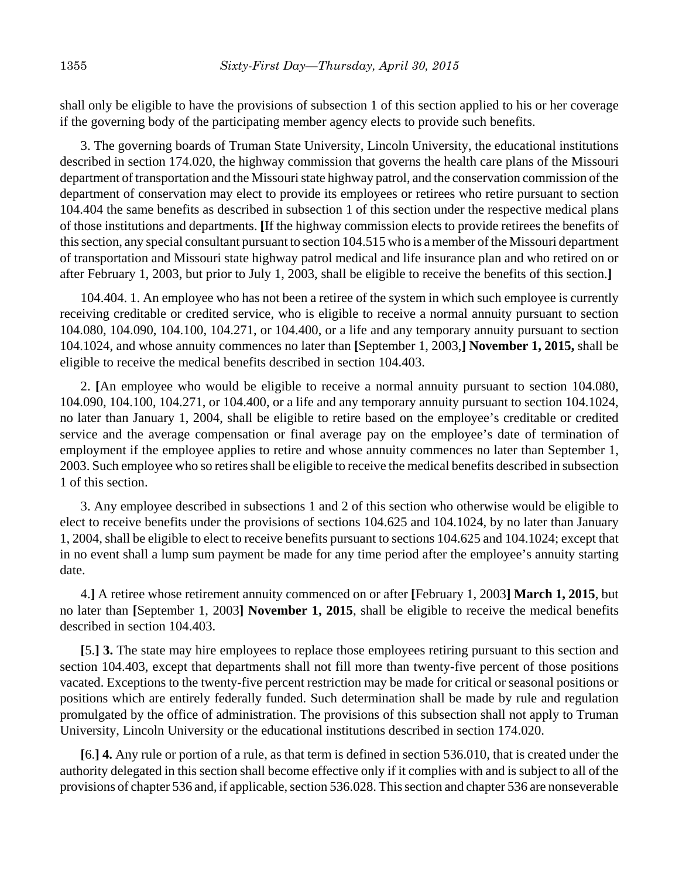shall only be eligible to have the provisions of subsection 1 of this section applied to his or her coverage if the governing body of the participating member agency elects to provide such benefits.

3. The governing boards of Truman State University, Lincoln University, the educational institutions described in section 174.020, the highway commission that governs the health care plans of the Missouri department of transportation and the Missouri state highway patrol, and the conservation commission of the department of conservation may elect to provide its employees or retirees who retire pursuant to section 104.404 the same benefits as described in subsection 1 of this section under the respective medical plans of those institutions and departments. **[**If the highway commission elects to provide retirees the benefits of this section, any special consultant pursuant to section 104.515 who is a member of the Missouri department of transportation and Missouri state highway patrol medical and life insurance plan and who retired on or after February 1, 2003, but prior to July 1, 2003, shall be eligible to receive the benefits of this section.**]**

104.404. 1. An employee who has not been a retiree of the system in which such employee is currently receiving creditable or credited service, who is eligible to receive a normal annuity pursuant to section 104.080, 104.090, 104.100, 104.271, or 104.400, or a life and any temporary annuity pursuant to section 104.1024, and whose annuity commences no later than **[**September 1, 2003,**] November 1, 2015,** shall be eligible to receive the medical benefits described in section 104.403.

2. **[**An employee who would be eligible to receive a normal annuity pursuant to section 104.080, 104.090, 104.100, 104.271, or 104.400, or a life and any temporary annuity pursuant to section 104.1024, no later than January 1, 2004, shall be eligible to retire based on the employee's creditable or credited service and the average compensation or final average pay on the employee's date of termination of employment if the employee applies to retire and whose annuity commences no later than September 1, 2003. Such employee who so retires shall be eligible to receive the medical benefits described in subsection 1 of this section.

3. Any employee described in subsections 1 and 2 of this section who otherwise would be eligible to elect to receive benefits under the provisions of sections 104.625 and 104.1024, by no later than January 1, 2004, shall be eligible to elect to receive benefits pursuant to sections 104.625 and 104.1024; except that in no event shall a lump sum payment be made for any time period after the employee's annuity starting date.

4.**]** A retiree whose retirement annuity commenced on or after **[**February 1, 2003**] March 1, 2015**, but no later than **[**September 1, 2003**] November 1, 2015**, shall be eligible to receive the medical benefits described in section 104.403.

**[**5.**] 3.** The state may hire employees to replace those employees retiring pursuant to this section and section 104.403, except that departments shall not fill more than twenty-five percent of those positions vacated. Exceptions to the twenty-five percent restriction may be made for critical or seasonal positions or positions which are entirely federally funded. Such determination shall be made by rule and regulation promulgated by the office of administration. The provisions of this subsection shall not apply to Truman University, Lincoln University or the educational institutions described in section 174.020.

**[**6.**] 4.** Any rule or portion of a rule, as that term is defined in section 536.010, that is created under the authority delegated in this section shall become effective only if it complies with and is subject to all of the provisions of chapter 536 and, if applicable, section 536.028. This section and chapter 536 are nonseverable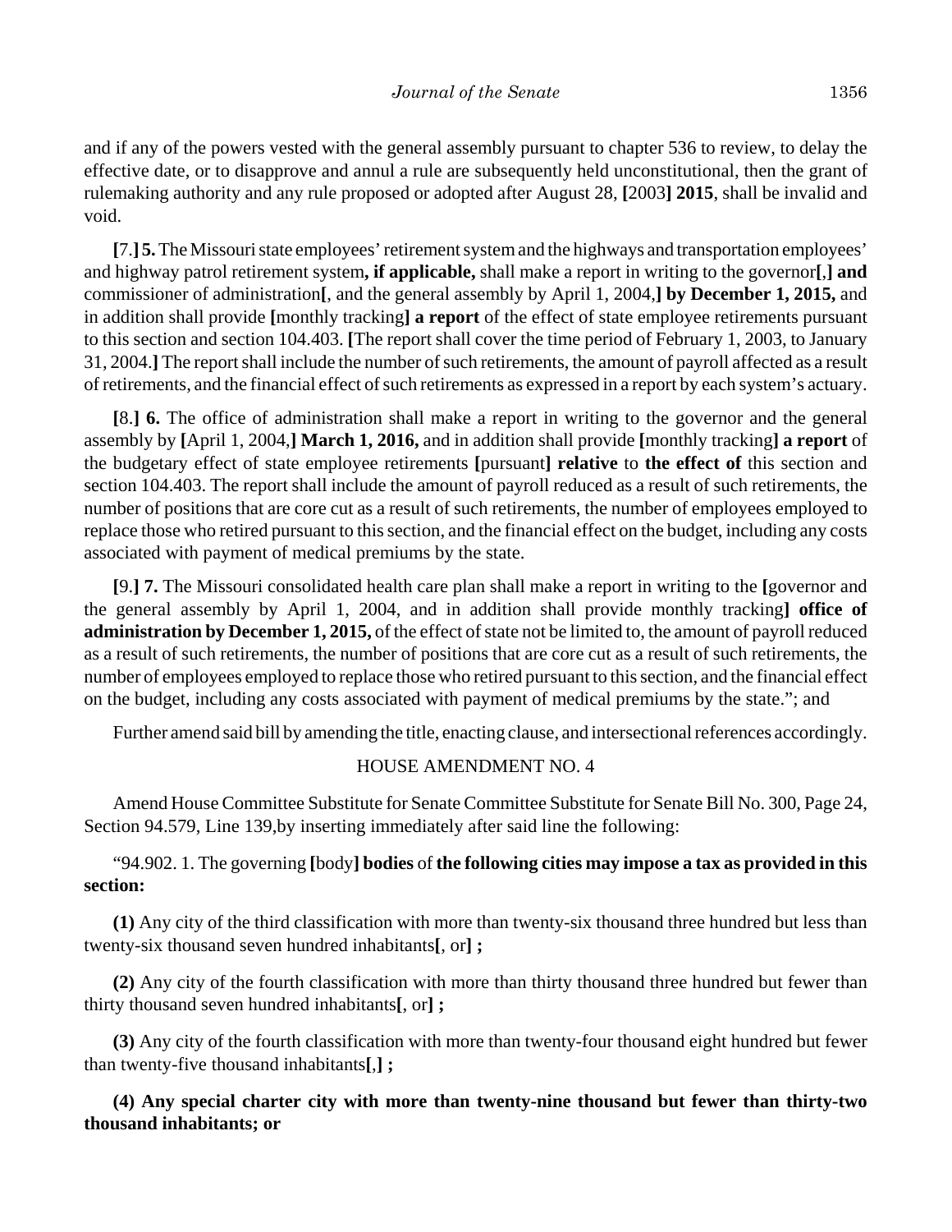and if any of the powers vested with the general assembly pursuant to chapter 536 to review, to delay the effective date, or to disapprove and annul a rule are subsequently held unconstitutional, then the grant of rulemaking authority and any rule proposed or adopted after August 28, **[**2003**] 2015**, shall be invalid and void.

**[**7.**] 5.** The Missouri state employees' retirement system and the highways and transportation employees' and highway patrol retirement system**, if applicable,** shall make a report in writing to the governor**[**,**] and** commissioner of administration**[**, and the general assembly by April 1, 2004,**] by December 1, 2015,** and in addition shall provide **[**monthly tracking**] a report** of the effect of state employee retirements pursuant to this section and section 104.403. **[**The report shall cover the time period of February 1, 2003, to January 31, 2004.**]** The report shall include the number of such retirements, the amount of payroll affected as a result of retirements, and the financial effect of such retirements as expressed in a report by each system's actuary.

**[**8.**] 6.** The office of administration shall make a report in writing to the governor and the general assembly by **[**April 1, 2004,**] March 1, 2016,** and in addition shall provide **[**monthly tracking**] a report** of the budgetary effect of state employee retirements **[**pursuant**] relative** to **the effect of** this section and section 104.403. The report shall include the amount of payroll reduced as a result of such retirements, the number of positions that are core cut as a result of such retirements, the number of employees employed to replace those who retired pursuant to this section, and the financial effect on the budget, including any costs associated with payment of medical premiums by the state.

**[**9.**] 7.** The Missouri consolidated health care plan shall make a report in writing to the **[**governor and the general assembly by April 1, 2004, and in addition shall provide monthly tracking**] office of administration by December 1, 2015,** of the effect of state not be limited to, the amount of payroll reduced as a result of such retirements, the number of positions that are core cut as a result of such retirements, the number of employees employed to replace those who retired pursuant to this section, and the financial effect on the budget, including any costs associated with payment of medical premiums by the state."; and

Further amend said bill by amending the title, enacting clause, and intersectional references accordingly.

HOUSE AMENDMENT NO. 4

Amend House Committee Substitute for Senate Committee Substitute for Senate Bill No. 300, Page 24, Section 94.579, Line 139,by inserting immediately after said line the following:

"94.902. 1. The governing **[**body**] bodies** of **the following cities may impose a tax as provided in this section:**

**(1)** Any city of the third classification with more than twenty-six thousand three hundred but less than twenty-six thousand seven hundred inhabitants**[**, or**] ;**

**(2)** Any city of the fourth classification with more than thirty thousand three hundred but fewer than thirty thousand seven hundred inhabitants**[**, or**] ;**

**(3)** Any city of the fourth classification with more than twenty-four thousand eight hundred but fewer than twenty-five thousand inhabitants**[**,**] ;**

**(4) Any special charter city with more than twenty-nine thousand but fewer than thirty-two thousand inhabitants; or**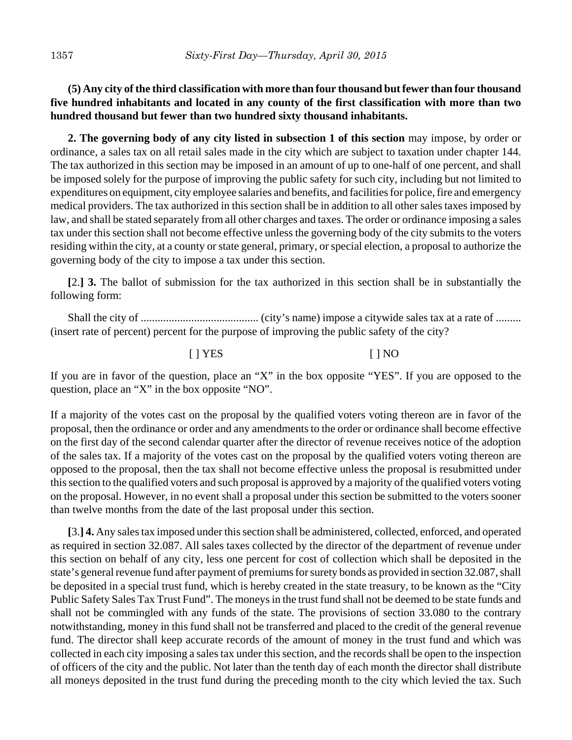**(5) Any city of the third classification with more than four thousand but fewer than four thousand five hundred inhabitants and located in any county of the first classification with more than two hundred thousand but fewer than two hundred sixty thousand inhabitants.**

**2. The governing body of any city listed in subsection 1 of this section** may impose, by order or ordinance, a sales tax on all retail sales made in the city which are subject to taxation under chapter 144. The tax authorized in this section may be imposed in an amount of up to one-half of one percent, and shall be imposed solely for the purpose of improving the public safety for such city, including but not limited to expenditures on equipment, city employee salaries and benefits, and facilities for police, fire and emergency medical providers. The tax authorized in this section shall be in addition to all other sales taxes imposed by law, and shall be stated separately from all other charges and taxes. The order or ordinance imposing a sales tax under this section shall not become effective unless the governing body of the city submits to the voters residing within the city, at a county or state general, primary, or special election, a proposal to authorize the governing body of the city to impose a tax under this section.

**[**2.**] 3.** The ballot of submission for the tax authorized in this section shall be in substantially the following form:

Shall the city of .......................................... (city's name) impose a citywide sales tax at a rate of ......... (insert rate of percent) percent for the purpose of improving the public safety of the city?

[ ] YES [ ] NO

If you are in favor of the question, place an "X" in the box opposite "YES". If you are opposed to the question, place an "X" in the box opposite "NO".

If a majority of the votes cast on the proposal by the qualified voters voting thereon are in favor of the proposal, then the ordinance or order and any amendments to the order or ordinance shall become effective on the first day of the second calendar quarter after the director of revenue receives notice of the adoption of the sales tax. If a majority of the votes cast on the proposal by the qualified voters voting thereon are opposed to the proposal, then the tax shall not become effective unless the proposal is resubmitted under this section to the qualified voters and such proposal is approved by a majority of the qualified voters voting on the proposal. However, in no event shall a proposal under this section be submitted to the voters sooner than twelve months from the date of the last proposal under this section.

**[**3.**] 4.** Any sales tax imposed under this section shall be administered, collected, enforced, and operated as required in section 32.087. All sales taxes collected by the director of the department of revenue under this section on behalf of any city, less one percent for cost of collection which shall be deposited in the state's general revenue fund after payment of premiums for surety bonds as provided in section 32.087, shall be deposited in a special trust fund, which is hereby created in the state treasury, to be known as the "City Public Safety Sales Tax Trust Fund". The moneys in the trust fund shall not be deemed to be state funds and shall not be commingled with any funds of the state. The provisions of section 33.080 to the contrary notwithstanding, money in this fund shall not be transferred and placed to the credit of the general revenue fund. The director shall keep accurate records of the amount of money in the trust fund and which was collected in each city imposing a sales tax under this section, and the records shall be open to the inspection of officers of the city and the public. Not later than the tenth day of each month the director shall distribute all moneys deposited in the trust fund during the preceding month to the city which levied the tax. Such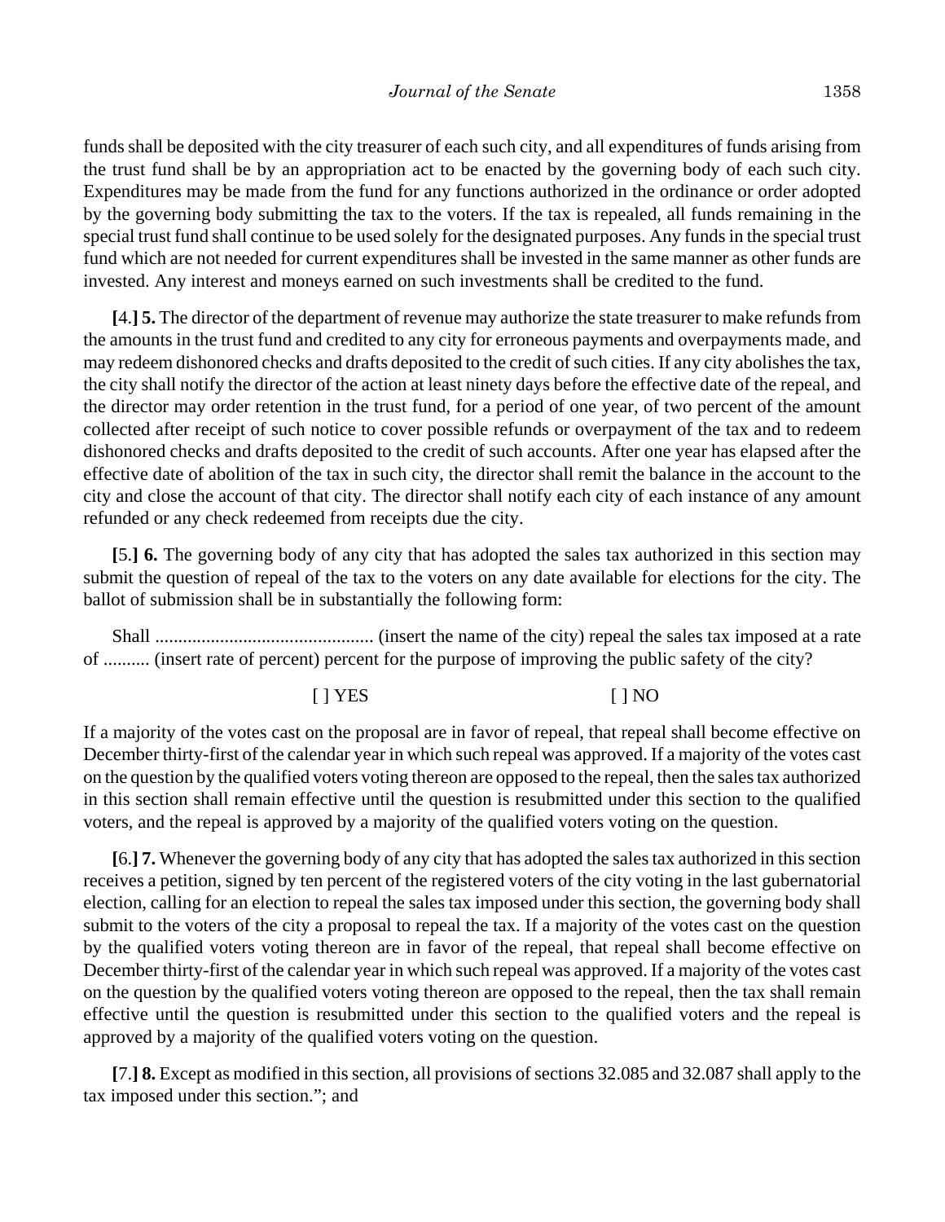funds shall be deposited with the city treasurer of each such city, and all expenditures of funds arising from the trust fund shall be by an appropriation act to be enacted by the governing body of each such city. Expenditures may be made from the fund for any functions authorized in the ordinance or order adopted by the governing body submitting the tax to the voters. If the tax is repealed, all funds remaining in the special trust fund shall continue to be used solely for the designated purposes. Any funds in the special trust fund which are not needed for current expenditures shall be invested in the same manner as other funds are invested. Any interest and moneys earned on such investments shall be credited to the fund.

**[**4.**] 5.** The director of the department of revenue may authorize the state treasurer to make refunds from the amounts in the trust fund and credited to any city for erroneous payments and overpayments made, and may redeem dishonored checks and drafts deposited to the credit of such cities. If any city abolishes the tax, the city shall notify the director of the action at least ninety days before the effective date of the repeal, and the director may order retention in the trust fund, for a period of one year, of two percent of the amount collected after receipt of such notice to cover possible refunds or overpayment of the tax and to redeem dishonored checks and drafts deposited to the credit of such accounts. After one year has elapsed after the effective date of abolition of the tax in such city, the director shall remit the balance in the account to the city and close the account of that city. The director shall notify each city of each instance of any amount refunded or any check redeemed from receipts due the city.

**[**5.**] 6.** The governing body of any city that has adopted the sales tax authorized in this section may submit the question of repeal of the tax to the voters on any date available for elections for the city. The ballot of submission shall be in substantially the following form:

Shall ............................................... (insert the name of the city) repeal the sales tax imposed at a rate of .......... (insert rate of percent) percent for the purpose of improving the public safety of the city?

[ ] YES [ ] NO

If a majority of the votes cast on the proposal are in favor of repeal, that repeal shall become effective on December thirty-first of the calendar year in which such repeal was approved. If a majority of the votes cast on the question by the qualified voters voting thereon are opposed to the repeal, then the sales tax authorized in this section shall remain effective until the question is resubmitted under this section to the qualified voters, and the repeal is approved by a majority of the qualified voters voting on the question.

**[**6.**] 7.** Whenever the governing body of any city that has adopted the sales tax authorized in this section receives a petition, signed by ten percent of the registered voters of the city voting in the last gubernatorial election, calling for an election to repeal the sales tax imposed under this section, the governing body shall submit to the voters of the city a proposal to repeal the tax. If a majority of the votes cast on the question by the qualified voters voting thereon are in favor of the repeal, that repeal shall become effective on December thirty-first of the calendar year in which such repeal was approved. If a majority of the votes cast on the question by the qualified voters voting thereon are opposed to the repeal, then the tax shall remain effective until the question is resubmitted under this section to the qualified voters and the repeal is approved by a majority of the qualified voters voting on the question.

**[**7.**] 8.** Except as modified in this section, all provisions of sections 32.085 and 32.087 shall apply to the tax imposed under this section."; and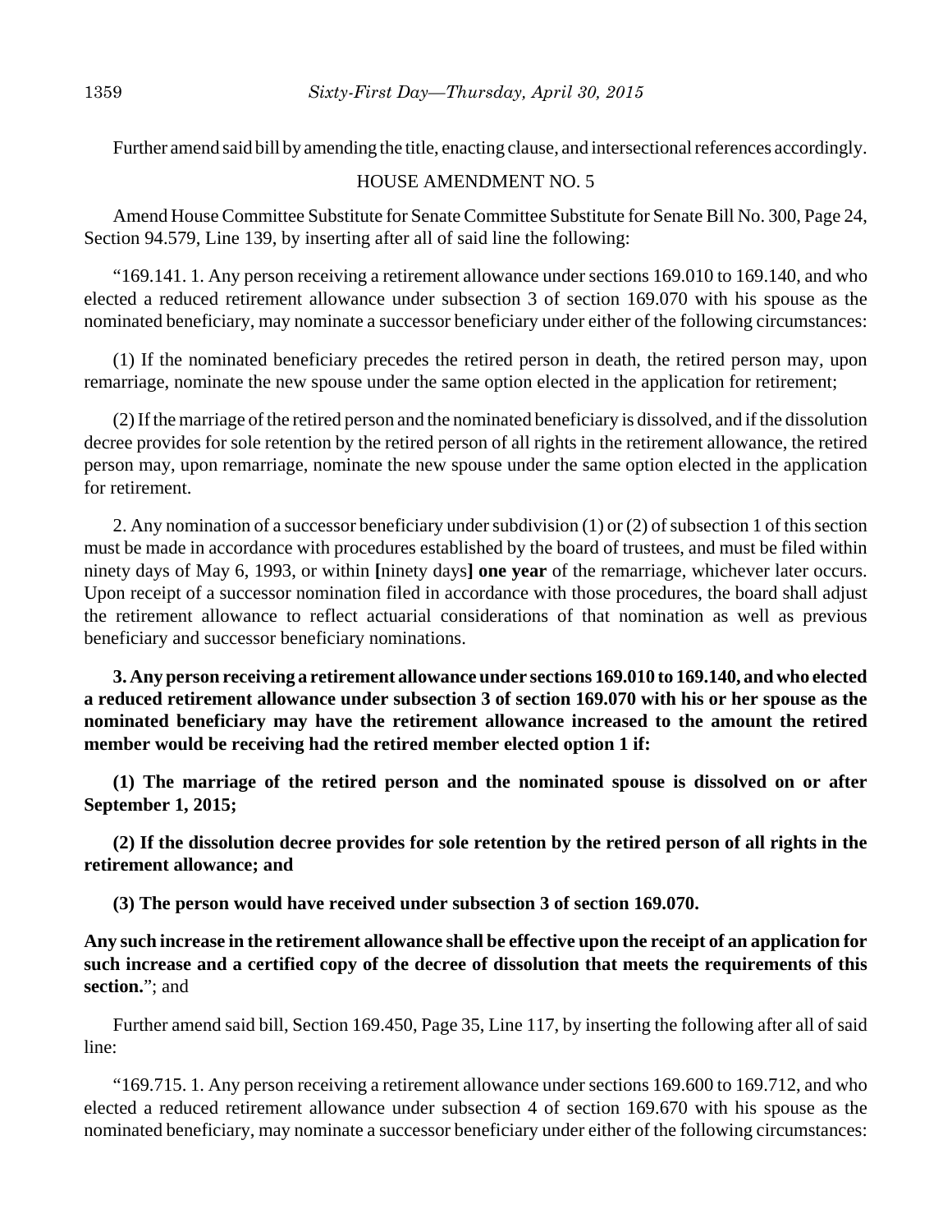Further amend said bill by amending the title, enacting clause, and intersectional references accordingly.

HOUSE AMENDMENT NO. 5

Amend House Committee Substitute for Senate Committee Substitute for Senate Bill No. 300, Page 24, Section 94.579, Line 139, by inserting after all of said line the following:

"169.141. 1. Any person receiving a retirement allowance under sections 169.010 to 169.140, and who elected a reduced retirement allowance under subsection 3 of section 169.070 with his spouse as the nominated beneficiary, may nominate a successor beneficiary under either of the following circumstances:

(1) If the nominated beneficiary precedes the retired person in death, the retired person may, upon remarriage, nominate the new spouse under the same option elected in the application for retirement;

(2) If the marriage of the retired person and the nominated beneficiary is dissolved, and if the dissolution decree provides for sole retention by the retired person of all rights in the retirement allowance, the retired person may, upon remarriage, nominate the new spouse under the same option elected in the application for retirement.

2. Any nomination of a successor beneficiary under subdivision (1) or (2) of subsection 1 of this section must be made in accordance with procedures established by the board of trustees, and must be filed within ninety days of May 6, 1993, or within **[**ninety days**]** **one year** of the remarriage, whichever later occurs. Upon receipt of a successor nomination filed in accordance with those procedures, the board shall adjust the retirement allowance to reflect actuarial considerations of that nomination as well as previous beneficiary and successor beneficiary nominations.

**3. Any person receiving a retirement allowance under sections 169.010 to 169.140, and who elected a reduced retirement allowance under subsection 3 of section 169.070 with his or her spouse as the nominated beneficiary may have the retirement allowance increased to the amount the retired member would be receiving had the retired member elected option 1 if:**

**(1) The marriage of the retired person and the nominated spouse is dissolved on or after September 1, 2015;**

**(2) If the dissolution decree provides for sole retention by the retired person of all rights in the retirement allowance; and**

**(3) The person would have received under subsection 3 of section 169.070.**

**Any such increase in the retirement allowance shall be effective upon the receipt of an application for such increase and a certified copy of the decree of dissolution that meets the requirements of this section.**"; and

Further amend said bill, Section 169.450, Page 35, Line 117, by inserting the following after all of said line:

"169.715. 1. Any person receiving a retirement allowance under sections 169.600 to 169.712, and who elected a reduced retirement allowance under subsection 4 of section 169.670 with his spouse as the nominated beneficiary, may nominate a successor beneficiary under either of the following circumstances: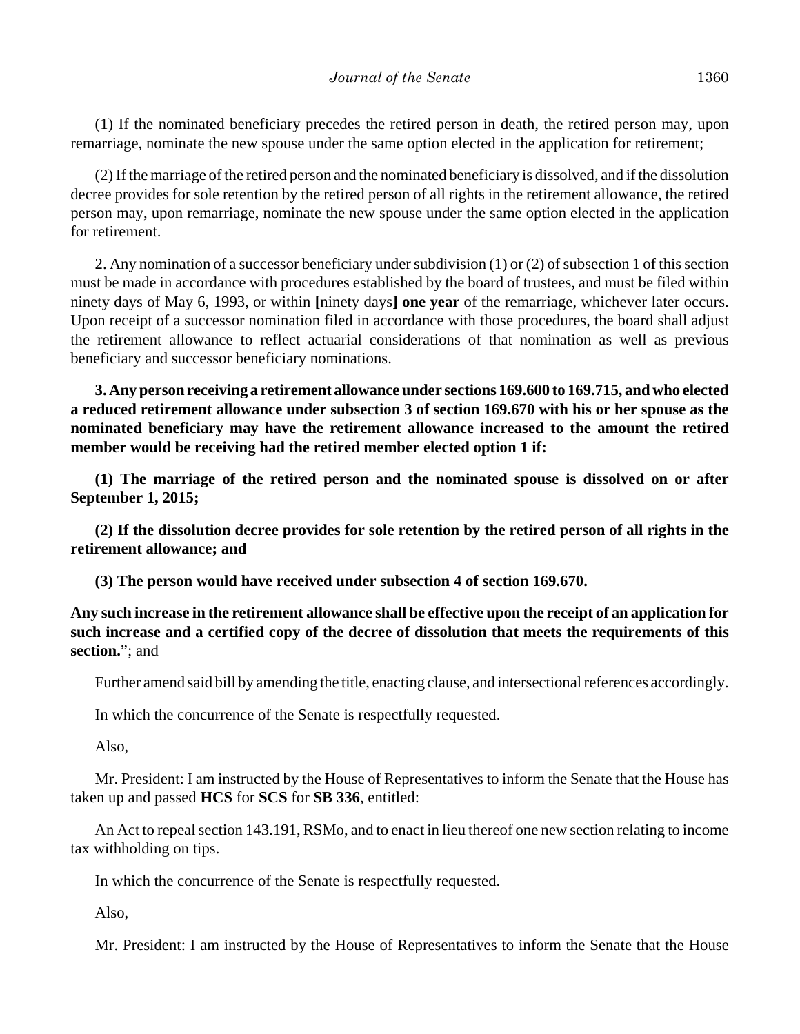(1) If the nominated beneficiary precedes the retired person in death, the retired person may, upon remarriage, nominate the new spouse under the same option elected in the application for retirement;

(2) If the marriage of the retired person and the nominated beneficiary is dissolved, and if the dissolution decree provides for sole retention by the retired person of all rights in the retirement allowance, the retired person may, upon remarriage, nominate the new spouse under the same option elected in the application for retirement.

2. Any nomination of a successor beneficiary under subdivision (1) or (2) of subsection 1 of this section must be made in accordance with procedures established by the board of trustees, and must be filed within ninety days of May 6, 1993, or within **[**ninety days**]** **one year** of the remarriage, whichever later occurs. Upon receipt of a successor nomination filed in accordance with those procedures, the board shall adjust the retirement allowance to reflect actuarial considerations of that nomination as well as previous beneficiary and successor beneficiary nominations.

**3. Any person receiving a retirement allowance under sections 169.600 to 169.715, and who elected a reduced retirement allowance under subsection 3 of section 169.670 with his or her spouse as the nominated beneficiary may have the retirement allowance increased to the amount the retired member would be receiving had the retired member elected option 1 if:**

**(1) The marriage of the retired person and the nominated spouse is dissolved on or after September 1, 2015;**

**(2) If the dissolution decree provides for sole retention by the retired person of all rights in the retirement allowance; and**

**(3) The person would have received under subsection 4 of section 169.670.**

**Any such increase in the retirement allowance shall be effective upon the receipt of an application for such increase and a certified copy of the decree of dissolution that meets the requirements of this section.**"; and

Further amend said bill by amending the title, enacting clause, and intersectional references accordingly.

In which the concurrence of the Senate is respectfully requested.

Also,

Mr. President: I am instructed by the House of Representatives to inform the Senate that the House has taken up and passed **HCS** for **SCS** for **SB 336**, entitled:

An Act to repeal section 143.191, RSMo, and to enact in lieu thereof one new section relating to income tax withholding on tips.

In which the concurrence of the Senate is respectfully requested.

Also,

Mr. President: I am instructed by the House of Representatives to inform the Senate that the House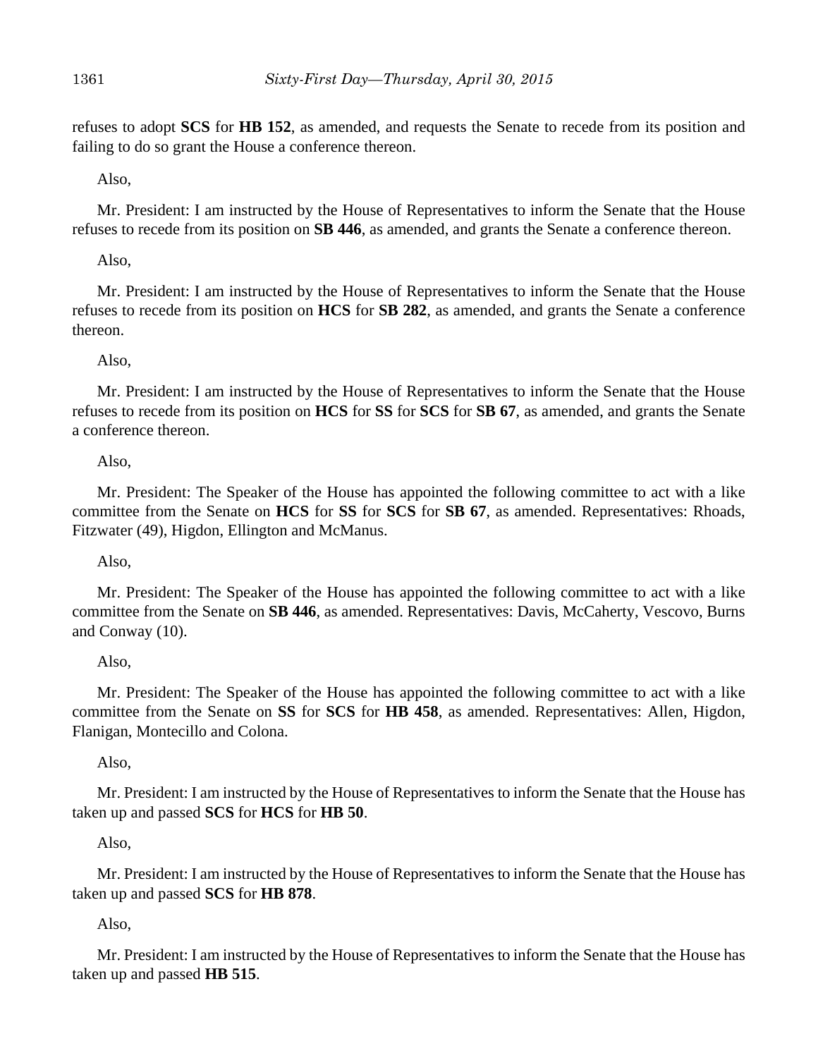refuses to adopt **SCS** for **HB 152**, as amended, and requests the Senate to recede from its position and failing to do so grant the House a conference thereon.

Also,

Mr. President: I am instructed by the House of Representatives to inform the Senate that the House refuses to recede from its position on **SB 446**, as amended, and grants the Senate a conference thereon.

Also,

Mr. President: I am instructed by the House of Representatives to inform the Senate that the House refuses to recede from its position on **HCS** for **SB 282**, as amended, and grants the Senate a conference thereon.

Also,

Mr. President: I am instructed by the House of Representatives to inform the Senate that the House refuses to recede from its position on **HCS** for **SS** for **SCS** for **SB 67**, as amended, and grants the Senate a conference thereon.

Also,

Mr. President: The Speaker of the House has appointed the following committee to act with a like committee from the Senate on **HCS** for **SS** for **SCS** for **SB 67**, as amended. Representatives: Rhoads, Fitzwater (49), Higdon, Ellington and McManus.

Also,

Mr. President: The Speaker of the House has appointed the following committee to act with a like committee from the Senate on **SB 446**, as amended. Representatives: Davis, McCaherty, Vescovo, Burns and Conway (10).

Also,

Mr. President: The Speaker of the House has appointed the following committee to act with a like committee from the Senate on **SS** for **SCS** for **HB 458**, as amended. Representatives: Allen, Higdon, Flanigan, Montecillo and Colona.

Also,

Mr. President: I am instructed by the House of Representatives to inform the Senate that the House has taken up and passed **SCS** for **HCS** for **HB 50**.

Also,

Mr. President: I am instructed by the House of Representatives to inform the Senate that the House has taken up and passed **SCS** for **HB 878**.

Also,

Mr. President: I am instructed by the House of Representatives to inform the Senate that the House has taken up and passed **HB 515**.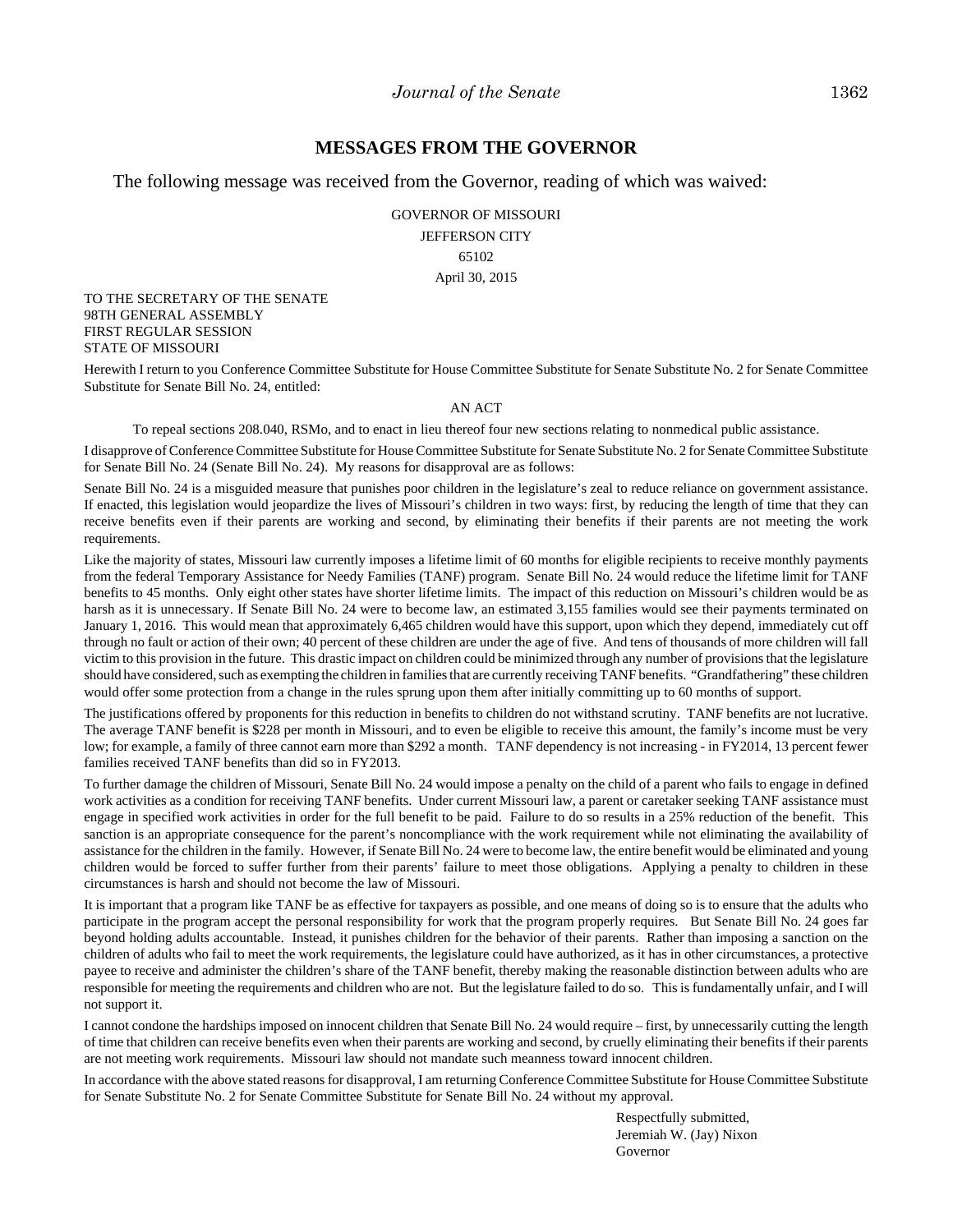## MESSAGES FROM THE GOVERNOR

The following message was received from the Governor, reading of which was waived:

GOVERNOR OF MISSOURI
JEFFERSON CITY
65102
April 30, 2015

TO THE SECRETARY OF THE SENATE
98TH GENERAL ASSEMBLY
FIRST REGULAR SESSION
STATE OF MISSOURI

Herewith I return to you Conference Committee Substitute for House Committee Substitute for Senate Substitute No. 2 for Senate Committee Substitute for Senate Bill No. 24, entitled:

AN ACT

To repeal sections 208.040, RSMo, and to enact in lieu thereof four new sections relating to nonmedical public assistance.

I disapprove of Conference Committee Substitute for House Committee Substitute for Senate Substitute No. 2 for Senate Committee Substitute for Senate Bill No. 24 (Senate Bill No. 24). My reasons for disapproval are as follows:

Senate Bill No. 24 is a misguided measure that punishes poor children in the legislature's zeal to reduce reliance on government assistance. If enacted, this legislation would jeopardize the lives of Missouri's children in two ways: first, by reducing the length of time that they can receive benefits even if their parents are working and second, by eliminating their benefits if their parents are not meeting the work requirements.

Like the majority of states, Missouri law currently imposes a lifetime limit of 60 months for eligible recipients to receive monthly payments from the federal Temporary Assistance for Needy Families (TANF) program. Senate Bill No. 24 would reduce the lifetime limit for TANF benefits to 45 months. Only eight other states have shorter lifetime limits. The impact of this reduction on Missouri's children would be as harsh as it is unnecessary. If Senate Bill No. 24 were to become law, an estimated 3,155 families would see their payments terminated on January 1, 2016. This would mean that approximately 6,465 children would have this support, upon which they depend, immediately cut off through no fault or action of their own; 40 percent of these children are under the age of five. And tens of thousands of more children will fall victim to this provision in the future. This drastic impact on children could be minimized through any number of provisions that the legislature should have considered, such as exempting the children in families that are currently receiving TANF benefits. "Grandfathering" these children would offer some protection from a change in the rules sprung upon them after initially committing up to 60 months of support.

The justifications offered by proponents for this reduction in benefits to children do not withstand scrutiny. TANF benefits are not lucrative. The average TANF benefit is $228 per month in Missouri, and to even be eligible to receive this amount, the family's income must be very low; for example, a family of three cannot earn more than $292 a month. TANF dependency is not increasing - in FY2014, 13 percent fewer families received TANF benefits than did so in FY2013.

To further damage the children of Missouri, Senate Bill No. 24 would impose a penalty on the child of a parent who fails to engage in defined work activities as a condition for receiving TANF benefits. Under current Missouri law, a parent or caretaker seeking TANF assistance must engage in specified work activities in order for the full benefit to be paid. Failure to do so results in a 25% reduction of the benefit. This sanction is an appropriate consequence for the parent's noncompliance with the work requirement while not eliminating the availability of assistance for the children in the family. However, if Senate Bill No. 24 were to become law, the entire benefit would be eliminated and young children would be forced to suffer further from their parents' failure to meet those obligations. Applying a penalty to children in these circumstances is harsh and should not become the law of Missouri.

It is important that a program like TANF be as effective for taxpayers as possible, and one means of doing so is to ensure that the adults who participate in the program accept the personal responsibility for work that the program properly requires. But Senate Bill No. 24 goes far beyond holding adults accountable. Instead, it punishes children for the behavior of their parents. Rather than imposing a sanction on the children of adults who fail to meet the work requirements, the legislature could have authorized, as it has in other circumstances, a protective payee to receive and administer the children's share of the TANF benefit, thereby making the reasonable distinction between adults who are responsible for meeting the requirements and children who are not. But the legislature failed to do so. This is fundamentally unfair, and I will not support it.

I cannot condone the hardships imposed on innocent children that Senate Bill No. 24 would require – first, by unnecessarily cutting the length of time that children can receive benefits even when their parents are working and second, by cruelly eliminating their benefits if their parents are not meeting work requirements. Missouri law should not mandate such meanness toward innocent children.

In accordance with the above stated reasons for disapproval, I am returning Conference Committee Substitute for House Committee Substitute for Senate Substitute No. 2 for Senate Committee Substitute for Senate Bill No. 24 without my approval.

Respectfully submitted,
Jeremiah W. (Jay) Nixon
Governor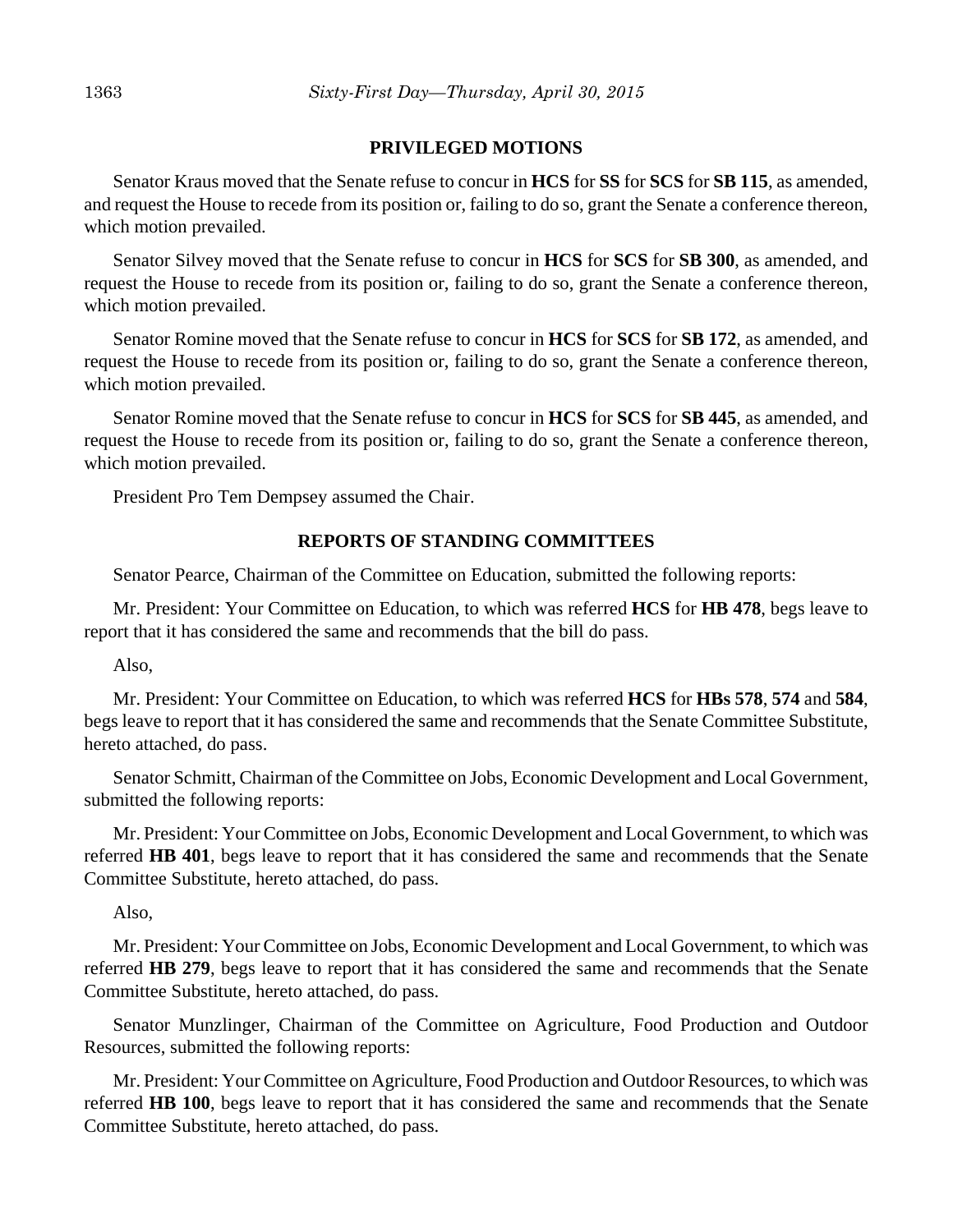## PRIVILEGED MOTIONS

Senator Kraus moved that the Senate refuse to concur in **HCS** for **SS** for **SCS** for **SB 115**, as amended, and request the House to recede from its position or, failing to do so, grant the Senate a conference thereon, which motion prevailed.

Senator Silvey moved that the Senate refuse to concur in **HCS** for **SCS** for **SB 300**, as amended, and request the House to recede from its position or, failing to do so, grant the Senate a conference thereon, which motion prevailed.

Senator Romine moved that the Senate refuse to concur in **HCS** for **SCS** for **SB 172**, as amended, and request the House to recede from its position or, failing to do so, grant the Senate a conference thereon, which motion prevailed.

Senator Romine moved that the Senate refuse to concur in **HCS** for **SCS** for **SB 445**, as amended, and request the House to recede from its position or, failing to do so, grant the Senate a conference thereon, which motion prevailed.

President Pro Tem Dempsey assumed the Chair.

## REPORTS OF STANDING COMMITTEES

Senator Pearce, Chairman of the Committee on Education, submitted the following reports:

Mr. President: Your Committee on Education, to which was referred **HCS** for **HB 478**, begs leave to report that it has considered the same and recommends that the bill do pass.

Also,

Mr. President: Your Committee on Education, to which was referred **HCS** for **HBs 578**, **574** and **584**, begs leave to report that it has considered the same and recommends that the Senate Committee Substitute, hereto attached, do pass.

Senator Schmitt, Chairman of the Committee on Jobs, Economic Development and Local Government, submitted the following reports:

Mr. President: Your Committee on Jobs, Economic Development and Local Government, to which was referred **HB 401**, begs leave to report that it has considered the same and recommends that the Senate Committee Substitute, hereto attached, do pass.

Also,

Mr. President: Your Committee on Jobs, Economic Development and Local Government, to which was referred **HB 279**, begs leave to report that it has considered the same and recommends that the Senate Committee Substitute, hereto attached, do pass.

Senator Munzlinger, Chairman of the Committee on Agriculture, Food Production and Outdoor Resources, submitted the following reports:

Mr. President: Your Committee on Agriculture, Food Production and Outdoor Resources, to which was referred **HB 100**, begs leave to report that it has considered the same and recommends that the Senate Committee Substitute, hereto attached, do pass.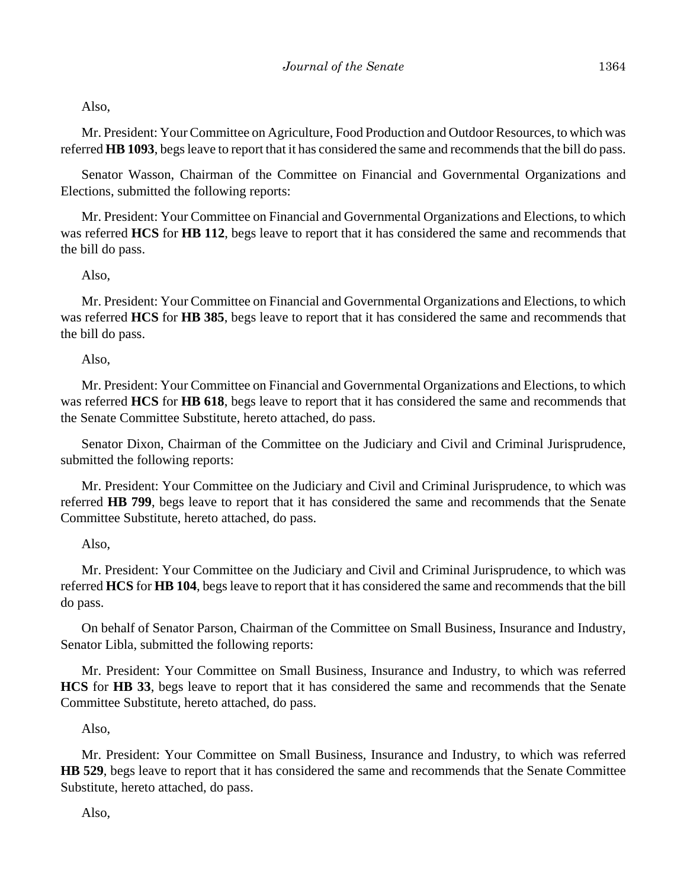Also,

Mr. President: Your Committee on Agriculture, Food Production and Outdoor Resources, to which was referred **HB 1093**, begs leave to report that it has considered the same and recommends that the bill do pass.

Senator Wasson, Chairman of the Committee on Financial and Governmental Organizations and Elections, submitted the following reports:

Mr. President: Your Committee on Financial and Governmental Organizations and Elections, to which was referred **HCS** for **HB 112**, begs leave to report that it has considered the same and recommends that the bill do pass.

Also,

Mr. President: Your Committee on Financial and Governmental Organizations and Elections, to which was referred **HCS** for **HB 385**, begs leave to report that it has considered the same and recommends that the bill do pass.

Also,

Mr. President: Your Committee on Financial and Governmental Organizations and Elections, to which was referred **HCS** for **HB 618**, begs leave to report that it has considered the same and recommends that the Senate Committee Substitute, hereto attached, do pass.

Senator Dixon, Chairman of the Committee on the Judiciary and Civil and Criminal Jurisprudence, submitted the following reports:

Mr. President: Your Committee on the Judiciary and Civil and Criminal Jurisprudence, to which was referred **HB 799**, begs leave to report that it has considered the same and recommends that the Senate Committee Substitute, hereto attached, do pass.

Also,

Mr. President: Your Committee on the Judiciary and Civil and Criminal Jurisprudence, to which was referred **HCS** for **HB 104**, begs leave to report that it has considered the same and recommends that the bill do pass.

On behalf of Senator Parson, Chairman of the Committee on Small Business, Insurance and Industry, Senator Libla, submitted the following reports:

Mr. President: Your Committee on Small Business, Insurance and Industry, to which was referred **HCS** for **HB 33**, begs leave to report that it has considered the same and recommends that the Senate Committee Substitute, hereto attached, do pass.

Also,

Mr. President: Your Committee on Small Business, Insurance and Industry, to which was referred **HB 529**, begs leave to report that it has considered the same and recommends that the Senate Committee Substitute, hereto attached, do pass.

Also,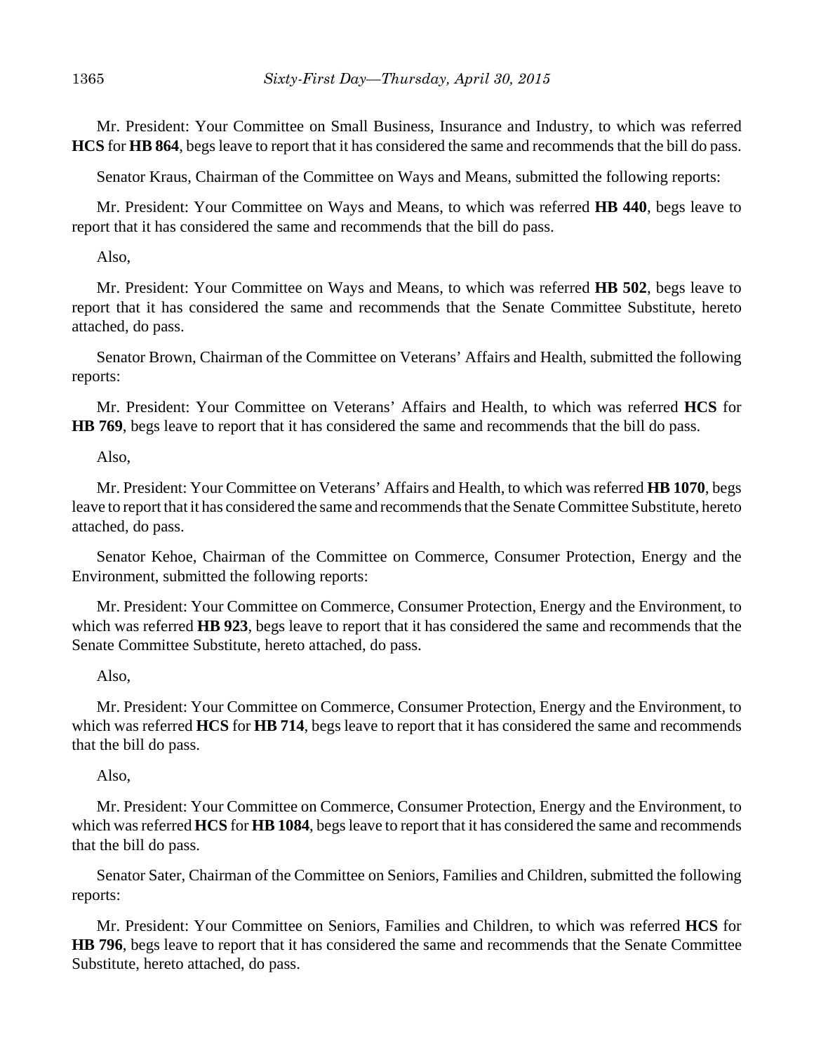Mr. President: Your Committee on Small Business, Insurance and Industry, to which was referred **HCS** for **HB 864**, begs leave to report that it has considered the same and recommends that the bill do pass.

Senator Kraus, Chairman of the Committee on Ways and Means, submitted the following reports:

Mr. President: Your Committee on Ways and Means, to which was referred **HB 440**, begs leave to report that it has considered the same and recommends that the bill do pass.

Also,

Mr. President: Your Committee on Ways and Means, to which was referred **HB 502**, begs leave to report that it has considered the same and recommends that the Senate Committee Substitute, hereto attached, do pass.

Senator Brown, Chairman of the Committee on Veterans' Affairs and Health, submitted the following reports:

Mr. President: Your Committee on Veterans' Affairs and Health, to which was referred **HCS** for **HB 769**, begs leave to report that it has considered the same and recommends that the bill do pass.

Also,

Mr. President: Your Committee on Veterans' Affairs and Health, to which was referred **HB 1070**, begs leave to report that it has considered the same and recommends that the Senate Committee Substitute, hereto attached, do pass.

Senator Kehoe, Chairman of the Committee on Commerce, Consumer Protection, Energy and the Environment, submitted the following reports:

Mr. President: Your Committee on Commerce, Consumer Protection, Energy and the Environment, to which was referred **HB 923**, begs leave to report that it has considered the same and recommends that the Senate Committee Substitute, hereto attached, do pass.

Also,

Mr. President: Your Committee on Commerce, Consumer Protection, Energy and the Environment, to which was referred **HCS** for **HB 714**, begs leave to report that it has considered the same and recommends that the bill do pass.

Also,

Mr. President: Your Committee on Commerce, Consumer Protection, Energy and the Environment, to which was referred **HCS** for **HB 1084**, begs leave to report that it has considered the same and recommends that the bill do pass.

Senator Sater, Chairman of the Committee on Seniors, Families and Children, submitted the following reports:

Mr. President: Your Committee on Seniors, Families and Children, to which was referred **HCS** for **HB 796**, begs leave to report that it has considered the same and recommends that the Senate Committee Substitute, hereto attached, do pass.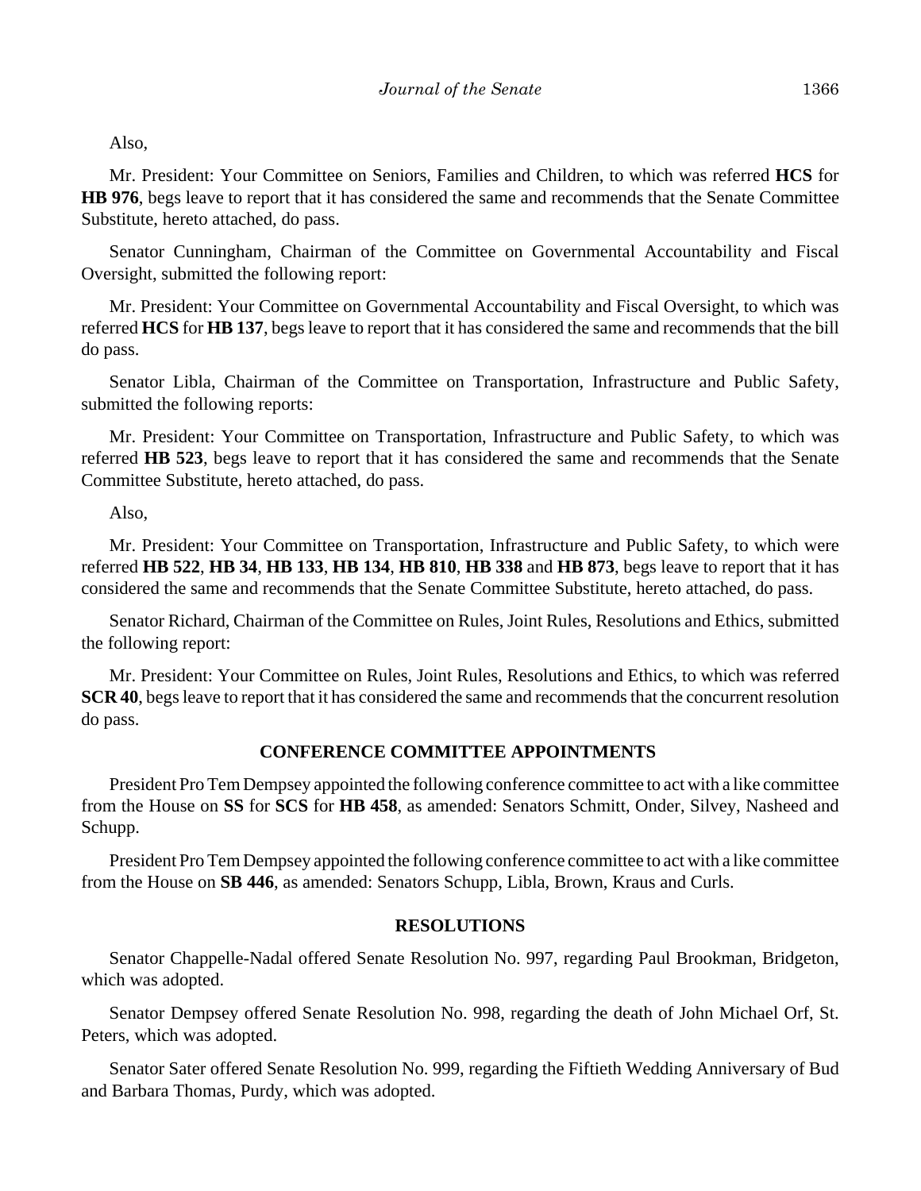Also,

Mr. President: Your Committee on Seniors, Families and Children, to which was referred **HCS** for **HB 976**, begs leave to report that it has considered the same and recommends that the Senate Committee Substitute, hereto attached, do pass.

Senator Cunningham, Chairman of the Committee on Governmental Accountability and Fiscal Oversight, submitted the following report:

Mr. President: Your Committee on Governmental Accountability and Fiscal Oversight, to which was referred **HCS** for **HB 137**, begs leave to report that it has considered the same and recommends that the bill do pass.

Senator Libla, Chairman of the Committee on Transportation, Infrastructure and Public Safety, submitted the following reports:

Mr. President: Your Committee on Transportation, Infrastructure and Public Safety, to which was referred **HB 523**, begs leave to report that it has considered the same and recommends that the Senate Committee Substitute, hereto attached, do pass.

Also,

Mr. President: Your Committee on Transportation, Infrastructure and Public Safety, to which were referred **HB 522**, **HB 34**, **HB 133**, **HB 134**, **HB 810**, **HB 338** and **HB 873**, begs leave to report that it has considered the same and recommends that the Senate Committee Substitute, hereto attached, do pass.

Senator Richard, Chairman of the Committee on Rules, Joint Rules, Resolutions and Ethics, submitted the following report:

Mr. President: Your Committee on Rules, Joint Rules, Resolutions and Ethics, to which was referred **SCR 40**, begs leave to report that it has considered the same and recommends that the concurrent resolution do pass.

## CONFERENCE COMMITTEE APPOINTMENTS

President Pro Tem Dempsey appointed the following conference committee to act with a like committee from the House on **SS** for **SCS** for **HB 458**, as amended: Senators Schmitt, Onder, Silvey, Nasheed and Schupp.

President Pro Tem Dempsey appointed the following conference committee to act with a like committee from the House on **SB 446**, as amended: Senators Schupp, Libla, Brown, Kraus and Curls.

## RESOLUTIONS

Senator Chappelle-Nadal offered Senate Resolution No. 997, regarding Paul Brookman, Bridgeton, which was adopted.

Senator Dempsey offered Senate Resolution No. 998, regarding the death of John Michael Orf, St. Peters, which was adopted.

Senator Sater offered Senate Resolution No. 999, regarding the Fiftieth Wedding Anniversary of Bud and Barbara Thomas, Purdy, which was adopted.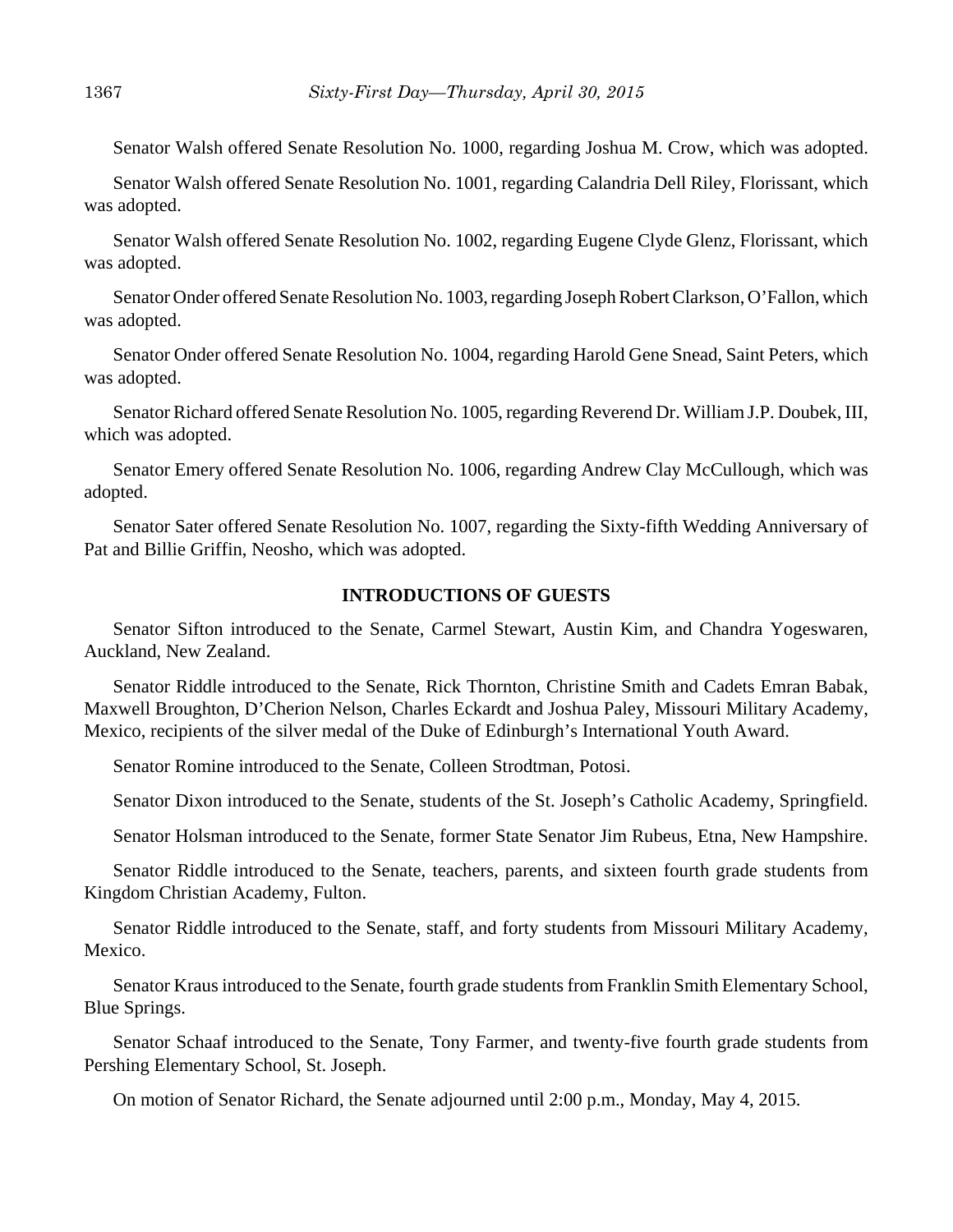Senator Walsh offered Senate Resolution No. 1000, regarding Joshua M. Crow, which was adopted.

Senator Walsh offered Senate Resolution No. 1001, regarding Calandria Dell Riley, Florissant, which was adopted.

Senator Walsh offered Senate Resolution No. 1002, regarding Eugene Clyde Glenz, Florissant, which was adopted.

Senator Onder offered Senate Resolution No. 1003, regarding Joseph Robert Clarkson, O'Fallon, which was adopted.

Senator Onder offered Senate Resolution No. 1004, regarding Harold Gene Snead, Saint Peters, which was adopted.

Senator Richard offered Senate Resolution No. 1005, regarding Reverend Dr. William J.P. Doubek, III, which was adopted.

Senator Emery offered Senate Resolution No. 1006, regarding Andrew Clay McCullough, which was adopted.

Senator Sater offered Senate Resolution No. 1007, regarding the Sixty-fifth Wedding Anniversary of Pat and Billie Griffin, Neosho, which was adopted.

## INTRODUCTIONS OF GUESTS

Senator Sifton introduced to the Senate, Carmel Stewart, Austin Kim, and Chandra Yogeswaren, Auckland, New Zealand.

Senator Riddle introduced to the Senate, Rick Thornton, Christine Smith and Cadets Emran Babak, Maxwell Broughton, D'Cherion Nelson, Charles Eckardt and Joshua Paley, Missouri Military Academy, Mexico, recipients of the silver medal of the Duke of Edinburgh's International Youth Award.

Senator Romine introduced to the Senate, Colleen Strodtman, Potosi.

Senator Dixon introduced to the Senate, students of the St. Joseph's Catholic Academy, Springfield.

Senator Holsman introduced to the Senate, former State Senator Jim Rubeus, Etna, New Hampshire.

Senator Riddle introduced to the Senate, teachers, parents, and sixteen fourth grade students from Kingdom Christian Academy, Fulton.

Senator Riddle introduced to the Senate, staff, and forty students from Missouri Military Academy, Mexico.

Senator Kraus introduced to the Senate, fourth grade students from Franklin Smith Elementary School, Blue Springs.

Senator Schaaf introduced to the Senate, Tony Farmer, and twenty-five fourth grade students from Pershing Elementary School, St. Joseph.

On motion of Senator Richard, the Senate adjourned until 2:00 p.m., Monday, May 4, 2015.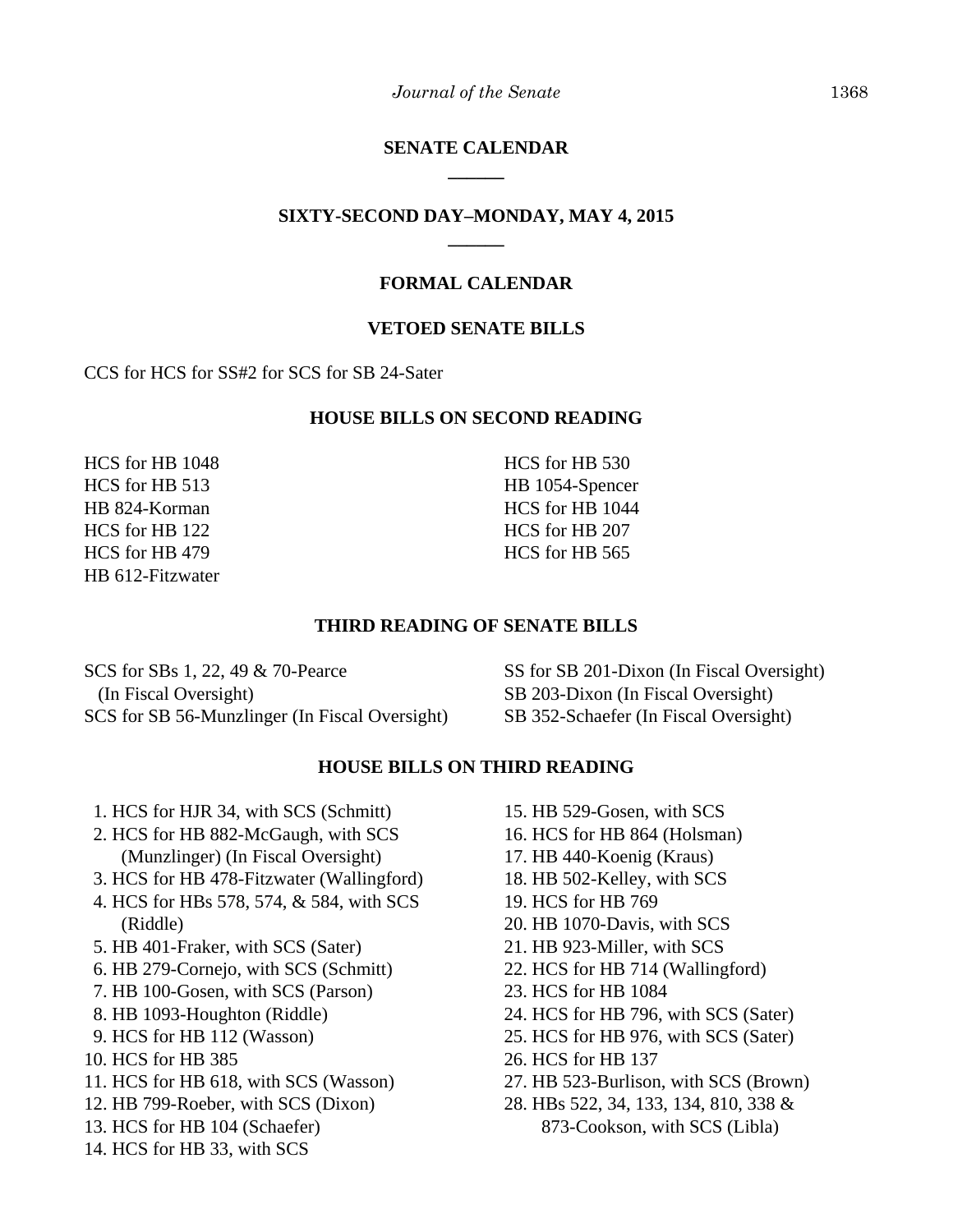## SENATE CALENDAR

______

## SIXTY-SECOND DAY–MONDAY, MAY 4, 2015

______

### FORMAL CALENDAR

### VETOED SENATE BILLS

CCS for HCS for SS#2 for SCS for SB 24-Sater

### HOUSE BILLS ON SECOND READING

HCS for HB 1048
HCS for HB 513
HB 824-Korman
HCS for HB 122
HCS for HB 479
HB 612-Fitzwater
HCS for HB 530
HB 1054-Spencer
HCS for HB 1044
HCS for HB 207
HCS for HB 565

### THIRD READING OF SENATE BILLS

SCS for SBs 1, 22, 49 & 70-Pearce (In Fiscal Oversight)
SCS for SB 56-Munzlinger (In Fiscal Oversight)
SS for SB 201-Dixon (In Fiscal Oversight)
SB 203-Dixon (In Fiscal Oversight)
SB 352-Schaefer (In Fiscal Oversight)

### HOUSE BILLS ON THIRD READING

1. HCS for HJR 34, with SCS (Schmitt)
2. HCS for HB 882-McGaugh, with SCS (Munzlinger) (In Fiscal Oversight)
3. HCS for HB 478-Fitzwater (Wallingford)
4. HCS for HBs 578, 574, & 584, with SCS (Riddle)
5. HB 401-Fraker, with SCS (Sater)
6. HB 279-Cornejo, with SCS (Schmitt)
7. HB 100-Gosen, with SCS (Parson)
8. HB 1093-Houghton (Riddle)
9. HCS for HB 112 (Wasson)
10. HCS for HB 385
11. HCS for HB 618, with SCS (Wasson)
12. HB 799-Roeber, with SCS (Dixon)
13. HCS for HB 104 (Schaefer)
14. HCS for HB 33, with SCS
15. HB 529-Gosen, with SCS
16. HCS for HB 864 (Holsman)
17. HB 440-Koenig (Kraus)
18. HB 502-Kelley, with SCS
19. HCS for HB 769
20. HB 1070-Davis, with SCS
21. HB 923-Miller, with SCS
22. HCS for HB 714 (Wallingford)
23. HCS for HB 1084
24. HCS for HB 796, with SCS (Sater)
25. HCS for HB 976, with SCS (Sater)
26. HCS for HB 137
27. HB 523-Burlison, with SCS (Brown)
28. HBs 522, 34, 133, 134, 810, 338 & 873-Cookson, with SCS (Libla)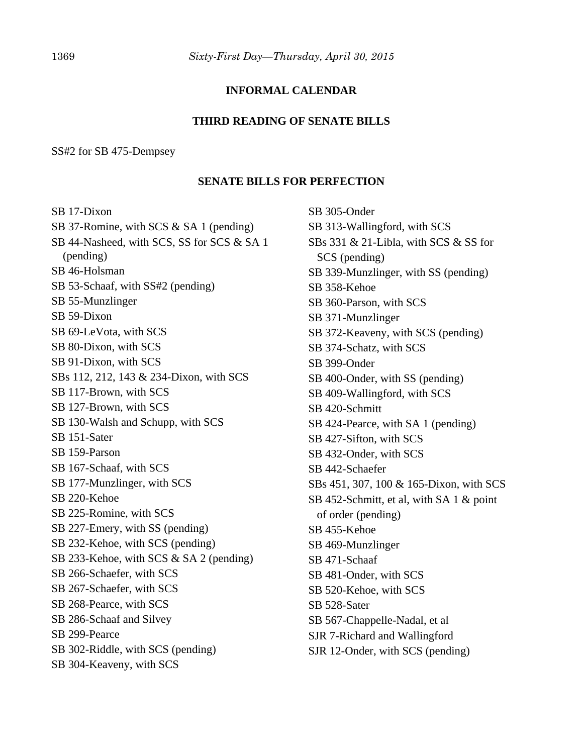## INFORMAL CALENDAR

### THIRD READING OF SENATE BILLS

SS#2 for SB 475-Dempsey

### SENATE BILLS FOR PERFECTION

SB 17-Dixon
SB 37-Romine, with SCS & SA 1 (pending)
SB 44-Nasheed, with SCS, SS for SCS & SA 1 (pending)
SB 46-Holsman
SB 53-Schaaf, with SS#2 (pending)
SB 55-Munzlinger
SB 59-Dixon
SB 69-LeVota, with SCS
SB 80-Dixon, with SCS
SB 91-Dixon, with SCS
SBs 112, 212, 143 & 234-Dixon, with SCS
SB 117-Brown, with SCS
SB 127-Brown, with SCS
SB 130-Walsh and Schupp, with SCS
SB 151-Sater
SB 159-Parson
SB 167-Schaaf, with SCS
SB 177-Munzlinger, with SCS
SB 220-Kehoe
SB 225-Romine, with SCS
SB 227-Emery, with SS (pending)
SB 232-Kehoe, with SCS (pending)
SB 233-Kehoe, with SCS & SA 2 (pending)
SB 266-Schaefer, with SCS
SB 267-Schaefer, with SCS
SB 268-Pearce, with SCS
SB 286-Schaaf and Silvey
SB 299-Pearce
SB 302-Riddle, with SCS (pending)
SB 304-Keaveny, with SCS
SB 305-Onder
SB 313-Wallingford, with SCS
SBs 331 & 21-Libla, with SCS & SS for SCS (pending)
SB 339-Munzlinger, with SS (pending)
SB 358-Kehoe
SB 360-Parson, with SCS
SB 371-Munzlinger
SB 372-Keaveny, with SCS (pending)
SB 374-Schatz, with SCS
SB 399-Onder
SB 400-Onder, with SS (pending)
SB 409-Wallingford, with SCS
SB 420-Schmitt
SB 424-Pearce, with SA 1 (pending)
SB 427-Sifton, with SCS
SB 432-Onder, with SCS
SB 442-Schaefer
SBs 451, 307, 100 & 165-Dixon, with SCS
SB 452-Schmitt, et al, with SA 1 & point of order (pending)
SB 455-Kehoe
SB 469-Munzlinger
SB 471-Schaaf
SB 481-Onder, with SCS
SB 520-Kehoe, with SCS
SB 528-Sater
SB 567-Chappelle-Nadal, et al
SJR 7-Richard and Wallingford
SJR 12-Onder, with SCS (pending)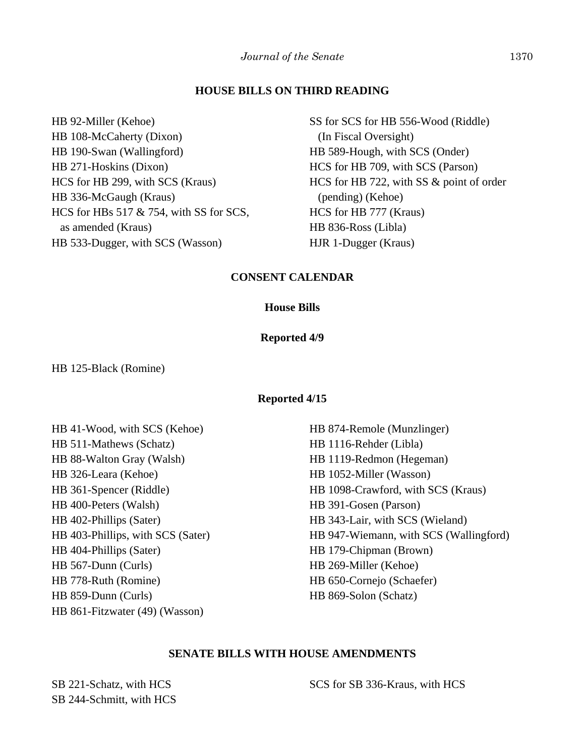## HOUSE BILLS ON THIRD READING

HB 92-Miller (Kehoe)
HB 108-McCaherty (Dixon)
HB 190-Swan (Wallingford)
HB 271-Hoskins (Dixon)
HCS for HB 299, with SCS (Kraus)
HB 336-McGaugh (Kraus)
HCS for HBs 517 & 754, with SS for SCS, as amended (Kraus)
HB 533-Dugger, with SCS (Wasson)
SS for SCS for HB 556-Wood (Riddle) (In Fiscal Oversight)
HB 589-Hough, with SCS (Onder)
HCS for HB 709, with SCS (Parson)
HCS for HB 722, with SS & point of order (pending) (Kehoe)
HCS for HB 777 (Kraus)
HB 836-Ross (Libla)
HJR 1-Dugger (Kraus)

## CONSENT CALENDAR

### House Bills

#### Reported 4/9

HB 125-Black (Romine)

#### Reported 4/15

HB 41-Wood, with SCS (Kehoe)
HB 511-Mathews (Schatz)
HB 88-Walton Gray (Walsh)
HB 326-Leara (Kehoe)
HB 361-Spencer (Riddle)
HB 400-Peters (Walsh)
HB 402-Phillips (Sater)
HB 403-Phillips, with SCS (Sater)
HB 404-Phillips (Sater)
HB 567-Dunn (Curls)
HB 778-Ruth (Romine)
HB 859-Dunn (Curls)
HB 861-Fitzwater (49) (Wasson)
HB 874-Remole (Munzlinger)
HB 1116-Rehder (Libla)
HB 1119-Redmon (Hegeman)
HB 1052-Miller (Wasson)
HB 1098-Crawford, with SCS (Kraus)
HB 391-Gosen (Parson)
HB 343-Lair, with SCS (Wieland)
HB 947-Wiemann, with SCS (Wallingford)
HB 179-Chipman (Brown)
HB 269-Miller (Kehoe)
HB 650-Cornejo (Schaefer)
HB 869-Solon (Schatz)

## SENATE BILLS WITH HOUSE AMENDMENTS

SB 221-Schatz, with HCS
SB 244-Schmitt, with HCS
SCS for SB 336-Kraus, with HCS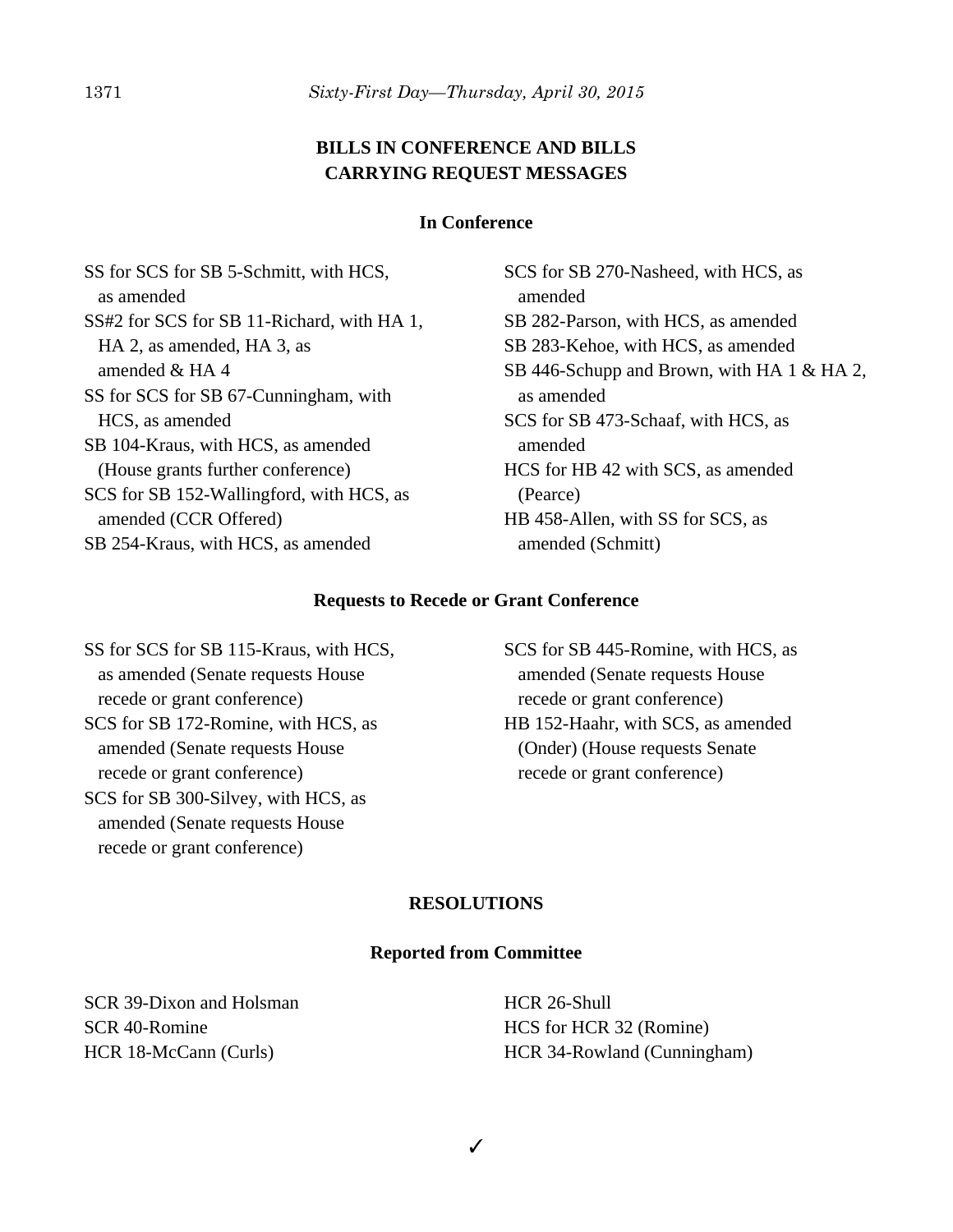## BILLS IN CONFERENCE AND BILLS CARRYING REQUEST MESSAGES

### In Conference

SS for SCS for SB 5-Schmitt, with HCS, as amended
SS#2 for SCS for SB 11-Richard, with HA 1, HA 2, as amended, HA 3, as amended & HA 4
SS for SCS for SB 67-Cunningham, with HCS, as amended
SB 104-Kraus, with HCS, as amended (House grants further conference)
SCS for SB 152-Wallingford, with HCS, as amended (CCR Offered)
SB 254-Kraus, with HCS, as amended
SCS for SB 270-Nasheed, with HCS, as amended
SB 282-Parson, with HCS, as amended
SB 283-Kehoe, with HCS, as amended
SB 446-Schupp and Brown, with HA 1 & HA 2, as amended
SCS for SB 473-Schaaf, with HCS, as amended
HCS for HB 42 with SCS, as amended (Pearce)
HB 458-Allen, with SS for SCS, as amended (Schmitt)

### Requests to Recede or Grant Conference

SS for SCS for SB 115-Kraus, with HCS, as amended (Senate requests House recede or grant conference)
SCS for SB 172-Romine, with HCS, as amended (Senate requests House recede or grant conference)
SCS for SB 300-Silvey, with HCS, as amended (Senate requests House recede or grant conference)
SCS for SB 445-Romine, with HCS, as amended (Senate requests House recede or grant conference)
HB 152-Haahr, with SCS, as amended (Onder) (House requests Senate recede or grant conference)

## RESOLUTIONS

### Reported from Committee

SCR 39-Dixon and Holsman
SCR 40-Romine
HCR 18-McCann (Curls)
HCR 26-Shull
HCS for HCR 32 (Romine)
HCR 34-Rowland (Cunningham)

✓